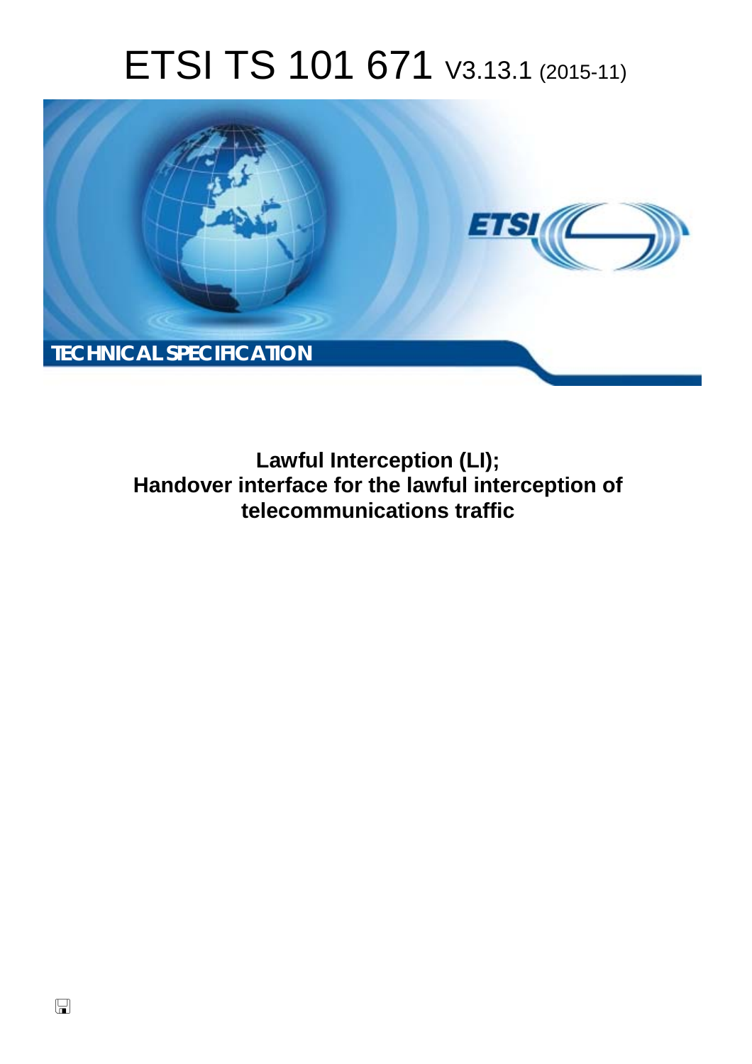# ETSI TS 101 671 V3.13.1 (2015-11)

TECHNICAL SPECIFICATION

**Lawful Interception (LI);**
**Handover interface for the lawful interception of telecommunications traffic**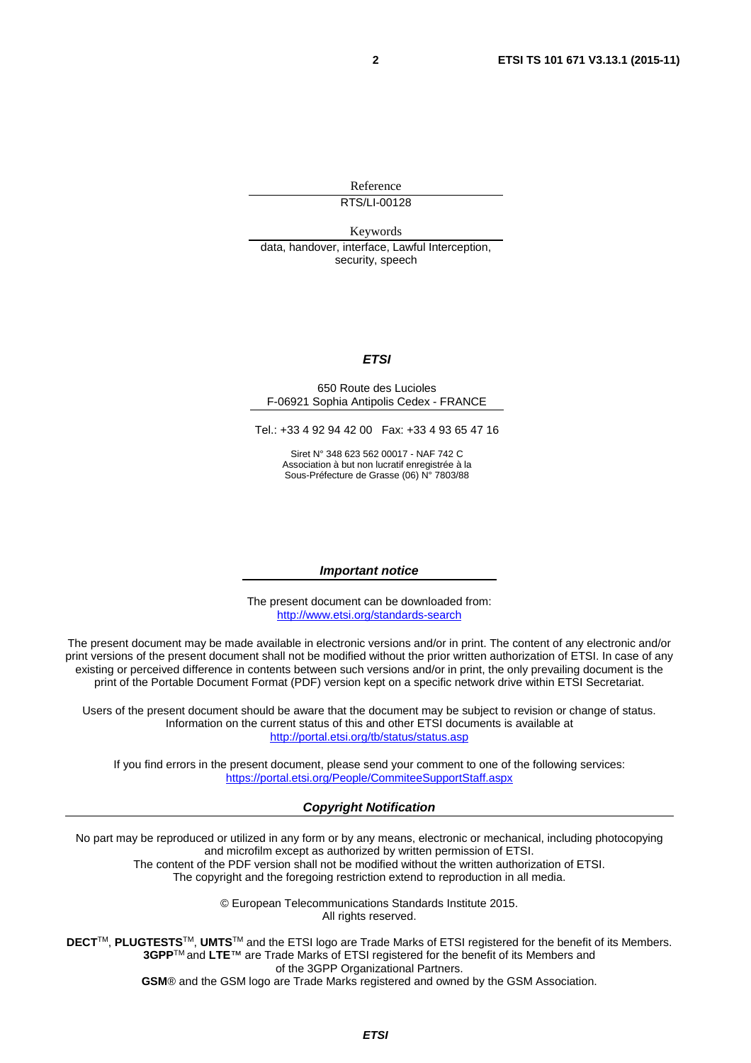Reference

RTS/LI-00128

Keywords

data, handover, interface, Lawful Interception, security, speech

***ETSI***

650 Route des Lucioles
F-06921 Sophia Antipolis Cedex - FRANCE

Tel.: +33 4 92 94 42 00 Fax: +33 4 93 65 47 16

Siret N° 348 623 562 00017 - NAF 742 C
Association à but non lucratif enregistrée à la
Sous-Préfecture de Grasse (06) N° 7803/88

***Important notice***

The present document can be downloaded from:
http://www.etsi.org/standards-search

The present document may be made available in electronic versions and/or in print. The content of any electronic and/or print versions of the present document shall not be modified without the prior written authorization of ETSI. In case of any existing or perceived difference in contents between such versions and/or in print, the only prevailing document is the print of the Portable Document Format (PDF) version kept on a specific network drive within ETSI Secretariat.

Users of the present document should be aware that the document may be subject to revision or change of status. Information on the current status of this and other ETSI documents is available at
http://portal.etsi.org/tb/status/status.asp

If you find errors in the present document, please send your comment to one of the following services:
https://portal.etsi.org/People/CommiteeSupportStaff.aspx

***Copyright Notification***

No part may be reproduced or utilized in any form or by any means, electronic or mechanical, including photocopying and microfilm except as authorized by written permission of ETSI.
The content of the PDF version shall not be modified without the written authorization of ETSI.
The copyright and the foregoing restriction extend to reproduction in all media.

© European Telecommunications Standards Institute 2015.
All rights reserved.

**DECT**™, **PLUGTESTS**™, **UMTS**™ and the ETSI logo are Trade Marks of ETSI registered for the benefit of its Members.
**3GPP**™ and **LTE**™ are Trade Marks of ETSI registered for the benefit of its Members and of the 3GPP Organizational Partners.
**GSM**® and the GSM logo are Trade Marks registered and owned by the GSM Association.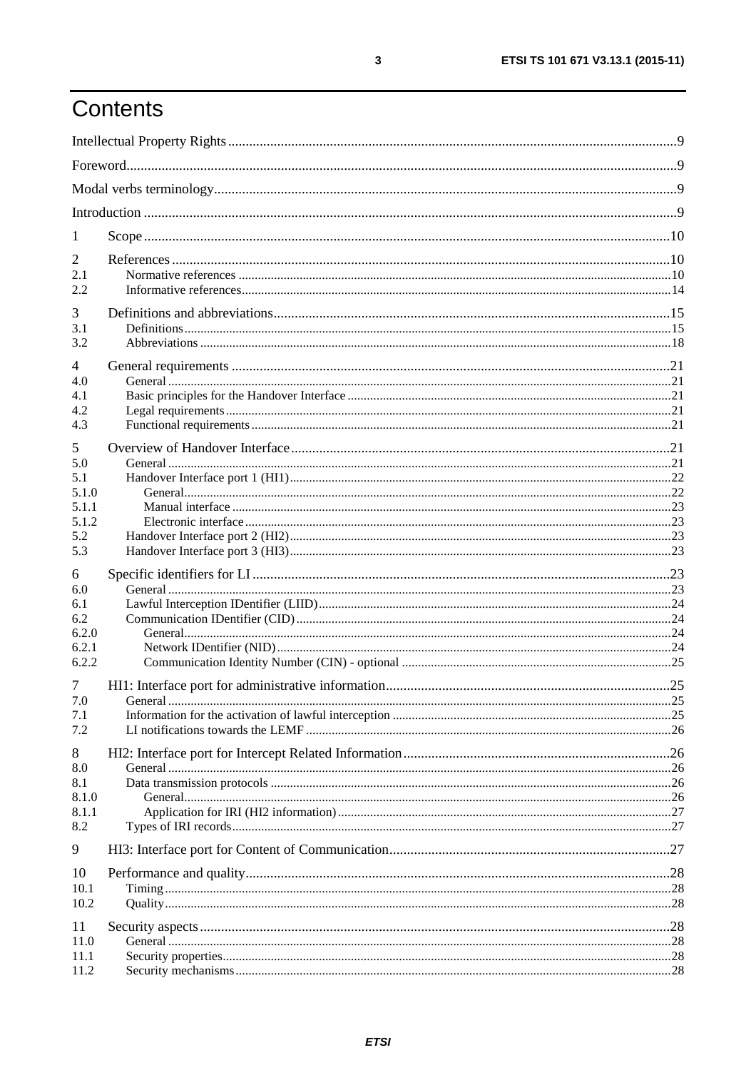# Contents

Intellectual Property Rights ..... 9
Foreword ..... 9
Modal verbs terminology ..... 9
Introduction ..... 9

1 Scope ..... 10

2 References ..... 10
2.1 Normative references ..... 10
2.2 Informative references ..... 14

3 Definitions and abbreviations ..... 15
3.1 Definitions ..... 15
3.2 Abbreviations ..... 18

4 General requirements ..... 21
4.0 General ..... 21
4.1 Basic principles for the Handover Interface ..... 21
4.2 Legal requirements ..... 21
4.3 Functional requirements ..... 21

5 Overview of Handover Interface ..... 21
5.0 General ..... 21
5.1 Handover Interface port 1 (HI1) ..... 22
5.1.0 General ..... 22
5.1.1 Manual interface ..... 23
5.1.2 Electronic interface ..... 23
5.2 Handover Interface port 2 (HI2) ..... 23
5.3 Handover Interface port 3 (HI3) ..... 23

6 Specific identifiers for LI ..... 23
6.0 General ..... 23
6.1 Lawful Interception IDentifier (LIID) ..... 24
6.2 Communication IDentifier (CID) ..... 24
6.2.0 General ..... 24
6.2.1 Network IDentifier (NID) ..... 24
6.2.2 Communication Identity Number (CIN) - optional ..... 25

7 HI1: Interface port for administrative information ..... 25
7.0 General ..... 25
7.1 Information for the activation of lawful interception ..... 25
7.2 LI notifications towards the LEMF ..... 26

8 HI2: Interface port for Intercept Related Information ..... 26
8.0 General ..... 26
8.1 Data transmission protocols ..... 26
8.1.0 General ..... 26
8.1.1 Application for IRI (HI2 information) ..... 27
8.2 Types of IRI records ..... 27

9 HI3: Interface port for Content of Communication ..... 27

10 Performance and quality ..... 28
10.1 Timing ..... 28
10.2 Quality ..... 28

11 Security aspects ..... 28
11.0 General ..... 28
11.1 Security properties ..... 28
11.2 Security mechanisms ..... 28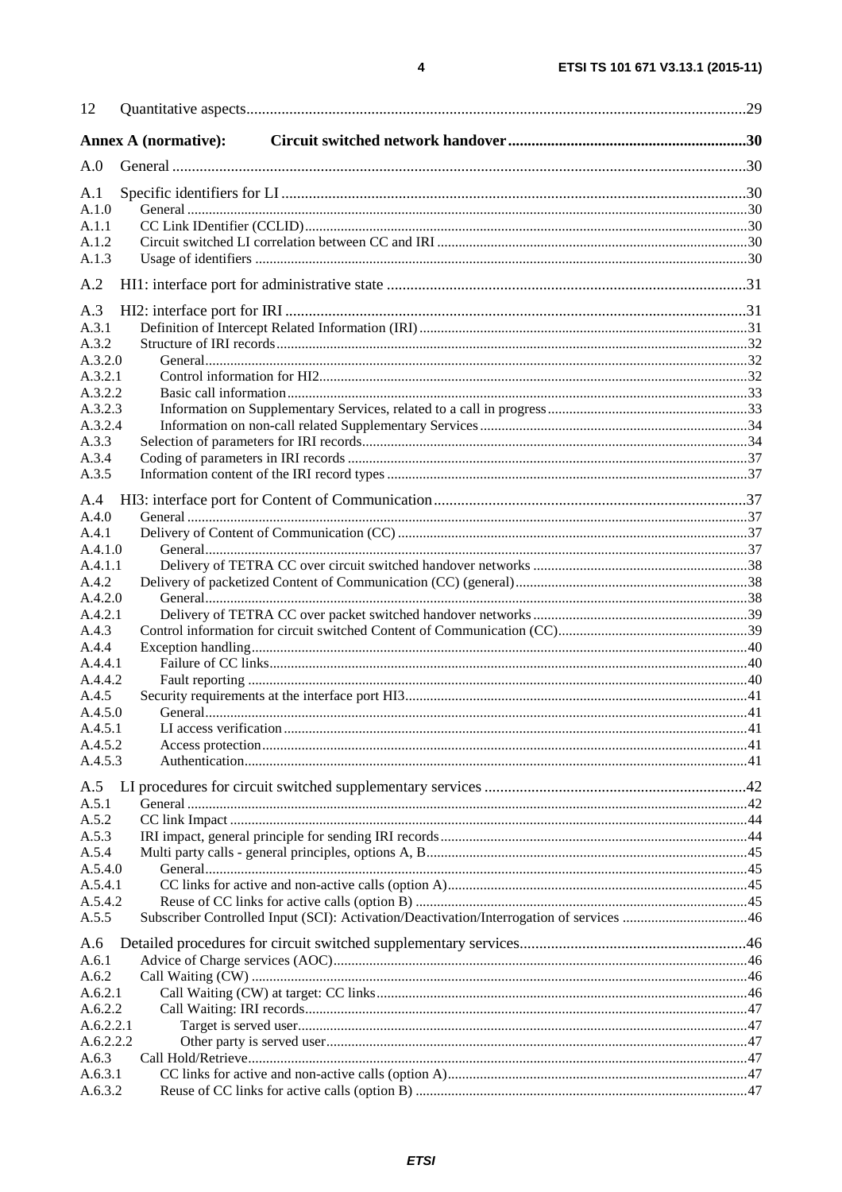12 Quantitative aspects ... 29

**Annex A (normative): Circuit switched network handover ... 30**

A.0 General ... 30

A.1 Specific identifiers for LI ... 30
A.1.0 General ... 30
A.1.1 CC Link IDentifier (CCLID) ... 30
A.1.2 Circuit switched LI correlation between CC and IRI ... 30
A.1.3 Usage of identifiers ... 30

A.2 HI1: interface port for administrative state ... 31

A.3 HI2: interface port for IRI ... 31
A.3.1 Definition of Intercept Related Information (IRI) ... 31
A.3.2 Structure of IRI records ... 32
A.3.2.0 General ... 32
A.3.2.1 Control information for HI2 ... 32
A.3.2.2 Basic call information ... 33
A.3.2.3 Information on Supplementary Services, related to a call in progress ... 33
A.3.2.4 Information on non-call related Supplementary Services ... 34
A.3.3 Selection of parameters for IRI records ... 34
A.3.4 Coding of parameters in IRI records ... 37
A.3.5 Information content of the IRI record types ... 37

A.4 HI3: interface port for Content of Communication ... 37
A.4.0 General ... 37
A.4.1 Delivery of Content of Communication (CC) ... 37
A.4.1.0 General ... 37
A.4.1.1 Delivery of TETRA CC over circuit switched handover networks ... 38
A.4.2 Delivery of packetized Content of Communication (CC) (general) ... 38
A.4.2.0 General ... 38
A.4.2.1 Delivery of TETRA CC over packet switched handover networks ... 39
A.4.3 Control information for circuit switched Content of Communication (CC) ... 39
A.4.4 Exception handling ... 40
A.4.4.1 Failure of CC links ... 40
A.4.4.2 Fault reporting ... 40
A.4.5 Security requirements at the interface port HI3 ... 41
A.4.5.0 General ... 41
A.4.5.1 LI access verification ... 41
A.4.5.2 Access protection ... 41
A.4.5.3 Authentication ... 41

A.5 LI procedures for circuit switched supplementary services ... 42
A.5.1 General ... 42
A.5.2 CC link Impact ... 44
A.5.3 IRI impact, general principle for sending IRI records ... 44
A.5.4 Multi party calls - general principles, options A, B ... 45
A.5.4.0 General ... 45
A.5.4.1 CC links for active and non-active calls (option A) ... 45
A.5.4.2 Reuse of CC links for active calls (option B) ... 45
A.5.5 Subscriber Controlled Input (SCI): Activation/Deactivation/Interrogation of services ... 46

A.6 Detailed procedures for circuit switched supplementary services ... 46
A.6.1 Advice of Charge services (AOC) ... 46
A.6.2 Call Waiting (CW) ... 46
A.6.2.1 Call Waiting (CW) at target: CC links ... 46
A.6.2.2 Call Waiting: IRI records ... 47
A.6.2.2.1 Target is served user ... 47
A.6.2.2.2 Other party is served user ... 47
A.6.3 Call Hold/Retrieve ... 47
A.6.3.1 CC links for active and non-active calls (option A) ... 47
A.6.3.2 Reuse of CC links for active calls (option B) ... 47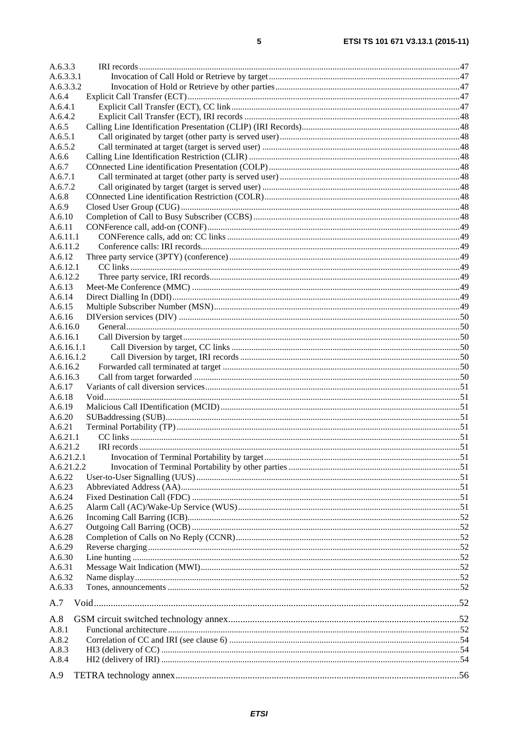A.6.3.3 IRI records ... 47
A.6.3.3.1 Invocation of Call Hold or Retrieve by target ... 47
A.6.3.3.2 Invocation of Hold or Retrieve by other parties ... 47
A.6.4 Explicit Call Transfer (ECT) ... 47
A.6.4.1 Explicit Call Transfer (ECT), CC link ... 47
A.6.4.2 Explicit Call Transfer (ECT), IRI records ... 48
A.6.5 Calling Line Identification Presentation (CLIP) (IRI Records) ... 48
A.6.5.1 Call originated by target (other party is served user) ... 48
A.6.5.2 Call terminated at target (target is served user) ... 48
A.6.6 Calling Line Identification Restriction (CLIR) ... 48
A.6.7 COnnected Line identification Presentation (COLP) ... 48
A.6.7.1 Call terminated at target (other party is served user) ... 48
A.6.7.2 Call originated by target (target is served user) ... 48
A.6.8 COnnected Line identification Restriction (COLR) ... 48
A.6.9 Closed User Group (CUG) ... 48
A.6.10 Completion of Call to Busy Subscriber (CCBS) ... 48
A.6.11 CONFerence call, add-on (CONF) ... 49
A.6.11.1 CONFerence calls, add on: CC links ... 49
A.6.11.2 Conference calls: IRI records ... 49
A.6.12 Three party service (3PTY) (conference) ... 49
A.6.12.1 CC links ... 49
A.6.12.2 Three party service, IRI records ... 49
A.6.13 Meet-Me Conference (MMC) ... 49
A.6.14 Direct Dialling In (DDI) ... 49
A.6.15 Multiple Subscriber Number (MSN) ... 49
A.6.16 DIVersion services (DIV) ... 50
A.6.16.0 General ... 50
A.6.16.1 Call Diversion by target ... 50
A.6.16.1.1 Call Diversion by target, CC links ... 50
A.6.16.1.2 Call Diversion by target, IRI records ... 50
A.6.16.2 Forwarded call terminated at target ... 50
A.6.16.3 Call from target forwarded ... 50
A.6.17 Variants of call diversion services ... 51
A.6.18 Void ... 51
A.6.19 Malicious Call IDentification (MCID) ... 51
A.6.20 SUBaddressing (SUB) ... 51
A.6.21 Terminal Portability (TP) ... 51
A.6.21.1 CC links ... 51
A.6.21.2 IRI records ... 51
A.6.21.2.1 Invocation of Terminal Portability by target ... 51
A.6.21.2.2 Invocation of Terminal Portability by other parties ... 51
A.6.22 User-to-User Signalling (UUS) ... 51
A.6.23 Abbreviated Address (AA) ... 51
A.6.24 Fixed Destination Call (FDC) ... 51
A.6.25 Alarm Call (AC)/Wake-Up Service (WUS) ... 51
A.6.26 Incoming Call Barring (ICB) ... 52
A.6.27 Outgoing Call Barring (OCB) ... 52
A.6.28 Completion of Calls on No Reply (CCNR) ... 52
A.6.29 Reverse charging ... 52
A.6.30 Line hunting ... 52
A.6.31 Message Wait Indication (MWI) ... 52
A.6.32 Name display ... 52
A.6.33 Tones, announcements ... 52

A.7 Void ... 52

A.8 GSM circuit switched technology annex ... 52
A.8.1 Functional architecture ... 52
A.8.2 Correlation of CC and IRI (see clause 6) ... 54
A.8.3 HI3 (delivery of CC) ... 54
A.8.4 HI2 (delivery of IRI) ... 54

A.9 TETRA technology annex ... 56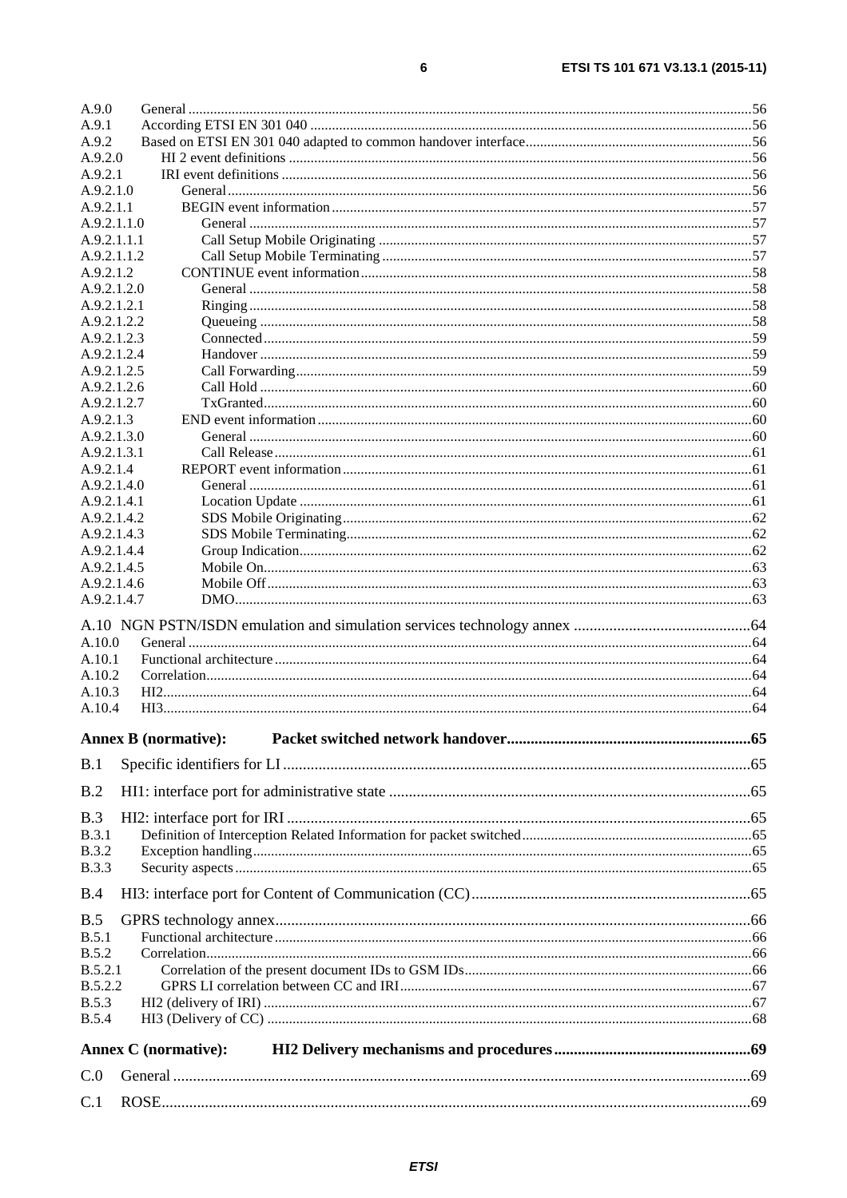A.9.0 General ... 56
A.9.1 According ETSI EN 301 040 ... 56
A.9.2 Based on ETSI EN 301 040 adapted to common handover interface ... 56
A.9.2.0 HI 2 event definitions ... 56
A.9.2.1 IRI event definitions ... 56
A.9.2.1.0 General ... 56
A.9.2.1.1 BEGIN event information ... 57
A.9.2.1.1.0 General ... 57
A.9.2.1.1.1 Call Setup Mobile Originating ... 57
A.9.2.1.1.2 Call Setup Mobile Terminating ... 57
A.9.2.1.2 CONTINUE event information ... 58
A.9.2.1.2.0 General ... 58
A.9.2.1.2.1 Ringing ... 58
A.9.2.1.2.2 Queueing ... 58
A.9.2.1.2.3 Connected ... 59
A.9.2.1.2.4 Handover ... 59
A.9.2.1.2.5 Call Forwarding ... 59
A.9.2.1.2.6 Call Hold ... 60
A.9.2.1.2.7 TxGranted ... 60
A.9.2.1.3 END event information ... 60
A.9.2.1.3.0 General ... 60
A.9.2.1.3.1 Call Release ... 61
A.9.2.1.4 REPORT event information ... 61
A.9.2.1.4.0 General ... 61
A.9.2.1.4.1 Location Update ... 61
A.9.2.1.4.2 SDS Mobile Originating ... 62
A.9.2.1.4.3 SDS Mobile Terminating ... 62
A.9.2.1.4.4 Group Indication ... 62
A.9.2.1.4.5 Mobile On ... 63
A.9.2.1.4.6 Mobile Off ... 63
A.9.2.1.4.7 DMO ... 63

A.10 NGN PSTN/ISDN emulation and simulation services technology annex ... 64
A.10.0 General ... 64
A.10.1 Functional architecture ... 64
A.10.2 Correlation ... 64
A.10.3 HI2 ... 64
A.10.4 HI3 ... 64

**Annex B (normative): Packet switched network handover ... 65**

B.1 Specific identifiers for LI ... 65

B.2 HI1: interface port for administrative state ... 65

B.3 HI2: interface port for IRI ... 65
B.3.1 Definition of Interception Related Information for packet switched ... 65
B.3.2 Exception handling ... 65
B.3.3 Security aspects ... 65

B.4 HI3: interface port for Content of Communication (CC) ... 65

B.5 GPRS technology annex ... 66
B.5.1 Functional architecture ... 66
B.5.2 Correlation ... 66
B.5.2.1 Correlation of the present document IDs to GSM IDs ... 66
B.5.2.2 GPRS LI correlation between CC and IRI ... 67
B.5.3 HI2 (delivery of IRI) ... 67
B.5.4 HI3 (Delivery of CC) ... 68

**Annex C (normative): HI2 Delivery mechanisms and procedures ... 69**

C.0 General ... 69

C.1 ROSE ... 69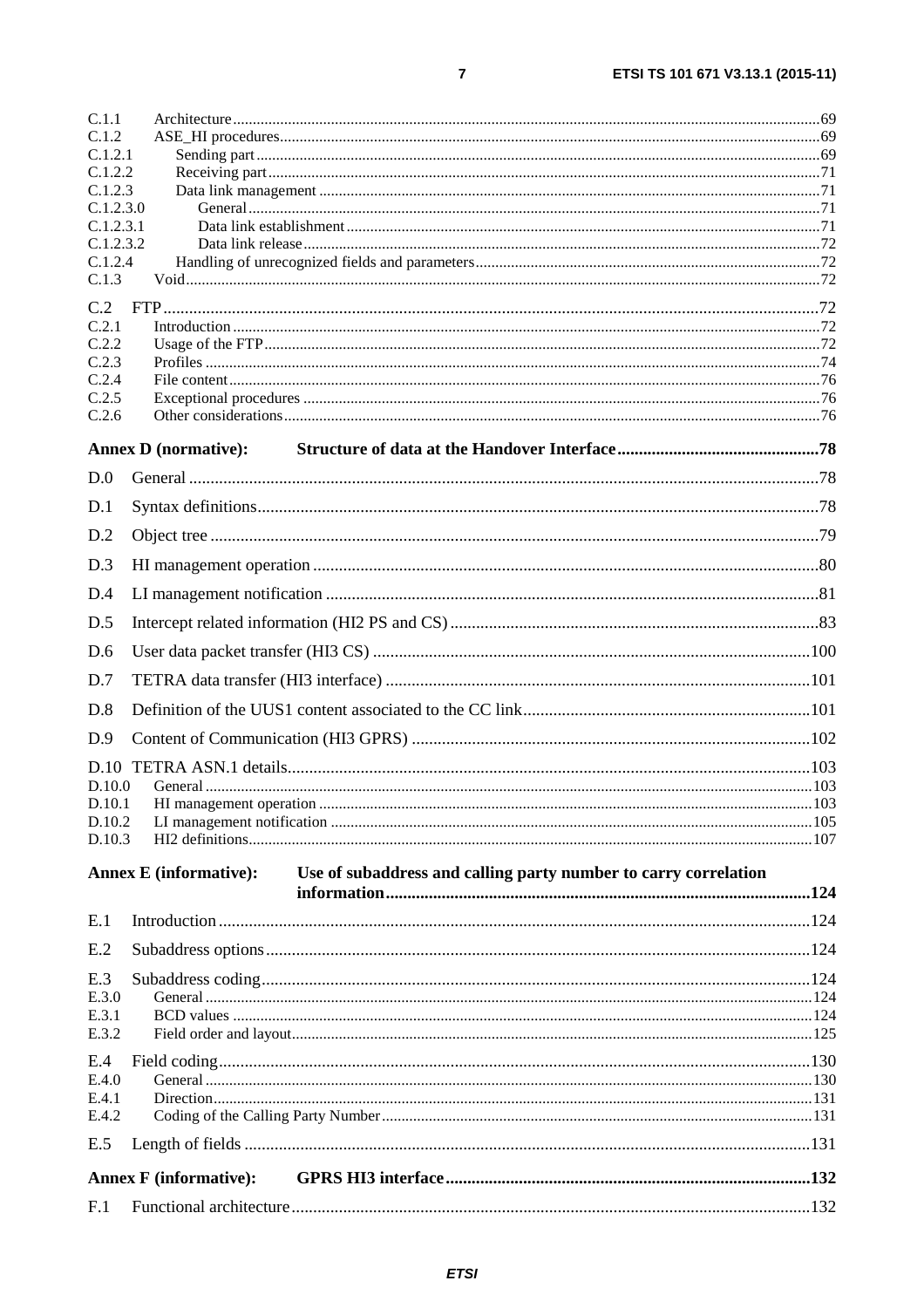C.1.1 Architecture ... 69
C.1.2 ASE_HI procedures ... 69
C.1.2.1 Sending part ... 69
C.1.2.2 Receiving part ... 71
C.1.2.3 Data link management ... 71
C.1.2.3.0 General ... 71
C.1.2.3.1 Data link establishment ... 71
C.1.2.3.2 Data link release ... 72
C.1.2.4 Handling of unrecognized fields and parameters ... 72
C.1.3 Void ... 72

C.2 FTP ... 72
C.2.1 Introduction ... 72
C.2.2 Usage of the FTP ... 72
C.2.3 Profiles ... 74
C.2.4 File content ... 76
C.2.5 Exceptional procedures ... 76
C.2.6 Other considerations ... 76

**Annex D (normative): Structure of data at the Handover Interface ... 78**

D.0 General ... 78

D.1 Syntax definitions ... 78

D.2 Object tree ... 79

D.3 HI management operation ... 80

D.4 LI management notification ... 81

D.5 Intercept related information (HI2 PS and CS) ... 83

D.6 User data packet transfer (HI3 CS) ... 100

D.7 TETRA data transfer (HI3 interface) ... 101

D.8 Definition of the UUS1 content associated to the CC link ... 101

D.9 Content of Communication (HI3 GPRS) ... 102

D.10 TETRA ASN.1 details ... 103
D.10.0 General ... 103
D.10.1 HI management operation ... 103
D.10.2 LI management notification ... 105
D.10.3 HI2 definitions ... 107

**Annex E (informative): Use of subaddress and calling party number to carry correlation information ... 124**

E.1 Introduction ... 124

E.2 Subaddress options ... 124

E.3 Subaddress coding ... 124
E.3.0 General ... 124
E.3.1 BCD values ... 124
E.3.2 Field order and layout ... 125

E.4 Field coding ... 130
E.4.0 General ... 130
E.4.1 Direction ... 131
E.4.2 Coding of the Calling Party Number ... 131

E.5 Length of fields ... 131

**Annex F (informative): GPRS HI3 interface ... 132**

F.1 Functional architecture ... 132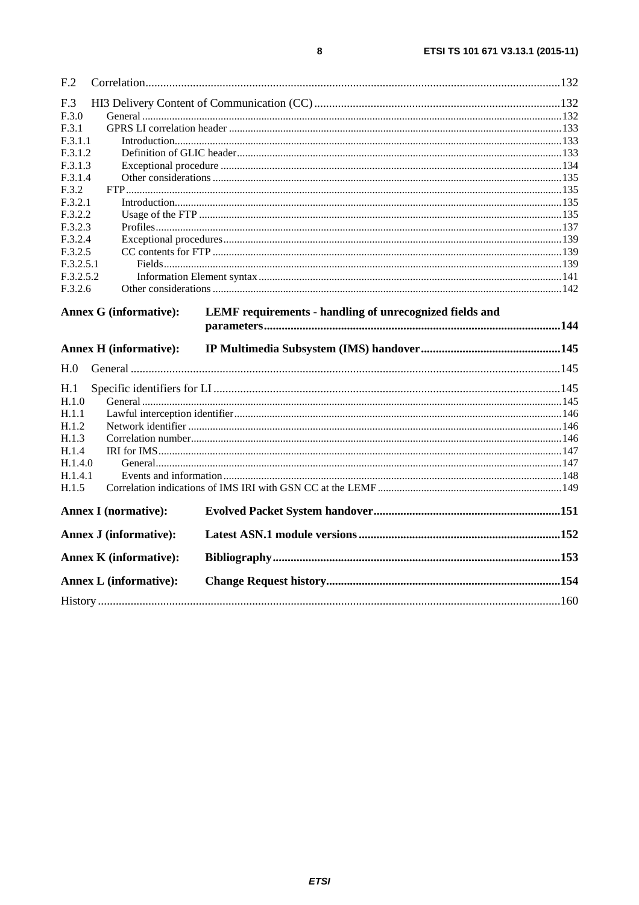F.2 Correlation .......................................................................................................................................... 132

F.3 HI3 Delivery Content of Communication (CC) .................................................................................. 132
F.3.0 General .......................................................................................................................................... 132
F.3.1 GPRS LI correlation header .......................................................................................................... 133
F.3.1.1 Introduction .............................................................................................................................. 133
F.3.1.2 Definition of GLIC header ........................................................................................................ 133
F.3.1.3 Exceptional procedure .............................................................................................................. 134
F.3.1.4 Other considerations ................................................................................................................. 135
F.3.2 FTP ................................................................................................................................................ 135
F.3.2.1 Introduction .............................................................................................................................. 135
F.3.2.2 Usage of the FTP ...................................................................................................................... 135
F.3.2.3 Profiles ..................................................................................................................................... 137
F.3.2.4 Exceptional procedures ............................................................................................................ 139
F.3.2.5 CC contents for FTP ................................................................................................................. 139
F.3.2.5.1 Fields .................................................................................................................................. 139
F.3.2.5.2 Information Element syntax ................................................................................................ 141
F.3.2.6 Other considerations ................................................................................................................. 142

**Annex G (informative): LEMF requirements - handling of unrecognized fields and parameters .................................................................................................... 144**

**Annex H (informative): IP Multimedia Subsystem (IMS) handover .............................................. 145**

H.0 General ............................................................................................................................................... 145

H.1 Specific identifiers for LI ................................................................................................................... 145
H.1.0 General .......................................................................................................................................... 145
H.1.1 Lawful interception identifier ....................................................................................................... 146
H.1.2 Network identifier ......................................................................................................................... 146
H.1.3 Correlation number ....................................................................................................................... 146
H.1.4 IRI for IMS .................................................................................................................................... 147
H.1.4.0 General ..................................................................................................................................... 147
H.1.4.1 Events and information ............................................................................................................ 148
H.1.5 Correlation indications of IMS IRI with GSN CC at the LEMF ................................................... 149

**Annex I (normative): Evolved Packet System handover .............................................................. 151**

**Annex J (informative): Latest ASN.1 module versions ................................................................... 152**

**Annex K (informative): Bibliography ................................................................................................ 153**

**Annex L (informative): Change Request history .............................................................................. 154**

History .......................................................................................................................................................... 160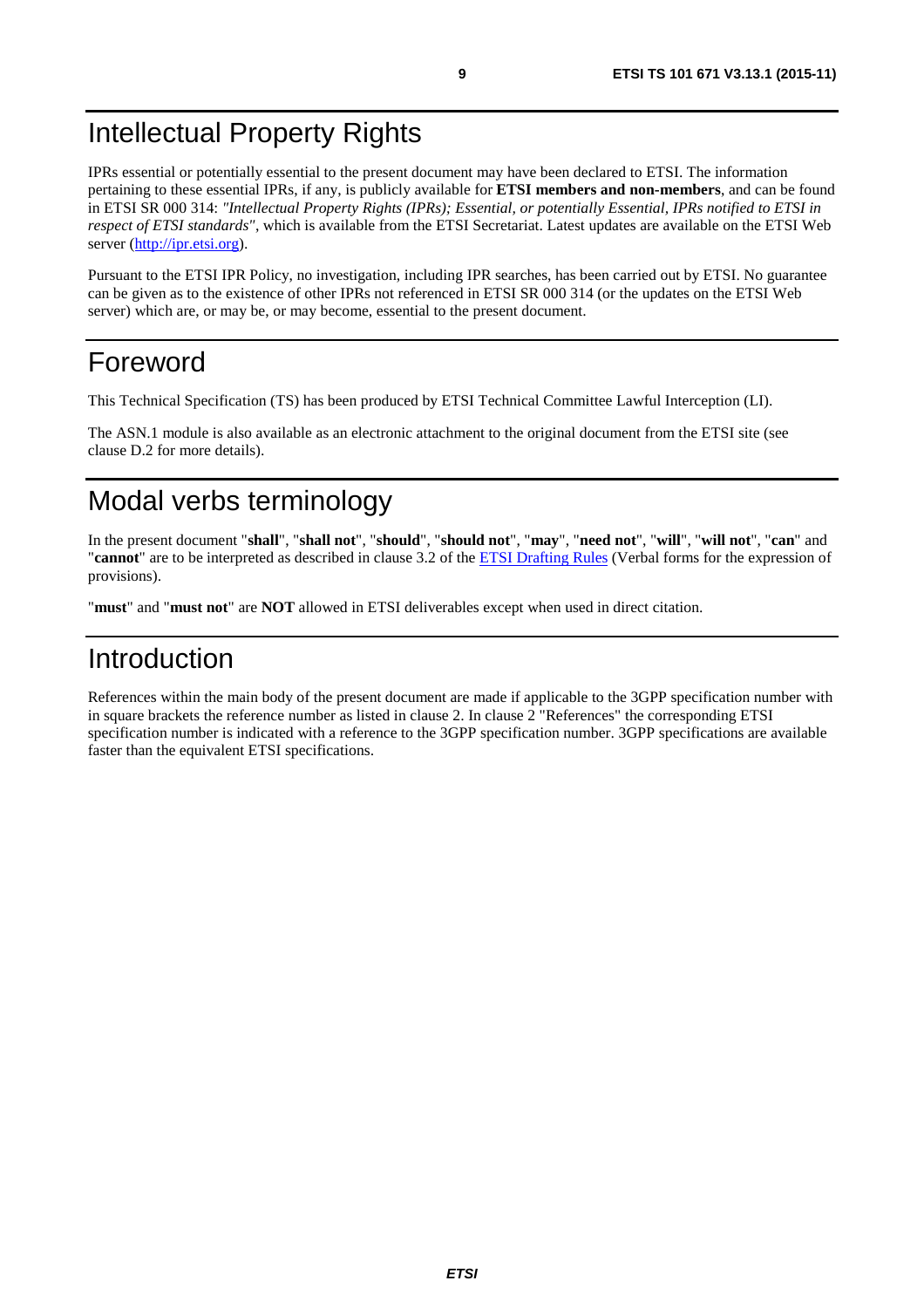# Intellectual Property Rights

IPRs essential or potentially essential to the present document may have been declared to ETSI. The information pertaining to these essential IPRs, if any, is publicly available for **ETSI members and non-members**, and can be found in ETSI SR 000 314: *"Intellectual Property Rights (IPRs); Essential, or potentially Essential, IPRs notified to ETSI in respect of ETSI standards"*, which is available from the ETSI Secretariat. Latest updates are available on the ETSI Web server (http://ipr.etsi.org).

Pursuant to the ETSI IPR Policy, no investigation, including IPR searches, has been carried out by ETSI. No guarantee can be given as to the existence of other IPRs not referenced in ETSI SR 000 314 (or the updates on the ETSI Web server) which are, or may be, or may become, essential to the present document.

# Foreword

This Technical Specification (TS) has been produced by ETSI Technical Committee Lawful Interception (LI).

The ASN.1 module is also available as an electronic attachment to the original document from the ETSI site (see clause D.2 for more details).

# Modal verbs terminology

In the present document "**shall**", "**shall not**", "**should**", "**should not**", "**may**", "**need not**", "**will**", "**will not**", "**can**" and "**cannot**" are to be interpreted as described in clause 3.2 of the ETSI Drafting Rules (Verbal forms for the expression of provisions).

"**must**" and "**must not**" are **NOT** allowed in ETSI deliverables except when used in direct citation.

# Introduction

References within the main body of the present document are made if applicable to the 3GPP specification number with in square brackets the reference number as listed in clause 2. In clause 2 "References" the corresponding ETSI specification number is indicated with a reference to the 3GPP specification number. 3GPP specifications are available faster than the equivalent ETSI specifications.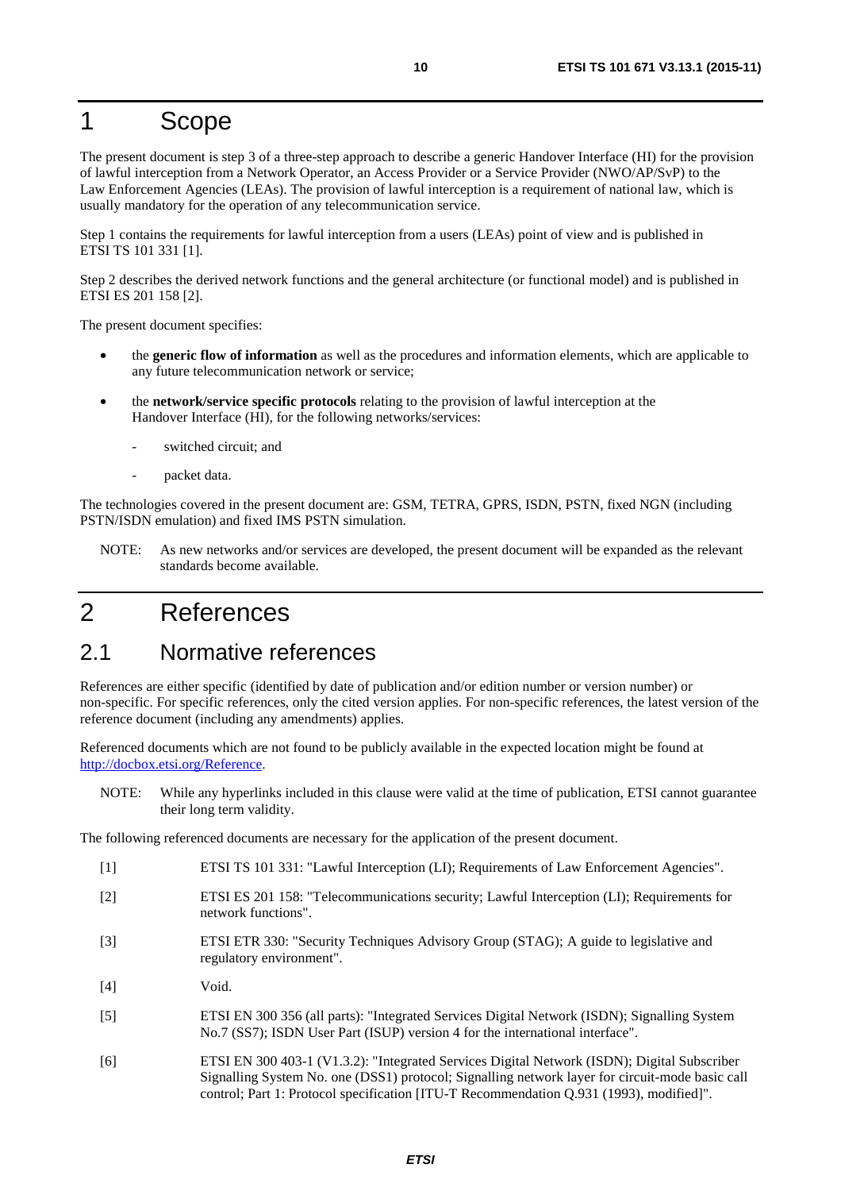# 1 Scope

The present document is step 3 of a three-step approach to describe a generic Handover Interface (HI) for the provision of lawful interception from a Network Operator, an Access Provider or a Service Provider (NWO/AP/SvP) to the Law Enforcement Agencies (LEAs). The provision of lawful interception is a requirement of national law, which is usually mandatory for the operation of any telecommunication service.

Step 1 contains the requirements for lawful interception from a users (LEAs) point of view and is published in ETSI TS 101 331 [1].

Step 2 describes the derived network functions and the general architecture (or functional model) and is published in ETSI ES 201 158 [2].

The present document specifies:

- the **generic flow of information** as well as the procedures and information elements, which are applicable to any future telecommunication network or service;
- the **network/service specific protocols** relating to the provision of lawful interception at the Handover Interface (HI), for the following networks/services:
    - switched circuit; and
    - packet data.

The technologies covered in the present document are: GSM, TETRA, GPRS, ISDN, PSTN, fixed NGN (including PSTN/ISDN emulation) and fixed IMS PSTN simulation.

NOTE: As new networks and/or services are developed, the present document will be expanded as the relevant standards become available.

# 2 References

## 2.1 Normative references

References are either specific (identified by date of publication and/or edition number or version number) or non-specific. For specific references, only the cited version applies. For non-specific references, the latest version of the reference document (including any amendments) applies.

Referenced documents which are not found to be publicly available in the expected location might be found at http://docbox.etsi.org/Reference.

NOTE: While any hyperlinks included in this clause were valid at the time of publication, ETSI cannot guarantee their long term validity.

The following referenced documents are necessary for the application of the present document.

[1] ETSI TS 101 331: "Lawful Interception (LI); Requirements of Law Enforcement Agencies".

[2] ETSI ES 201 158: "Telecommunications security; Lawful Interception (LI); Requirements for network functions".

[3] ETSI ETR 330: "Security Techniques Advisory Group (STAG); A guide to legislative and regulatory environment".

[4] Void.

[5] ETSI EN 300 356 (all parts): "Integrated Services Digital Network (ISDN); Signalling System No.7 (SS7); ISDN User Part (ISUP) version 4 for the international interface".

[6] ETSI EN 300 403-1 (V1.3.2): "Integrated Services Digital Network (ISDN); Digital Subscriber Signalling System No. one (DSS1) protocol; Signalling network layer for circuit-mode basic call control; Part 1: Protocol specification [ITU-T Recommendation Q.931 (1993), modified]".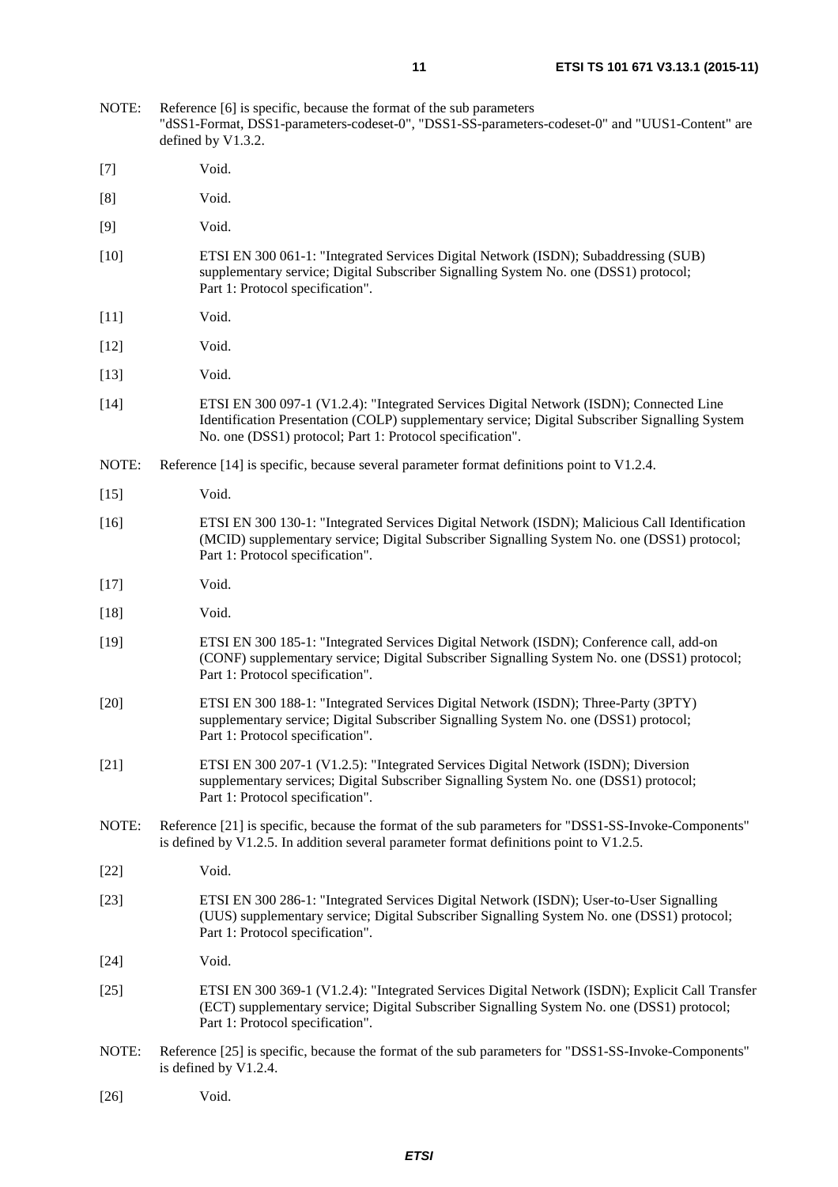NOTE: Reference [6] is specific, because the format of the sub parameters "dSS1-Format, DSS1-parameters-codeset-0", "DSS1-SS-parameters-codeset-0" and "UUS1-Content" are defined by V1.3.2.

[7] Void.

[8] Void.

[9] Void.

[10] ETSI EN 300 061-1: "Integrated Services Digital Network (ISDN); Subaddressing (SUB) supplementary service; Digital Subscriber Signalling System No. one (DSS1) protocol; Part 1: Protocol specification".

[11] Void.

[12] Void.

[13] Void.

[14] ETSI EN 300 097-1 (V1.2.4): "Integrated Services Digital Network (ISDN); Connected Line Identification Presentation (COLP) supplementary service; Digital Subscriber Signalling System No. one (DSS1) protocol; Part 1: Protocol specification".

NOTE: Reference [14] is specific, because several parameter format definitions point to V1.2.4.

[15] Void.

[16] ETSI EN 300 130-1: "Integrated Services Digital Network (ISDN); Malicious Call Identification (MCID) supplementary service; Digital Subscriber Signalling System No. one (DSS1) protocol; Part 1: Protocol specification".

[17] Void.

[18] Void.

[19] ETSI EN 300 185-1: "Integrated Services Digital Network (ISDN); Conference call, add-on (CONF) supplementary service; Digital Subscriber Signalling System No. one (DSS1) protocol; Part 1: Protocol specification".

[20] ETSI EN 300 188-1: "Integrated Services Digital Network (ISDN); Three-Party (3PTY) supplementary service; Digital Subscriber Signalling System No. one (DSS1) protocol; Part 1: Protocol specification".

[21] ETSI EN 300 207-1 (V1.2.5): "Integrated Services Digital Network (ISDN); Diversion supplementary services; Digital Subscriber Signalling System No. one (DSS1) protocol; Part 1: Protocol specification".

NOTE: Reference [21] is specific, because the format of the sub parameters for "DSS1-SS-Invoke-Components" is defined by V1.2.5. In addition several parameter format definitions point to V1.2.5.

[22] Void.

[23] ETSI EN 300 286-1: "Integrated Services Digital Network (ISDN); User-to-User Signalling (UUS) supplementary service; Digital Subscriber Signalling System No. one (DSS1) protocol; Part 1: Protocol specification".

[24] Void.

[25] ETSI EN 300 369-1 (V1.2.4): "Integrated Services Digital Network (ISDN); Explicit Call Transfer (ECT) supplementary service; Digital Subscriber Signalling System No. one (DSS1) protocol; Part 1: Protocol specification".

NOTE: Reference [25] is specific, because the format of the sub parameters for "DSS1-SS-Invoke-Components" is defined by V1.2.4.

[26] Void.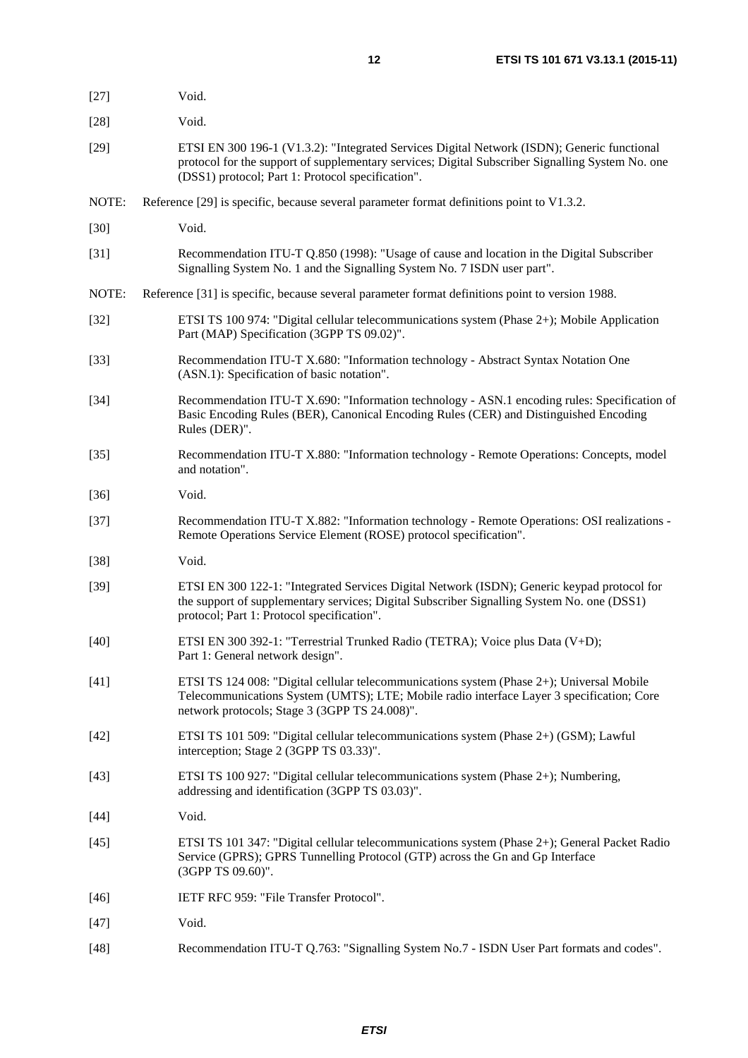[27] Void.

[28] Void.

[29] ETSI EN 300 196-1 (V1.3.2): "Integrated Services Digital Network (ISDN); Generic functional protocol for the support of supplementary services; Digital Subscriber Signalling System No. one (DSS1) protocol; Part 1: Protocol specification".

NOTE: Reference [29] is specific, because several parameter format definitions point to V1.3.2.

[30] Void.

[31] Recommendation ITU-T Q.850 (1998): "Usage of cause and location in the Digital Subscriber Signalling System No. 1 and the Signalling System No. 7 ISDN user part".

NOTE: Reference [31] is specific, because several parameter format definitions point to version 1988.

[32] ETSI TS 100 974: "Digital cellular telecommunications system (Phase 2+); Mobile Application Part (MAP) Specification (3GPP TS 09.02)".

[33] Recommendation ITU-T X.680: "Information technology - Abstract Syntax Notation One (ASN.1): Specification of basic notation".

[34] Recommendation ITU-T X.690: "Information technology - ASN.1 encoding rules: Specification of Basic Encoding Rules (BER), Canonical Encoding Rules (CER) and Distinguished Encoding Rules (DER)".

[35] Recommendation ITU-T X.880: "Information technology - Remote Operations: Concepts, model and notation".

[36] Void.

[37] Recommendation ITU-T X.882: "Information technology - Remote Operations: OSI realizations - Remote Operations Service Element (ROSE) protocol specification".

[38] Void.

[39] ETSI EN 300 122-1: "Integrated Services Digital Network (ISDN); Generic keypad protocol for the support of supplementary services; Digital Subscriber Signalling System No. one (DSS1) protocol; Part 1: Protocol specification".

[40] ETSI EN 300 392-1: "Terrestrial Trunked Radio (TETRA); Voice plus Data (V+D); Part 1: General network design".

[41] ETSI TS 124 008: "Digital cellular telecommunications system (Phase 2+); Universal Mobile Telecommunications System (UMTS); LTE; Mobile radio interface Layer 3 specification; Core network protocols; Stage 3 (3GPP TS 24.008)".

[42] ETSI TS 101 509: "Digital cellular telecommunications system (Phase 2+) (GSM); Lawful interception; Stage 2 (3GPP TS 03.33)".

[43] ETSI TS 100 927: "Digital cellular telecommunications system (Phase 2+); Numbering, addressing and identification (3GPP TS 03.03)".

[44] Void.

[45] ETSI TS 101 347: "Digital cellular telecommunications system (Phase 2+); General Packet Radio Service (GPRS); GPRS Tunnelling Protocol (GTP) across the Gn and Gp Interface (3GPP TS 09.60)".

[46] IETF RFC 959: "File Transfer Protocol".

[47] Void.

[48] Recommendation ITU-T Q.763: "Signalling System No.7 - ISDN User Part formats and codes".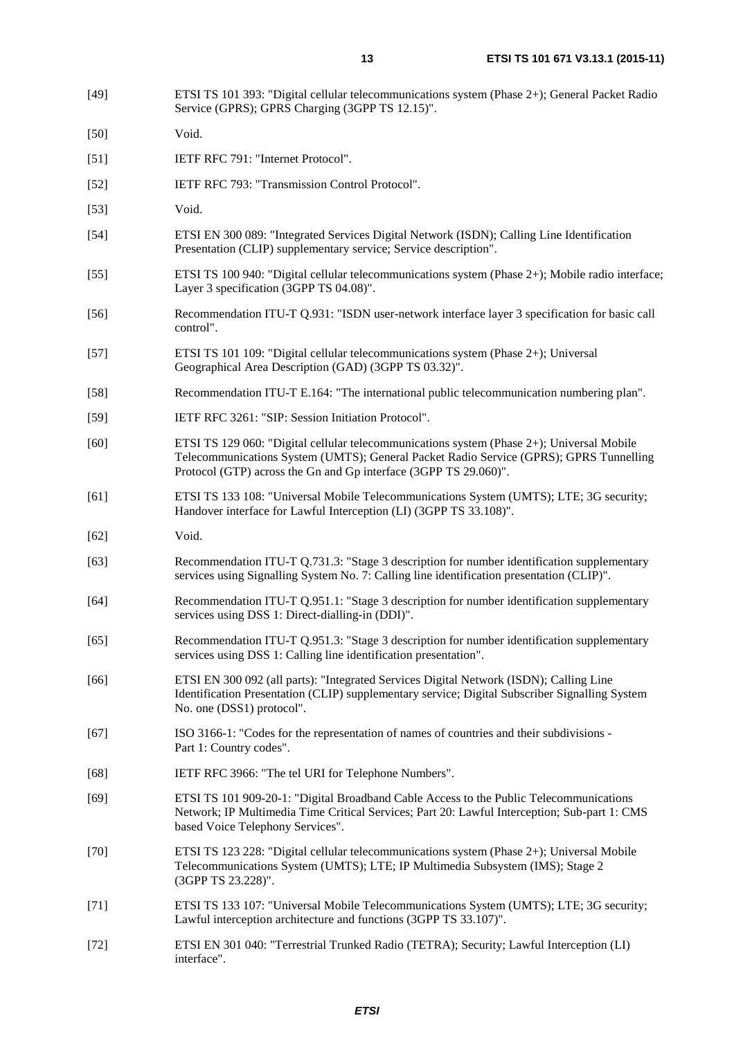[49] ETSI TS 101 393: "Digital cellular telecommunications system (Phase 2+); General Packet Radio Service (GPRS); GPRS Charging (3GPP TS 12.15)".

[50] Void.

[51] IETF RFC 791: "Internet Protocol".

[52] IETF RFC 793: "Transmission Control Protocol".

[53] Void.

[54] ETSI EN 300 089: "Integrated Services Digital Network (ISDN); Calling Line Identification Presentation (CLIP) supplementary service; Service description".

[55] ETSI TS 100 940: "Digital cellular telecommunications system (Phase 2+); Mobile radio interface; Layer 3 specification (3GPP TS 04.08)".

[56] Recommendation ITU-T Q.931: "ISDN user-network interface layer 3 specification for basic call control".

[57] ETSI TS 101 109: "Digital cellular telecommunications system (Phase 2+); Universal Geographical Area Description (GAD) (3GPP TS 03.32)".

[58] Recommendation ITU-T E.164: "The international public telecommunication numbering plan".

[59] IETF RFC 3261: "SIP: Session Initiation Protocol".

[60] ETSI TS 129 060: "Digital cellular telecommunications system (Phase 2+); Universal Mobile Telecommunications System (UMTS); General Packet Radio Service (GPRS); GPRS Tunnelling Protocol (GTP) across the Gn and Gp interface (3GPP TS 29.060)".

[61] ETSI TS 133 108: "Universal Mobile Telecommunications System (UMTS); LTE; 3G security; Handover interface for Lawful Interception (LI) (3GPP TS 33.108)".

[62] Void.

[63] Recommendation ITU-T Q.731.3: "Stage 3 description for number identification supplementary services using Signalling System No. 7: Calling line identification presentation (CLIP)".

[64] Recommendation ITU-T Q.951.1: "Stage 3 description for number identification supplementary services using DSS 1: Direct-dialling-in (DDI)".

[65] Recommendation ITU-T Q.951.3: "Stage 3 description for number identification supplementary services using DSS 1: Calling line identification presentation".

[66] ETSI EN 300 092 (all parts): "Integrated Services Digital Network (ISDN); Calling Line Identification Presentation (CLIP) supplementary service; Digital Subscriber Signalling System No. one (DSS1) protocol".

[67] ISO 3166-1: "Codes for the representation of names of countries and their subdivisions - Part 1: Country codes".

[68] IETF RFC 3966: "The tel URI for Telephone Numbers".

[69] ETSI TS 101 909-20-1: "Digital Broadband Cable Access to the Public Telecommunications Network; IP Multimedia Time Critical Services; Part 20: Lawful Interception; Sub-part 1: CMS based Voice Telephony Services".

[70] ETSI TS 123 228: "Digital cellular telecommunications system (Phase 2+); Universal Mobile Telecommunications System (UMTS); LTE; IP Multimedia Subsystem (IMS); Stage 2 (3GPP TS 23.228)".

[71] ETSI TS 133 107: "Universal Mobile Telecommunications System (UMTS); LTE; 3G security; Lawful interception architecture and functions (3GPP TS 33.107)".

[72] ETSI EN 301 040: "Terrestrial Trunked Radio (TETRA); Security; Lawful Interception (LI) interface".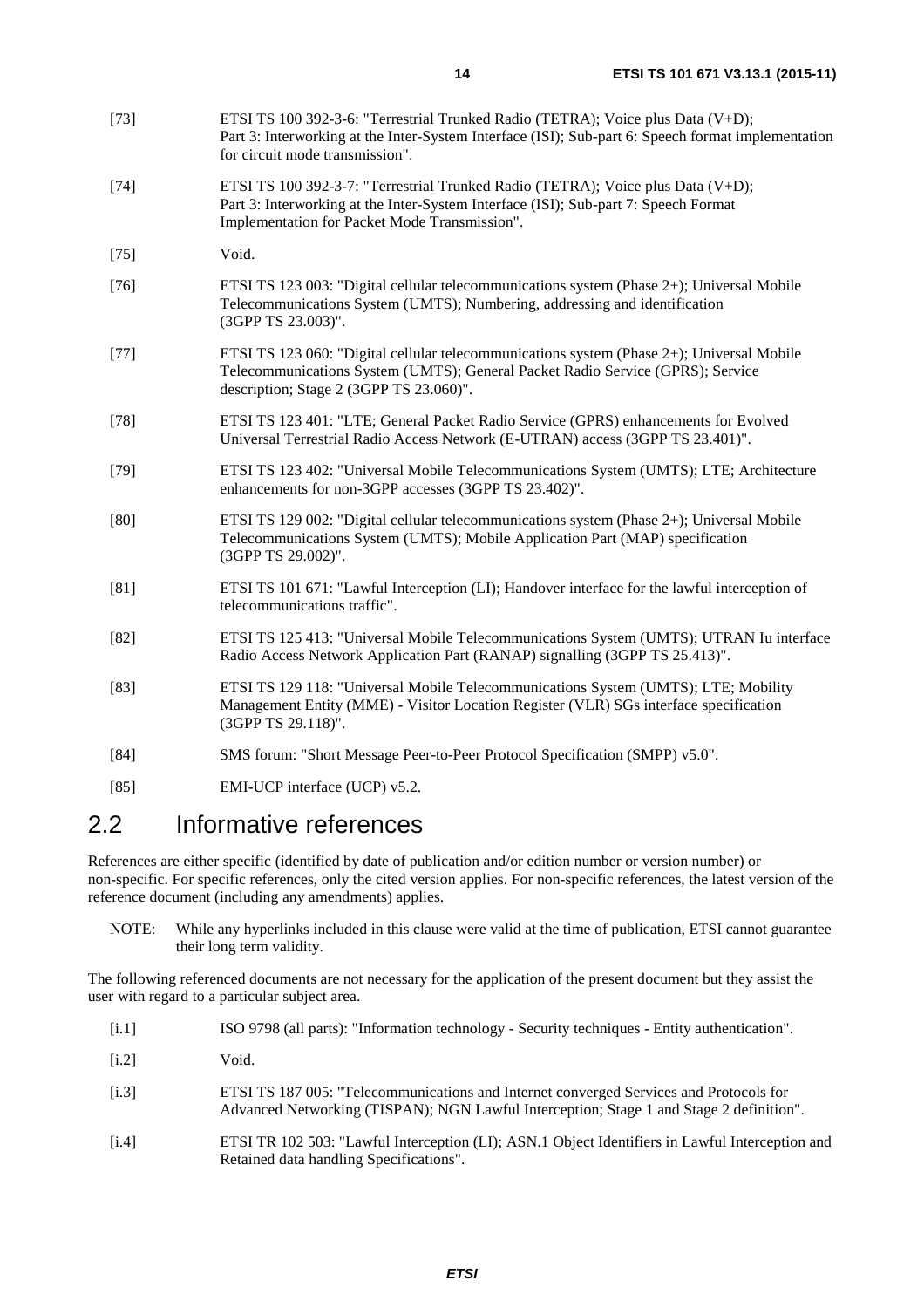[73] ETSI TS 100 392-3-6: "Terrestrial Trunked Radio (TETRA); Voice plus Data (V+D); Part 3: Interworking at the Inter-System Interface (ISI); Sub-part 6: Speech format implementation for circuit mode transmission".

[74] ETSI TS 100 392-3-7: "Terrestrial Trunked Radio (TETRA); Voice plus Data (V+D); Part 3: Interworking at the Inter-System Interface (ISI); Sub-part 7: Speech Format Implementation for Packet Mode Transmission".

[75] Void.

[76] ETSI TS 123 003: "Digital cellular telecommunications system (Phase 2+); Universal Mobile Telecommunications System (UMTS); Numbering, addressing and identification (3GPP TS 23.003)".

[77] ETSI TS 123 060: "Digital cellular telecommunications system (Phase 2+); Universal Mobile Telecommunications System (UMTS); General Packet Radio Service (GPRS); Service description; Stage 2 (3GPP TS 23.060)".

[78] ETSI TS 123 401: "LTE; General Packet Radio Service (GPRS) enhancements for Evolved Universal Terrestrial Radio Access Network (E-UTRAN) access (3GPP TS 23.401)".

[79] ETSI TS 123 402: "Universal Mobile Telecommunications System (UMTS); LTE; Architecture enhancements for non-3GPP accesses (3GPP TS 23.402)".

[80] ETSI TS 129 002: "Digital cellular telecommunications system (Phase 2+); Universal Mobile Telecommunications System (UMTS); Mobile Application Part (MAP) specification (3GPP TS 29.002)".

[81] ETSI TS 101 671: "Lawful Interception (LI); Handover interface for the lawful interception of telecommunications traffic".

[82] ETSI TS 125 413: "Universal Mobile Telecommunications System (UMTS); UTRAN Iu interface Radio Access Network Application Part (RANAP) signalling (3GPP TS 25.413)".

[83] ETSI TS 129 118: "Universal Mobile Telecommunications System (UMTS); LTE; Mobility Management Entity (MME) - Visitor Location Register (VLR) SGs interface specification (3GPP TS 29.118)".

[84] SMS forum: "Short Message Peer-to-Peer Protocol Specification (SMPP) v5.0".

[85] EMI-UCP interface (UCP) v5.2.

## 2.2 Informative references

References are either specific (identified by date of publication and/or edition number or version number) or non-specific. For specific references, only the cited version applies. For non-specific references, the latest version of the reference document (including any amendments) applies.

NOTE: While any hyperlinks included in this clause were valid at the time of publication, ETSI cannot guarantee their long term validity.

The following referenced documents are not necessary for the application of the present document but they assist the user with regard to a particular subject area.

[i.1] ISO 9798 (all parts): "Information technology - Security techniques - Entity authentication".

[i.2] Void.

[i.3] ETSI TS 187 005: "Telecommunications and Internet converged Services and Protocols for Advanced Networking (TISPAN); NGN Lawful Interception; Stage 1 and Stage 2 definition".

[i.4] ETSI TR 102 503: "Lawful Interception (LI); ASN.1 Object Identifiers in Lawful Interception and Retained data handling Specifications".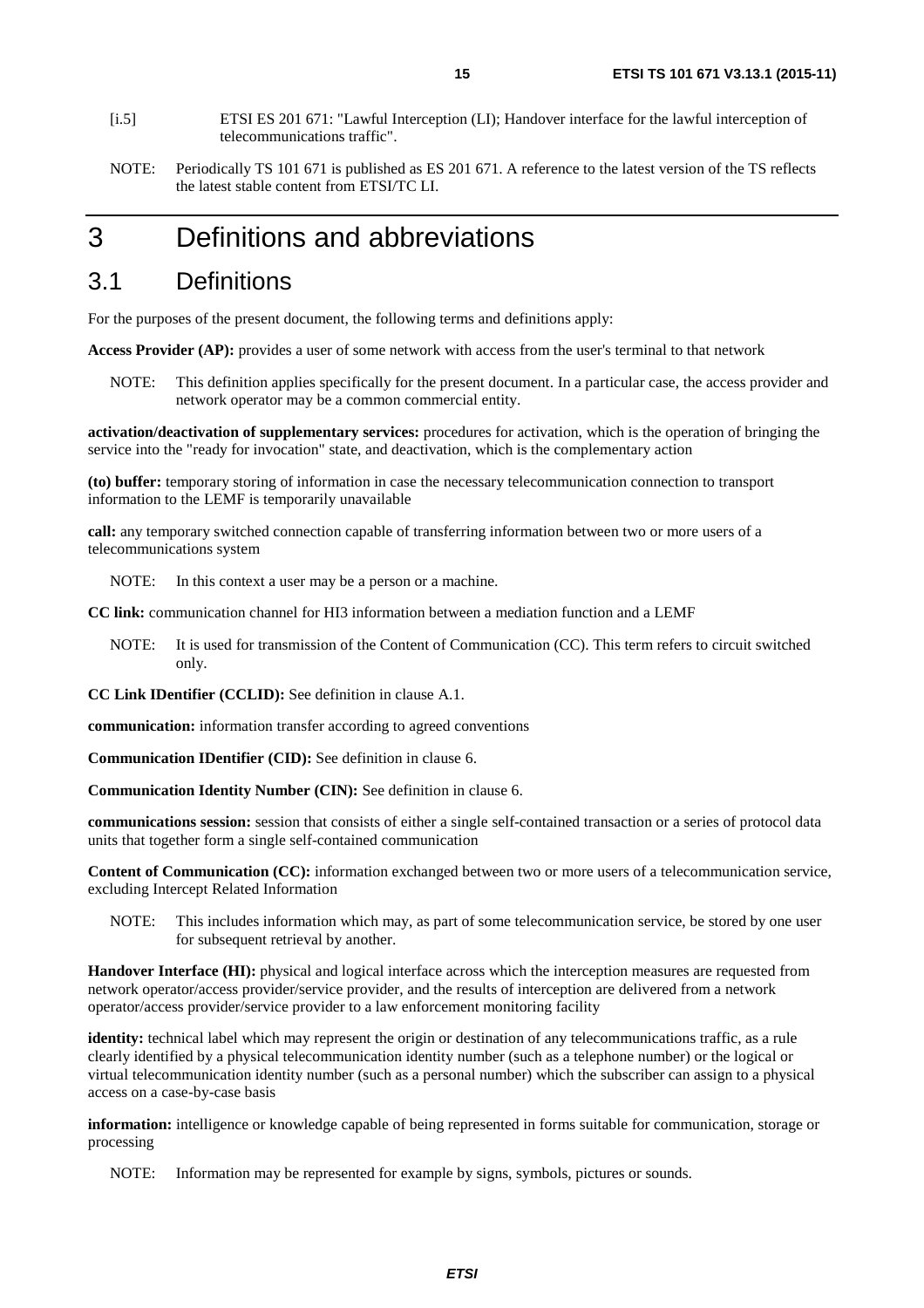[i.5] ETSI ES 201 671: "Lawful Interception (LI); Handover interface for the lawful interception of telecommunications traffic".

NOTE: Periodically TS 101 671 is published as ES 201 671. A reference to the latest version of the TS reflects the latest stable content from ETSI/TC LI.

# 3 Definitions and abbreviations

## 3.1 Definitions

For the purposes of the present document, the following terms and definitions apply:

**Access Provider (AP):** provides a user of some network with access from the user's terminal to that network

NOTE: This definition applies specifically for the present document. In a particular case, the access provider and network operator may be a common commercial entity.

**activation/deactivation of supplementary services:** procedures for activation, which is the operation of bringing the service into the "ready for invocation" state, and deactivation, which is the complementary action

**(to) buffer:** temporary storing of information in case the necessary telecommunication connection to transport information to the LEMF is temporarily unavailable

**call:** any temporary switched connection capable of transferring information between two or more users of a telecommunications system

NOTE: In this context a user may be a person or a machine.

**CC link:** communication channel for HI3 information between a mediation function and a LEMF

NOTE: It is used for transmission of the Content of Communication (CC). This term refers to circuit switched only.

**CC Link IDentifier (CCLID):** See definition in clause A.1.

**communication:** information transfer according to agreed conventions

**Communication IDentifier (CID):** See definition in clause 6.

**Communication Identity Number (CIN):** See definition in clause 6.

**communications session:** session that consists of either a single self-contained transaction or a series of protocol data units that together form a single self-contained communication

**Content of Communication (CC):** information exchanged between two or more users of a telecommunication service, excluding Intercept Related Information

NOTE: This includes information which may, as part of some telecommunication service, be stored by one user for subsequent retrieval by another.

**Handover Interface (HI):** physical and logical interface across which the interception measures are requested from network operator/access provider/service provider, and the results of interception are delivered from a network operator/access provider/service provider to a law enforcement monitoring facility

**identity:** technical label which may represent the origin or destination of any telecommunications traffic, as a rule clearly identified by a physical telecommunication identity number (such as a telephone number) or the logical or virtual telecommunication identity number (such as a personal number) which the subscriber can assign to a physical access on a case-by-case basis

**information:** intelligence or knowledge capable of being represented in forms suitable for communication, storage or processing

NOTE: Information may be represented for example by signs, symbols, pictures or sounds.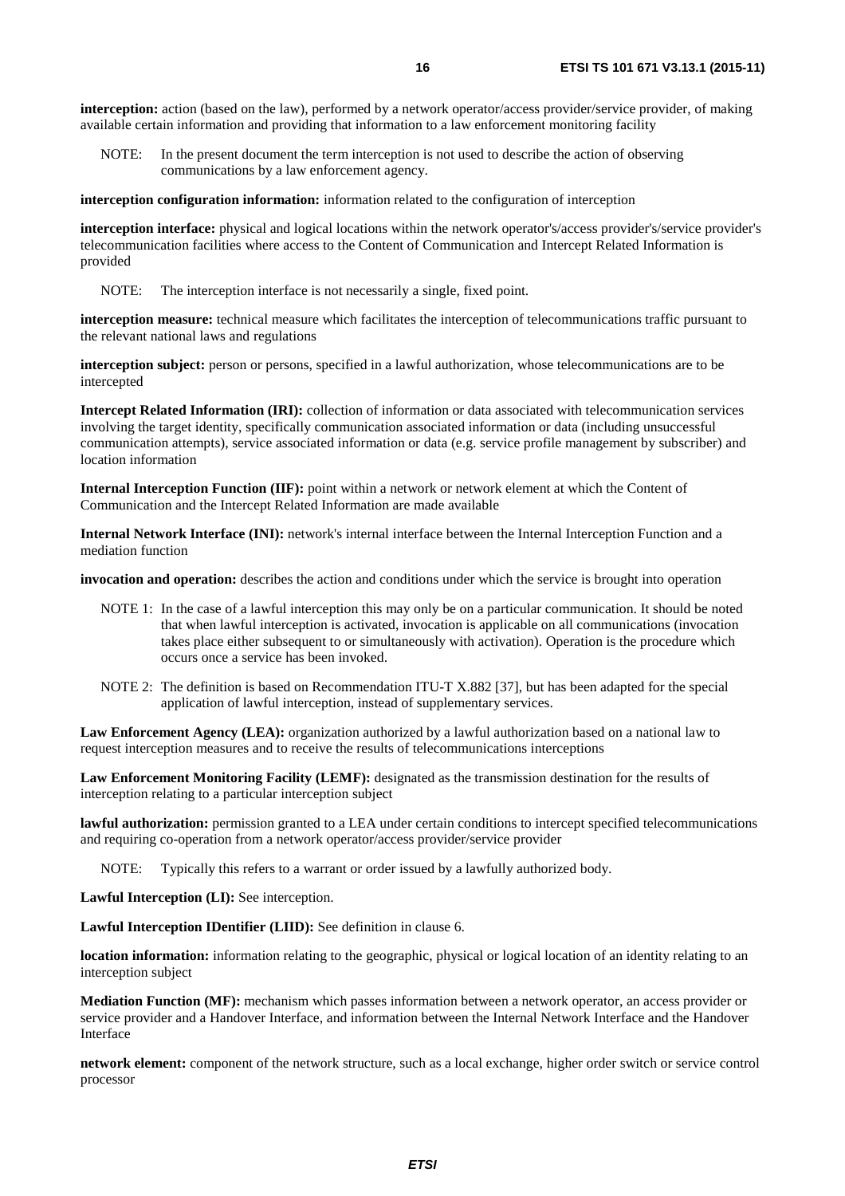**interception:** action (based on the law), performed by a network operator/access provider/service provider, of making available certain information and providing that information to a law enforcement monitoring facility

NOTE: In the present document the term interception is not used to describe the action of observing communications by a law enforcement agency.

**interception configuration information:** information related to the configuration of interception

**interception interface:** physical and logical locations within the network operator's/access provider's/service provider's telecommunication facilities where access to the Content of Communication and Intercept Related Information is provided

NOTE: The interception interface is not necessarily a single, fixed point.

**interception measure:** technical measure which facilitates the interception of telecommunications traffic pursuant to the relevant national laws and regulations

**interception subject:** person or persons, specified in a lawful authorization, whose telecommunications are to be intercepted

**Intercept Related Information (IRI):** collection of information or data associated with telecommunication services involving the target identity, specifically communication associated information or data (including unsuccessful communication attempts), service associated information or data (e.g. service profile management by subscriber) and location information

**Internal Interception Function (IIF):** point within a network or network element at which the Content of Communication and the Intercept Related Information are made available

**Internal Network Interface (INI):** network's internal interface between the Internal Interception Function and a mediation function

**invocation and operation:** describes the action and conditions under which the service is brought into operation

NOTE 1: In the case of a lawful interception this may only be on a particular communication. It should be noted that when lawful interception is activated, invocation is applicable on all communications (invocation takes place either subsequent to or simultaneously with activation). Operation is the procedure which occurs once a service has been invoked.

NOTE 2: The definition is based on Recommendation ITU-T X.882 [37], but has been adapted for the special application of lawful interception, instead of supplementary services.

**Law Enforcement Agency (LEA):** organization authorized by a lawful authorization based on a national law to request interception measures and to receive the results of telecommunications interceptions

**Law Enforcement Monitoring Facility (LEMF):** designated as the transmission destination for the results of interception relating to a particular interception subject

**lawful authorization:** permission granted to a LEA under certain conditions to intercept specified telecommunications and requiring co-operation from a network operator/access provider/service provider

NOTE: Typically this refers to a warrant or order issued by a lawfully authorized body.

**Lawful Interception (LI):** See interception.

**Lawful Interception IDentifier (LIID):** See definition in clause 6.

**location information:** information relating to the geographic, physical or logical location of an identity relating to an interception subject

**Mediation Function (MF):** mechanism which passes information between a network operator, an access provider or service provider and a Handover Interface, and information between the Internal Network Interface and the Handover Interface

**network element:** component of the network structure, such as a local exchange, higher order switch or service control processor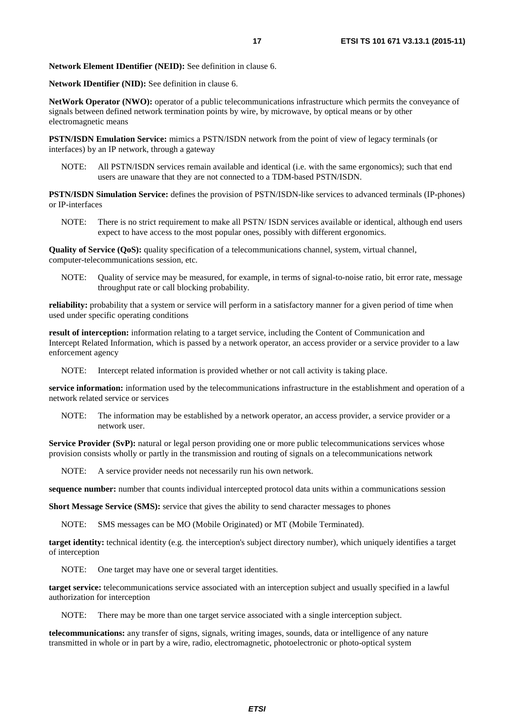**Network Element IDentifier (NEID):** See definition in clause 6.

**Network IDentifier (NID):** See definition in clause 6.

**NetWork Operator (NWO):** operator of a public telecommunications infrastructure which permits the conveyance of signals between defined network termination points by wire, by microwave, by optical means or by other electromagnetic means

**PSTN/ISDN Emulation Service:** mimics a PSTN/ISDN network from the point of view of legacy terminals (or interfaces) by an IP network, through a gateway

NOTE: All PSTN/ISDN services remain available and identical (i.e. with the same ergonomics); such that end users are unaware that they are not connected to a TDM-based PSTN/ISDN.

**PSTN/ISDN Simulation Service:** defines the provision of PSTN/ISDN-like services to advanced terminals (IP-phones) or IP-interfaces

NOTE: There is no strict requirement to make all PSTN/ ISDN services available or identical, although end users expect to have access to the most popular ones, possibly with different ergonomics.

**Quality of Service (QoS):** quality specification of a telecommunications channel, system, virtual channel, computer-telecommunications session, etc.

NOTE: Quality of service may be measured, for example, in terms of signal-to-noise ratio, bit error rate, message throughput rate or call blocking probability.

**reliability:** probability that a system or service will perform in a satisfactory manner for a given period of time when used under specific operating conditions

**result of interception:** information relating to a target service, including the Content of Communication and Intercept Related Information, which is passed by a network operator, an access provider or a service provider to a law enforcement agency

NOTE: Intercept related information is provided whether or not call activity is taking place.

**service information:** information used by the telecommunications infrastructure in the establishment and operation of a network related service or services

NOTE: The information may be established by a network operator, an access provider, a service provider or a network user.

**Service Provider (SvP):** natural or legal person providing one or more public telecommunications services whose provision consists wholly or partly in the transmission and routing of signals on a telecommunications network

NOTE: A service provider needs not necessarily run his own network.

**sequence number:** number that counts individual intercepted protocol data units within a communications session

**Short Message Service (SMS):** service that gives the ability to send character messages to phones

NOTE: SMS messages can be MO (Mobile Originated) or MT (Mobile Terminated).

**target identity:** technical identity (e.g. the interception's subject directory number), which uniquely identifies a target of interception

NOTE: One target may have one or several target identities.

**target service:** telecommunications service associated with an interception subject and usually specified in a lawful authorization for interception

NOTE: There may be more than one target service associated with a single interception subject.

**telecommunications:** any transfer of signs, signals, writing images, sounds, data or intelligence of any nature transmitted in whole or in part by a wire, radio, electromagnetic, photoelectronic or photo-optical system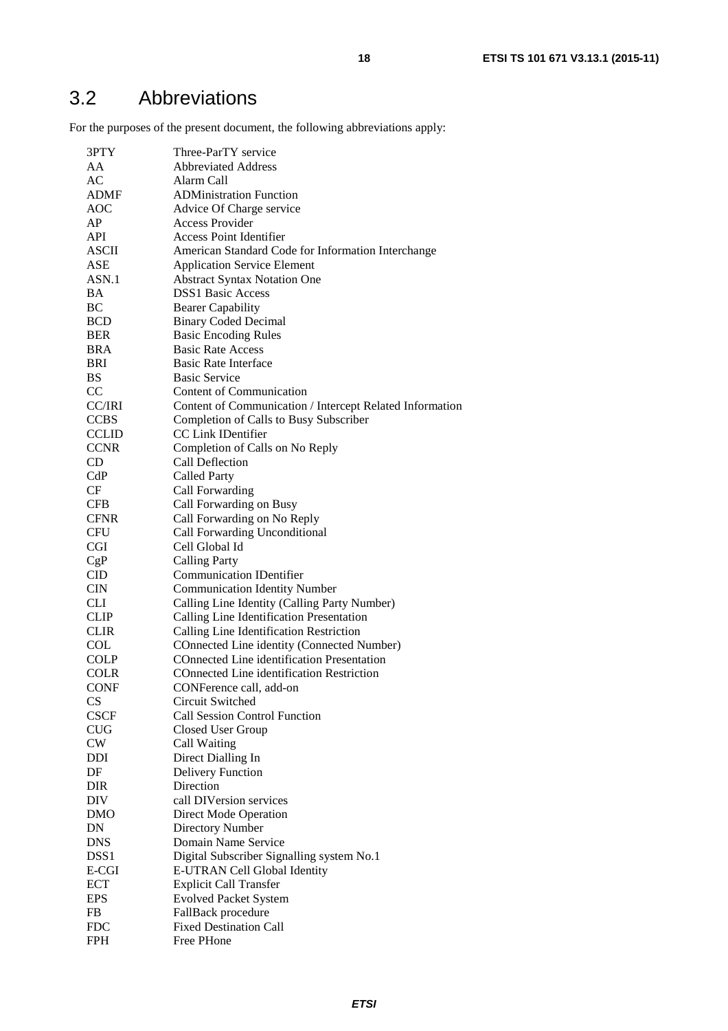## 3.2 Abbreviations

For the purposes of the present document, the following abbreviations apply:

| | |
|---|---|
| 3PTY | Three-ParTY service |
| AA | Abbreviated Address |
| AC | Alarm Call |
| ADMF | ADMinistration Function |
| AOC | Advice Of Charge service |
| AP | Access Provider |
| API | Access Point Identifier |
| ASCII | American Standard Code for Information Interchange |
| ASE | Application Service Element |
| ASN.1 | Abstract Syntax Notation One |
| BA | DSS1 Basic Access |
| BC | Bearer Capability |
| BCD | Binary Coded Decimal |
| BER | Basic Encoding Rules |
| BRA | Basic Rate Access |
| BRI | Basic Rate Interface |
| BS | Basic Service |
| CC | Content of Communication |
| CC/IRI | Content of Communication / Intercept Related Information |
| CCBS | Completion of Calls to Busy Subscriber |
| CCLID | CC Link IDentifier |
| CCNR | Completion of Calls on No Reply |
| CD | Call Deflection |
| CdP | Called Party |
| CF | Call Forwarding |
| CFB | Call Forwarding on Busy |
| CFNR | Call Forwarding on No Reply |
| CFU | Call Forwarding Unconditional |
| CGI | Cell Global Id |
| CgP | Calling Party |
| CID | Communication IDentifier |
| CIN | Communication Identity Number |
| CLI | Calling Line Identity (Calling Party Number) |
| CLIP | Calling Line Identification Presentation |
| CLIR | Calling Line Identification Restriction |
| COL | COnnected Line identity (Connected Number) |
| COLP | COnnected Line identification Presentation |
| COLR | COnnected Line identification Restriction |
| CONF | CONFerence call, add-on |
| CS | Circuit Switched |
| CSCF | Call Session Control Function |
| CUG | Closed User Group |
| CW | Call Waiting |
| DDI | Direct Dialling In |
| DF | Delivery Function |
| DIR | Direction |
| DIV | call DIVersion services |
| DMO | Direct Mode Operation |
| DN | Directory Number |
| DNS | Domain Name Service |
| DSS1 | Digital Subscriber Signalling system No.1 |
| E-CGI | E-UTRAN Cell Global Identity |
| ECT | Explicit Call Transfer |
| EPS | Evolved Packet System |
| FB | FallBack procedure |
| FDC | Fixed Destination Call |
| FPH | Free PHone |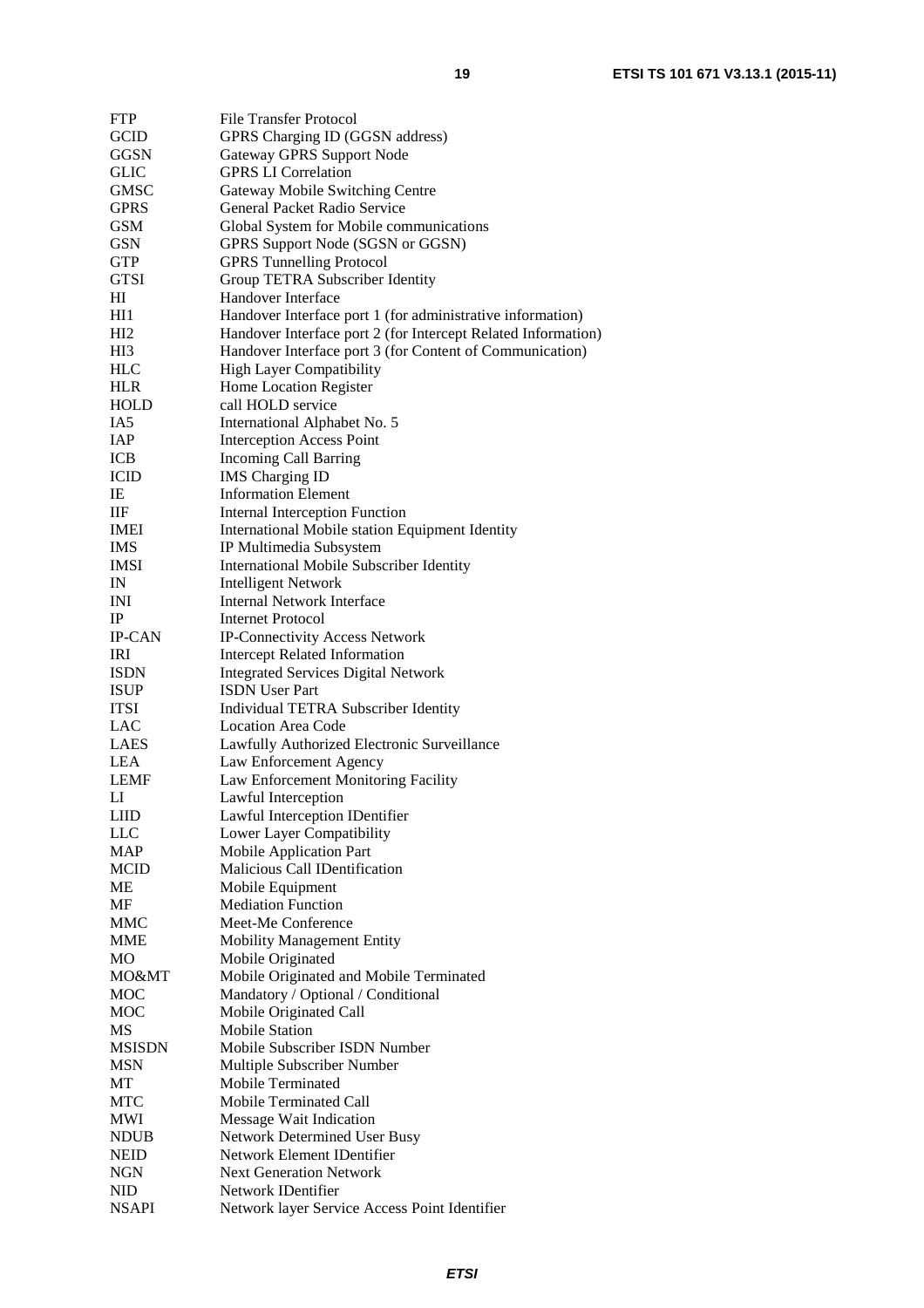| | |
|---|---|
| FTP | File Transfer Protocol |
| GCID | GPRS Charging ID (GGSN address) |
| GGSN | Gateway GPRS Support Node |
| GLIC | GPRS LI Correlation |
| GMSC | Gateway Mobile Switching Centre |
| GPRS | General Packet Radio Service |
| GSM | Global System for Mobile communications |
| GSN | GPRS Support Node (SGSN or GGSN) |
| GTP | GPRS Tunnelling Protocol |
| GTSI | Group TETRA Subscriber Identity |
| HI | Handover Interface |
| HI1 | Handover Interface port 1 (for administrative information) |
| HI2 | Handover Interface port 2 (for Intercept Related Information) |
| HI3 | Handover Interface port 3 (for Content of Communication) |
| HLC | High Layer Compatibility |
| HLR | Home Location Register |
| HOLD | call HOLD service |
| IA5 | International Alphabet No. 5 |
| IAP | Interception Access Point |
| ICB | Incoming Call Barring |
| ICID | IMS Charging ID |
| IE | Information Element |
| IIF | Internal Interception Function |
| IMEI | International Mobile station Equipment Identity |
| IMS | IP Multimedia Subsystem |
| IMSI | International Mobile Subscriber Identity |
| IN | Intelligent Network |
| INI | Internal Network Interface |
| IP | Internet Protocol |
| IP-CAN | IP-Connectivity Access Network |
| IRI | Intercept Related Information |
| ISDN | Integrated Services Digital Network |
| ISUP | ISDN User Part |
| ITSI | Individual TETRA Subscriber Identity |
| LAC | Location Area Code |
| LAES | Lawfully Authorized Electronic Surveillance |
| LEA | Law Enforcement Agency |
| LEMF | Law Enforcement Monitoring Facility |
| LI | Lawful Interception |
| LIID | Lawful Interception IDentifier |
| LLC | Lower Layer Compatibility |
| MAP | Mobile Application Part |
| MCID | Malicious Call IDentification |
| ME | Mobile Equipment |
| MF | Mediation Function |
| MMC | Meet-Me Conference |
| MME | Mobility Management Entity |
| MO | Mobile Originated |
| MO&MT | Mobile Originated and Mobile Terminated |
| MOC | Mandatory / Optional / Conditional |
| MOC | Mobile Originated Call |
| MS | Mobile Station |
| MSISDN | Mobile Subscriber ISDN Number |
| MSN | Multiple Subscriber Number |
| MT | Mobile Terminated |
| MTC | Mobile Terminated Call |
| MWI | Message Wait Indication |
| NDUB | Network Determined User Busy |
| NEID | Network Element IDentifier |
| NGN | Next Generation Network |
| NID | Network IDentifier |
| NSAPI | Network layer Service Access Point Identifier |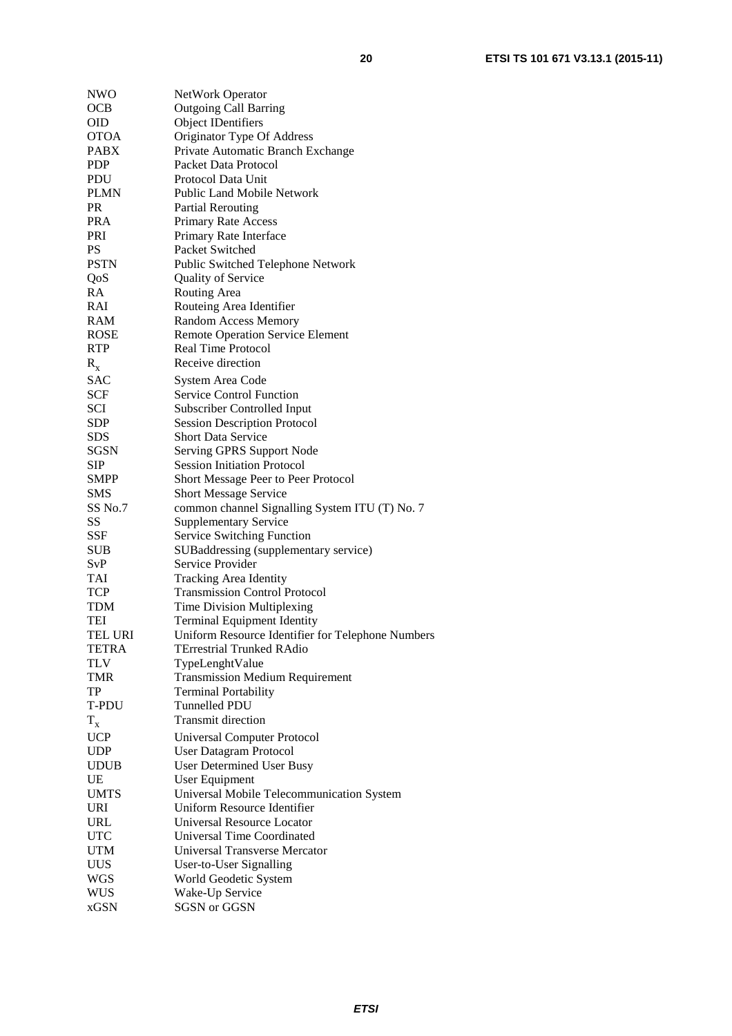| | |
|---|---|
| NWO | NetWork Operator |
| OCB | Outgoing Call Barring |
| OID | Object IDentifiers |
| OTOA | Originator Type Of Address |
| PABX | Private Automatic Branch Exchange |
| PDP | Packet Data Protocol |
| PDU | Protocol Data Unit |
| PLMN | Public Land Mobile Network |
| PR | Partial Rerouting |
| PRA | Primary Rate Access |
| PRI | Primary Rate Interface |
| PS | Packet Switched |
| PSTN | Public Switched Telephone Network |
| QoS | Quality of Service |
| RA | Routing Area |
| RAI | Routeing Area Identifier |
| RAM | Random Access Memory |
| ROSE | Remote Operation Service Element |
| RTP | Real Time Protocol |
| $R_x$ | Receive direction |
| SAC | System Area Code |
| SCF | Service Control Function |
| SCI | Subscriber Controlled Input |
| SDP | Session Description Protocol |
| SDS | Short Data Service |
| SGSN | Serving GPRS Support Node |
| SIP | Session Initiation Protocol |
| SMPP | Short Message Peer to Peer Protocol |
| SMS | Short Message Service |
| SS No.7 | common channel Signalling System ITU (T) No. 7 |
| SS | Supplementary Service |
| SSF | Service Switching Function |
| SUB | SUBaddressing (supplementary service) |
| SvP | Service Provider |
| TAI | Tracking Area Identity |
| TCP | Transmission Control Protocol |
| TDM | Time Division Multiplexing |
| TEI | Terminal Equipment Identity |
| TEL URI | Uniform Resource Identifier for Telephone Numbers |
| TETRA | TErrestrial Trunked RAdio |
| TLV | TypeLenghtValue |
| TMR | Transmission Medium Requirement |
| TP | Terminal Portability |
| T-PDU | Tunnelled PDU |
| $T_x$ | Transmit direction |
| UCP | Universal Computer Protocol |
| UDP | User Datagram Protocol |
| UDUB | User Determined User Busy |
| UE | User Equipment |
| UMTS | Universal Mobile Telecommunication System |
| URI | Uniform Resource Identifier |
| URL | Universal Resource Locator |
| UTC | Universal Time Coordinated |
| UTM | Universal Transverse Mercator |
| UUS | User-to-User Signalling |
| WGS | World Geodetic System |
| WUS | Wake-Up Service |
| xGSN | SGSN or GGSN |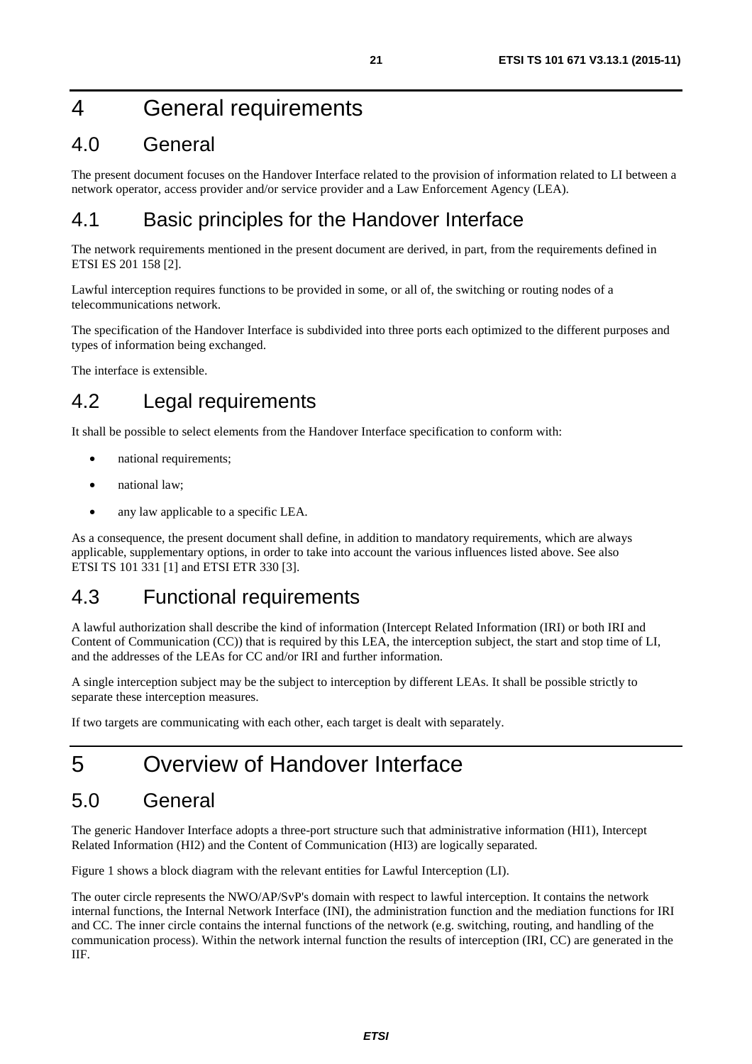# 4 General requirements

## 4.0 General

The present document focuses on the Handover Interface related to the provision of information related to LI between a network operator, access provider and/or service provider and a Law Enforcement Agency (LEA).

## 4.1 Basic principles for the Handover Interface

The network requirements mentioned in the present document are derived, in part, from the requirements defined in ETSI ES 201 158 [2].

Lawful interception requires functions to be provided in some, or all of, the switching or routing nodes of a telecommunications network.

The specification of the Handover Interface is subdivided into three ports each optimized to the different purposes and types of information being exchanged.

The interface is extensible.

## 4.2 Legal requirements

It shall be possible to select elements from the Handover Interface specification to conform with:

- national requirements;
- national law;
- any law applicable to a specific LEA.

As a consequence, the present document shall define, in addition to mandatory requirements, which are always applicable, supplementary options, in order to take into account the various influences listed above. See also ETSI TS 101 331 [1] and ETSI ETR 330 [3].

## 4.3 Functional requirements

A lawful authorization shall describe the kind of information (Intercept Related Information (IRI) or both IRI and Content of Communication (CC)) that is required by this LEA, the interception subject, the start and stop time of LI, and the addresses of the LEAs for CC and/or IRI and further information.

A single interception subject may be the subject to interception by different LEAs. It shall be possible strictly to separate these interception measures.

If two targets are communicating with each other, each target is dealt with separately.

# 5 Overview of Handover Interface

## 5.0 General

The generic Handover Interface adopts a three-port structure such that administrative information (HI1), Intercept Related Information (HI2) and the Content of Communication (HI3) are logically separated.

Figure 1 shows a block diagram with the relevant entities for Lawful Interception (LI).

The outer circle represents the NWO/AP/SvP's domain with respect to lawful interception. It contains the network internal functions, the Internal Network Interface (INI), the administration function and the mediation functions for IRI and CC. The inner circle contains the internal functions of the network (e.g. switching, routing, and handling of the communication process). Within the network internal function the results of interception (IRI, CC) are generated in the IIF.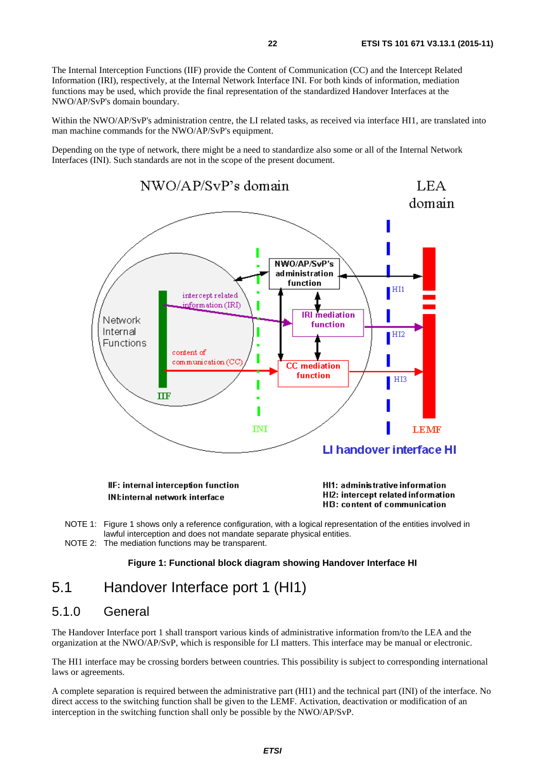The Internal Interception Functions (IIF) provide the Content of Communication (CC) and the Intercept Related Information (IRI), respectively, at the Internal Network Interface INI. For both kinds of information, mediation functions may be used, which provide the final representation of the standardized Handover Interfaces at the NWO/AP/SvP's domain boundary.

Within the NWO/AP/SvP's administration centre, the LI related tasks, as received via interface HI1, are translated into man machine commands for the NWO/AP/SvP's equipment.

Depending on the type of network, there might be a need to standardize also some or all of the Internal Network Interfaces (INI). Such standards are not in the scope of the present document.

NWO/AP/SvP's domain | LEA domain

Network Internal Functions | IIF | intercept related information (IRI) | content of communication (CC) | INI | NWO/AP/SvP's administration function | IRI mediation function | CC mediation function | HI1 | HI2 | HI3 | LEMF | LI handover interface HI

**IIF: internal interception function**
**INI: internal network interface**

**HI1: administrative information**
**HI2: intercept related information**
**HI3: content of communication**

NOTE 1: Figure 1 shows only a reference configuration, with a logical representation of the entities involved in lawful interception and does not mandate separate physical entities.

NOTE 2: The mediation functions may be transparent.

**Figure 1: Functional block diagram showing Handover Interface HI**

## 5.1 Handover Interface port 1 (HI1)

### 5.1.0 General

The Handover Interface port 1 shall transport various kinds of administrative information from/to the LEA and the organization at the NWO/AP/SvP, which is responsible for LI matters. This interface may be manual or electronic.

The HI1 interface may be crossing borders between countries. This possibility is subject to corresponding international laws or agreements.

A complete separation is required between the administrative part (HI1) and the technical part (INI) of the interface. No direct access to the switching function shall be given to the LEMF. Activation, deactivation or modification of an interception in the switching function shall only be possible by the NWO/AP/SvP.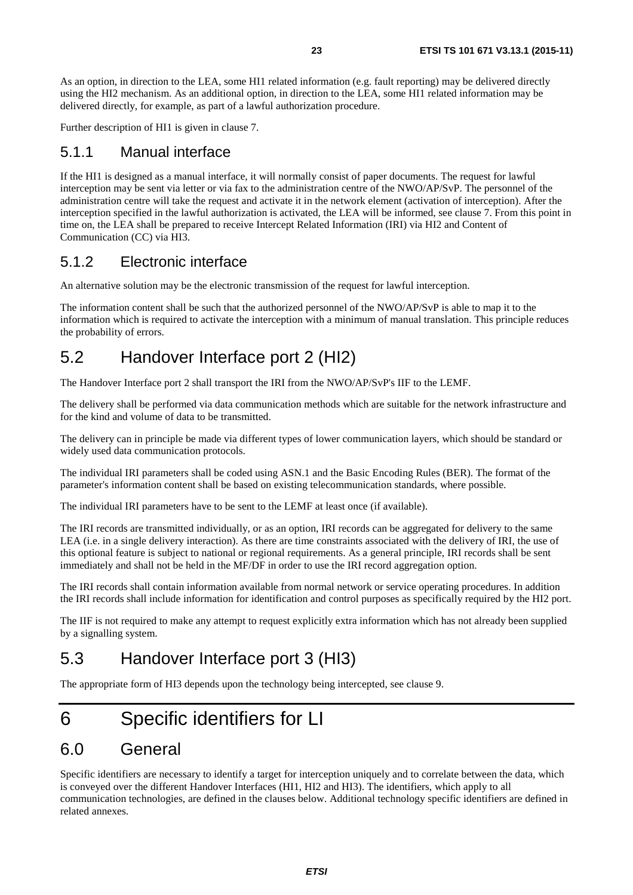As an option, in direction to the LEA, some HI1 related information (e.g. fault reporting) may be delivered directly using the HI2 mechanism. As an additional option, in direction to the LEA, some HI1 related information may be delivered directly, for example, as part of a lawful authorization procedure.

Further description of HI1 is given in clause 7.

### 5.1.1 Manual interface

If the HI1 is designed as a manual interface, it will normally consist of paper documents. The request for lawful interception may be sent via letter or via fax to the administration centre of the NWO/AP/SvP. The personnel of the administration centre will take the request and activate it in the network element (activation of interception). After the interception specified in the lawful authorization is activated, the LEA will be informed, see clause 7. From this point in time on, the LEA shall be prepared to receive Intercept Related Information (IRI) via HI2 and Content of Communication (CC) via HI3.

### 5.1.2 Electronic interface

An alternative solution may be the electronic transmission of the request for lawful interception.

The information content shall be such that the authorized personnel of the NWO/AP/SvP is able to map it to the information which is required to activate the interception with a minimum of manual translation. This principle reduces the probability of errors.

## 5.2 Handover Interface port 2 (HI2)

The Handover Interface port 2 shall transport the IRI from the NWO/AP/SvP's IIF to the LEMF.

The delivery shall be performed via data communication methods which are suitable for the network infrastructure and for the kind and volume of data to be transmitted.

The delivery can in principle be made via different types of lower communication layers, which should be standard or widely used data communication protocols.

The individual IRI parameters shall be coded using ASN.1 and the Basic Encoding Rules (BER). The format of the parameter's information content shall be based on existing telecommunication standards, where possible.

The individual IRI parameters have to be sent to the LEMF at least once (if available).

The IRI records are transmitted individually, or as an option, IRI records can be aggregated for delivery to the same LEA (i.e. in a single delivery interaction). As there are time constraints associated with the delivery of IRI, the use of this optional feature is subject to national or regional requirements. As a general principle, IRI records shall be sent immediately and shall not be held in the MF/DF in order to use the IRI record aggregation option.

The IRI records shall contain information available from normal network or service operating procedures. In addition the IRI records shall include information for identification and control purposes as specifically required by the HI2 port.

The IIF is not required to make any attempt to request explicitly extra information which has not already been supplied by a signalling system.

## 5.3 Handover Interface port 3 (HI3)

The appropriate form of HI3 depends upon the technology being intercepted, see clause 9.

# 6 Specific identifiers for LI

## 6.0 General

Specific identifiers are necessary to identify a target for interception uniquely and to correlate between the data, which is conveyed over the different Handover Interfaces (HI1, HI2 and HI3). The identifiers, which apply to all communication technologies, are defined in the clauses below. Additional technology specific identifiers are defined in related annexes.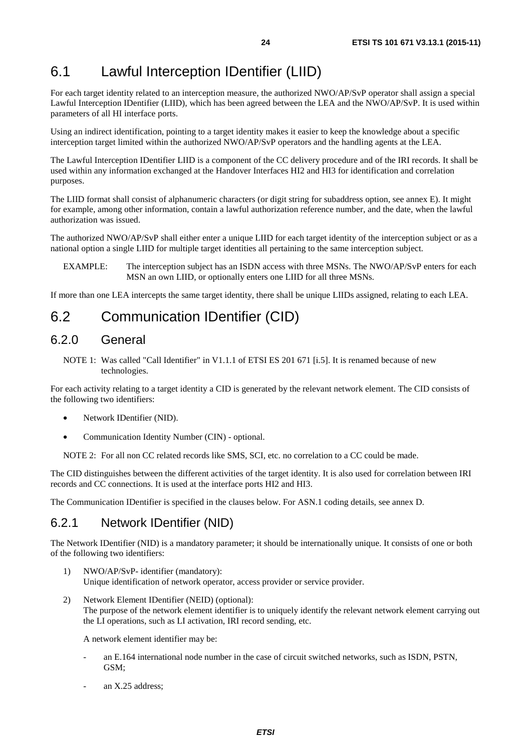## 6.1 Lawful Interception IDentifier (LIID)

For each target identity related to an interception measure, the authorized NWO/AP/SvP operator shall assign a special Lawful Interception IDentifier (LIID), which has been agreed between the LEA and the NWO/AP/SvP. It is used within parameters of all HI interface ports.

Using an indirect identification, pointing to a target identity makes it easier to keep the knowledge about a specific interception target limited within the authorized NWO/AP/SvP operators and the handling agents at the LEA.

The Lawful Interception IDentifier LIID is a component of the CC delivery procedure and of the IRI records. It shall be used within any information exchanged at the Handover Interfaces HI2 and HI3 for identification and correlation purposes.

The LIID format shall consist of alphanumeric characters (or digit string for subaddress option, see annex E). It might for example, among other information, contain a lawful authorization reference number, and the date, when the lawful authorization was issued.

The authorized NWO/AP/SvP shall either enter a unique LIID for each target identity of the interception subject or as a national option a single LIID for multiple target identities all pertaining to the same interception subject.

EXAMPLE: The interception subject has an ISDN access with three MSNs. The NWO/AP/SvP enters for each MSN an own LIID, or optionally enters one LIID for all three MSNs.

If more than one LEA intercepts the same target identity, there shall be unique LIIDs assigned, relating to each LEA.

## 6.2 Communication IDentifier (CID)

### 6.2.0 General

NOTE 1: Was called "Call Identifier" in V1.1.1 of ETSI ES 201 671 [i.5]. It is renamed because of new technologies.

For each activity relating to a target identity a CID is generated by the relevant network element. The CID consists of the following two identifiers:

- Network IDentifier (NID).
- Communication Identity Number (CIN) - optional.

NOTE 2: For all non CC related records like SMS, SCI, etc. no correlation to a CC could be made.

The CID distinguishes between the different activities of the target identity. It is also used for correlation between IRI records and CC connections. It is used at the interface ports HI2 and HI3.

The Communication IDentifier is specified in the clauses below. For ASN.1 coding details, see annex D.

### 6.2.1 Network IDentifier (NID)

The Network IDentifier (NID) is a mandatory parameter; it should be internationally unique. It consists of one or both of the following two identifiers:

1) NWO/AP/SvP- identifier (mandatory):
   Unique identification of network operator, access provider or service provider.

2) Network Element IDentifier (NEID) (optional):
   The purpose of the network element identifier is to uniquely identify the relevant network element carrying out the LI operations, such as LI activation, IRI record sending, etc.

   A network element identifier may be:

   - an E.164 international node number in the case of circuit switched networks, such as ISDN, PSTN, GSM;
   - an X.25 address;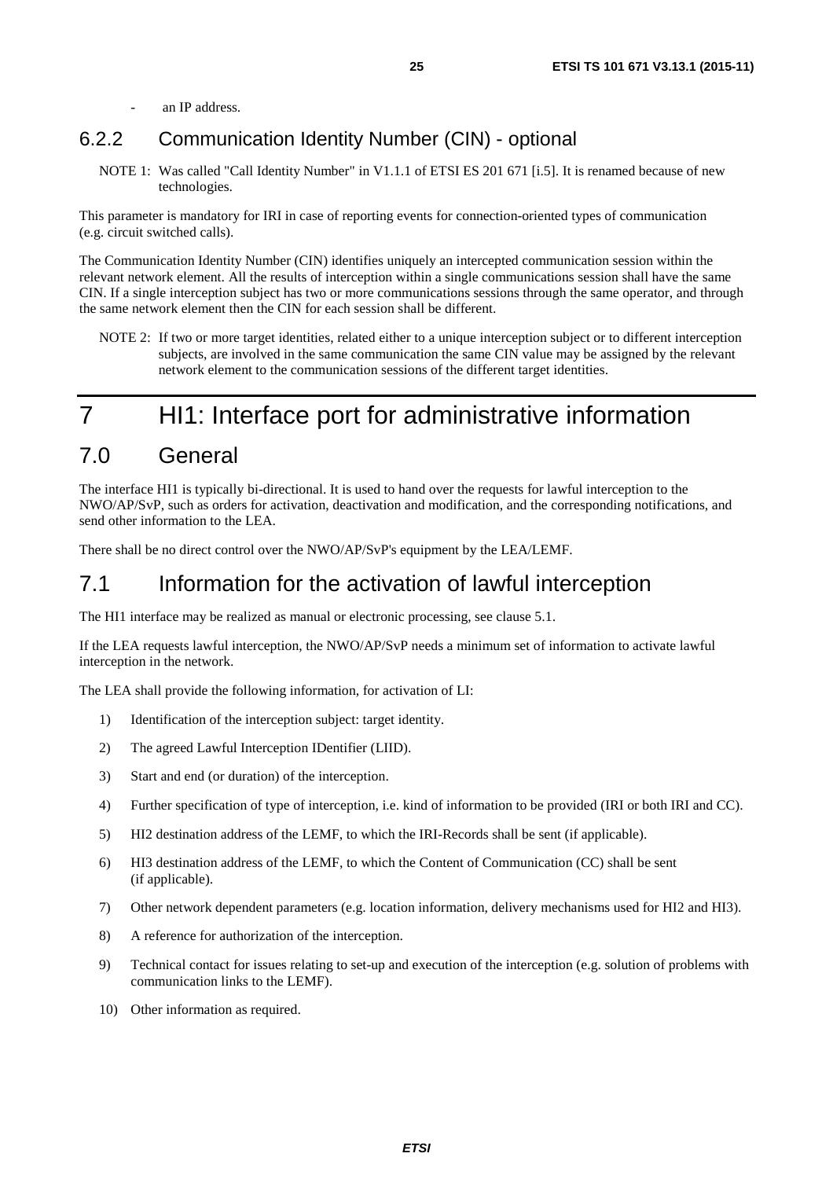- an IP address.

### 6.2.2 Communication Identity Number (CIN) - optional

NOTE 1: Was called "Call Identity Number" in V1.1.1 of ETSI ES 201 671 [i.5]. It is renamed because of new technologies.

This parameter is mandatory for IRI in case of reporting events for connection-oriented types of communication (e.g. circuit switched calls).

The Communication Identity Number (CIN) identifies uniquely an intercepted communication session within the relevant network element. All the results of interception within a single communications session shall have the same CIN. If a single interception subject has two or more communications sessions through the same operator, and through the same network element then the CIN for each session shall be different.

NOTE 2: If two or more target identities, related either to a unique interception subject or to different interception subjects, are involved in the same communication the same CIN value may be assigned by the relevant network element to the communication sessions of the different target identities.

# 7 HI1: Interface port for administrative information

## 7.0 General

The interface HI1 is typically bi-directional. It is used to hand over the requests for lawful interception to the NWO/AP/SvP, such as orders for activation, deactivation and modification, and the corresponding notifications, and send other information to the LEA.

There shall be no direct control over the NWO/AP/SvP's equipment by the LEA/LEMF.

## 7.1 Information for the activation of lawful interception

The HI1 interface may be realized as manual or electronic processing, see clause 5.1.

If the LEA requests lawful interception, the NWO/AP/SvP needs a minimum set of information to activate lawful interception in the network.

The LEA shall provide the following information, for activation of LI:

1) Identification of the interception subject: target identity.
2) The agreed Lawful Interception IDentifier (LIID).
3) Start and end (or duration) of the interception.
4) Further specification of type of interception, i.e. kind of information to be provided (IRI or both IRI and CC).
5) HI2 destination address of the LEMF, to which the IRI-Records shall be sent (if applicable).
6) HI3 destination address of the LEMF, to which the Content of Communication (CC) shall be sent (if applicable).
7) Other network dependent parameters (e.g. location information, delivery mechanisms used for HI2 and HI3).
8) A reference for authorization of the interception.
9) Technical contact for issues relating to set-up and execution of the interception (e.g. solution of problems with communication links to the LEMF).
10) Other information as required.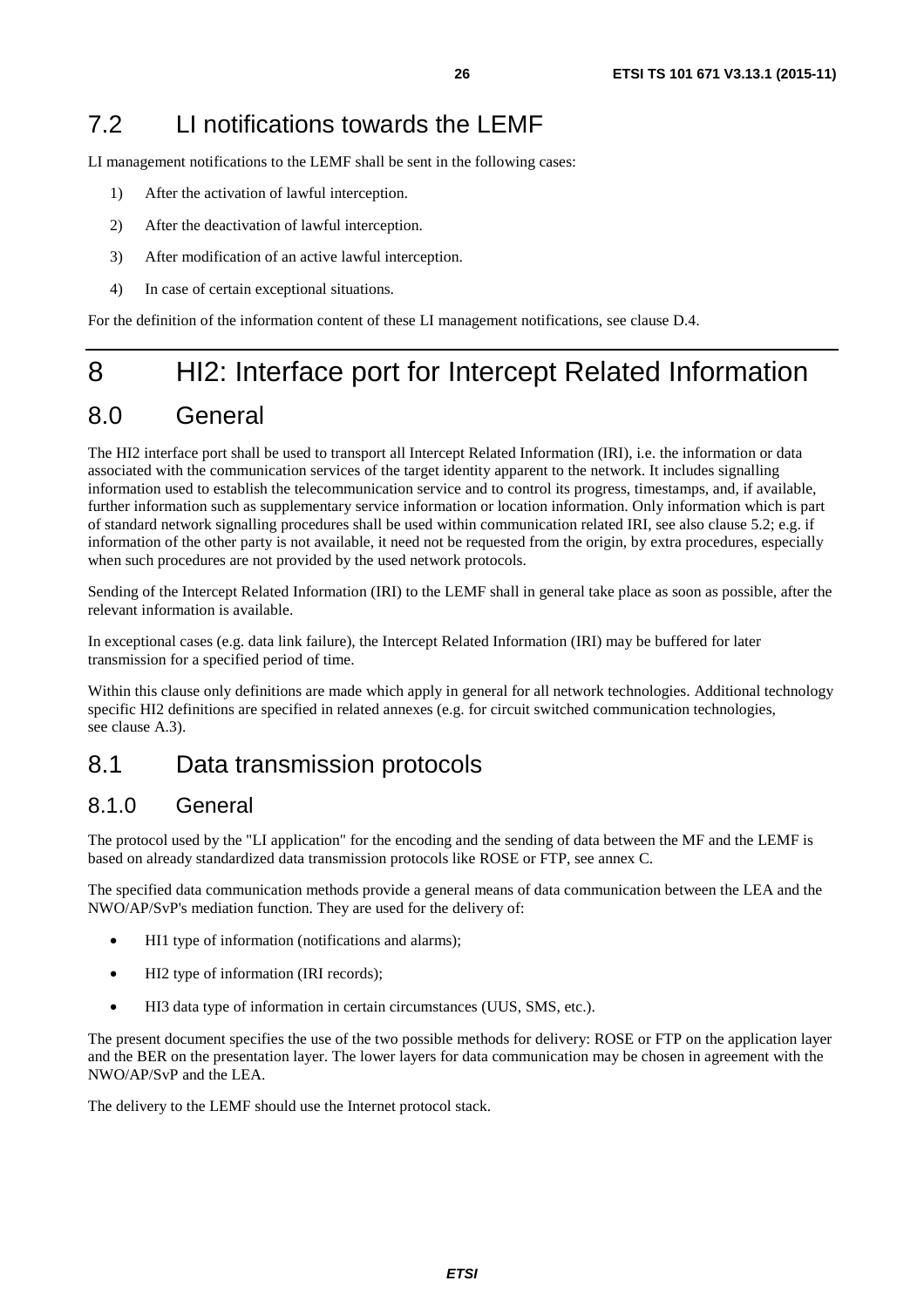## 7.2 LI notifications towards the LEMF

LI management notifications to the LEMF shall be sent in the following cases:

1) After the activation of lawful interception.
2) After the deactivation of lawful interception.
3) After modification of an active lawful interception.
4) In case of certain exceptional situations.

For the definition of the information content of these LI management notifications, see clause D.4.

# 8 HI2: Interface port for Intercept Related Information

## 8.0 General

The HI2 interface port shall be used to transport all Intercept Related Information (IRI), i.e. the information or data associated with the communication services of the target identity apparent to the network. It includes signalling information used to establish the telecommunication service and to control its progress, timestamps, and, if available, further information such as supplementary service information or location information. Only information which is part of standard network signalling procedures shall be used within communication related IRI, see also clause 5.2; e.g. if information of the other party is not available, it need not be requested from the origin, by extra procedures, especially when such procedures are not provided by the used network protocols.

Sending of the Intercept Related Information (IRI) to the LEMF shall in general take place as soon as possible, after the relevant information is available.

In exceptional cases (e.g. data link failure), the Intercept Related Information (IRI) may be buffered for later transmission for a specified period of time.

Within this clause only definitions are made which apply in general for all network technologies. Additional technology specific HI2 definitions are specified in related annexes (e.g. for circuit switched communication technologies, see clause A.3).

## 8.1 Data transmission protocols

### 8.1.0 General

The protocol used by the "LI application" for the encoding and the sending of data between the MF and the LEMF is based on already standardized data transmission protocols like ROSE or FTP, see annex C.

The specified data communication methods provide a general means of data communication between the LEA and the NWO/AP/SvP's mediation function. They are used for the delivery of:

- HI1 type of information (notifications and alarms);
- HI2 type of information (IRI records);
- HI3 data type of information in certain circumstances (UUS, SMS, etc.).

The present document specifies the use of the two possible methods for delivery: ROSE or FTP on the application layer and the BER on the presentation layer. The lower layers for data communication may be chosen in agreement with the NWO/AP/SvP and the LEA.

The delivery to the LEMF should use the Internet protocol stack.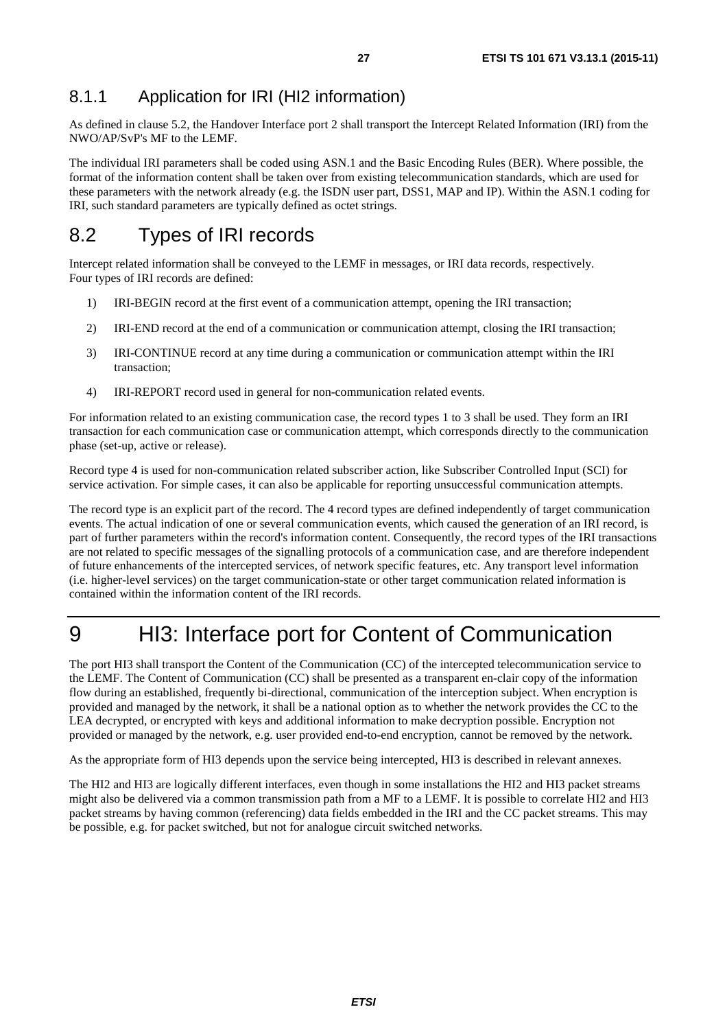### 8.1.1 Application for IRI (HI2 information)

As defined in clause 5.2, the Handover Interface port 2 shall transport the Intercept Related Information (IRI) from the NWO/AP/SvP's MF to the LEMF.

The individual IRI parameters shall be coded using ASN.1 and the Basic Encoding Rules (BER). Where possible, the format of the information content shall be taken over from existing telecommunication standards, which are used for these parameters with the network already (e.g. the ISDN user part, DSS1, MAP and IP). Within the ASN.1 coding for IRI, such standard parameters are typically defined as octet strings.

## 8.2 Types of IRI records

Intercept related information shall be conveyed to the LEMF in messages, or IRI data records, respectively. Four types of IRI records are defined:

1) IRI-BEGIN record at the first event of a communication attempt, opening the IRI transaction;
2) IRI-END record at the end of a communication or communication attempt, closing the IRI transaction;
3) IRI-CONTINUE record at any time during a communication or communication attempt within the IRI transaction;
4) IRI-REPORT record used in general for non-communication related events.

For information related to an existing communication case, the record types 1 to 3 shall be used. They form an IRI transaction for each communication case or communication attempt, which corresponds directly to the communication phase (set-up, active or release).

Record type 4 is used for non-communication related subscriber action, like Subscriber Controlled Input (SCI) for service activation. For simple cases, it can also be applicable for reporting unsuccessful communication attempts.

The record type is an explicit part of the record. The 4 record types are defined independently of target communication events. The actual indication of one or several communication events, which caused the generation of an IRI record, is part of further parameters within the record's information content. Consequently, the record types of the IRI transactions are not related to specific messages of the signalling protocols of a communication case, and are therefore independent of future enhancements of the intercepted services, of network specific features, etc. Any transport level information (i.e. higher-level services) on the target communication-state or other target communication related information is contained within the information content of the IRI records.

# 9 HI3: Interface port for Content of Communication

The port HI3 shall transport the Content of the Communication (CC) of the intercepted telecommunication service to the LEMF. The Content of Communication (CC) shall be presented as a transparent en-clair copy of the information flow during an established, frequently bi-directional, communication of the interception subject. When encryption is provided and managed by the network, it shall be a national option as to whether the network provides the CC to the LEA decrypted, or encrypted with keys and additional information to make decryption possible. Encryption not provided or managed by the network, e.g. user provided end-to-end encryption, cannot be removed by the network.

As the appropriate form of HI3 depends upon the service being intercepted, HI3 is described in relevant annexes.

The HI2 and HI3 are logically different interfaces, even though in some installations the HI2 and HI3 packet streams might also be delivered via a common transmission path from a MF to a LEMF. It is possible to correlate HI2 and HI3 packet streams by having common (referencing) data fields embedded in the IRI and the CC packet streams. This may be possible, e.g. for packet switched, but not for analogue circuit switched networks.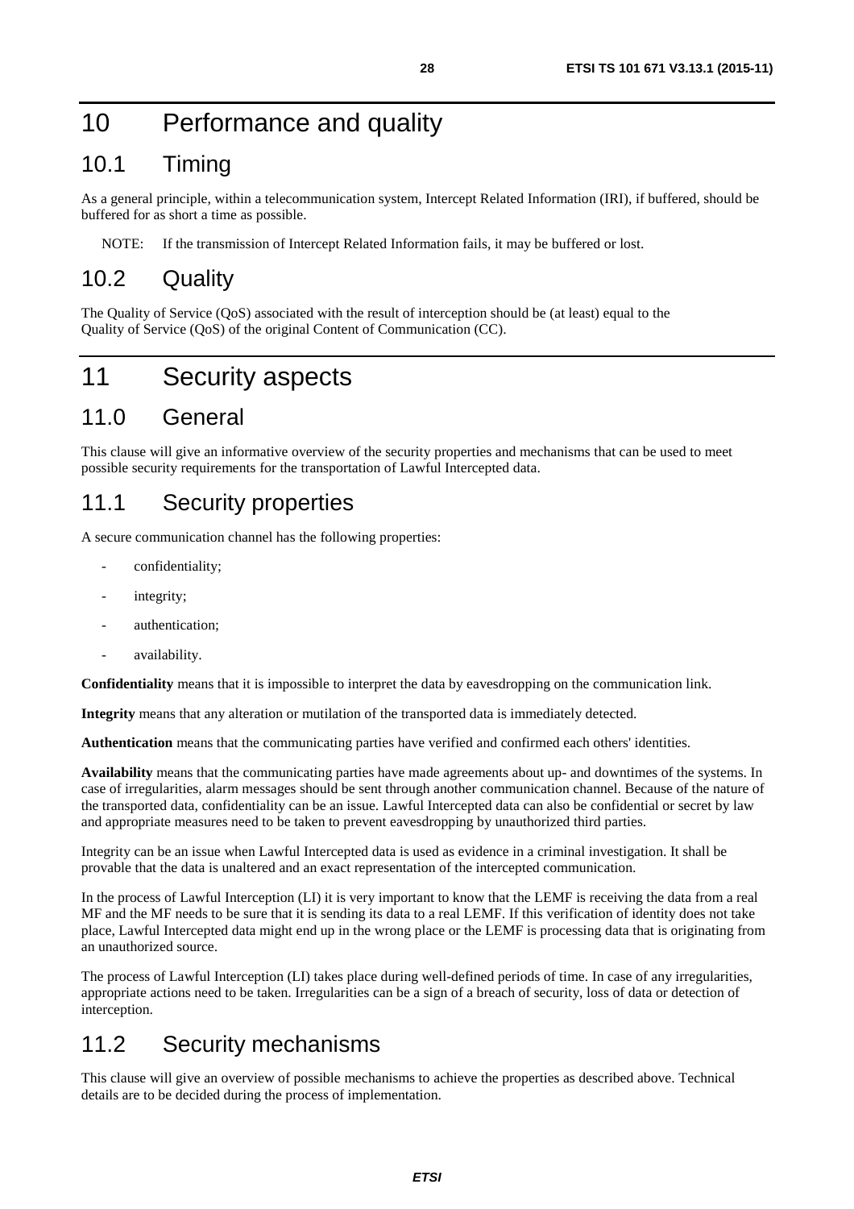# 10 Performance and quality

## 10.1 Timing

As a general principle, within a telecommunication system, Intercept Related Information (IRI), if buffered, should be buffered for as short a time as possible.

NOTE: If the transmission of Intercept Related Information fails, it may be buffered or lost.

## 10.2 Quality

The Quality of Service (QoS) associated with the result of interception should be (at least) equal to the Quality of Service (QoS) of the original Content of Communication (CC).

# 11 Security aspects

## 11.0 General

This clause will give an informative overview of the security properties and mechanisms that can be used to meet possible security requirements for the transportation of Lawful Intercepted data.

## 11.1 Security properties

A secure communication channel has the following properties:

- confidentiality;
- integrity;
- authentication;
- availability.

**Confidentiality** means that it is impossible to interpret the data by eavesdropping on the communication link.

**Integrity** means that any alteration or mutilation of the transported data is immediately detected.

**Authentication** means that the communicating parties have verified and confirmed each others' identities.

**Availability** means that the communicating parties have made agreements about up- and downtimes of the systems. In case of irregularities, alarm messages should be sent through another communication channel. Because of the nature of the transported data, confidentiality can be an issue. Lawful Intercepted data can also be confidential or secret by law and appropriate measures need to be taken to prevent eavesdropping by unauthorized third parties.

Integrity can be an issue when Lawful Intercepted data is used as evidence in a criminal investigation. It shall be provable that the data is unaltered and an exact representation of the intercepted communication.

In the process of Lawful Interception (LI) it is very important to know that the LEMF is receiving the data from a real MF and the MF needs to be sure that it is sending its data to a real LEMF. If this verification of identity does not take place, Lawful Intercepted data might end up in the wrong place or the LEMF is processing data that is originating from an unauthorized source.

The process of Lawful Interception (LI) takes place during well-defined periods of time. In case of any irregularities, appropriate actions need to be taken. Irregularities can be a sign of a breach of security, loss of data or detection of interception.

## 11.2 Security mechanisms

This clause will give an overview of possible mechanisms to achieve the properties as described above. Technical details are to be decided during the process of implementation.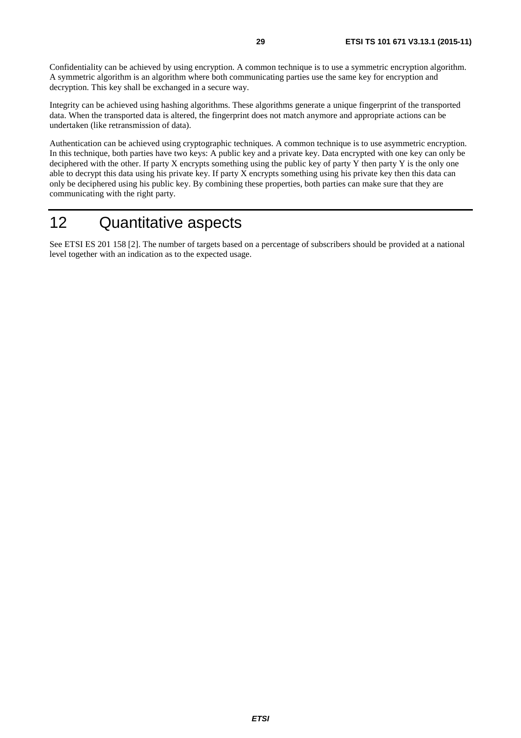Confidentiality can be achieved by using encryption. A common technique is to use a symmetric encryption algorithm. A symmetric algorithm is an algorithm where both communicating parties use the same key for encryption and decryption. This key shall be exchanged in a secure way.

Integrity can be achieved using hashing algorithms. These algorithms generate a unique fingerprint of the transported data. When the transported data is altered, the fingerprint does not match anymore and appropriate actions can be undertaken (like retransmission of data).

Authentication can be achieved using cryptographic techniques. A common technique is to use asymmetric encryption. In this technique, both parties have two keys: A public key and a private key. Data encrypted with one key can only be deciphered with the other. If party X encrypts something using the public key of party Y then party Y is the only one able to decrypt this data using his private key. If party X encrypts something using his private key then this data can only be deciphered using his public key. By combining these properties, both parties can make sure that they are communicating with the right party.

# 12 Quantitative aspects

See ETSI ES 201 158 [2]. The number of targets based on a percentage of subscribers should be provided at a national level together with an indication as to the expected usage.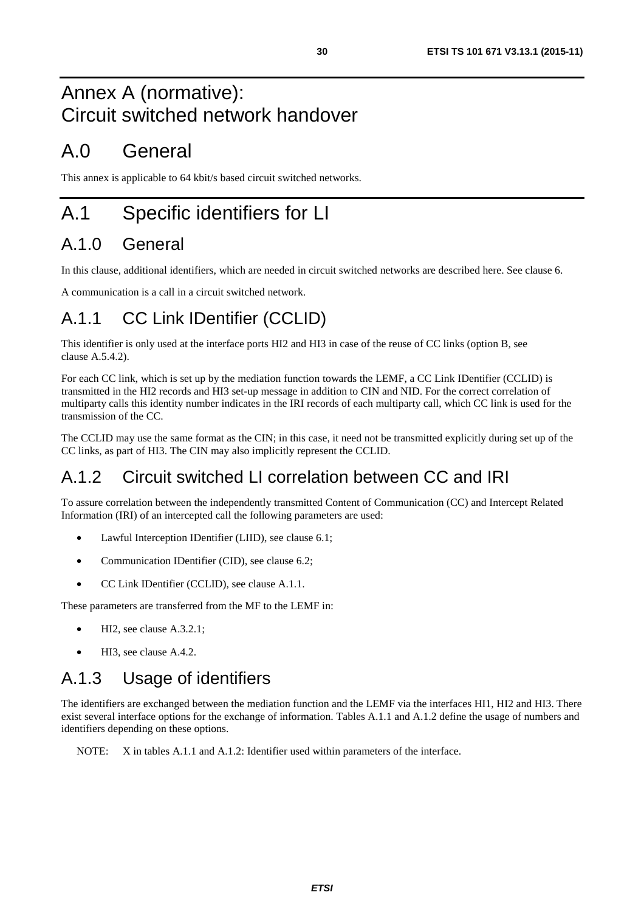# Annex A (normative): Circuit switched network handover

## A.0 General

This annex is applicable to 64 kbit/s based circuit switched networks.

# A.1 Specific identifiers for LI

## A.1.0 General

In this clause, additional identifiers, which are needed in circuit switched networks are described here. See clause 6.

A communication is a call in a circuit switched network.

## A.1.1 CC Link IDentifier (CCLID)

This identifier is only used at the interface ports HI2 and HI3 in case of the reuse of CC links (option B, see clause A.5.4.2).

For each CC link, which is set up by the mediation function towards the LEMF, a CC Link IDentifier (CCLID) is transmitted in the HI2 records and HI3 set-up message in addition to CIN and NID. For the correct correlation of multiparty calls this identity number indicates in the IRI records of each multiparty call, which CC link is used for the transmission of the CC.

The CCLID may use the same format as the CIN; in this case, it need not be transmitted explicitly during set up of the CC links, as part of HI3. The CIN may also implicitly represent the CCLID.

## A.1.2 Circuit switched LI correlation between CC and IRI

To assure correlation between the independently transmitted Content of Communication (CC) and Intercept Related Information (IRI) of an intercepted call the following parameters are used:

- Lawful Interception IDentifier (LIID), see clause 6.1;
- Communication IDentifier (CID), see clause 6.2;
- CC Link IDentifier (CCLID), see clause A.1.1.

These parameters are transferred from the MF to the LEMF in:

- HI2, see clause A.3.2.1;
- HI3, see clause A.4.2.

## A.1.3 Usage of identifiers

The identifiers are exchanged between the mediation function and the LEMF via the interfaces HI1, HI2 and HI3. There exist several interface options for the exchange of information. Tables A.1.1 and A.1.2 define the usage of numbers and identifiers depending on these options.

NOTE: X in tables A.1.1 and A.1.2: Identifier used within parameters of the interface.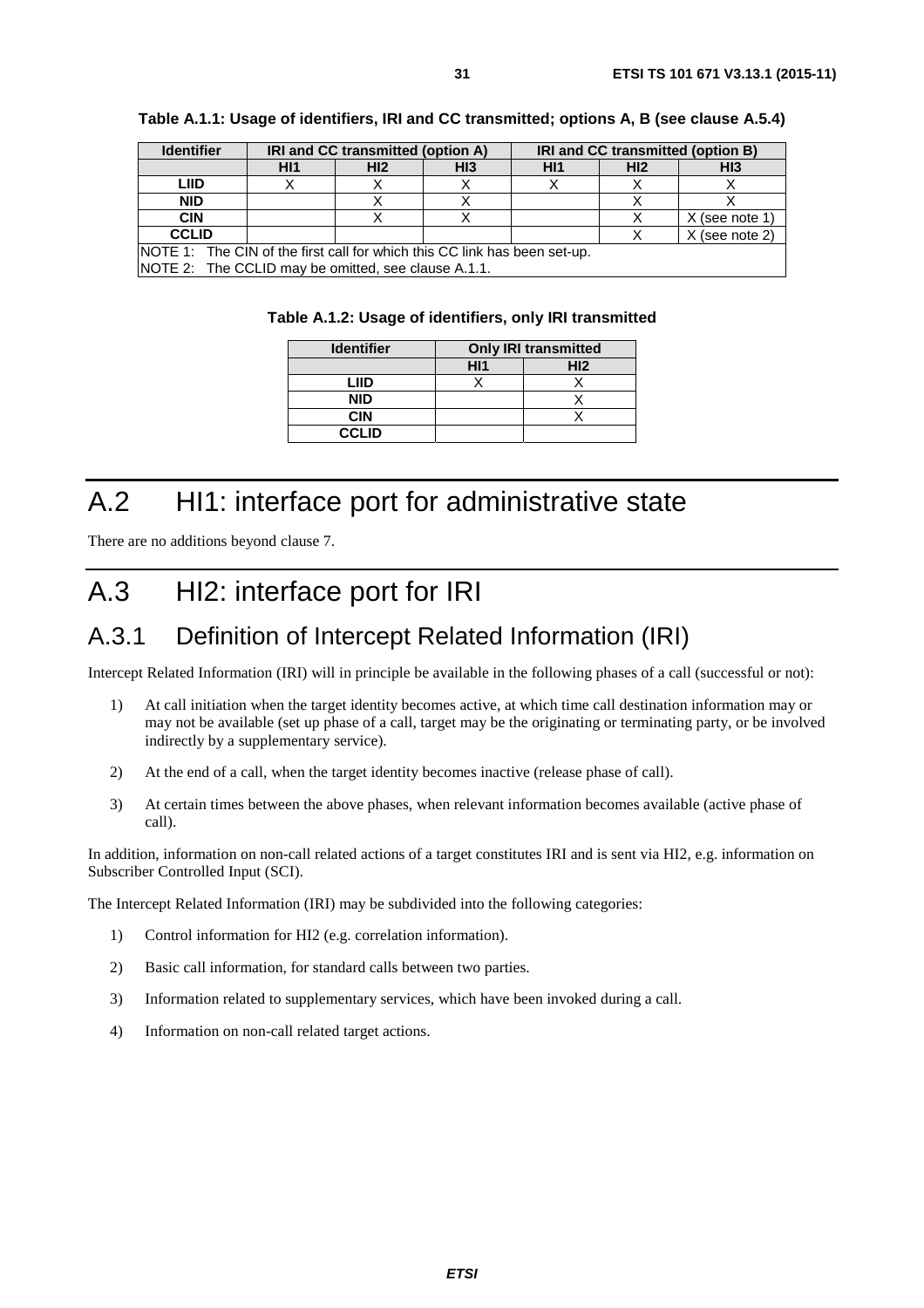**Table A.1.1: Usage of identifiers, IRI and CC transmitted; options A, B (see clause A.5.4)**

| Identifier | IRI and CC transmitted (option A) | | | IRI and CC transmitted (option B) | | |
|---|---|---|---|---|---|---|
| | HI1 | HI2 | HI3 | HI1 | HI2 | HI3 |
| **LIID** | X | X | X | X | X | X |
| **NID** | | X | X | | X | X |
| **CIN** | | X | X | | X | X (see note 1) |
| **CCLID** | | | | | X | X (see note 2) |

NOTE 1: The CIN of the first call for which this CC link has been set-up.
NOTE 2: The CCLID may be omitted, see clause A.1.1.

**Table A.1.2: Usage of identifiers, only IRI transmitted**

| Identifier | Only IRI transmitted | |
|---|---|---|
| | HI1 | HI2 |
| **LIID** | X | X |
| **NID** | | X |
| **CIN** | | X |
| **CCLID** | | |

# A.2 HI1: interface port for administrative state

There are no additions beyond clause 7.

# A.3 HI2: interface port for IRI

## A.3.1 Definition of Intercept Related Information (IRI)

Intercept Related Information (IRI) will in principle be available in the following phases of a call (successful or not):

1) At call initiation when the target identity becomes active, at which time call destination information may or may not be available (set up phase of a call, target may be the originating or terminating party, or be involved indirectly by a supplementary service).

2) At the end of a call, when the target identity becomes inactive (release phase of call).

3) At certain times between the above phases, when relevant information becomes available (active phase of call).

In addition, information on non-call related actions of a target constitutes IRI and is sent via HI2, e.g. information on Subscriber Controlled Input (SCI).

The Intercept Related Information (IRI) may be subdivided into the following categories:

1) Control information for HI2 (e.g. correlation information).

2) Basic call information, for standard calls between two parties.

3) Information related to supplementary services, which have been invoked during a call.

4) Information on non-call related target actions.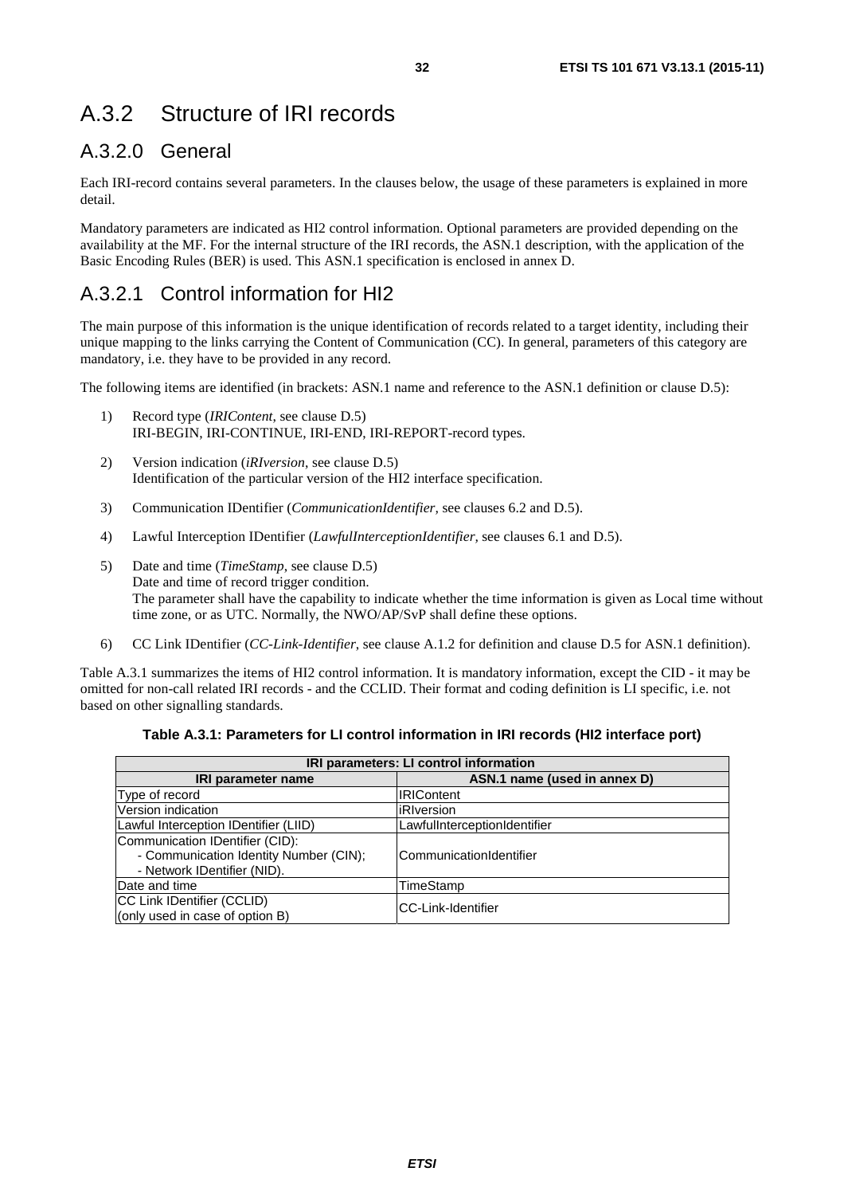# A.3.2 Structure of IRI records

## A.3.2.0 General

Each IRI-record contains several parameters. In the clauses below, the usage of these parameters is explained in more detail.

Mandatory parameters are indicated as HI2 control information. Optional parameters are provided depending on the availability at the MF. For the internal structure of the IRI records, the ASN.1 description, with the application of the Basic Encoding Rules (BER) is used. This ASN.1 specification is enclosed in annex D.

## A.3.2.1 Control information for HI2

The main purpose of this information is the unique identification of records related to a target identity, including their unique mapping to the links carrying the Content of Communication (CC). In general, parameters of this category are mandatory, i.e. they have to be provided in any record.

The following items are identified (in brackets: ASN.1 name and reference to the ASN.1 definition or clause D.5):

1) Record type (*IRIContent*, see clause D.5)
   IRI-BEGIN, IRI-CONTINUE, IRI-END, IRI-REPORT-record types.

2) Version indication (*iRIversion*, see clause D.5)
   Identification of the particular version of the HI2 interface specification.

3) Communication IDentifier (*CommunicationIdentifier*, see clauses 6.2 and D.5).

4) Lawful Interception IDentifier (*LawfulInterceptionIdentifier*, see clauses 6.1 and D.5).

5) Date and time (*TimeStamp*, see clause D.5)
   Date and time of record trigger condition.
   The parameter shall have the capability to indicate whether the time information is given as Local time without time zone, or as UTC. Normally, the NWO/AP/SvP shall define these options.

6) CC Link IDentifier (*CC-Link-Identifier*, see clause A.1.2 for definition and clause D.5 for ASN.1 definition).

Table A.3.1 summarizes the items of HI2 control information. It is mandatory information, except the CID - it may be omitted for non-call related IRI records - and the CCLID. Their format and coding definition is LI specific, i.e. not based on other signalling standards.

**Table A.3.1: Parameters for LI control information in IRI records (HI2 interface port)**

| IRI parameters: LI control information | |
|---|---|
| **IRI parameter name** | **ASN.1 name (used in annex D)** |
| Type of record | IRIContent |
| Version indication | iRIversion |
| Lawful Interception IDentifier (LIID) | LawfulInterceptionIdentifier |
| Communication IDentifier (CID):<br>- Communication Identity Number (CIN);<br>- Network IDentifier (NID). | CommunicationIdentifier |
| Date and time | TimeStamp |
| CC Link IDentifier (CCLID)<br>(only used in case of option B) | CC-Link-Identifier |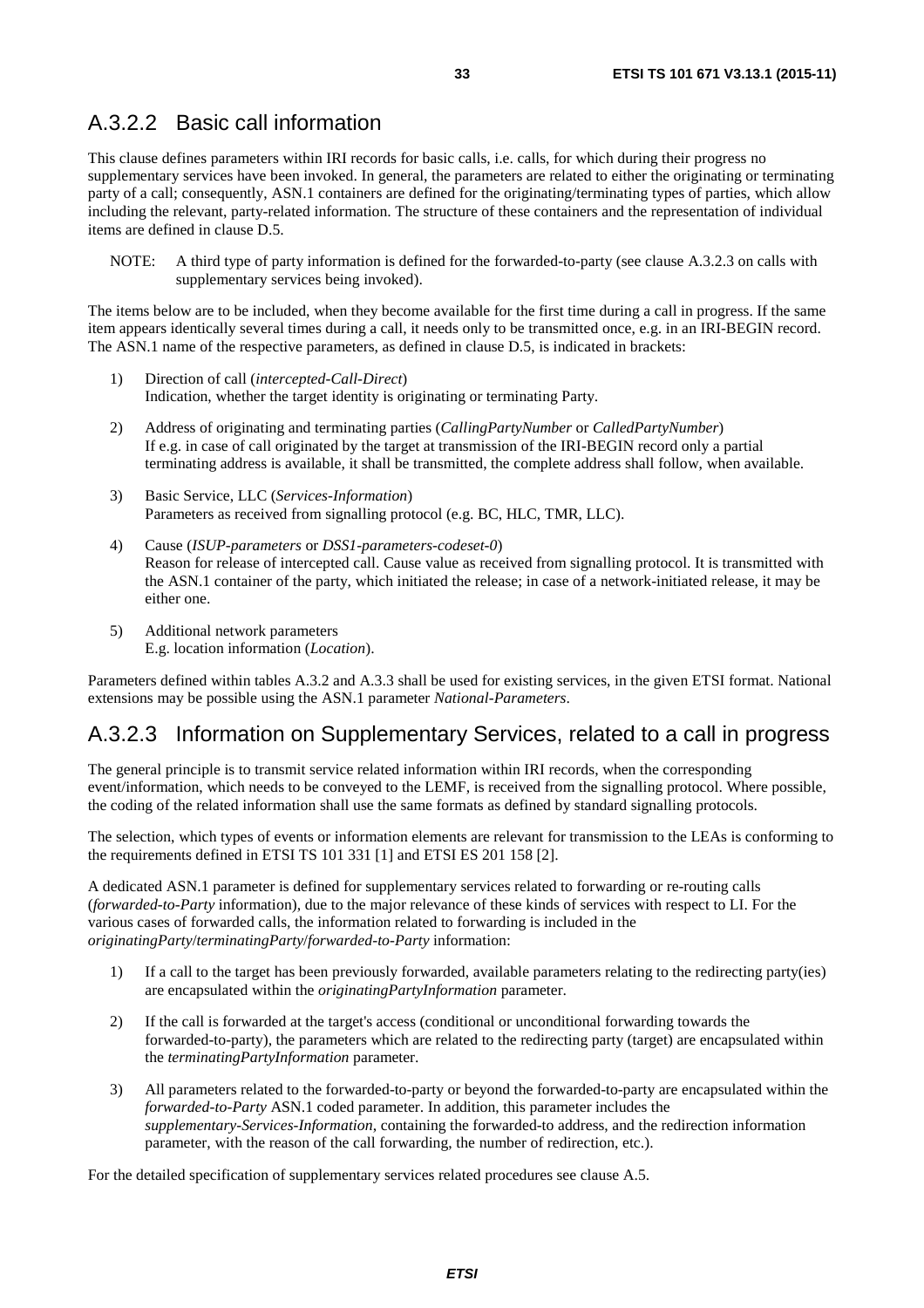## A.3.2.2 Basic call information

This clause defines parameters within IRI records for basic calls, i.e. calls, for which during their progress no supplementary services have been invoked. In general, the parameters are related to either the originating or terminating party of a call; consequently, ASN.1 containers are defined for the originating/terminating types of parties, which allow including the relevant, party-related information. The structure of these containers and the representation of individual items are defined in clause D.5.

NOTE: A third type of party information is defined for the forwarded-to-party (see clause A.3.2.3 on calls with supplementary services being invoked).

The items below are to be included, when they become available for the first time during a call in progress. If the same item appears identically several times during a call, it needs only to be transmitted once, e.g. in an IRI-BEGIN record. The ASN.1 name of the respective parameters, as defined in clause D.5, is indicated in brackets:

1) Direction of call (*intercepted-Call-Direct*)
   Indication, whether the target identity is originating or terminating Party.

2) Address of originating and terminating parties (*CallingPartyNumber* or *CalledPartyNumber*)
   If e.g. in case of call originated by the target at transmission of the IRI-BEGIN record only a partial terminating address is available, it shall be transmitted, the complete address shall follow, when available.

3) Basic Service, LLC (*Services-Information*)
   Parameters as received from signalling protocol (e.g. BC, HLC, TMR, LLC).

4) Cause (*ISUP-parameters* or *DSS1-parameters-codeset-0*)
   Reason for release of intercepted call. Cause value as received from signalling protocol. It is transmitted with the ASN.1 container of the party, which initiated the release; in case of a network-initiated release, it may be either one.

5) Additional network parameters
   E.g. location information (*Location*).

Parameters defined within tables A.3.2 and A.3.3 shall be used for existing services, in the given ETSI format. National extensions may be possible using the ASN.1 parameter *National-Parameters*.

## A.3.2.3 Information on Supplementary Services, related to a call in progress

The general principle is to transmit service related information within IRI records, when the corresponding event/information, which needs to be conveyed to the LEMF, is received from the signalling protocol. Where possible, the coding of the related information shall use the same formats as defined by standard signalling protocols.

The selection, which types of events or information elements are relevant for transmission to the LEAs is conforming to the requirements defined in ETSI TS 101 331 [1] and ETSI ES 201 158 [2].

A dedicated ASN.1 parameter is defined for supplementary services related to forwarding or re-routing calls (*forwarded-to-Party* information), due to the major relevance of these kinds of services with respect to LI. For the various cases of forwarded calls, the information related to forwarding is included in the *originatingParty*/*terminatingParty*/*forwarded-to-Party* information:

1) If a call to the target has been previously forwarded, available parameters relating to the redirecting party(ies) are encapsulated within the *originatingPartyInformation* parameter.

2) If the call is forwarded at the target's access (conditional or unconditional forwarding towards the forwarded-to-party), the parameters which are related to the redirecting party (target) are encapsulated within the *terminatingPartyInformation* parameter.

3) All parameters related to the forwarded-to-party or beyond the forwarded-to-party are encapsulated within the *forwarded-to-Party* ASN.1 coded parameter. In addition, this parameter includes the *supplementary-Services-Information*, containing the forwarded-to address, and the redirection information parameter, with the reason of the call forwarding, the number of redirection, etc.).

For the detailed specification of supplementary services related procedures see clause A.5.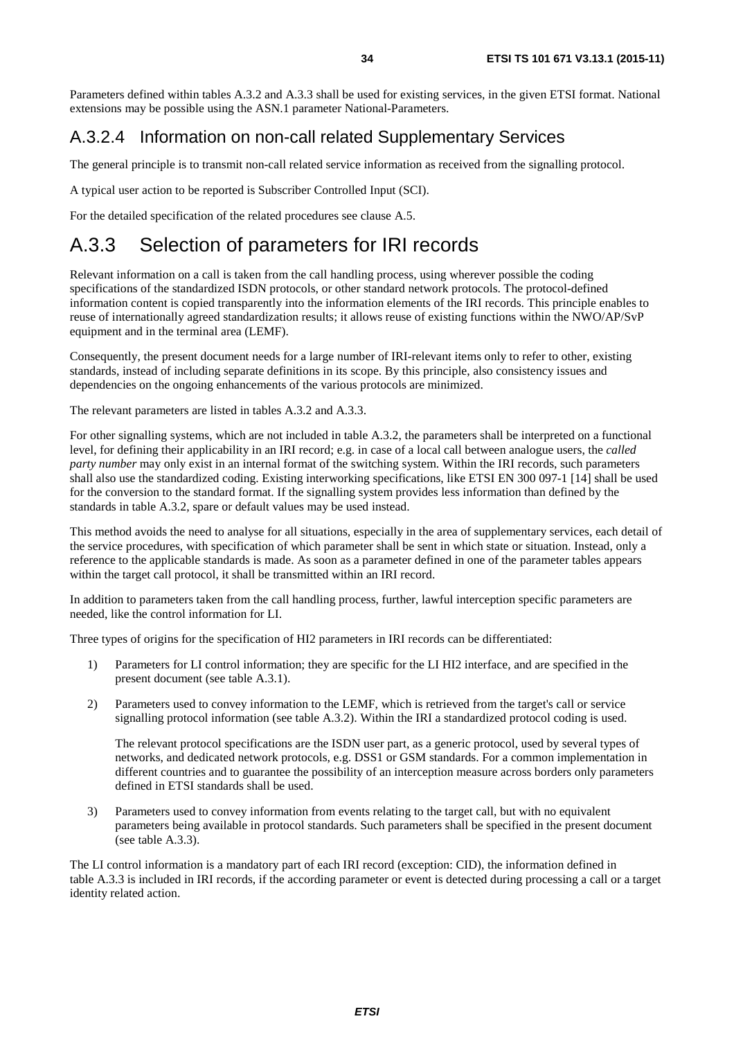Parameters defined within tables A.3.2 and A.3.3 shall be used for existing services, in the given ETSI format. National extensions may be possible using the ASN.1 parameter National-Parameters.

### A.3.2.4 Information on non-call related Supplementary Services

The general principle is to transmit non-call related service information as received from the signalling protocol.

A typical user action to be reported is Subscriber Controlled Input (SCI).

For the detailed specification of the related procedures see clause A.5.

## A.3.3 Selection of parameters for IRI records

Relevant information on a call is taken from the call handling process, using wherever possible the coding specifications of the standardized ISDN protocols, or other standard network protocols. The protocol-defined information content is copied transparently into the information elements of the IRI records. This principle enables to reuse of internationally agreed standardization results; it allows reuse of existing functions within the NWO/AP/SvP equipment and in the terminal area (LEMF).

Consequently, the present document needs for a large number of IRI-relevant items only to refer to other, existing standards, instead of including separate definitions in its scope. By this principle, also consistency issues and dependencies on the ongoing enhancements of the various protocols are minimized.

The relevant parameters are listed in tables A.3.2 and A.3.3.

For other signalling systems, which are not included in table A.3.2, the parameters shall be interpreted on a functional level, for defining their applicability in an IRI record; e.g. in case of a local call between analogue users, the *called party number* may only exist in an internal format of the switching system. Within the IRI records, such parameters shall also use the standardized coding. Existing interworking specifications, like ETSI EN 300 097-1 [14] shall be used for the conversion to the standard format. If the signalling system provides less information than defined by the standards in table A.3.2, spare or default values may be used instead.

This method avoids the need to analyse for all situations, especially in the area of supplementary services, each detail of the service procedures, with specification of which parameter shall be sent in which state or situation. Instead, only a reference to the applicable standards is made. As soon as a parameter defined in one of the parameter tables appears within the target call protocol, it shall be transmitted within an IRI record.

In addition to parameters taken from the call handling process, further, lawful interception specific parameters are needed, like the control information for LI.

Three types of origins for the specification of HI2 parameters in IRI records can be differentiated:

1) Parameters for LI control information; they are specific for the LI HI2 interface, and are specified in the present document (see table A.3.1).

2) Parameters used to convey information to the LEMF, which is retrieved from the target's call or service signalling protocol information (see table A.3.2). Within the IRI a standardized protocol coding is used.

   The relevant protocol specifications are the ISDN user part, as a generic protocol, used by several types of networks, and dedicated network protocols, e.g. DSS1 or GSM standards. For a common implementation in different countries and to guarantee the possibility of an interception measure across borders only parameters defined in ETSI standards shall be used.

3) Parameters used to convey information from events relating to the target call, but with no equivalent parameters being available in protocol standards. Such parameters shall be specified in the present document (see table A.3.3).

The LI control information is a mandatory part of each IRI record (exception: CID), the information defined in table A.3.3 is included in IRI records, if the according parameter or event is detected during processing a call or a target identity related action.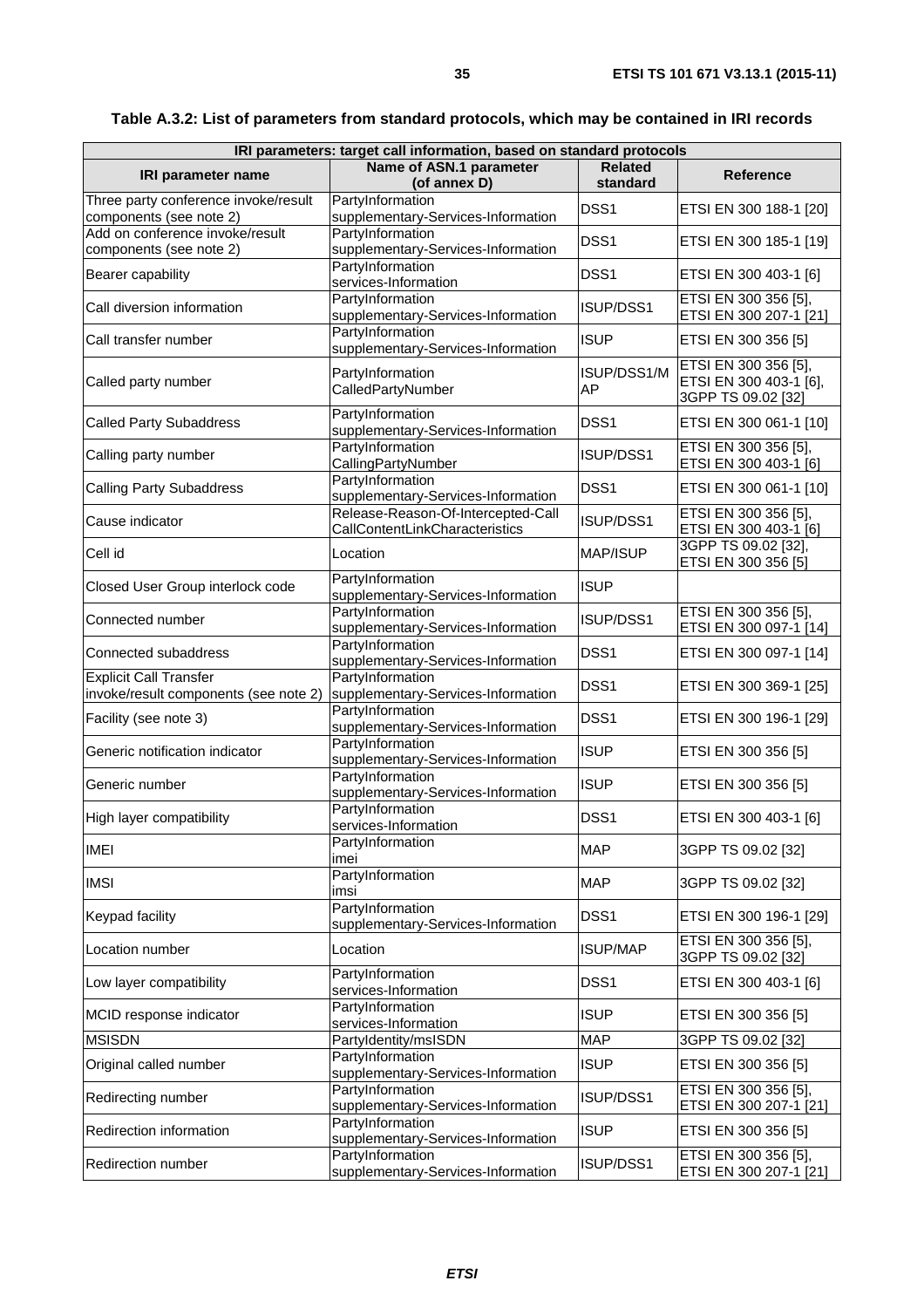**Table A.3.2: List of parameters from standard protocols, which may be contained in IRI records**

| IRI parameters: target call information, based on standard protocols | | | |
|---|---|---|---|
| **IRI parameter name** | **Name of ASN.1 parameter (of annex D)** | **Related standard** | **Reference** |
| Three party conference invoke/result components (see note 2) | PartyInformation supplementary-Services-Information | DSS1 | ETSI EN 300 188-1 [20] |
| Add on conference invoke/result components (see note 2) | PartyInformation supplementary-Services-Information | DSS1 | ETSI EN 300 185-1 [19] |
| Bearer capability | PartyInformation services-Information | DSS1 | ETSI EN 300 403-1 [6] |
| Call diversion information | PartyInformation supplementary-Services-Information | ISUP/DSS1 | ETSI EN 300 356 [5], ETSI EN 300 207-1 [21] |
| Call transfer number | PartyInformation supplementary-Services-Information | ISUP | ETSI EN 300 356 [5] |
| Called party number | PartyInformation CalledPartyNumber | ISUP/DSS1/MAP | ETSI EN 300 356 [5], ETSI EN 300 403-1 [6], 3GPP TS 09.02 [32] |
| Called Party Subaddress | PartyInformation supplementary-Services-Information | DSS1 | ETSI EN 300 061-1 [10] |
| Calling party number | PartyInformation CallingPartyNumber | ISUP/DSS1 | ETSI EN 300 356 [5], ETSI EN 300 403-1 [6] |
| Calling Party Subaddress | PartyInformation supplementary-Services-Information | DSS1 | ETSI EN 300 061-1 [10] |
| Cause indicator | Release-Reason-Of-Intercepted-Call CallContentLinkCharacteristics | ISUP/DSS1 | ETSI EN 300 356 [5], ETSI EN 300 403-1 [6] |
| Cell id | Location | MAP/ISUP | 3GPP TS 09.02 [32], ETSI EN 300 356 [5] |
| Closed User Group interlock code | PartyInformation supplementary-Services-Information | ISUP | |
| Connected number | PartyInformation supplementary-Services-Information | ISUP/DSS1 | ETSI EN 300 356 [5], ETSI EN 300 097-1 [14] |
| Connected subaddress | PartyInformation supplementary-Services-Information | DSS1 | ETSI EN 300 097-1 [14] |
| Explicit Call Transfer invoke/result components (see note 2) | PartyInformation supplementary-Services-Information | DSS1 | ETSI EN 300 369-1 [25] |
| Facility (see note 3) | PartyInformation supplementary-Services-Information | DSS1 | ETSI EN 300 196-1 [29] |
| Generic notification indicator | PartyInformation supplementary-Services-Information | ISUP | ETSI EN 300 356 [5] |
| Generic number | PartyInformation supplementary-Services-Information | ISUP | ETSI EN 300 356 [5] |
| High layer compatibility | PartyInformation services-Information | DSS1 | ETSI EN 300 403-1 [6] |
| IMEI | PartyInformation imei | MAP | 3GPP TS 09.02 [32] |
| IMSI | PartyInformation imsi | MAP | 3GPP TS 09.02 [32] |
| Keypad facility | PartyInformation supplementary-Services-Information | DSS1 | ETSI EN 300 196-1 [29] |
| Location number | Location | ISUP/MAP | ETSI EN 300 356 [5], 3GPP TS 09.02 [32] |
| Low layer compatibility | PartyInformation services-Information | DSS1 | ETSI EN 300 403-1 [6] |
| MCID response indicator | PartyInformation services-Information | ISUP | ETSI EN 300 356 [5] |
| MSISDN | PartyIdentity/msISDN | MAP | 3GPP TS 09.02 [32] |
| Original called number | PartyInformation supplementary-Services-Information | ISUP | ETSI EN 300 356 [5] |
| Redirecting number | PartyInformation supplementary-Services-Information | ISUP/DSS1 | ETSI EN 300 356 [5], ETSI EN 300 207-1 [21] |
| Redirection information | PartyInformation supplementary-Services-Information | ISUP | ETSI EN 300 356 [5] |
| Redirection number | PartyInformation supplementary-Services-Information | ISUP/DSS1 | ETSI EN 300 356 [5], ETSI EN 300 207-1 [21] |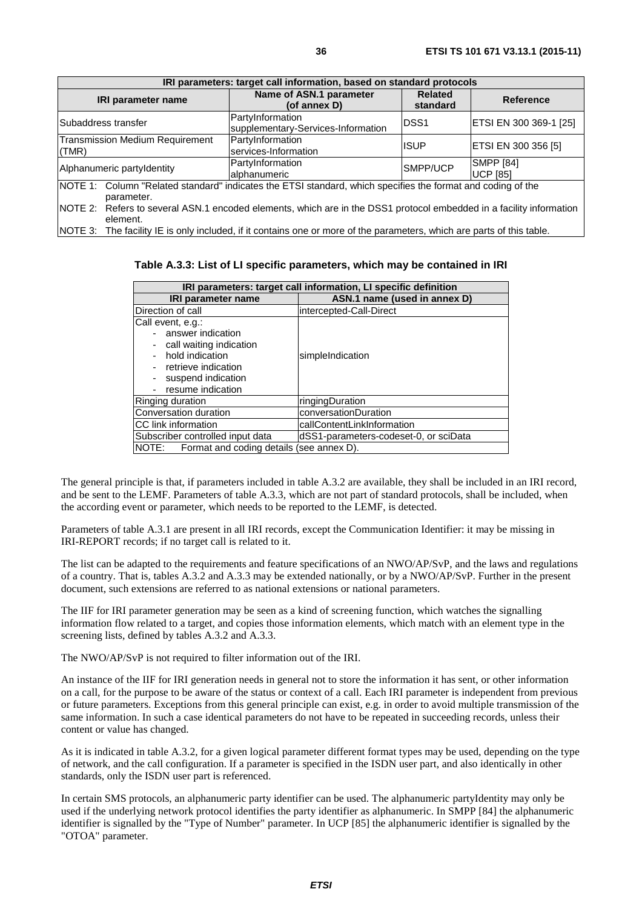| IRI parameters: target call information, based on standard protocols | | | |
|---|---|---|---|
| **IRI parameter name** | **Name of ASN.1 parameter (of annex D)** | **Related standard** | **Reference** |
| Subaddress transfer | PartyInformation supplementary-Services-Information | DSS1 | ETSI EN 300 369-1 [25] |
| Transmission Medium Requirement (TMR) | PartyInformation services-Information | ISUP | ETSI EN 300 356 [5] |
| Alphanumeric partyIdentity | PartyInformation alphanumeric | SMPP/UCP | SMPP [84] UCP [85] |
| NOTE 1: Column "Related standard" indicates the ETSI standard, which specifies the format and coding of the parameter. | | | |
| NOTE 2: Refers to several ASN.1 encoded elements, which are in the DSS1 protocol embedded in a facility information element. | | | |
| NOTE 3: The facility IE is only included, if it contains one or more of the parameters, which are parts of this table. | | | |

**Table A.3.3: List of LI specific parameters, which may be contained in IRI**

| IRI parameters: target call information, LI specific definition | |
|---|---|
| **IRI parameter name** | **ASN.1 name (used in annex D)** |
| Direction of call | intercepted-Call-Direct |
| Call event, e.g.: <br>- answer indication <br>- call waiting indication <br>- hold indication <br>- retrieve indication <br>- suspend indication <br>- resume indication | simpleIndication |
| Ringing duration | ringingDuration |
| Conversation duration | conversationDuration |
| CC link information | callContentLinkInformation |
| Subscriber controlled input data | dSS1-parameters-codeset-0, or sciData |
| NOTE: Format and coding details (see annex D). | |

The general principle is that, if parameters included in table A.3.2 are available, they shall be included in an IRI record, and be sent to the LEMF. Parameters of table A.3.3, which are not part of standard protocols, shall be included, when the according event or parameter, which needs to be reported to the LEMF, is detected.

Parameters of table A.3.1 are present in all IRI records, except the Communication Identifier: it may be missing in IRI-REPORT records; if no target call is related to it.

The list can be adapted to the requirements and feature specifications of an NWO/AP/SvP, and the laws and regulations of a country. That is, tables A.3.2 and A.3.3 may be extended nationally, or by a NWO/AP/SvP. Further in the present document, such extensions are referred to as national extensions or national parameters.

The IIF for IRI parameter generation may be seen as a kind of screening function, which watches the signalling information flow related to a target, and copies those information elements, which match with an element type in the screening lists, defined by tables A.3.2 and A.3.3.

The NWO/AP/SvP is not required to filter information out of the IRI.

An instance of the IIF for IRI generation needs in general not to store the information it has sent, or other information on a call, for the purpose to be aware of the status or context of a call. Each IRI parameter is independent from previous or future parameters. Exceptions from this general principle can exist, e.g. in order to avoid multiple transmission of the same information. In such a case identical parameters do not have to be repeated in succeeding records, unless their content or value has changed.

As it is indicated in table A.3.2, for a given logical parameter different format types may be used, depending on the type of network, and the call configuration. If a parameter is specified in the ISDN user part, and also identically in other standards, only the ISDN user part is referenced.

In certain SMS protocols, an alphanumeric party identifier can be used. The alphanumeric partyIdentity may only be used if the underlying network protocol identifies the party identifier as alphanumeric. In SMPP [84] the alphanumeric identifier is signalled by the "Type of Number" parameter. In UCP [85] the alphanumeric identifier is signalled by the "OTOA" parameter.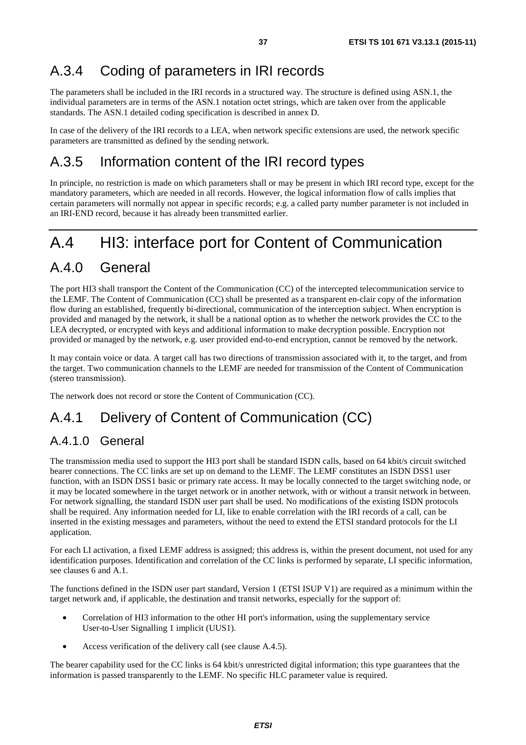## A.3.4 Coding of parameters in IRI records

The parameters shall be included in the IRI records in a structured way. The structure is defined using ASN.1, the individual parameters are in terms of the ASN.1 notation octet strings, which are taken over from the applicable standards. The ASN.1 detailed coding specification is described in annex D.

In case of the delivery of the IRI records to a LEA, when network specific extensions are used, the network specific parameters are transmitted as defined by the sending network.

## A.3.5 Information content of the IRI record types

In principle, no restriction is made on which parameters shall or may be present in which IRI record type, except for the mandatory parameters, which are needed in all records. However, the logical information flow of calls implies that certain parameters will normally not appear in specific records; e.g. a called party number parameter is not included in an IRI-END record, because it has already been transmitted earlier.

# A.4 HI3: interface port for Content of Communication

## A.4.0 General

The port HI3 shall transport the Content of the Communication (CC) of the intercepted telecommunication service to the LEMF. The Content of Communication (CC) shall be presented as a transparent en-clair copy of the information flow during an established, frequently bi-directional, communication of the interception subject. When encryption is provided and managed by the network, it shall be a national option as to whether the network provides the CC to the LEA decrypted, or encrypted with keys and additional information to make decryption possible. Encryption not provided or managed by the network, e.g. user provided end-to-end encryption, cannot be removed by the network.

It may contain voice or data. A target call has two directions of transmission associated with it, to the target, and from the target. Two communication channels to the LEMF are needed for transmission of the Content of Communication (stereo transmission).

The network does not record or store the Content of Communication (CC).

## A.4.1 Delivery of Content of Communication (CC)

### A.4.1.0 General

The transmission media used to support the HI3 port shall be standard ISDN calls, based on 64 kbit/s circuit switched bearer connections. The CC links are set up on demand to the LEMF. The LEMF constitutes an ISDN DSS1 user function, with an ISDN DSS1 basic or primary rate access. It may be locally connected to the target switching node, or it may be located somewhere in the target network or in another network, with or without a transit network in between. For network signalling, the standard ISDN user part shall be used. No modifications of the existing ISDN protocols shall be required. Any information needed for LI, like to enable correlation with the IRI records of a call, can be inserted in the existing messages and parameters, without the need to extend the ETSI standard protocols for the LI application.

For each LI activation, a fixed LEMF address is assigned; this address is, within the present document, not used for any identification purposes. Identification and correlation of the CC links is performed by separate, LI specific information, see clauses 6 and A.1.

The functions defined in the ISDN user part standard, Version 1 (ETSI ISUP V1) are required as a minimum within the target network and, if applicable, the destination and transit networks, especially for the support of:

- Correlation of HI3 information to the other HI port's information, using the supplementary service User-to-User Signalling 1 implicit (UUS1).
- Access verification of the delivery call (see clause A.4.5).

The bearer capability used for the CC links is 64 kbit/s unrestricted digital information; this type guarantees that the information is passed transparently to the LEMF. No specific HLC parameter value is required.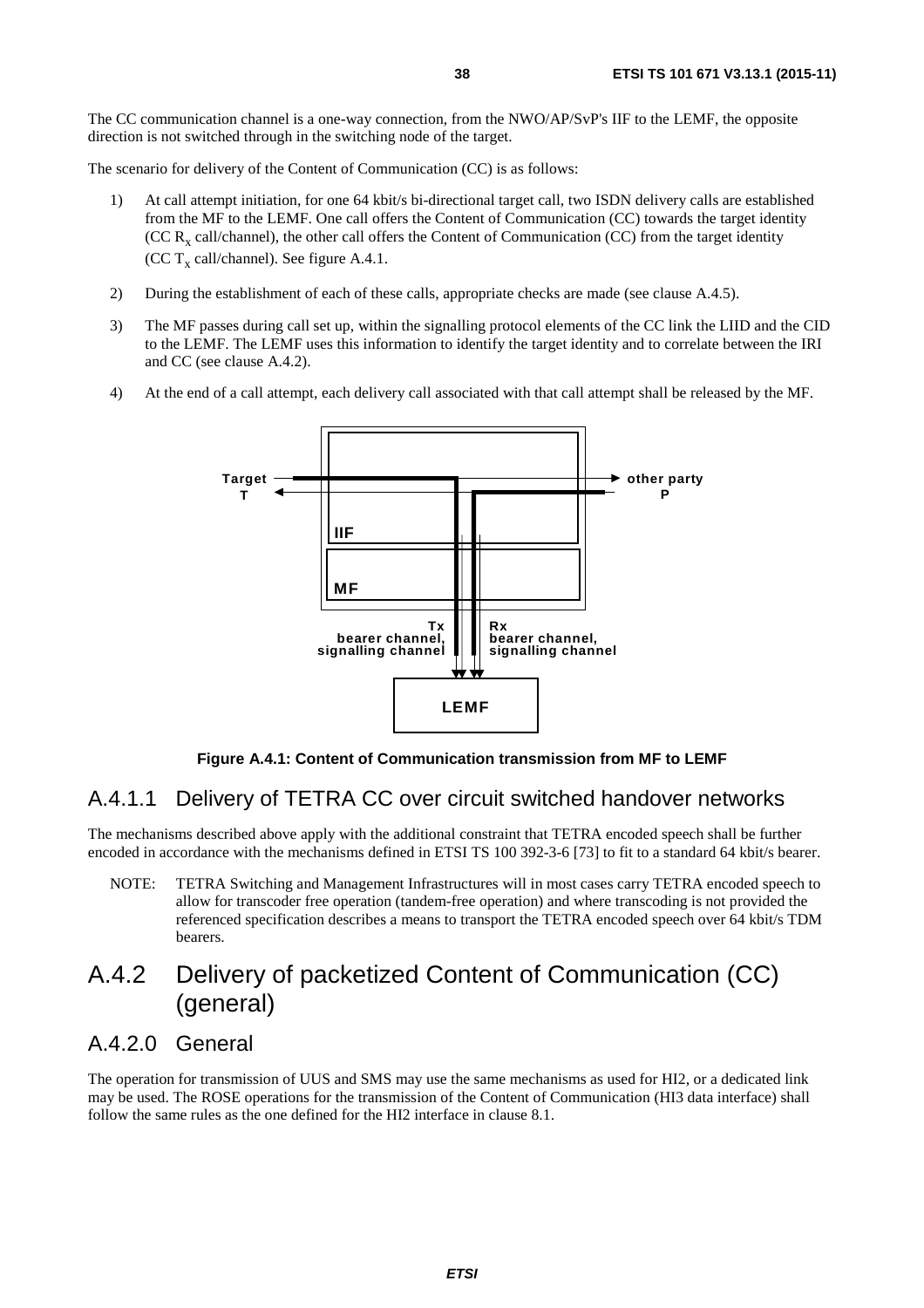The CC communication channel is a one-way connection, from the NWO/AP/SvP's IIF to the LEMF, the opposite direction is not switched through in the switching node of the target.

The scenario for delivery of the Content of Communication (CC) is as follows:

1) At call attempt initiation, for one 64 kbit/s bi-directional target call, two ISDN delivery calls are established from the MF to the LEMF. One call offers the Content of Communication (CC) towards the target identity (CC $R_x$ call/channel), the other call offers the Content of Communication (CC) from the target identity (CC $T_x$ call/channel). See figure A.4.1.

2) During the establishment of each of these calls, appropriate checks are made (see clause A.4.5).

3) The MF passes during call set up, within the signalling protocol elements of the CC link the LIID and the CID to the LEMF. The LEMF uses this information to identify the target identity and to correlate between the IRI and CC (see clause A.4.2).

4) At the end of a call attempt, each delivery call associated with that call attempt shall be released by the MF.

**Figure A.4.1: Content of Communication transmission from MF to LEMF**

### A.4.1.1 Delivery of TETRA CC over circuit switched handover networks

The mechanisms described above apply with the additional constraint that TETRA encoded speech shall be further encoded in accordance with the mechanisms defined in ETSI TS 100 392-3-6 [73] to fit to a standard 64 kbit/s bearer.

NOTE: TETRA Switching and Management Infrastructures will in most cases carry TETRA encoded speech to allow for transcoder free operation (tandem-free operation) and where transcoding is not provided the referenced specification describes a means to transport the TETRA encoded speech over 64 kbit/s TDM bearers.

## A.4.2 Delivery of packetized Content of Communication (CC) (general)

### A.4.2.0 General

The operation for transmission of UUS and SMS may use the same mechanisms as used for HI2, or a dedicated link may be used. The ROSE operations for the transmission of the Content of Communication (HI3 data interface) shall follow the same rules as the one defined for the HI2 interface in clause 8.1.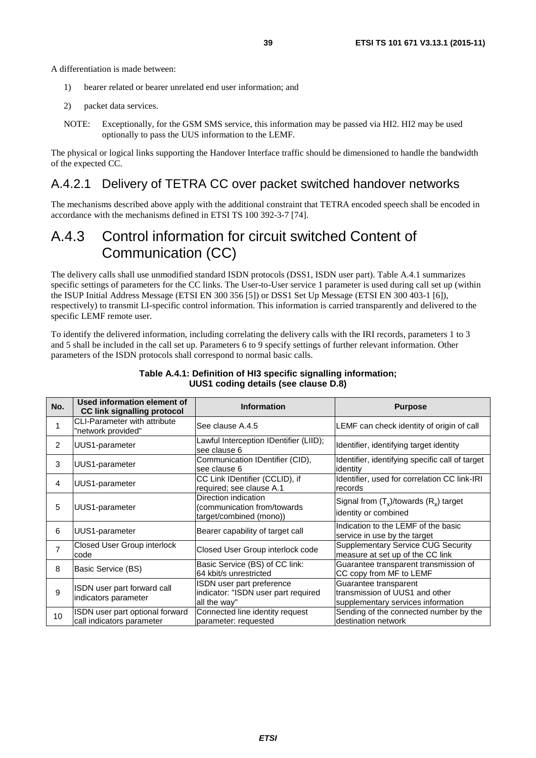A differentiation is made between:

1) bearer related or bearer unrelated end user information; and

2) packet data services.

NOTE: Exceptionally, for the GSM SMS service, this information may be passed via HI2. HI2 may be used optionally to pass the UUS information to the LEMF.

The physical or logical links supporting the Handover Interface traffic should be dimensioned to handle the bandwidth of the expected CC.

### A.4.2.1 Delivery of TETRA CC over packet switched handover networks

The mechanisms described above apply with the additional constraint that TETRA encoded speech shall be encoded in accordance with the mechanisms defined in ETSI TS 100 392-3-7 [74].

## A.4.3 Control information for circuit switched Content of Communication (CC)

The delivery calls shall use unmodified standard ISDN protocols (DSS1, ISDN user part). Table A.4.1 summarizes specific settings of parameters for the CC links. The User-to-User service 1 parameter is used during call set up (within the ISUP Initial Address Message (ETSI EN 300 356 [5]) or DSS1 Set Up Message (ETSI EN 300 403-1 [6]), respectively) to transmit LI-specific control information. This information is carried transparently and delivered to the specific LEMF remote user.

To identify the delivered information, including correlating the delivery calls with the IRI records, parameters 1 to 3 and 5 shall be included in the call set up. Parameters 6 to 9 specify settings of further relevant information. Other parameters of the ISDN protocols shall correspond to normal basic calls.

**Table A.4.1: Definition of HI3 specific signalling information; UUS1 coding details (see clause D.8)**

| No. | Used information element of CC link signalling protocol | Information | Purpose |
|---|---|---|---|
| 1 | CLI-Parameter with attribute "network provided" | See clause A.4.5 | LEMF can check identity of origin of call |
| 2 | UUS1-parameter | Lawful Interception IDentifier (LIID); see clause 6 | Identifier, identifying target identity |
| 3 | UUS1-parameter | Communication IDentifier (CID), see clause 6 | Identifier, identifying specific call of target identity |
| 4 | UUS1-parameter | CC Link IDentifier (CCLID), if required; see clause A.1 | Identifier, used for correlation CC link-IRI records |
| 5 | UUS1-parameter | Direction indication (communication from/towards target/combined (mono)) | Signal from ($T_x$)/towards ($R_x$) target identity or combined |
| 6 | UUS1-parameter | Bearer capability of target call | Indication to the LEMF of the basic service in use by the target |
| 7 | Closed User Group interlock code | Closed User Group interlock code | Supplementary Service CUG Security measure at set up of the CC link |
| 8 | Basic Service (BS) | Basic Service (BS) of CC link: 64 kbit/s unrestricted | Guarantee transparent transmission of CC copy from MF to LEMF |
| 9 | ISDN user part forward call indicators parameter | ISDN user part preference indicator: "ISDN user part required all the way" | Guarantee transparent transmission of UUS1 and other supplementary services information |
| 10 | ISDN user part optional forward call indicators parameter | Connected line identity request parameter: requested | Sending of the connected number by the destination network |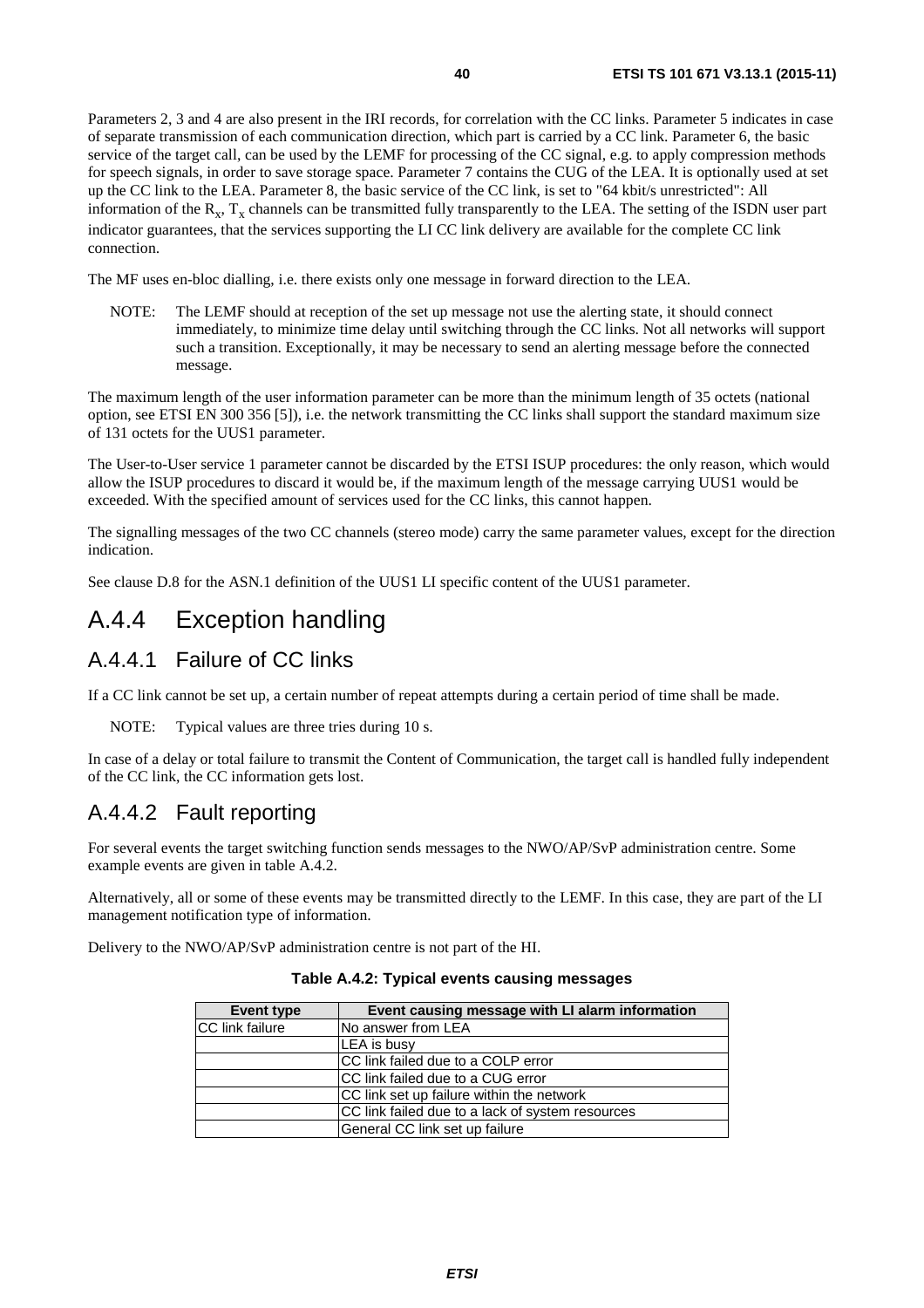Parameters 2, 3 and 4 are also present in the IRI records, for correlation with the CC links. Parameter 5 indicates in case of separate transmission of each communication direction, which part is carried by a CC link. Parameter 6, the basic service of the target call, can be used by the LEMF for processing of the CC signal, e.g. to apply compression methods for speech signals, in order to save storage space. Parameter 7 contains the CUG of the LEA. It is optionally used at set up the CC link to the LEA. Parameter 8, the basic service of the CC link, is set to "64 kbit/s unrestricted": All information of the $R_x$, $T_x$ channels can be transmitted fully transparently to the LEA. The setting of the ISDN user part indicator guarantees, that the services supporting the LI CC link delivery are available for the complete CC link connection.

The MF uses en-bloc dialling, i.e. there exists only one message in forward direction to the LEA.

NOTE: The LEMF should at reception of the set up message not use the alerting state, it should connect immediately, to minimize time delay until switching through the CC links. Not all networks will support such a transition. Exceptionally, it may be necessary to send an alerting message before the connected message.

The maximum length of the user information parameter can be more than the minimum length of 35 octets (national option, see ETSI EN 300 356 [5]), i.e. the network transmitting the CC links shall support the standard maximum size of 131 octets for the UUS1 parameter.

The User-to-User service 1 parameter cannot be discarded by the ETSI ISUP procedures: the only reason, which would allow the ISUP procedures to discard it would be, if the maximum length of the message carrying UUS1 would be exceeded. With the specified amount of services used for the CC links, this cannot happen.

The signalling messages of the two CC channels (stereo mode) carry the same parameter values, except for the direction indication.

See clause D.8 for the ASN.1 definition of the UUS1 LI specific content of the UUS1 parameter.

## A.4.4 Exception handling

### A.4.4.1 Failure of CC links

If a CC link cannot be set up, a certain number of repeat attempts during a certain period of time shall be made.

NOTE: Typical values are three tries during 10 s.

In case of a delay or total failure to transmit the Content of Communication, the target call is handled fully independent of the CC link, the CC information gets lost.

### A.4.4.2 Fault reporting

For several events the target switching function sends messages to the NWO/AP/SvP administration centre. Some example events are given in table A.4.2.

Alternatively, all or some of these events may be transmitted directly to the LEMF. In this case, they are part of the LI management notification type of information.

Delivery to the NWO/AP/SvP administration centre is not part of the HI.

**Table A.4.2: Typical events causing messages**

| Event type | Event causing message with LI alarm information |
|---|---|
| CC link failure | No answer from LEA |
| | LEA is busy |
| | CC link failed due to a COLP error |
| | CC link failed due to a CUG error |
| | CC link set up failure within the network |
| | CC link failed due to a lack of system resources |
| | General CC link set up failure |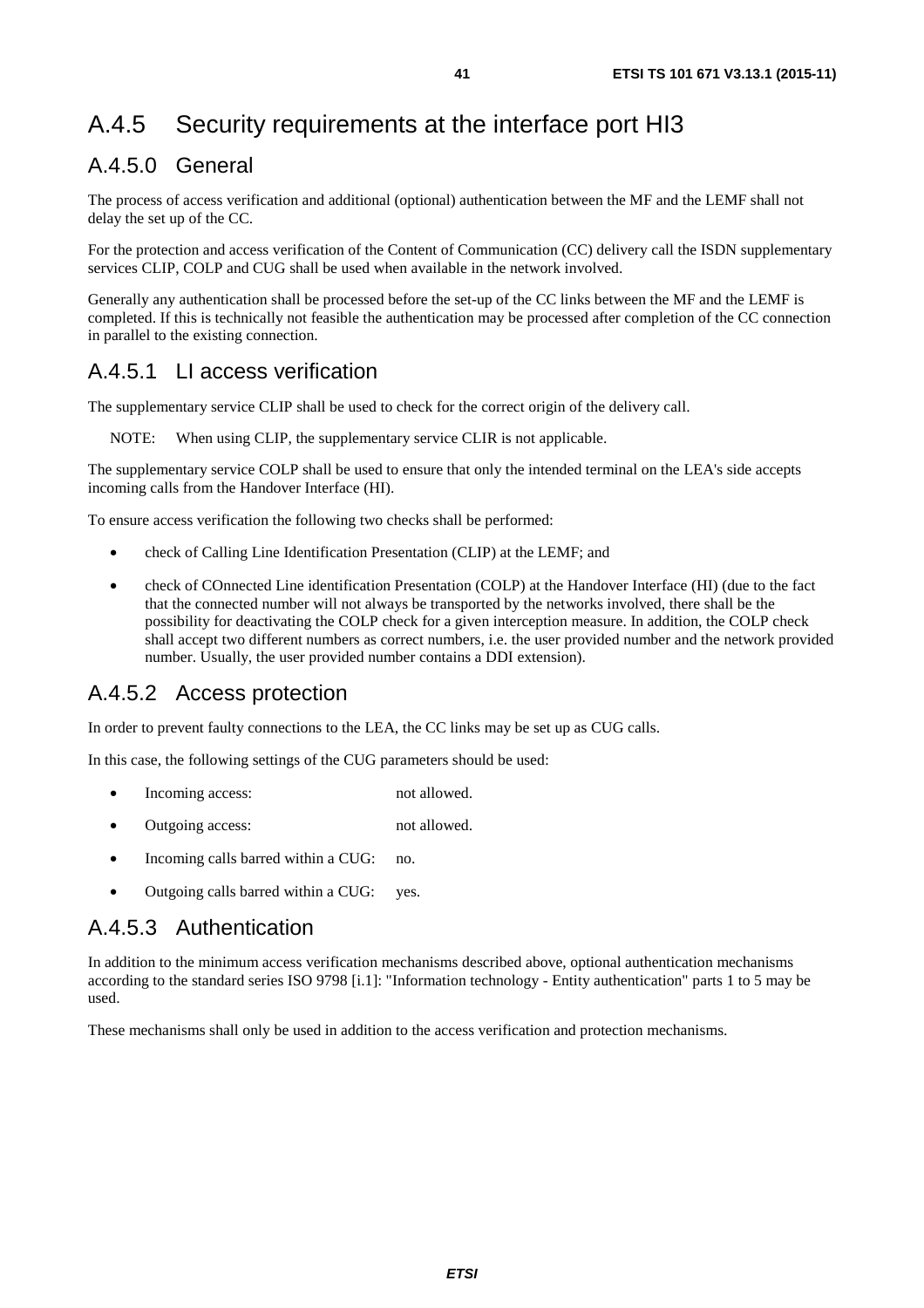# A.4.5 Security requirements at the interface port HI3

## A.4.5.0 General

The process of access verification and additional (optional) authentication between the MF and the LEMF shall not delay the set up of the CC.

For the protection and access verification of the Content of Communication (CC) delivery call the ISDN supplementary services CLIP, COLP and CUG shall be used when available in the network involved.

Generally any authentication shall be processed before the set-up of the CC links between the MF and the LEMF is completed. If this is technically not feasible the authentication may be processed after completion of the CC connection in parallel to the existing connection.

## A.4.5.1 LI access verification

The supplementary service CLIP shall be used to check for the correct origin of the delivery call.

NOTE: When using CLIP, the supplementary service CLIR is not applicable.

The supplementary service COLP shall be used to ensure that only the intended terminal on the LEA's side accepts incoming calls from the Handover Interface (HI).

To ensure access verification the following two checks shall be performed:

- check of Calling Line Identification Presentation (CLIP) at the LEMF; and
- check of COnnected Line identification Presentation (COLP) at the Handover Interface (HI) (due to the fact that the connected number will not always be transported by the networks involved, there shall be the possibility for deactivating the COLP check for a given interception measure. In addition, the COLP check shall accept two different numbers as correct numbers, i.e. the user provided number and the network provided number. Usually, the user provided number contains a DDI extension).

## A.4.5.2 Access protection

In order to prevent faulty connections to the LEA, the CC links may be set up as CUG calls.

In this case, the following settings of the CUG parameters should be used:

- Incoming access: not allowed.
- Outgoing access: not allowed.
- Incoming calls barred within a CUG: no.
- Outgoing calls barred within a CUG: yes.

## A.4.5.3 Authentication

In addition to the minimum access verification mechanisms described above, optional authentication mechanisms according to the standard series ISO 9798 [i.1]: "Information technology - Entity authentication" parts 1 to 5 may be used.

These mechanisms shall only be used in addition to the access verification and protection mechanisms.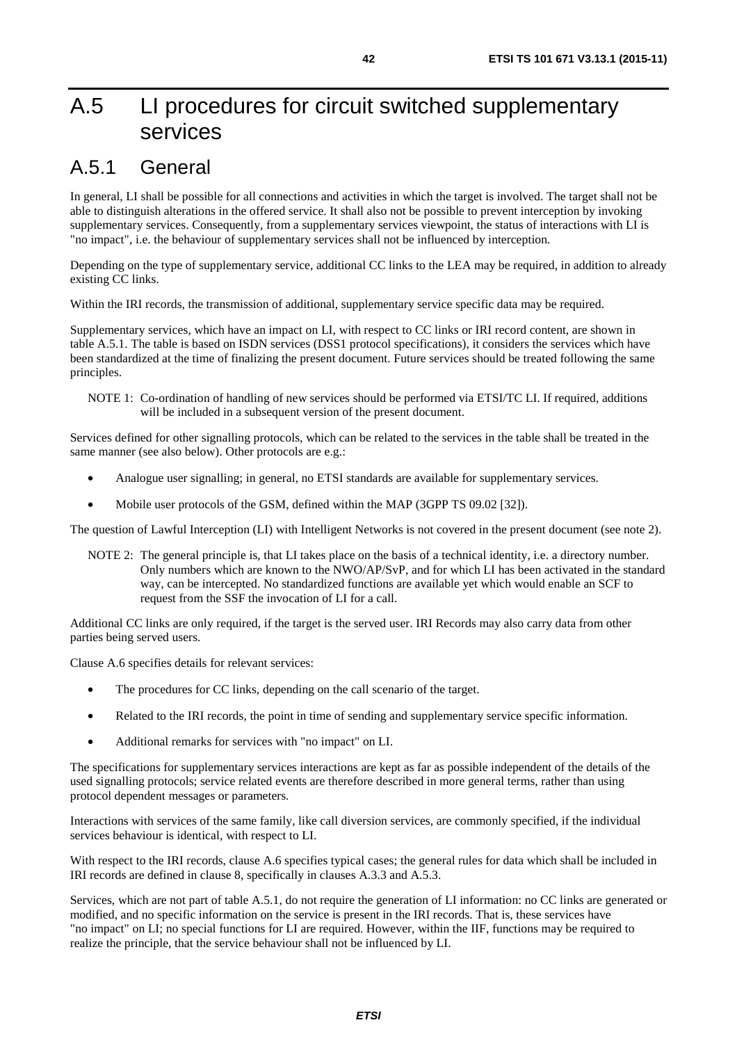# A.5 LI procedures for circuit switched supplementary services

## A.5.1 General

In general, LI shall be possible for all connections and activities in which the target is involved. The target shall not be able to distinguish alterations in the offered service. It shall also not be possible to prevent interception by invoking supplementary services. Consequently, from a supplementary services viewpoint, the status of interactions with LI is "no impact", i.e. the behaviour of supplementary services shall not be influenced by interception.

Depending on the type of supplementary service, additional CC links to the LEA may be required, in addition to already existing CC links.

Within the IRI records, the transmission of additional, supplementary service specific data may be required.

Supplementary services, which have an impact on LI, with respect to CC links or IRI record content, are shown in table A.5.1. The table is based on ISDN services (DSS1 protocol specifications), it considers the services which have been standardized at the time of finalizing the present document. Future services should be treated following the same principles.

NOTE 1: Co-ordination of handling of new services should be performed via ETSI/TC LI. If required, additions will be included in a subsequent version of the present document.

Services defined for other signalling protocols, which can be related to the services in the table shall be treated in the same manner (see also below). Other protocols are e.g.:

- Analogue user signalling; in general, no ETSI standards are available for supplementary services.
- Mobile user protocols of the GSM, defined within the MAP (3GPP TS 09.02 [32]).

The question of Lawful Interception (LI) with Intelligent Networks is not covered in the present document (see note 2).

NOTE 2: The general principle is, that LI takes place on the basis of a technical identity, i.e. a directory number. Only numbers which are known to the NWO/AP/SvP, and for which LI has been activated in the standard way, can be intercepted. No standardized functions are available yet which would enable an SCF to request from the SSF the invocation of LI for a call.

Additional CC links are only required, if the target is the served user. IRI Records may also carry data from other parties being served users.

Clause A.6 specifies details for relevant services:

- The procedures for CC links, depending on the call scenario of the target.
- Related to the IRI records, the point in time of sending and supplementary service specific information.
- Additional remarks for services with "no impact" on LI.

The specifications for supplementary services interactions are kept as far as possible independent of the details of the used signalling protocols; service related events are therefore described in more general terms, rather than using protocol dependent messages or parameters.

Interactions with services of the same family, like call diversion services, are commonly specified, if the individual services behaviour is identical, with respect to LI.

With respect to the IRI records, clause A.6 specifies typical cases; the general rules for data which shall be included in IRI records are defined in clause 8, specifically in clauses A.3.3 and A.5.3.

Services, which are not part of table A.5.1, do not require the generation of LI information: no CC links are generated or modified, and no specific information on the service is present in the IRI records. That is, these services have "no impact" on LI; no special functions for LI are required. However, within the IIF, functions may be required to realize the principle, that the service behaviour shall not be influenced by LI.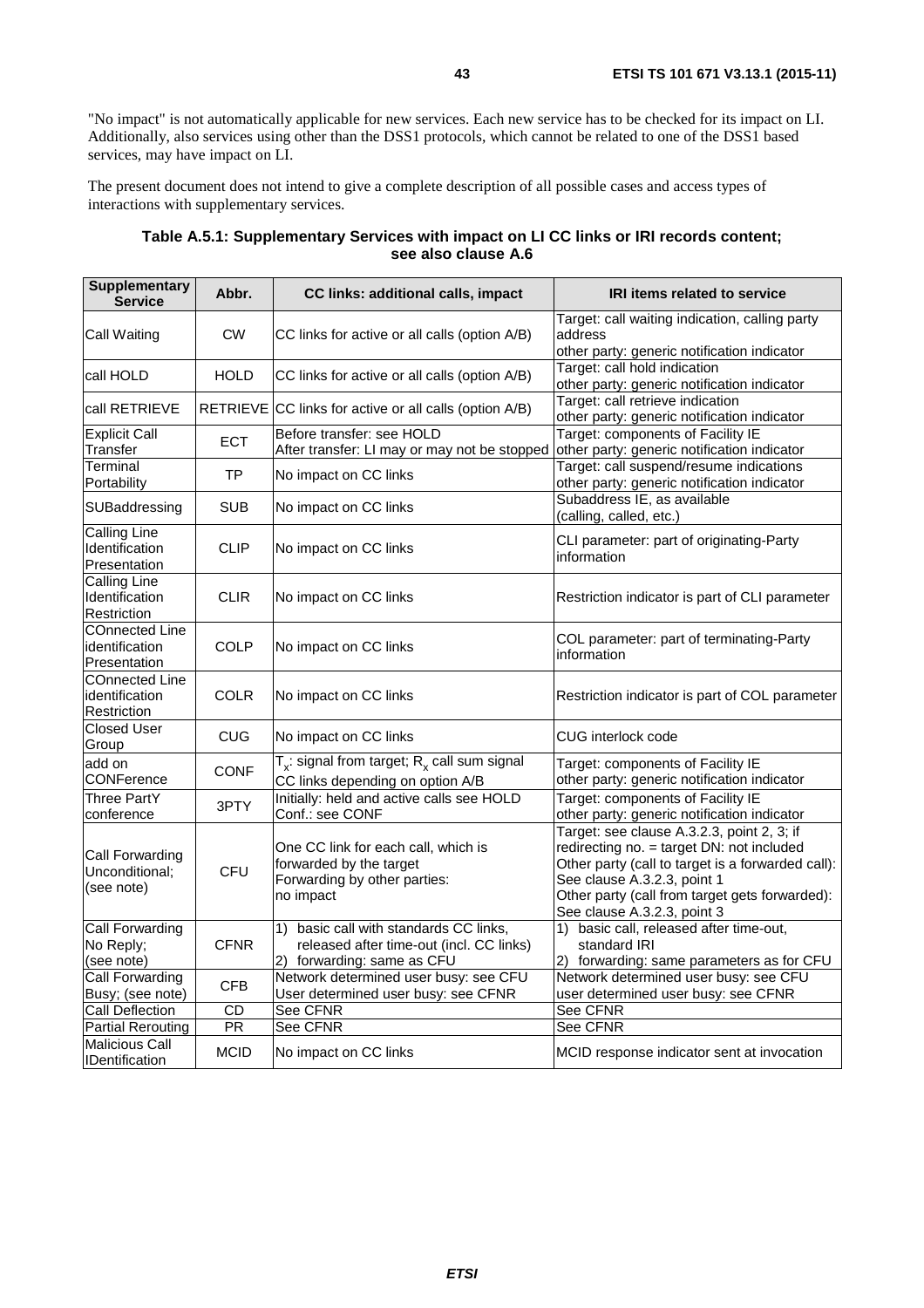"No impact" is not automatically applicable for new services. Each new service has to be checked for its impact on LI. Additionally, also services using other than the DSS1 protocols, which cannot be related to one of the DSS1 based services, may have impact on LI.

The present document does not intend to give a complete description of all possible cases and access types of interactions with supplementary services.

**Table A.5.1: Supplementary Services with impact on LI CC links or IRI records content; see also clause A.6**

| Supplementary Service | Abbr. | CC links: additional calls, impact | IRI items related to service |
|---|---|---|---|
| Call Waiting | CW | CC links for active or all calls (option A/B) | Target: call waiting indication, calling party address<br>other party: generic notification indicator |
| call HOLD | HOLD | CC links for active or all calls (option A/B) | Target: call hold indication<br>other party: generic notification indicator |
| call RETRIEVE | RETRIEVE | CC links for active or all calls (option A/B) | Target: call retrieve indication<br>other party: generic notification indicator |
| Explicit Call Transfer | ECT | Before transfer: see HOLD<br>After transfer: LI may or may not be stopped | Target: components of Facility IE<br>other party: generic notification indicator |
| Terminal Portability | TP | No impact on CC links | Target: call suspend/resume indications<br>other party: generic notification indicator |
| SUBaddressing | SUB | No impact on CC links | Subaddress IE, as available<br>(calling, called, etc.) |
| Calling Line Identification Presentation | CLIP | No impact on CC links | CLI parameter: part of originating-Party information |
| Calling Line Identification Restriction | CLIR | No impact on CC links | Restriction indicator is part of CLI parameter |
| COnnected Line identification Presentation | COLP | No impact on CC links | COL parameter: part of terminating-Party information |
| COnnected Line identification Restriction | COLR | No impact on CC links | Restriction indicator is part of COL parameter |
| Closed User Group | CUG | No impact on CC links | CUG interlock code |
| add on CONFerence | CONF | $T_x$: signal from target; $R_x$ call sum signal<br>CC links depending on option A/B | Target: components of Facility IE<br>other party: generic notification indicator |
| Three PartY conference | 3PTY | Initially: held and active calls see HOLD<br>Conf.: see CONF | Target: components of Facility IE<br>other party: generic notification indicator |
| Call Forwarding Unconditional; (see note) | CFU | One CC link for each call, which is forwarded by the target<br>Forwarding by other parties:<br>no impact | Target: see clause A.3.2.3, point 2, 3; if redirecting no. = target DN: not included<br>Other party (call to target is a forwarded call): See clause A.3.2.3, point 1<br>Other party (call from target gets forwarded): See clause A.3.2.3, point 3 |
| Call Forwarding No Reply; (see note) | CFNR | 1) basic call with standards CC links, released after time-out (incl. CC links)<br>2) forwarding: same as CFU | 1) basic call, released after time-out, standard IRI<br>2) forwarding: same parameters as for CFU |
| Call Forwarding Busy; (see note) | CFB | Network determined user busy: see CFU<br>User determined user busy: see CFNR | Network determined user busy: see CFU<br>user determined user busy: see CFNR |
| Call Deflection | CD | See CFNR | See CFNR |
| Partial Rerouting | PR | See CFNR | See CFNR |
| Malicious Call IDentification | MCID | No impact on CC links | MCID response indicator sent at invocation |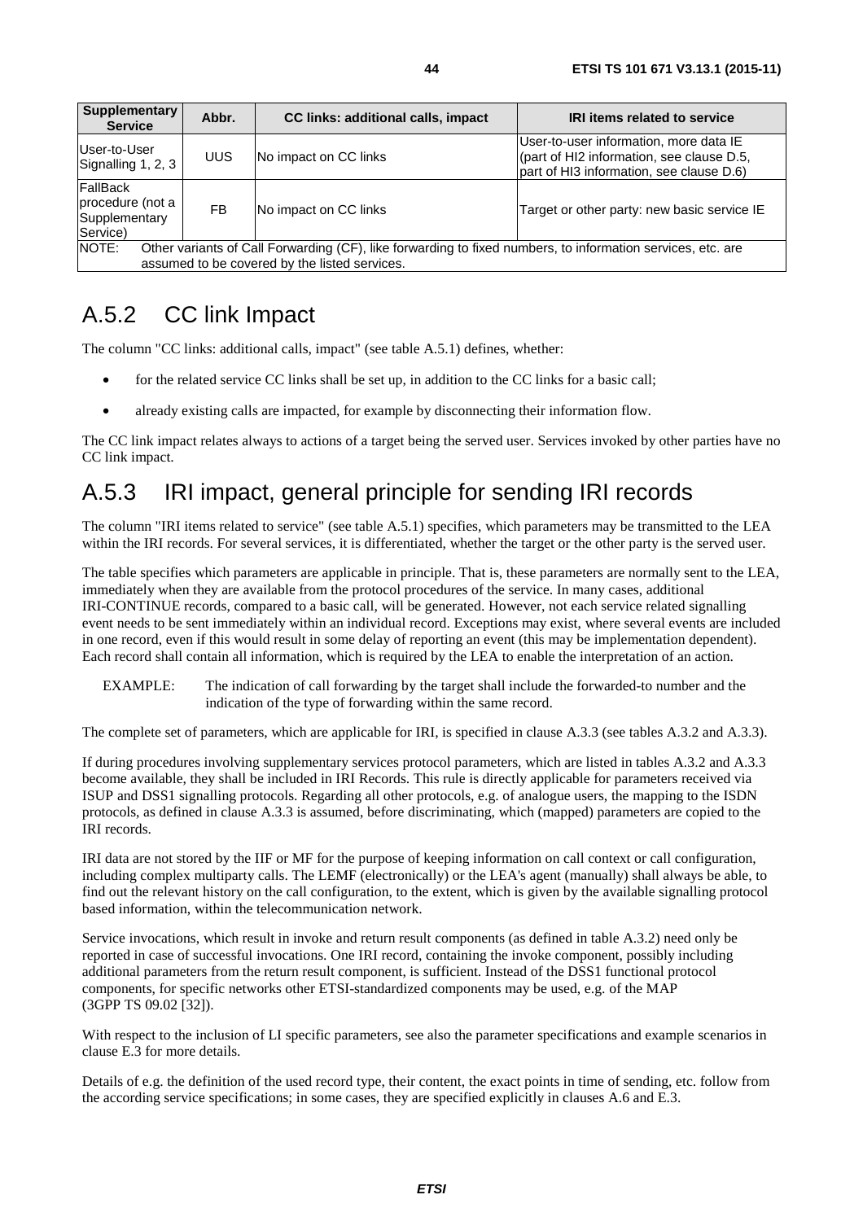| Supplementary Service | Abbr. | CC links: additional calls, impact | IRI items related to service |
| --- | --- | --- | --- |
| User-to-User Signalling 1, 2, 3 | UUS | No impact on CC links | User-to-user information, more data IE (part of HI2 information, see clause D.5, part of HI3 information, see clause D.6) |
| FallBack procedure (not a Supplementary Service) | FB | No impact on CC links | Target or other party: new basic service IE |
| NOTE: Other variants of Call Forwarding (CF), like forwarding to fixed numbers, to information services, etc. are assumed to be covered by the listed services. | | | |

## A.5.2 CC link Impact

The column "CC links: additional calls, impact" (see table A.5.1) defines, whether:

- for the related service CC links shall be set up, in addition to the CC links for a basic call;
- already existing calls are impacted, for example by disconnecting their information flow.

The CC link impact relates always to actions of a target being the served user. Services invoked by other parties have no CC link impact.

## A.5.3 IRI impact, general principle for sending IRI records

The column "IRI items related to service" (see table A.5.1) specifies, which parameters may be transmitted to the LEA within the IRI records. For several services, it is differentiated, whether the target or the other party is the served user.

The table specifies which parameters are applicable in principle. That is, these parameters are normally sent to the LEA, immediately when they are available from the protocol procedures of the service. In many cases, additional IRI-CONTINUE records, compared to a basic call, will be generated. However, not each service related signalling event needs to be sent immediately within an individual record. Exceptions may exist, where several events are included in one record, even if this would result in some delay of reporting an event (this may be implementation dependent). Each record shall contain all information, which is required by the LEA to enable the interpretation of an action.

EXAMPLE: The indication of call forwarding by the target shall include the forwarded-to number and the indication of the type of forwarding within the same record.

The complete set of parameters, which are applicable for IRI, is specified in clause A.3.3 (see tables A.3.2 and A.3.3).

If during procedures involving supplementary services protocol parameters, which are listed in tables A.3.2 and A.3.3 become available, they shall be included in IRI Records. This rule is directly applicable for parameters received via ISUP and DSS1 signalling protocols. Regarding all other protocols, e.g. of analogue users, the mapping to the ISDN protocols, as defined in clause A.3.3 is assumed, before discriminating, which (mapped) parameters are copied to the IRI records.

IRI data are not stored by the IIF or MF for the purpose of keeping information on call context or call configuration, including complex multiparty calls. The LEMF (electronically) or the LEA's agent (manually) shall always be able, to find out the relevant history on the call configuration, to the extent, which is given by the available signalling protocol based information, within the telecommunication network.

Service invocations, which result in invoke and return result components (as defined in table A.3.2) need only be reported in case of successful invocations. One IRI record, containing the invoke component, possibly including additional parameters from the return result component, is sufficient. Instead of the DSS1 functional protocol components, for specific networks other ETSI-standardized components may be used, e.g. of the MAP (3GPP TS 09.02 [32]).

With respect to the inclusion of LI specific parameters, see also the parameter specifications and example scenarios in clause E.3 for more details.

Details of e.g. the definition of the used record type, their content, the exact points in time of sending, etc. follow from the according service specifications; in some cases, they are specified explicitly in clauses A.6 and E.3.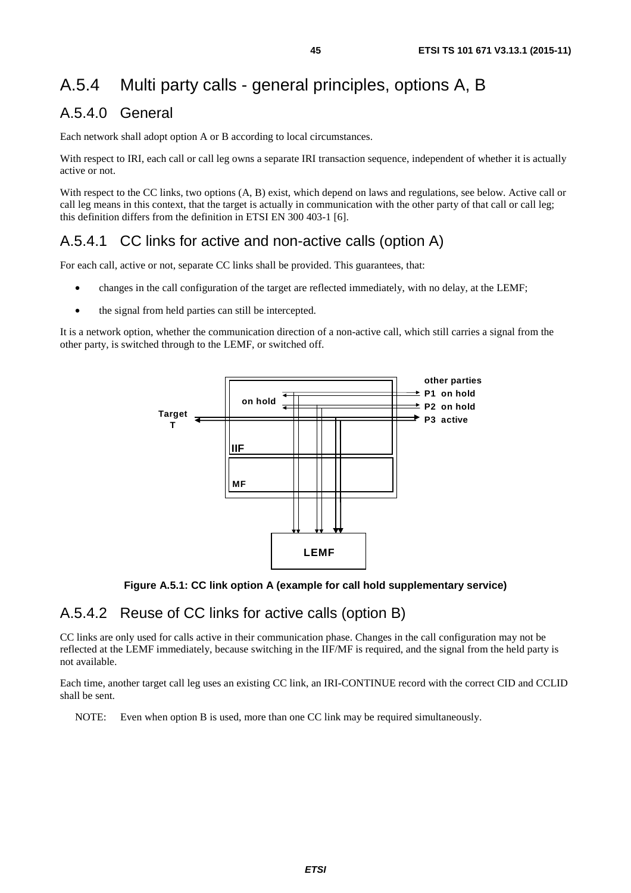# A.5.4 Multi party calls - general principles, options A, B

## A.5.4.0 General

Each network shall adopt option A or B according to local circumstances.

With respect to IRI, each call or call leg owns a separate IRI transaction sequence, independent of whether it is actually active or not.

With respect to the CC links, two options (A, B) exist, which depend on laws and regulations, see below. Active call or call leg means in this context, that the target is actually in communication with the other party of that call or call leg; this definition differs from the definition in ETSI EN 300 403-1 [6].

## A.5.4.1 CC links for active and non-active calls (option A)

For each call, active or not, separate CC links shall be provided. This guarantees, that:

- changes in the call configuration of the target are reflected immediately, with no delay, at the LEMF;
- the signal from held parties can still be intercepted.

It is a network option, whether the communication direction of a non-active call, which still carries a signal from the other party, is switched through to the LEMF, or switched off.

**Figure A.5.1: CC link option A (example for call hold supplementary service)**

## A.5.4.2 Reuse of CC links for active calls (option B)

CC links are only used for calls active in their communication phase. Changes in the call configuration may not be reflected at the LEMF immediately, because switching in the IIF/MF is required, and the signal from the held party is not available.

Each time, another target call leg uses an existing CC link, an IRI-CONTINUE record with the correct CID and CCLID shall be sent.

NOTE: Even when option B is used, more than one CC link may be required simultaneously.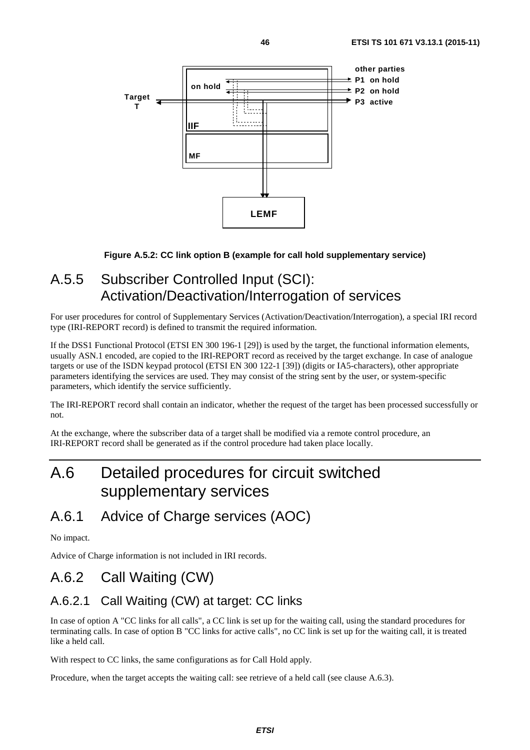Figure A.5.2: CC link option B (example for call hold supplementary service)

## A.5.5 Subscriber Controlled Input (SCI): Activation/Deactivation/Interrogation of services

For user procedures for control of Supplementary Services (Activation/Deactivation/Interrogation), a special IRI record type (IRI-REPORT record) is defined to transmit the required information.

If the DSS1 Functional Protocol (ETSI EN 300 196-1 [29]) is used by the target, the functional information elements, usually ASN.1 encoded, are copied to the IRI-REPORT record as received by the target exchange. In case of analogue targets or use of the ISDN keypad protocol (ETSI EN 300 122-1 [39]) (digits or IA5-characters), other appropriate parameters identifying the services are used. They may consist of the string sent by the user, or system-specific parameters, which identify the service sufficiently.

The IRI-REPORT record shall contain an indicator, whether the request of the target has been processed successfully or not.

At the exchange, where the subscriber data of a target shall be modified via a remote control procedure, an IRI-REPORT record shall be generated as if the control procedure had taken place locally.

# A.6 Detailed procedures for circuit switched supplementary services

## A.6.1 Advice of Charge services (AOC)

No impact.

Advice of Charge information is not included in IRI records.

## A.6.2 Call Waiting (CW)

### A.6.2.1 Call Waiting (CW) at target: CC links

In case of option A "CC links for all calls", a CC link is set up for the waiting call, using the standard procedures for terminating calls. In case of option B "CC links for active calls", no CC link is set up for the waiting call, it is treated like a held call.

With respect to CC links, the same configurations as for Call Hold apply.

Procedure, when the target accepts the waiting call: see retrieve of a held call (see clause A.6.3).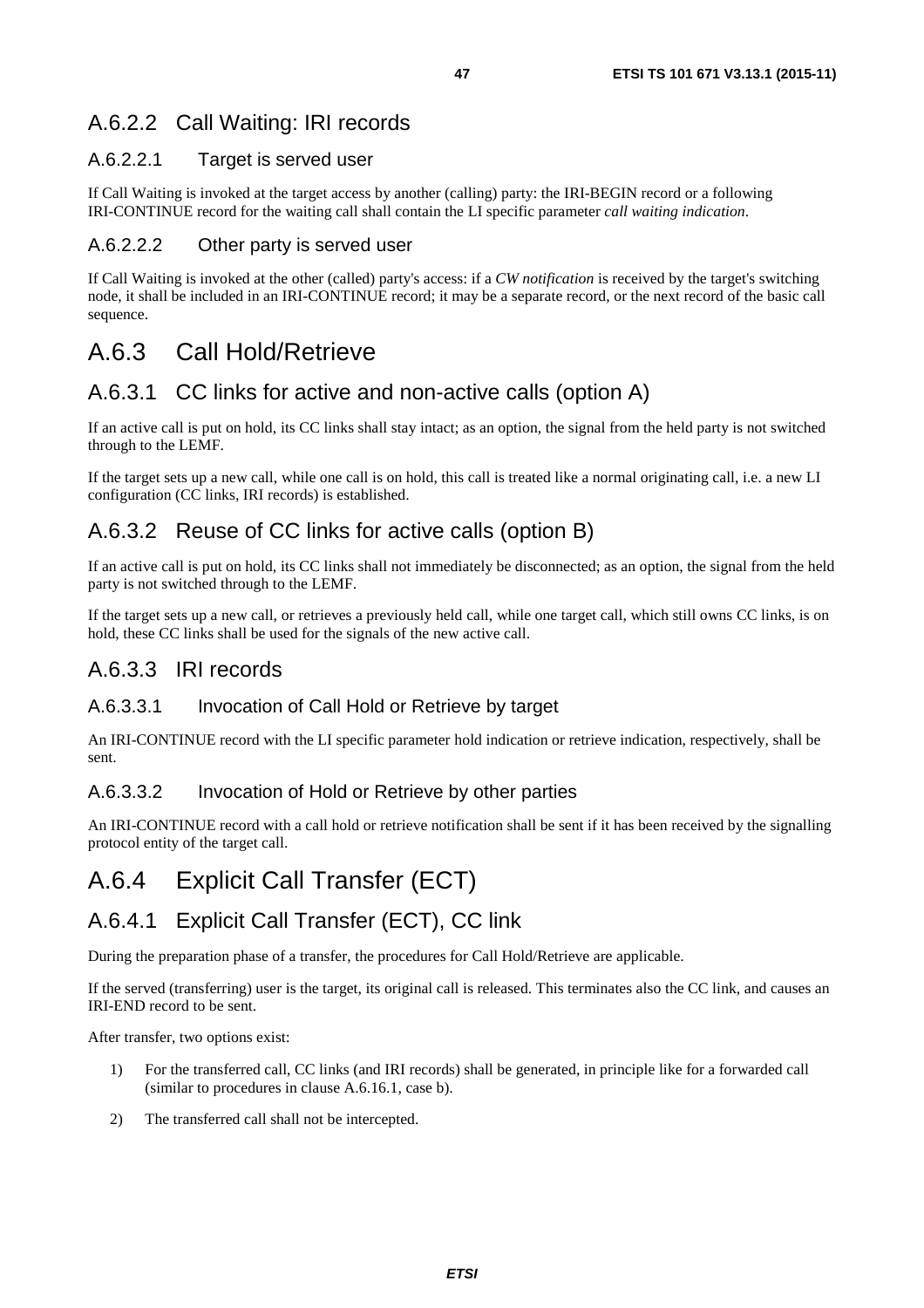### A.6.2.2 Call Waiting: IRI records

#### A.6.2.2.1 Target is served user

If Call Waiting is invoked at the target access by another (calling) party: the IRI-BEGIN record or a following IRI-CONTINUE record for the waiting call shall contain the LI specific parameter *call waiting indication*.

#### A.6.2.2.2 Other party is served user

If Call Waiting is invoked at the other (called) party's access: if a *CW notification* is received by the target's switching node, it shall be included in an IRI-CONTINUE record; it may be a separate record, or the next record of the basic call sequence.

## A.6.3 Call Hold/Retrieve

### A.6.3.1 CC links for active and non-active calls (option A)

If an active call is put on hold, its CC links shall stay intact; as an option, the signal from the held party is not switched through to the LEMF.

If the target sets up a new call, while one call is on hold, this call is treated like a normal originating call, i.e. a new LI configuration (CC links, IRI records) is established.

### A.6.3.2 Reuse of CC links for active calls (option B)

If an active call is put on hold, its CC links shall not immediately be disconnected; as an option, the signal from the held party is not switched through to the LEMF.

If the target sets up a new call, or retrieves a previously held call, while one target call, which still owns CC links, is on hold, these CC links shall be used for the signals of the new active call.

### A.6.3.3 IRI records

#### A.6.3.3.1 Invocation of Call Hold or Retrieve by target

An IRI-CONTINUE record with the LI specific parameter hold indication or retrieve indication, respectively, shall be sent.

#### A.6.3.3.2 Invocation of Hold or Retrieve by other parties

An IRI-CONTINUE record with a call hold or retrieve notification shall be sent if it has been received by the signalling protocol entity of the target call.

## A.6.4 Explicit Call Transfer (ECT)

### A.6.4.1 Explicit Call Transfer (ECT), CC link

During the preparation phase of a transfer, the procedures for Call Hold/Retrieve are applicable.

If the served (transferring) user is the target, its original call is released. This terminates also the CC link, and causes an IRI-END record to be sent.

After transfer, two options exist:

1) For the transferred call, CC links (and IRI records) shall be generated, in principle like for a forwarded call (similar to procedures in clause A.6.16.1, case b).

2) The transferred call shall not be intercepted.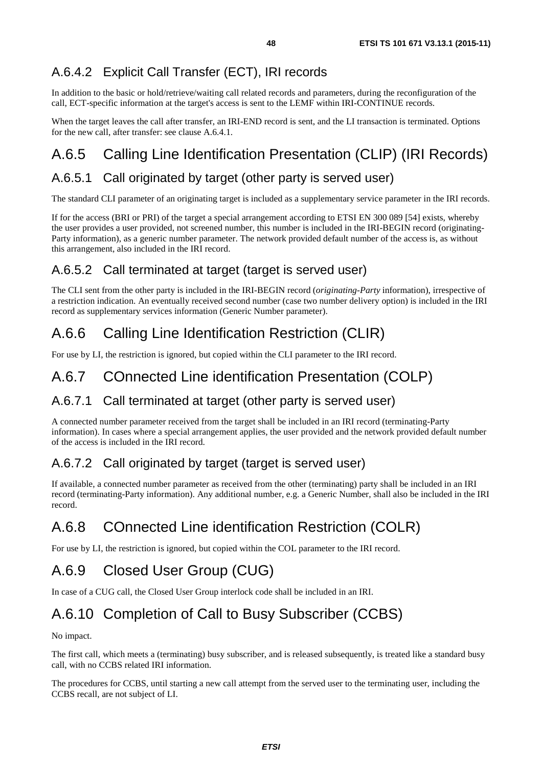### A.6.4.2 Explicit Call Transfer (ECT), IRI records

In addition to the basic or hold/retrieve/waiting call related records and parameters, during the reconfiguration of the call, ECT-specific information at the target's access is sent to the LEMF within IRI-CONTINUE records.

When the target leaves the call after transfer, an IRI-END record is sent, and the LI transaction is terminated. Options for the new call, after transfer: see clause A.6.4.1.

## A.6.5 Calling Line Identification Presentation (CLIP) (IRI Records)

### A.6.5.1 Call originated by target (other party is served user)

The standard CLI parameter of an originating target is included as a supplementary service parameter in the IRI records.

If for the access (BRI or PRI) of the target a special arrangement according to ETSI EN 300 089 [54] exists, whereby the user provides a user provided, not screened number, this number is included in the IRI-BEGIN record (originating-Party information), as a generic number parameter. The network provided default number of the access is, as without this arrangement, also included in the IRI record.

### A.6.5.2 Call terminated at target (target is served user)

The CLI sent from the other party is included in the IRI-BEGIN record (*originating-Party* information), irrespective of a restriction indication. An eventually received second number (case two number delivery option) is included in the IRI record as supplementary services information (Generic Number parameter).

## A.6.6 Calling Line Identification Restriction (CLIR)

For use by LI, the restriction is ignored, but copied within the CLI parameter to the IRI record.

## A.6.7 COnnected Line identification Presentation (COLP)

### A.6.7.1 Call terminated at target (other party is served user)

A connected number parameter received from the target shall be included in an IRI record (terminating-Party information). In cases where a special arrangement applies, the user provided and the network provided default number of the access is included in the IRI record.

### A.6.7.2 Call originated by target (target is served user)

If available, a connected number parameter as received from the other (terminating) party shall be included in an IRI record (terminating-Party information). Any additional number, e.g. a Generic Number, shall also be included in the IRI record.

## A.6.8 COnnected Line identification Restriction (COLR)

For use by LI, the restriction is ignored, but copied within the COL parameter to the IRI record.

## A.6.9 Closed User Group (CUG)

In case of a CUG call, the Closed User Group interlock code shall be included in an IRI.

## A.6.10 Completion of Call to Busy Subscriber (CCBS)

No impact.

The first call, which meets a (terminating) busy subscriber, and is released subsequently, is treated like a standard busy call, with no CCBS related IRI information.

The procedures for CCBS, until starting a new call attempt from the served user to the terminating user, including the CCBS recall, are not subject of LI.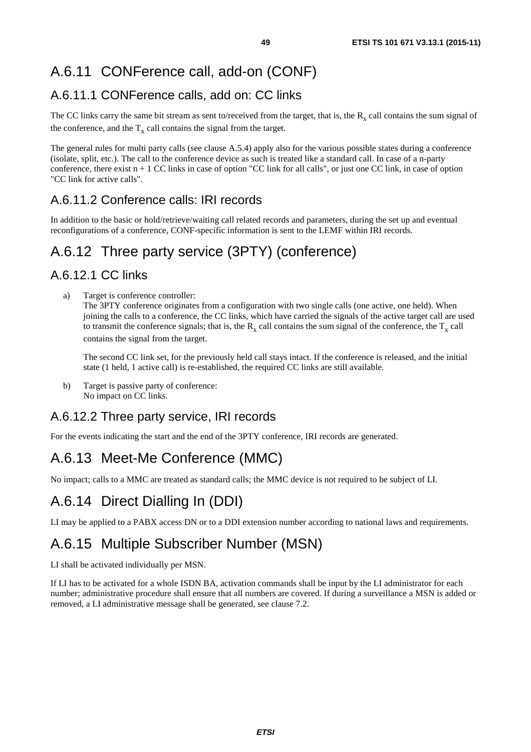## A.6.11 CONFerence call, add-on (CONF)

### A.6.11.1 CONFerence calls, add on: CC links

The CC links carry the same bit stream as sent to/received from the target, that is, the $R_x$ call contains the sum signal of the conference, and the $T_x$ call contains the signal from the target.

The general rules for multi party calls (see clause A.5.4) apply also for the various possible states during a conference (isolate, split, etc.). The call to the conference device as such is treated like a standard call. In case of a n-party conference, there exist n + 1 CC links in case of option "CC link for all calls", or just one CC link, in case of option "CC link for active calls".

### A.6.11.2 Conference calls: IRI records

In addition to the basic or hold/retrieve/waiting call related records and parameters, during the set up and eventual reconfigurations of a conference, CONF-specific information is sent to the LEMF within IRI records.

## A.6.12 Three party service (3PTY) (conference)

### A.6.12.1 CC links

a) Target is conference controller:
 The 3PTY conference originates from a configuration with two single calls (one active, one held). When joining the calls to a conference, the CC links, which have carried the signals of the active target call are used to transmit the conference signals; that is, the $R_x$ call contains the sum signal of the conference, the $T_x$ call contains the signal from the target.

 The second CC link set, for the previously held call stays intact. If the conference is released, and the initial state (1 held, 1 active call) is re-established, the required CC links are still available.

b) Target is passive party of conference:
 No impact on CC links.

### A.6.12.2 Three party service, IRI records

For the events indicating the start and the end of the 3PTY conference, IRI records are generated.

## A.6.13 Meet-Me Conference (MMC)

No impact; calls to a MMC are treated as standard calls; the MMC device is not required to be subject of LI.

## A.6.14 Direct Dialling In (DDI)

LI may be applied to a PABX access DN or to a DDI extension number according to national laws and requirements.

## A.6.15 Multiple Subscriber Number (MSN)

LI shall be activated individually per MSN.

If LI has to be activated for a whole ISDN BA, activation commands shall be input by the LI administrator for each number; administrative procedure shall ensure that all numbers are covered. If during a surveillance a MSN is added or removed, a LI administrative message shall be generated, see clause 7.2.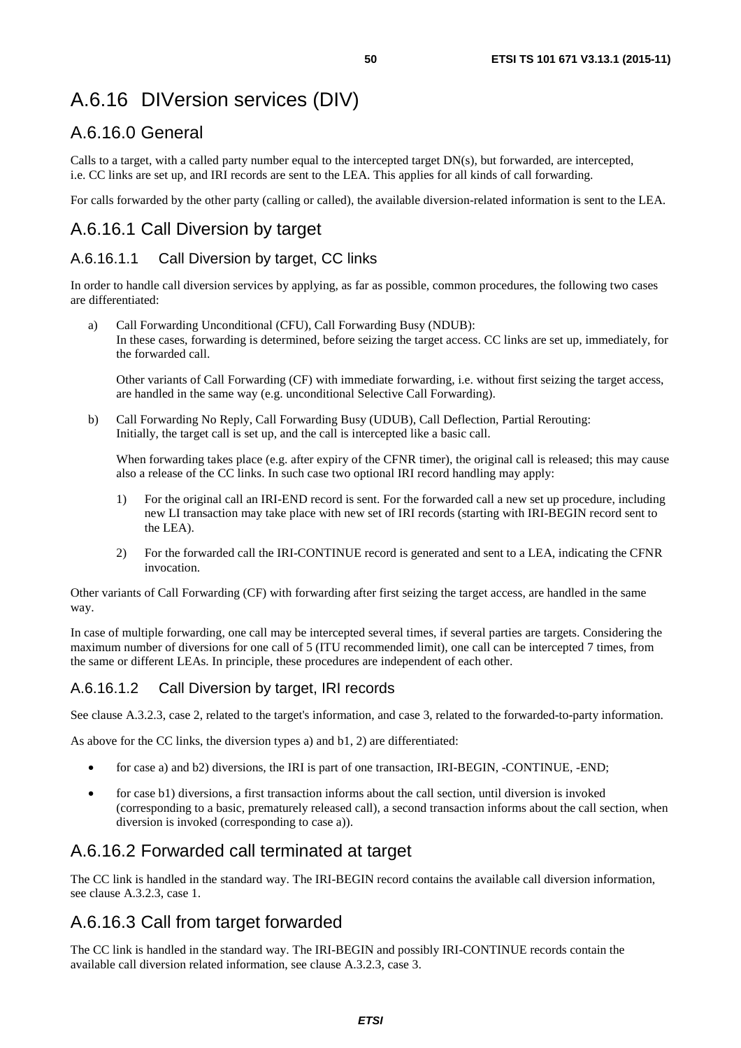# A.6.16 DIVersion services (DIV)

## A.6.16.0 General

Calls to a target, with a called party number equal to the intercepted target DN(s), but forwarded, are intercepted, i.e. CC links are set up, and IRI records are sent to the LEA. This applies for all kinds of call forwarding.

For calls forwarded by the other party (calling or called), the available diversion-related information is sent to the LEA.

## A.6.16.1 Call Diversion by target

### A.6.16.1.1 Call Diversion by target, CC links

In order to handle call diversion services by applying, as far as possible, common procedures, the following two cases are differentiated:

a) Call Forwarding Unconditional (CFU), Call Forwarding Busy (NDUB):
In these cases, forwarding is determined, before seizing the target access. CC links are set up, immediately, for the forwarded call.

   Other variants of Call Forwarding (CF) with immediate forwarding, i.e. without first seizing the target access, are handled in the same way (e.g. unconditional Selective Call Forwarding).

b) Call Forwarding No Reply, Call Forwarding Busy (UDUB), Call Deflection, Partial Rerouting:
Initially, the target call is set up, and the call is intercepted like a basic call.

   When forwarding takes place (e.g. after expiry of the CFNR timer), the original call is released; this may cause also a release of the CC links. In such case two optional IRI record handling may apply:

   1) For the original call an IRI-END record is sent. For the forwarded call a new set up procedure, including new LI transaction may take place with new set of IRI records (starting with IRI-BEGIN record sent to the LEA).

   2) For the forwarded call the IRI-CONTINUE record is generated and sent to a LEA, indicating the CFNR invocation.

Other variants of Call Forwarding (CF) with forwarding after first seizing the target access, are handled in the same way.

In case of multiple forwarding, one call may be intercepted several times, if several parties are targets. Considering the maximum number of diversions for one call of 5 (ITU recommended limit), one call can be intercepted 7 times, from the same or different LEAs. In principle, these procedures are independent of each other.

### A.6.16.1.2 Call Diversion by target, IRI records

See clause A.3.2.3, case 2, related to the target's information, and case 3, related to the forwarded-to-party information.

As above for the CC links, the diversion types a) and b1, 2) are differentiated:

- for case a) and b2) diversions, the IRI is part of one transaction, IRI-BEGIN, -CONTINUE, -END;
- for case b1) diversions, a first transaction informs about the call section, until diversion is invoked (corresponding to a basic, prematurely released call), a second transaction informs about the call section, when diversion is invoked (corresponding to case a)).

## A.6.16.2 Forwarded call terminated at target

The CC link is handled in the standard way. The IRI-BEGIN record contains the available call diversion information, see clause A.3.2.3, case 1.

## A.6.16.3 Call from target forwarded

The CC link is handled in the standard way. The IRI-BEGIN and possibly IRI-CONTINUE records contain the available call diversion related information, see clause A.3.2.3, case 3.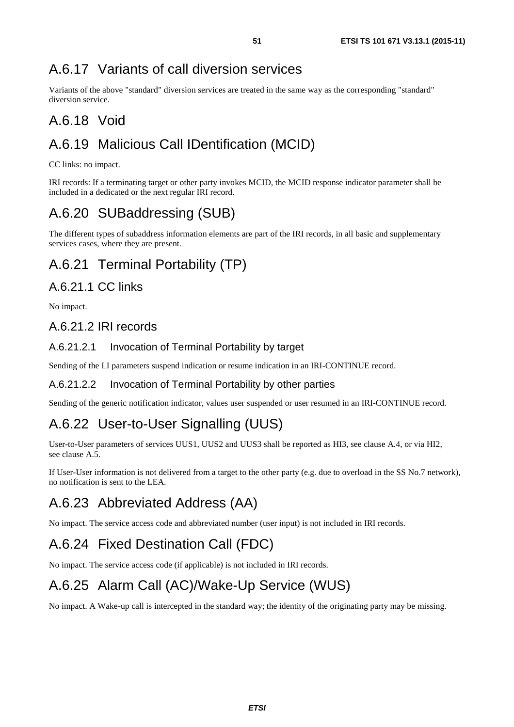## A.6.17 Variants of call diversion services

Variants of the above "standard" diversion services are treated in the same way as the corresponding "standard" diversion service.

## A.6.18 Void

## A.6.19 Malicious Call IDentification (MCID)

CC links: no impact.

IRI records: If a terminating target or other party invokes MCID, the MCID response indicator parameter shall be included in a dedicated or the next regular IRI record.

## A.6.20 SUBaddressing (SUB)

The different types of subaddress information elements are part of the IRI records, in all basic and supplementary services cases, where they are present.

## A.6.21 Terminal Portability (TP)

### A.6.21.1 CC links

No impact.

### A.6.21.2 IRI records

#### A.6.21.2.1 Invocation of Terminal Portability by target

Sending of the LI parameters suspend indication or resume indication in an IRI-CONTINUE record.

#### A.6.21.2.2 Invocation of Terminal Portability by other parties

Sending of the generic notification indicator, values user suspended or user resumed in an IRI-CONTINUE record.

## A.6.22 User-to-User Signalling (UUS)

User-to-User parameters of services UUS1, UUS2 and UUS3 shall be reported as HI3, see clause A.4, or via HI2, see clause A.5.

If User-User information is not delivered from a target to the other party (e.g. due to overload in the SS No.7 network), no notification is sent to the LEA.

## A.6.23 Abbreviated Address (AA)

No impact. The service access code and abbreviated number (user input) is not included in IRI records.

## A.6.24 Fixed Destination Call (FDC)

No impact. The service access code (if applicable) is not included in IRI records.

## A.6.25 Alarm Call (AC)/Wake-Up Service (WUS)

No impact. A Wake-up call is intercepted in the standard way; the identity of the originating party may be missing.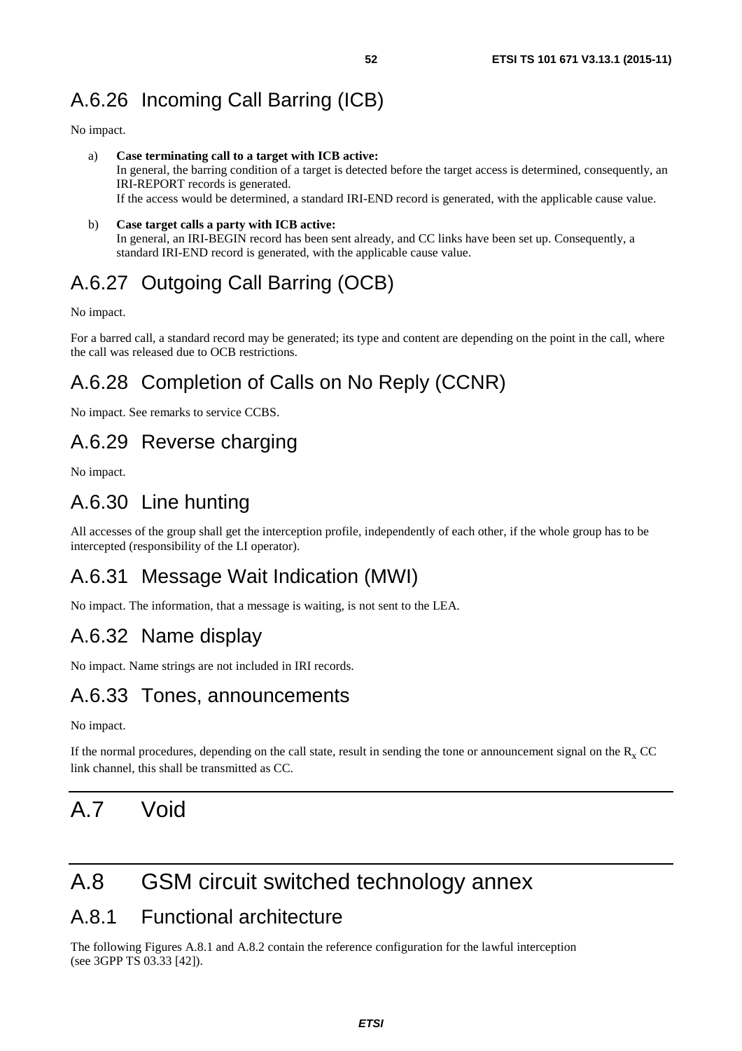### A.6.26 Incoming Call Barring (ICB)

No impact.

a) **Case terminating call to a target with ICB active:**
In general, the barring condition of a target is detected before the target access is determined, consequently, an IRI-REPORT records is generated.
If the access would be determined, a standard IRI-END record is generated, with the applicable cause value.

b) **Case target calls a party with ICB active:**
In general, an IRI-BEGIN record has been sent already, and CC links have been set up. Consequently, a standard IRI-END record is generated, with the applicable cause value.

### A.6.27 Outgoing Call Barring (OCB)

No impact.

For a barred call, a standard record may be generated; its type and content are depending on the point in the call, where the call was released due to OCB restrictions.

### A.6.28 Completion of Calls on No Reply (CCNR)

No impact. See remarks to service CCBS.

### A.6.29 Reverse charging

No impact.

### A.6.30 Line hunting

All accesses of the group shall get the interception profile, independently of each other, if the whole group has to be intercepted (responsibility of the LI operator).

### A.6.31 Message Wait Indication (MWI)

No impact. The information, that a message is waiting, is not sent to the LEA.

### A.6.32 Name display

No impact. Name strings are not included in IRI records.

### A.6.33 Tones, announcements

No impact.

If the normal procedures, depending on the call state, result in sending the tone or announcement signal on the $R_x$ CC link channel, this shall be transmitted as CC.

## A.7 Void

## A.8 GSM circuit switched technology annex

### A.8.1 Functional architecture

The following Figures A.8.1 and A.8.2 contain the reference configuration for the lawful interception (see 3GPP TS 03.33 [42]).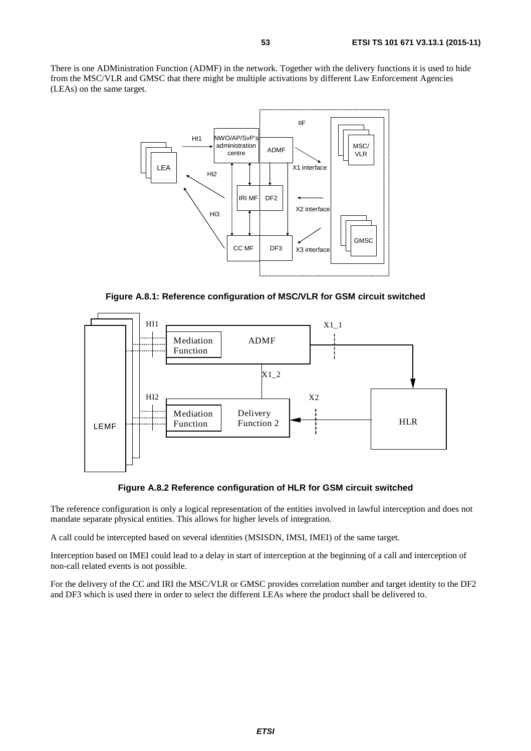There is one ADMinistration Function (ADMF) in the network. Together with the delivery functions it is used to hide from the MSC/VLR and GMSC that there might be multiple activations by different Law Enforcement Agencies (LEAs) on the same target.

**Figure A.8.1: Reference configuration of MSC/VLR for GSM circuit switched**

**Figure A.8.2 Reference configuration of HLR for GSM circuit switched**

The reference configuration is only a logical representation of the entities involved in lawful interception and does not mandate separate physical entities. This allows for higher levels of integration.

A call could be intercepted based on several identities (MSISDN, IMSI, IMEI) of the same target.

Interception based on IMEI could lead to a delay in start of interception at the beginning of a call and interception of non-call related events is not possible.

For the delivery of the CC and IRI the MSC/VLR or GMSC provides correlation number and target identity to the DF2 and DF3 which is used there in order to select the different LEAs where the product shall be delivered to.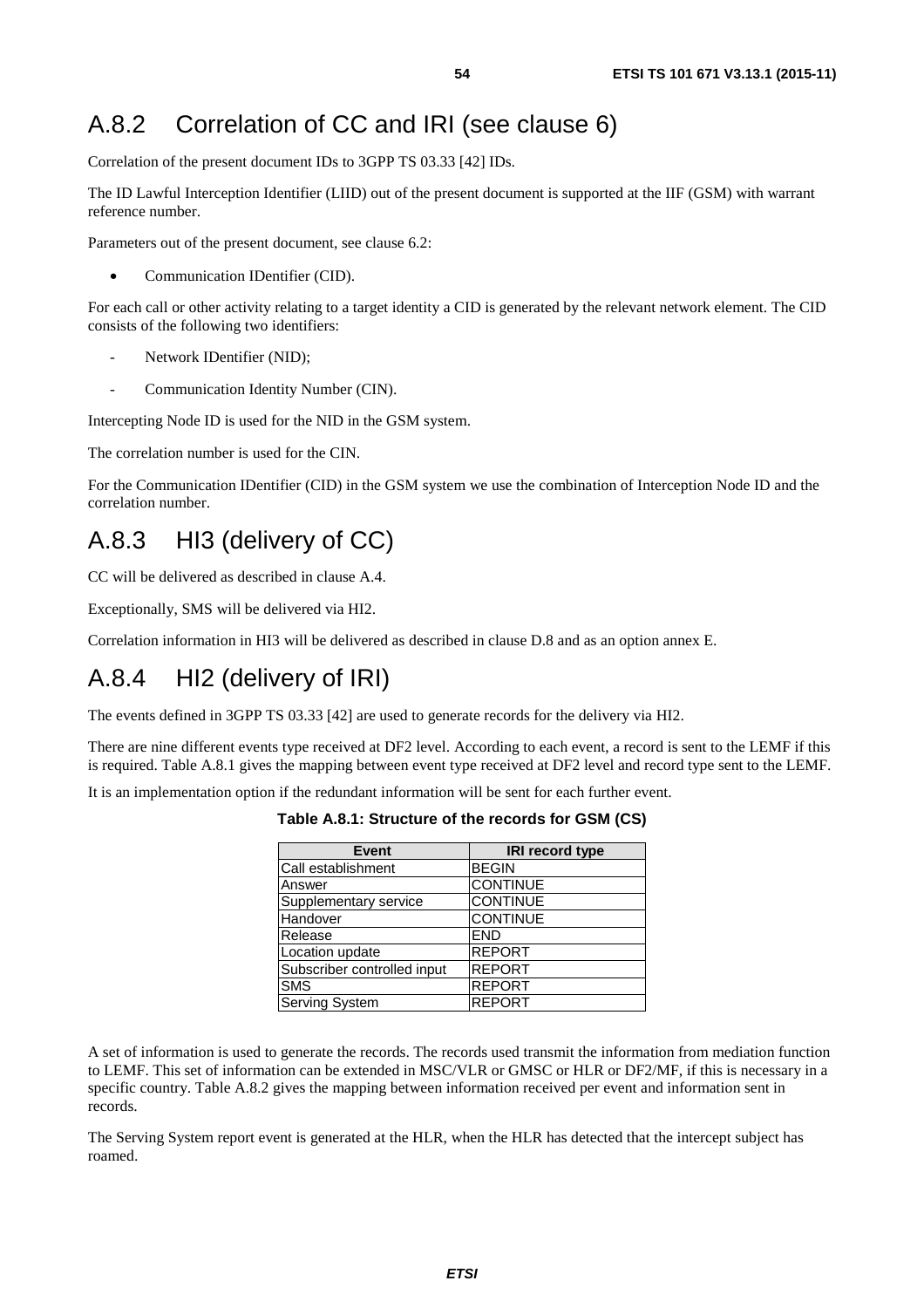# A.8.2 Correlation of CC and IRI (see clause 6)

Correlation of the present document IDs to 3GPP TS 03.33 [42] IDs.

The ID Lawful Interception Identifier (LIID) out of the present document is supported at the IIF (GSM) with warrant reference number.

Parameters out of the present document, see clause 6.2:

- Communication IDentifier (CID).

For each call or other activity relating to a target identity a CID is generated by the relevant network element. The CID consists of the following two identifiers:

- Network IDentifier (NID);
- Communication Identity Number (CIN).

Intercepting Node ID is used for the NID in the GSM system.

The correlation number is used for the CIN.

For the Communication IDentifier (CID) in the GSM system we use the combination of Interception Node ID and the correlation number.

# A.8.3 HI3 (delivery of CC)

CC will be delivered as described in clause A.4.

Exceptionally, SMS will be delivered via HI2.

Correlation information in HI3 will be delivered as described in clause D.8 and as an option annex E.

# A.8.4 HI2 (delivery of IRI)

The events defined in 3GPP TS 03.33 [42] are used to generate records for the delivery via HI2.

There are nine different events type received at DF2 level. According to each event, a record is sent to the LEMF if this is required. Table A.8.1 gives the mapping between event type received at DF2 level and record type sent to the LEMF.

It is an implementation option if the redundant information will be sent for each further event.

**Table A.8.1: Structure of the records for GSM (CS)**

| Event | IRI record type |
|---|---|
| Call establishment | BEGIN |
| Answer | CONTINUE |
| Supplementary service | CONTINUE |
| Handover | CONTINUE |
| Release | END |
| Location update | REPORT |
| Subscriber controlled input | REPORT |
| SMS | REPORT |
| Serving System | REPORT |

A set of information is used to generate the records. The records used transmit the information from mediation function to LEMF. This set of information can be extended in MSC/VLR or GMSC or HLR or DF2/MF, if this is necessary in a specific country. Table A.8.2 gives the mapping between information received per event and information sent in records.

The Serving System report event is generated at the HLR, when the HLR has detected that the intercept subject has roamed.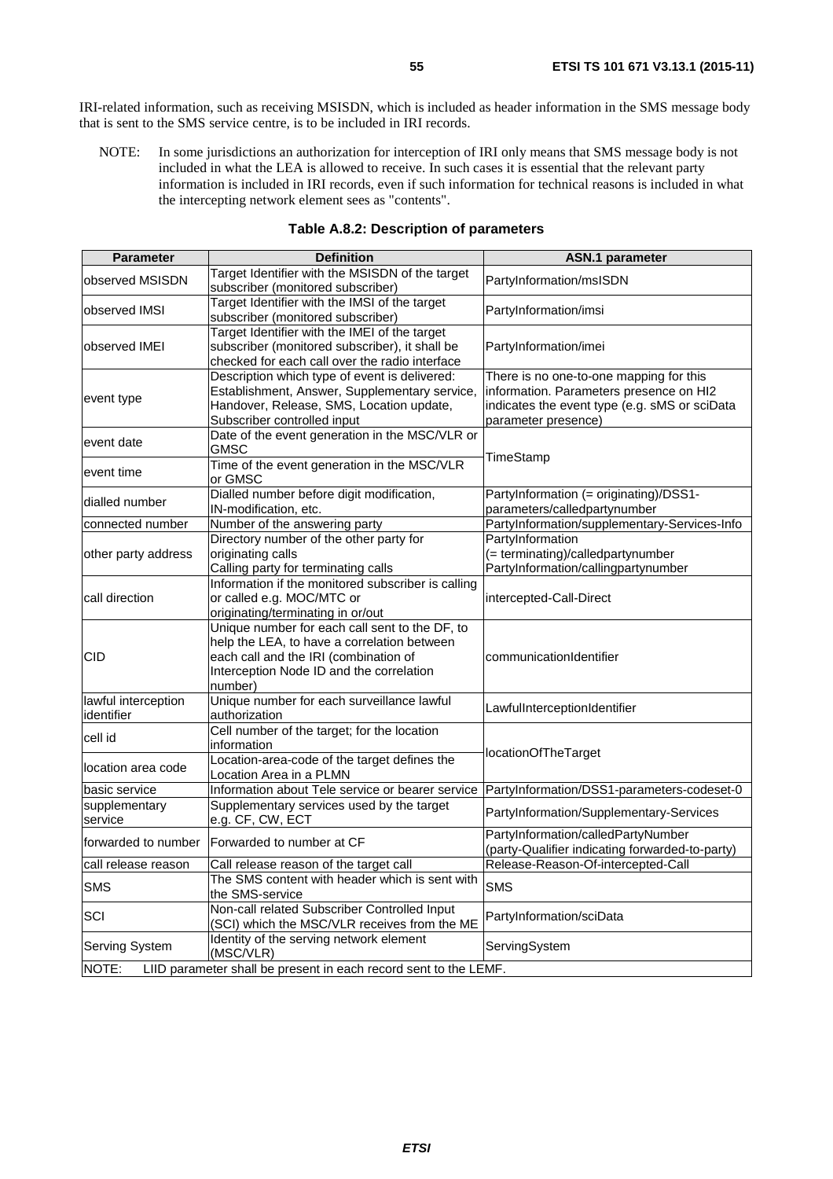IRI-related information, such as receiving MSISDN, which is included as header information in the SMS message body that is sent to the SMS service centre, is to be included in IRI records.

NOTE: In some jurisdictions an authorization for interception of IRI only means that SMS message body is not included in what the LEA is allowed to receive. In such cases it is essential that the relevant party information is included in IRI records, even if such information for technical reasons is included in what the intercepting network element sees as "contents".

**Table A.8.2: Description of parameters**

| Parameter | Definition | ASN.1 parameter |
|---|---|---|
| observed MSISDN | Target Identifier with the MSISDN of the target subscriber (monitored subscriber) | PartyInformation/msISDN |
| observed IMSI | Target Identifier with the IMSI of the target subscriber (monitored subscriber) | PartyInformation/imsi |
| observed IMEI | Target Identifier with the IMEI of the target subscriber (monitored subscriber), it shall be checked for each call over the radio interface | PartyInformation/imei |
| event type | Description which type of event is delivered: Establishment, Answer, Supplementary service, Handover, Release, SMS, Location update, Subscriber controlled input | There is no one-to-one mapping for this information. Parameters presence on HI2 indicates the event type (e.g. sMS or sciData parameter presence) |
| event date | Date of the event generation in the MSC/VLR or GMSC | TimeStamp |
| event time | Time of the event generation in the MSC/VLR or GMSC | |
| dialled number | Dialled number before digit modification, IN-modification, etc. | PartyInformation (= originating)/DSS1-parameters/calledpartynumber |
| connected number | Number of the answering party | PartyInformation/supplementary-Services-Info |
| other party address | Directory number of the other party for originating calls<br>Calling party for terminating calls | PartyInformation (= terminating)/calledpartynumber<br>PartyInformation/callingpartynumber |
| call direction | Information if the monitored subscriber is calling or called e.g. MOC/MTC or originating/terminating in or/out | intercepted-Call-Direct |
| CID | Unique number for each call sent to the DF, to help the LEA, to have a correlation between each call and the IRI (combination of Interception Node ID and the correlation number) | communicationIdentifier |
| lawful interception identifier | Unique number for each surveillance lawful authorization | LawfulInterceptionIdentifier |
| cell id | Cell number of the target; for the location information | locationOfTheTarget |
| location area code | Location-area-code of the target defines the Location Area in a PLMN | |
| basic service | Information about Tele service or bearer service | PartyInformation/DSS1-parameters-codeset-0 |
| supplementary service | Supplementary services used by the target e.g. CF, CW, ECT | PartyInformation/Supplementary-Services |
| forwarded to number | Forwarded to number at CF | PartyInformation/calledPartyNumber<br>(party-Qualifier indicating forwarded-to-party) |
| call release reason | Call release reason of the target call | Release-Reason-Of-intercepted-Call |
| SMS | The SMS content with header which is sent with the SMS-service | SMS |
| SCI | Non-call related Subscriber Controlled Input (SCI) which the MSC/VLR receives from the ME | PartyInformation/sciData |
| Serving System | Identity of the serving network element (MSC/VLR) | ServingSystem |
| NOTE: LIID parameter shall be present in each record sent to the LEMF. | | |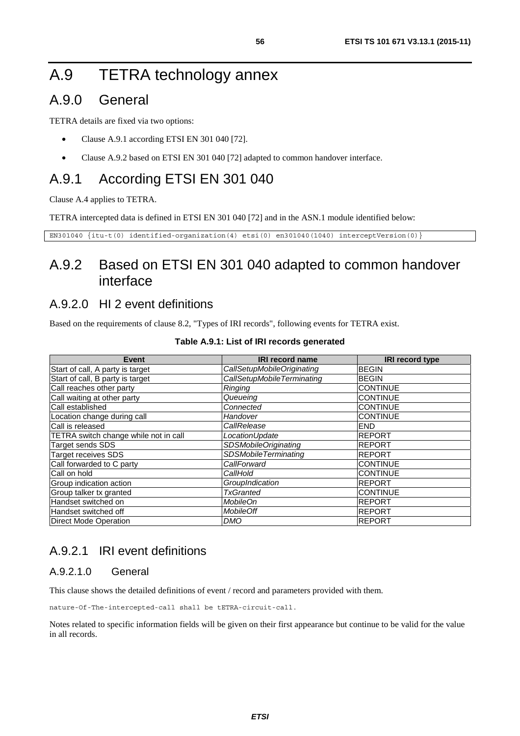# A.9 TETRA technology annex

## A.9.0 General

TETRA details are fixed via two options:

- Clause A.9.1 according ETSI EN 301 040 [72].
- Clause A.9.2 based on ETSI EN 301 040 [72] adapted to common handover interface.

## A.9.1 According ETSI EN 301 040

Clause A.4 applies to TETRA.

TETRA intercepted data is defined in ETSI EN 301 040 [72] and in the ASN.1 module identified below:

```
EN301040 {itu-t(0) identified-organization(4) etsi(0) en301040(1040) interceptVersion(0)}
```

## A.9.2 Based on ETSI EN 301 040 adapted to common handover interface

### A.9.2.0 HI 2 event definitions

Based on the requirements of clause 8.2, "Types of IRI records", following events for TETRA exist.

**Table A.9.1: List of IRI records generated**

| Event | IRI record name | IRI record type |
|---|---|---|
| Start of call, A party is target | *CallSetupMobileOriginating* | BEGIN |
| Start of call, B party is target | *CallSetupMobileTerminating* | BEGIN |
| Call reaches other party | *Ringing* | CONTINUE |
| Call waiting at other party | *Queueing* | CONTINUE |
| Call established | *Connected* | CONTINUE |
| Location change during call | *Handover* | CONTINUE |
| Call is released | *CallRelease* | END |
| TETRA switch change while not in call | *LocationUpdate* | REPORT |
| Target sends SDS | *SDSMobileOriginating* | REPORT |
| Target receives SDS | *SDSMobileTerminating* | REPORT |
| Call forwarded to C party | *CallForward* | CONTINUE |
| Call on hold | *CallHold* | CONTINUE |
| Group indication action | *GroupIndication* | REPORT |
| Group talker tx granted | *TxGranted* | CONTINUE |
| Handset switched on | *MobileOn* | REPORT |
| Handset switched off | *MobileOff* | REPORT |
| Direct Mode Operation | *DMO* | REPORT |

### A.9.2.1 IRI event definitions

#### A.9.2.1.0 General

This clause shows the detailed definitions of event / record and parameters provided with them.

`nature-Of-The-intercepted-call shall be tETRA-circuit-call.`

Notes related to specific information fields will be given on their first appearance but continue to be valid for the value in all records.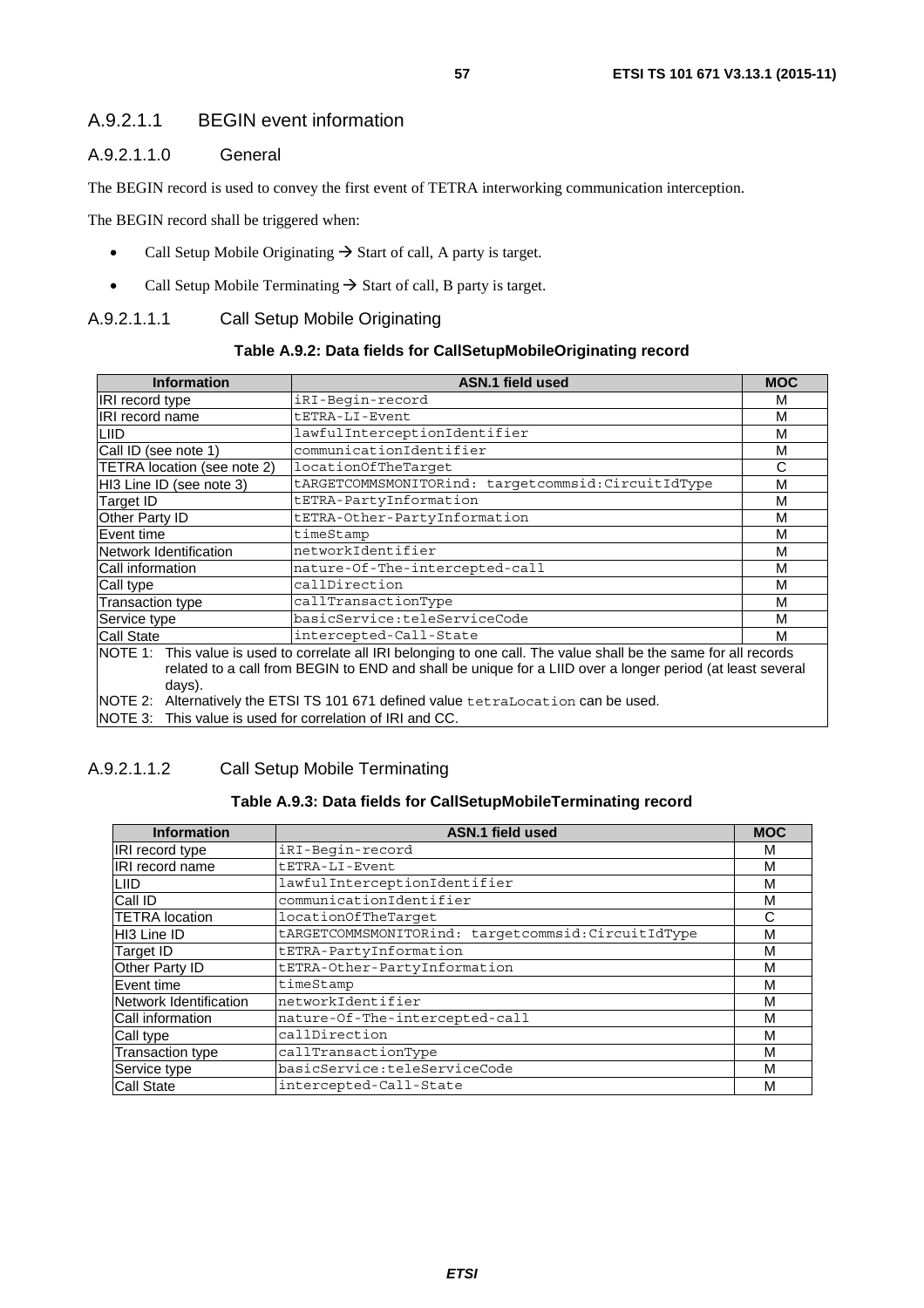#### A.9.2.1.1 BEGIN event information

##### A.9.2.1.1.0 General

The BEGIN record is used to convey the first event of TETRA interworking communication interception.

The BEGIN record shall be triggered when:

- Call Setup Mobile Originating → Start of call, A party is target.
- Call Setup Mobile Terminating → Start of call, B party is target.

##### A.9.2.1.1.1 Call Setup Mobile Originating

**Table A.9.2: Data fields for CallSetupMobileOriginating record**

| Information | ASN.1 field used | MOC |
|---|---|---|
| IRI record type | iRI-Begin-record | M |
| IRI record name | tETRA-LI-Event | M |
| LIID | lawfulInterceptionIdentifier | M |
| Call ID (see note 1) | communicationIdentifier | M |
| TETRA location (see note 2) | locationOfTheTarget | C |
| HI3 Line ID (see note 3) | tARGETCOMMSMONITORind: targetcommsid:CircuitIdType | M |
| Target ID | tETRA-PartyInformation | M |
| Other Party ID | tETRA-Other-PartyInformation | M |
| Event time | timeStamp | M |
| Network Identification | networkIdentifier | M |
| Call information | nature-Of-The-intercepted-call | M |
| Call type | callDirection | M |
| Transaction type | callTransactionType | M |
| Service type | basicService:teleServiceCode | M |
| Call State | intercepted-Call-State | M |
| NOTE 1: This value is used to correlate all IRI belonging to one call. The value shall be the same for all records related to a call from BEGIN to END and shall be unique for a LIID over a longer period (at least several days). | | |
| NOTE 2: Alternatively the ETSI TS 101 671 defined value tetraLocation can be used. | | |
| NOTE 3: This value is used for correlation of IRI and CC. | | |

##### A.9.2.1.1.2 Call Setup Mobile Terminating

**Table A.9.3: Data fields for CallSetupMobileTerminating record**

| Information | ASN.1 field used | MOC |
|---|---|---|
| IRI record type | iRI-Begin-record | M |
| IRI record name | tETRA-LI-Event | M |
| LIID | lawfulInterceptionIdentifier | M |
| Call ID | communicationIdentifier | M |
| TETRA location | locationOfTheTarget | C |
| HI3 Line ID | tARGETCOMMSMONITORind: targetcommsid:CircuitIdType | M |
| Target ID | tETRA-PartyInformation | M |
| Other Party ID | tETRA-Other-PartyInformation | M |
| Event time | timeStamp | M |
| Network Identification | networkIdentifier | M |
| Call information | nature-Of-The-intercepted-call | M |
| Call type | callDirection | M |
| Transaction type | callTransactionType | M |
| Service type | basicService:teleServiceCode | M |
| Call State | intercepted-Call-State | M |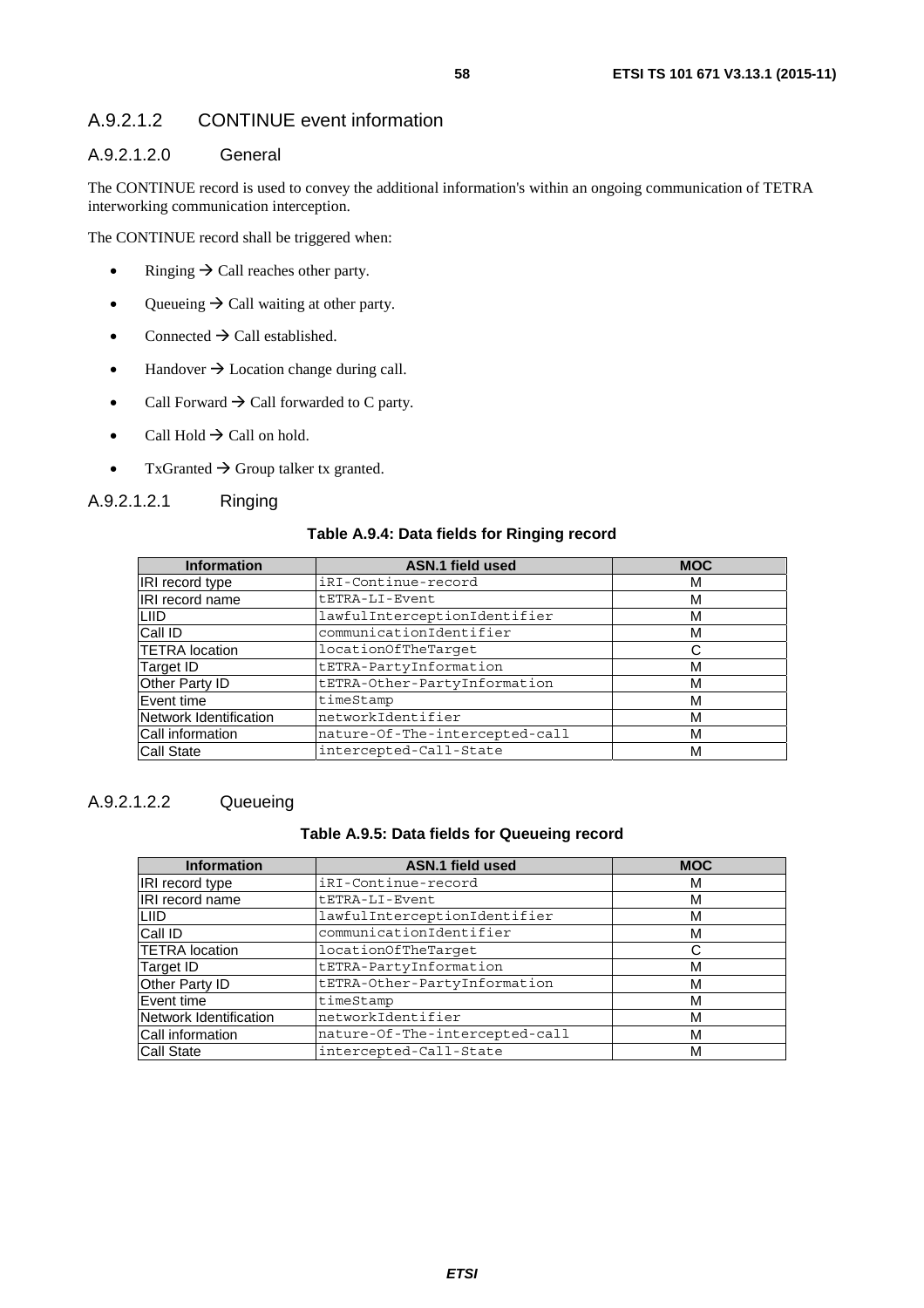### A.9.2.1.2 CONTINUE event information

#### A.9.2.1.2.0 General

The CONTINUE record is used to convey the additional information's within an ongoing communication of TETRA interworking communication interception.

The CONTINUE record shall be triggered when:

- Ringing → Call reaches other party.
- Queueing → Call waiting at other party.
- Connected → Call established.
- Handover → Location change during call.
- Call Forward → Call forwarded to C party.
- Call Hold → Call on hold.
- TxGranted → Group talker tx granted.

#### A.9.2.1.2.1 Ringing

**Table A.9.4: Data fields for Ringing record**

| Information | ASN.1 field used | MOC |
|---|---|---|
| IRI record type | iRI-Continue-record | M |
| IRI record name | tETRA-LI-Event | M |
| LIID | lawfulInterceptionIdentifier | M |
| Call ID | communicationIdentifier | M |
| TETRA location | locationOfTheTarget | C |
| Target ID | tETRA-PartyInformation | M |
| Other Party ID | tETRA-Other-PartyInformation | M |
| Event time | timeStamp | M |
| Network Identification | networkIdentifier | M |
| Call information | nature-Of-The-intercepted-call | M |
| Call State | intercepted-Call-State | M |

#### A.9.2.1.2.2 Queueing

**Table A.9.5: Data fields for Queueing record**

| Information | ASN.1 field used | MOC |
|---|---|---|
| IRI record type | iRI-Continue-record | M |
| IRI record name | tETRA-LI-Event | M |
| LIID | lawfulInterceptionIdentifier | M |
| Call ID | communicationIdentifier | M |
| TETRA location | locationOfTheTarget | C |
| Target ID | tETRA-PartyInformation | M |
| Other Party ID | tETRA-Other-PartyInformation | M |
| Event time | timeStamp | M |
| Network Identification | networkIdentifier | M |
| Call information | nature-Of-The-intercepted-call | M |
| Call State | intercepted-Call-State | M |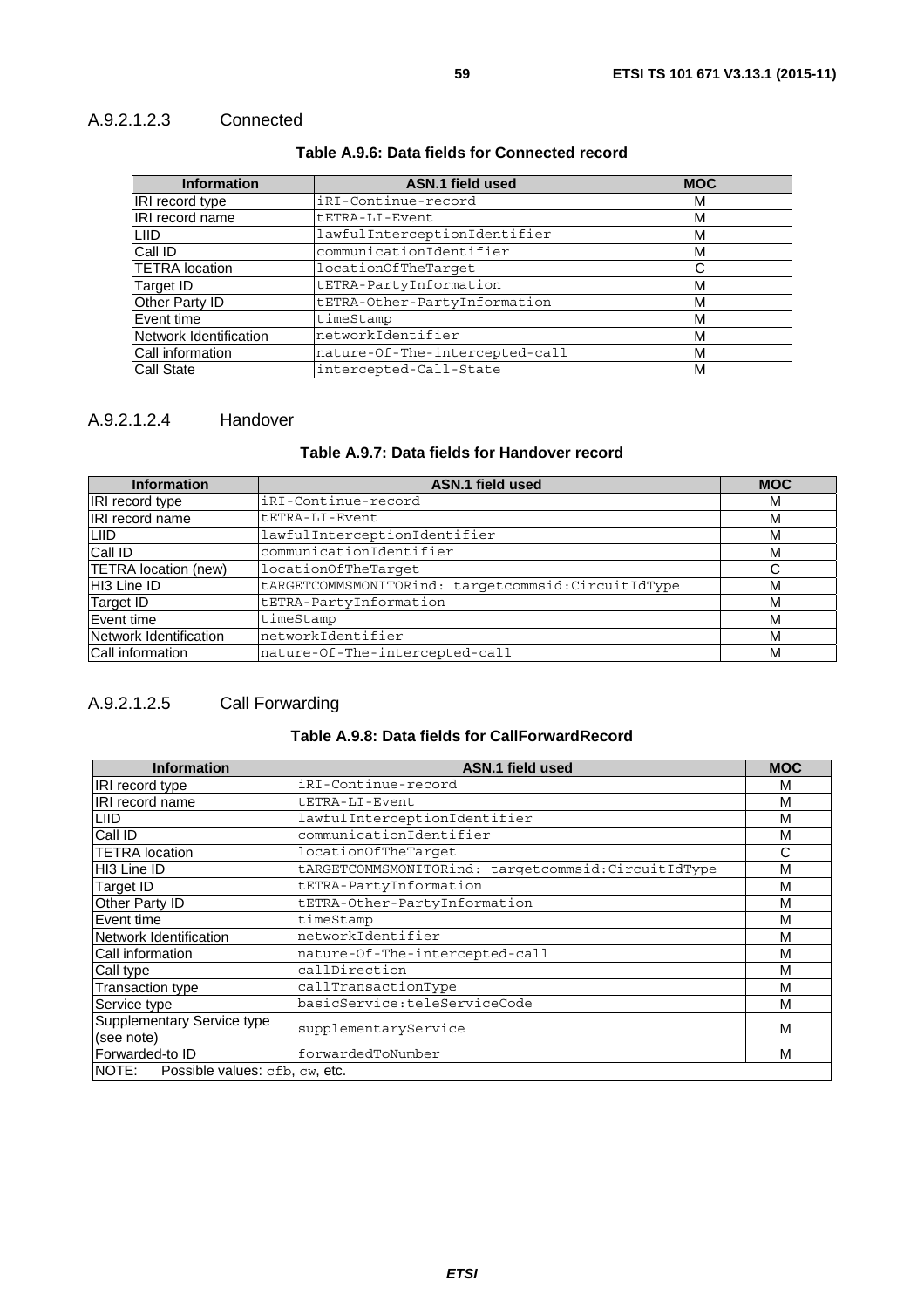#### A.9.2.1.2.3 Connected

**Table A.9.6: Data fields for Connected record**

| Information | ASN.1 field used | MOC |
|---|---|---|
| IRI record type | iRI-Continue-record | M |
| IRI record name | tETRA-LI-Event | M |
| LIID | lawfulInterceptionIdentifier | M |
| Call ID | communicationIdentifier | M |
| TETRA location | locationOfTheTarget | C |
| Target ID | tETRA-PartyInformation | M |
| Other Party ID | tETRA-Other-PartyInformation | M |
| Event time | timeStamp | M |
| Network Identification | networkIdentifier | M |
| Call information | nature-Of-The-intercepted-call | M |
| Call State | intercepted-Call-State | M |

#### A.9.2.1.2.4 Handover

**Table A.9.7: Data fields for Handover record**

| Information | ASN.1 field used | MOC |
|---|---|---|
| IRI record type | iRI-Continue-record | M |
| IRI record name | tETRA-LI-Event | M |
| LIID | lawfulInterceptionIdentifier | M |
| Call ID | communicationIdentifier | M |
| TETRA location (new) | locationOfTheTarget | C |
| HI3 Line ID | tARGETCOMMSMONITORind: targetcommsid:CircuitIdType | M |
| Target ID | tETRA-PartyInformation | M |
| Event time | timeStamp | M |
| Network Identification | networkIdentifier | M |
| Call information | nature-Of-The-intercepted-call | M |

#### A.9.2.1.2.5 Call Forwarding

**Table A.9.8: Data fields for CallForwardRecord**

| Information | ASN.1 field used | MOC |
|---|---|---|
| IRI record type | iRI-Continue-record | M |
| IRI record name | tETRA-LI-Event | M |
| LIID | lawfulInterceptionIdentifier | M |
| Call ID | communicationIdentifier | M |
| TETRA location | locationOfTheTarget | C |
| HI3 Line ID | tARGETCOMMSMONITORind: targetcommsid:CircuitIdType | M |
| Target ID | tETRA-PartyInformation | M |
| Other Party ID | tETRA-Other-PartyInformation | M |
| Event time | timeStamp | M |
| Network Identification | networkIdentifier | M |
| Call information | nature-Of-The-intercepted-call | M |
| Call type | callDirection | M |
| Transaction type | callTransactionType | M |
| Service type | basicService:teleServiceCode | M |
| Supplementary Service type (see note) | supplementaryService | M |
| Forwarded-to ID | forwardedToNumber | M |
| NOTE: Possible values: cfb, cw, etc. | | |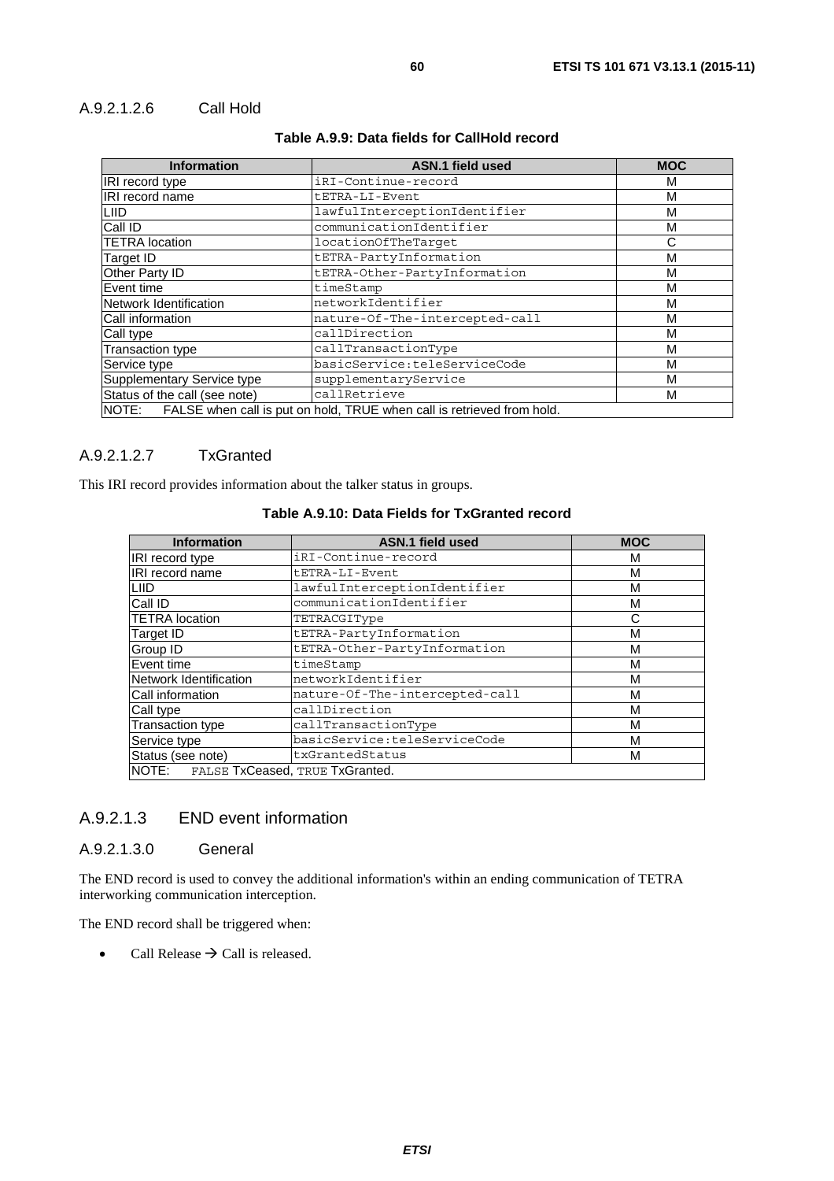#### A.9.2.1.2.6 Call Hold

**Table A.9.9: Data fields for CallHold record**

| Information | ASN.1 field used | MOC |
| --- | --- | --- |
| IRI record type | iRI-Continue-record | M |
| IRI record name | tETRA-LI-Event | M |
| LIID | lawfulInterceptionIdentifier | M |
| Call ID | communicationIdentifier | M |
| TETRA location | locationOfTheTarget | C |
| Target ID | tETRA-PartyInformation | M |
| Other Party ID | tETRA-Other-PartyInformation | M |
| Event time | timeStamp | M |
| Network Identification | networkIdentifier | M |
| Call information | nature-Of-The-intercepted-call | M |
| Call type | callDirection | M |
| Transaction type | callTransactionType | M |
| Service type | basicService:teleServiceCode | M |
| Supplementary Service type | supplementaryService | M |
| Status of the call (see note) | callRetrieve | M |
| NOTE: FALSE when call is put on hold, TRUE when call is retrieved from hold. | | |

#### A.9.2.1.2.7 TxGranted

This IRI record provides information about the talker status in groups.

**Table A.9.10: Data Fields for TxGranted record**

| Information | ASN.1 field used | MOC |
| --- | --- | --- |
| IRI record type | iRI-Continue-record | M |
| IRI record name | tETRA-LI-Event | M |
| LIID | lawfulInterceptionIdentifier | M |
| Call ID | communicationIdentifier | M |
| TETRA location | TETRACGIType | C |
| Target ID | tETRA-PartyInformation | M |
| Group ID | tETRA-Other-PartyInformation | M |
| Event time | timeStamp | M |
| Network Identification | networkIdentifier | M |
| Call information | nature-Of-The-intercepted-call | M |
| Call type | callDirection | M |
| Transaction type | callTransactionType | M |
| Service type | basicService:teleServiceCode | M |
| Status (see note) | txGrantedStatus | M |
| NOTE: FALSE TxCeased, TRUE TxGranted. | | |

### A.9.2.1.3 END event information

#### A.9.2.1.3.0 General

The END record is used to convey the additional information's within an ending communication of TETRA interworking communication interception.

The END record shall be triggered when:

- Call Release → Call is released.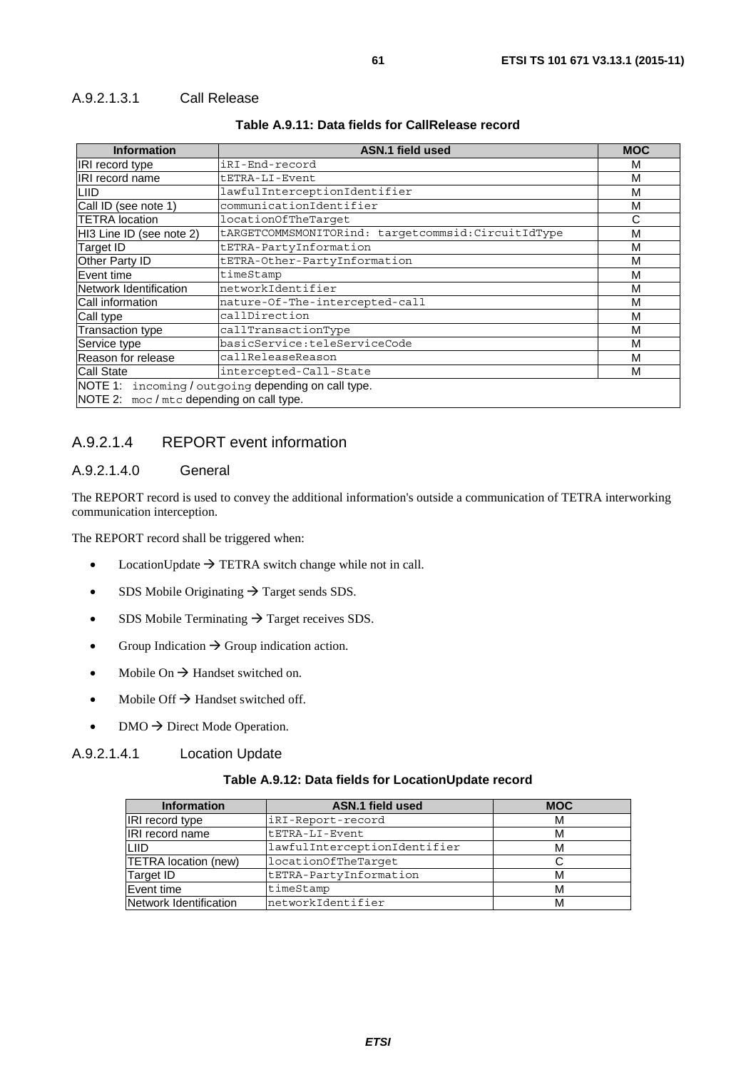#### A.9.2.1.3.1 Call Release

**Table A.9.11: Data fields for CallRelease record**

| Information | ASN.1 field used | MOC |
| --- | --- | --- |
| IRI record type | iRI-End-record | M |
| IRI record name | tETRA-LI-Event | M |
| LIID | lawfulInterceptionIdentifier | M |
| Call ID (see note 1) | communicationIdentifier | M |
| TETRA location | locationOfTheTarget | C |
| HI3 Line ID (see note 2) | tARGETCOMMSMONITORind: targetcommsid:CircuitIdType | M |
| Target ID | tETRA-PartyInformation | M |
| Other Party ID | tETRA-Other-PartyInformation | M |
| Event time | timeStamp | M |
| Network Identification | networkIdentifier | M |
| Call information | nature-Of-The-intercepted-call | M |
| Call type | callDirection | M |
| Transaction type | callTransactionType | M |
| Service type | basicService:teleServiceCode | M |
| Reason for release | callReleaseReason | M |
| Call State | intercepted-Call-State | M |
| NOTE 1: incoming / outgoing depending on call type. | | |
| NOTE 2: moc / mtc depending on call type. | | |

### A.9.2.1.4 REPORT event information

#### A.9.2.1.4.0 General

The REPORT record is used to convey the additional information's outside a communication of TETRA interworking communication interception.

The REPORT record shall be triggered when:

- LocationUpdate → TETRA switch change while not in call.
- SDS Mobile Originating → Target sends SDS.
- SDS Mobile Terminating → Target receives SDS.
- Group Indication → Group indication action.
- Mobile On → Handset switched on.
- Mobile Off → Handset switched off.
- DMO → Direct Mode Operation.

#### A.9.2.1.4.1 Location Update

**Table A.9.12: Data fields for LocationUpdate record**

| Information | ASN.1 field used | MOC |
| --- | --- | --- |
| IRI record type | iRI-Report-record | M |
| IRI record name | tETRA-LI-Event | M |
| LIID | lawfulInterceptionIdentifier | M |
| TETRA location (new) | locationOfTheTarget | C |
| Target ID | tETRA-PartyInformation | M |
| Event time | timeStamp | M |
| Network Identification | networkIdentifier | M |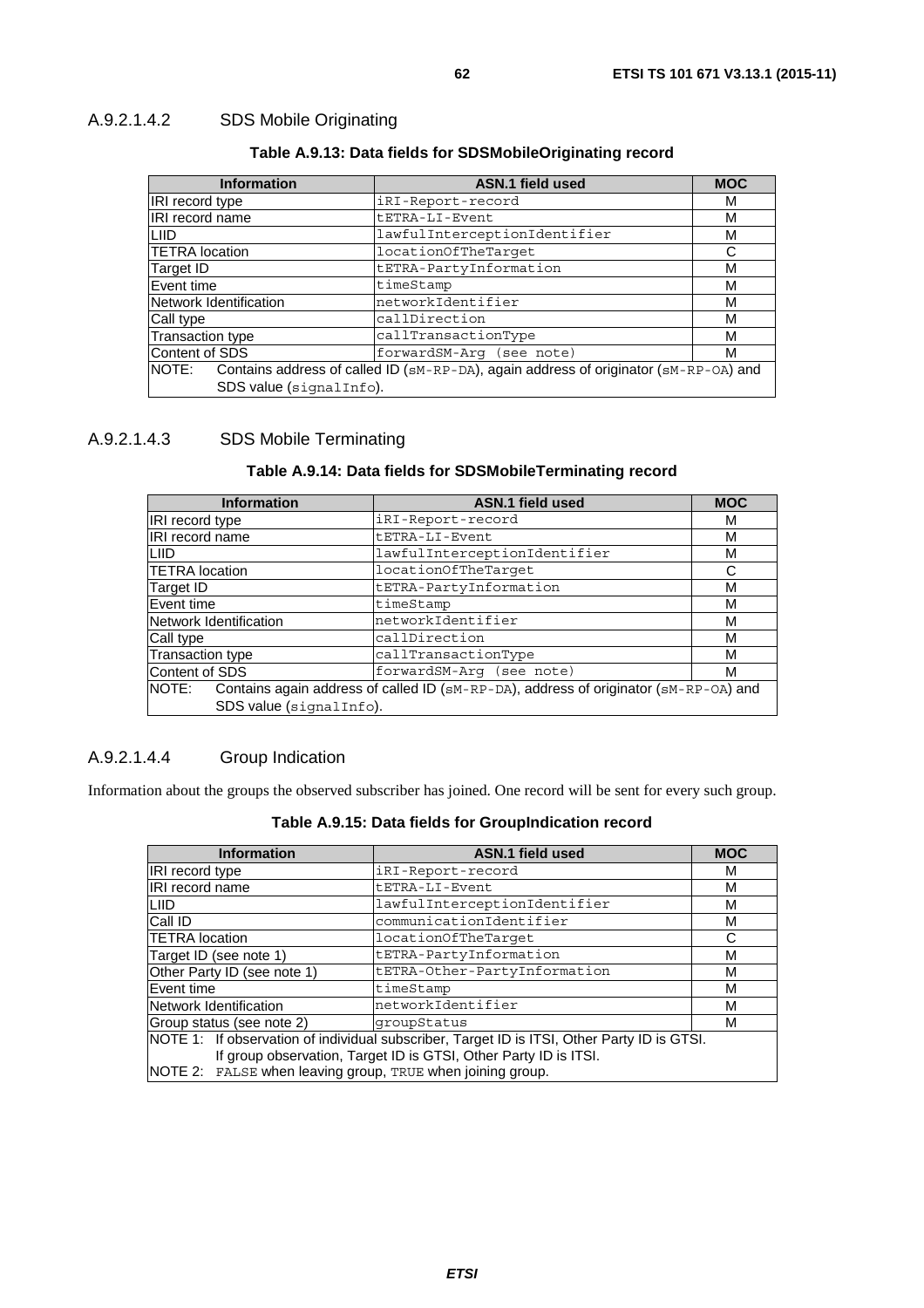#### A.9.2.1.4.2 SDS Mobile Originating

**Table A.9.13: Data fields for SDSMobileOriginating record**

| Information | ASN.1 field used | MOC |
|---|---|---|
| IRI record type | iRI-Report-record | M |
| IRI record name | tETRA-LI-Event | M |
| LIID | lawfulInterceptionIdentifier | M |
| TETRA location | locationOfTheTarget | C |
| Target ID | tETRA-PartyInformation | M |
| Event time | timeStamp | M |
| Network Identification | networkIdentifier | M |
| Call type | callDirection | M |
| Transaction type | callTransactionType | M |
| Content of SDS | forwardSM-Arg (see note) | M |
| NOTE: Contains address of called ID (sM-RP-DA), again address of originator (sM-RP-OA) and SDS value (signalInfo). | | |

#### A.9.2.1.4.3 SDS Mobile Terminating

**Table A.9.14: Data fields for SDSMobileTerminating record**

| Information | ASN.1 field used | MOC |
|---|---|---|
| IRI record type | iRI-Report-record | M |
| IRI record name | tETRA-LI-Event | M |
| LIID | lawfulInterceptionIdentifier | M |
| TETRA location | locationOfTheTarget | C |
| Target ID | tETRA-PartyInformation | M |
| Event time | timeStamp | M |
| Network Identification | networkIdentifier | M |
| Call type | callDirection | M |
| Transaction type | callTransactionType | M |
| Content of SDS | forwardSM-Arg (see note) | M |
| NOTE: Contains again address of called ID (sM-RP-DA), address of originator (sM-RP-OA) and SDS value (signalInfo). | | |

#### A.9.2.1.4.4 Group Indication

Information about the groups the observed subscriber has joined. One record will be sent for every such group.

**Table A.9.15: Data fields for GroupIndication record**

| Information | ASN.1 field used | MOC |
|---|---|---|
| IRI record type | iRI-Report-record | M |
| IRI record name | tETRA-LI-Event | M |
| LIID | lawfulInterceptionIdentifier | M |
| Call ID | communicationIdentifier | M |
| TETRA location | locationOfTheTarget | C |
| Target ID (see note 1) | tETRA-PartyInformation | M |
| Other Party ID (see note 1) | tETRA-Other-PartyInformation | M |
| Event time | timeStamp | M |
| Network Identification | networkIdentifier | M |
| Group status (see note 2) | groupStatus | M |
| NOTE 1: If observation of individual subscriber, Target ID is ITSI, Other Party ID is GTSI. If group observation, Target ID is GTSI, Other Party ID is ITSI.<br>NOTE 2: FALSE when leaving group, TRUE when joining group. | | |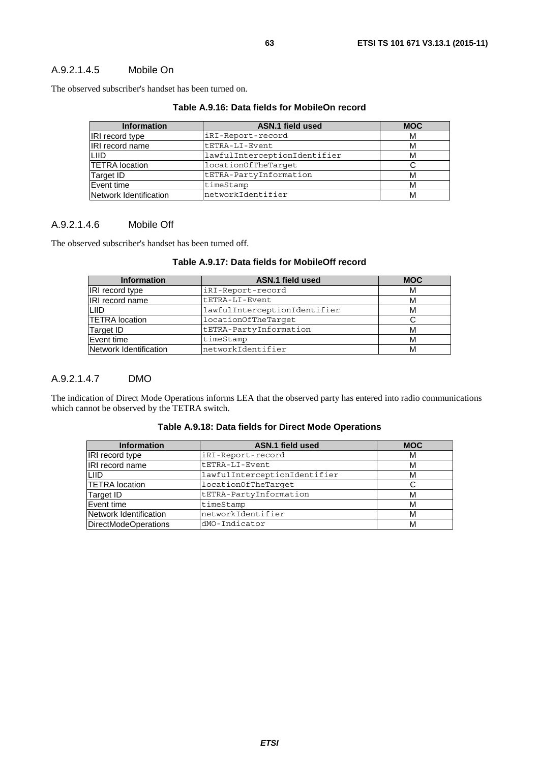#### A.9.2.1.4.5 Mobile On

The observed subscriber's handset has been turned on.

**Table A.9.16: Data fields for MobileOn record**

| Information | ASN.1 field used | MOC |
|---|---|---|
| IRI record type | iRI-Report-record | M |
| IRI record name | tETRA-LI-Event | M |
| LIID | lawfulInterceptionIdentifier | M |
| TETRA location | locationOfTheTarget | C |
| Target ID | tETRA-PartyInformation | M |
| Event time | timeStamp | M |
| Network Identification | networkIdentifier | M |

#### A.9.2.1.4.6 Mobile Off

The observed subscriber's handset has been turned off.

**Table A.9.17: Data fields for MobileOff record**

| Information | ASN.1 field used | MOC |
|---|---|---|
| IRI record type | iRI-Report-record | M |
| IRI record name | tETRA-LI-Event | M |
| LIID | lawfulInterceptionIdentifier | M |
| TETRA location | locationOfTheTarget | C |
| Target ID | tETRA-PartyInformation | M |
| Event time | timeStamp | M |
| Network Identification | networkIdentifier | M |

#### A.9.2.1.4.7 DMO

The indication of Direct Mode Operations informs LEA that the observed party has entered into radio communications which cannot be observed by the TETRA switch.

**Table A.9.18: Data fields for Direct Mode Operations**

| Information | ASN.1 field used | MOC |
|---|---|---|
| IRI record type | iRI-Report-record | M |
| IRI record name | tETRA-LI-Event | M |
| LIID | lawfulInterceptionIdentifier | M |
| TETRA location | locationOfTheTarget | C |
| Target ID | tETRA-PartyInformation | M |
| Event time | timeStamp | M |
| Network Identification | networkIdentifier | M |
| DirectModeOperations | dMO-Indicator | M |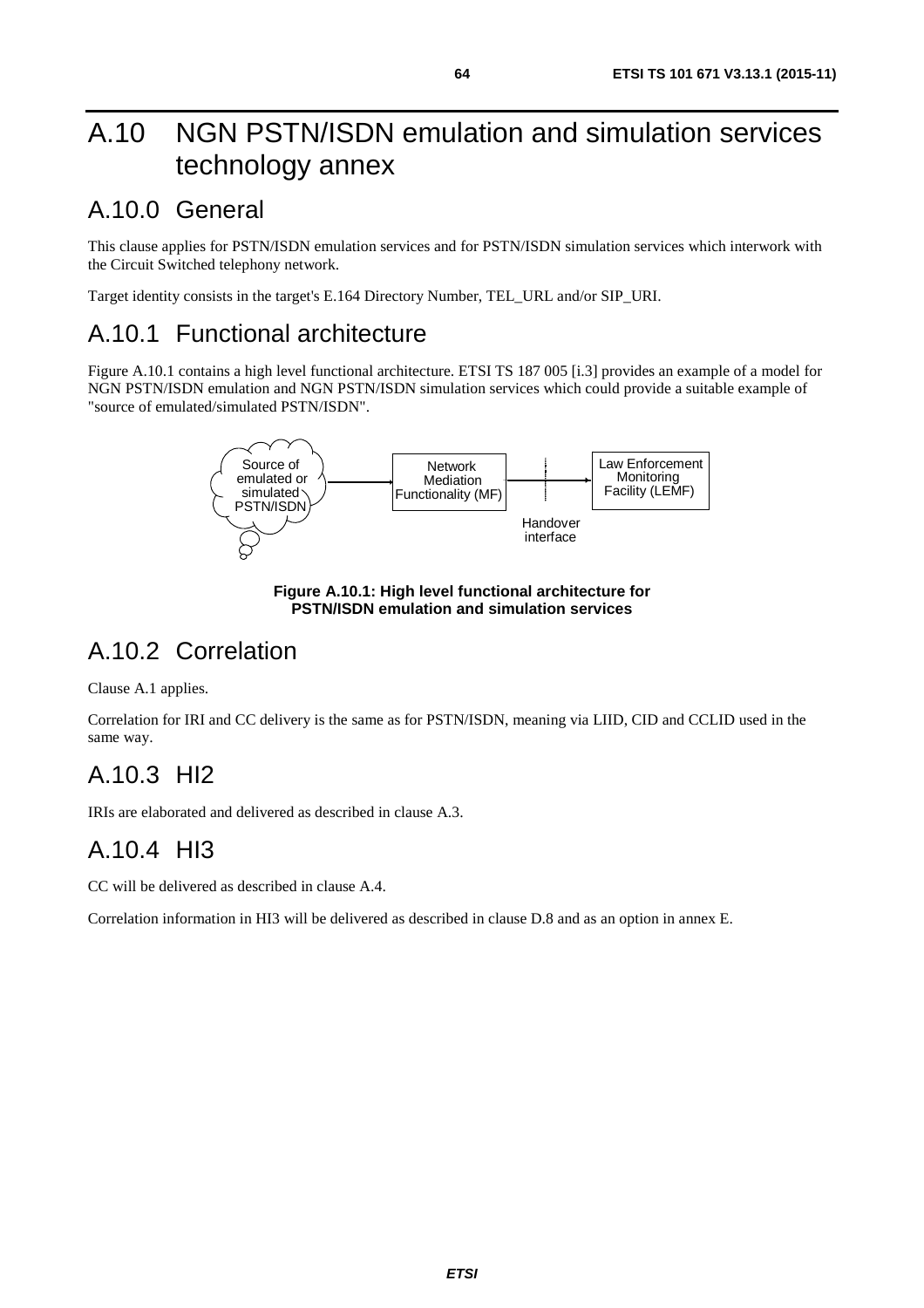# A.10 NGN PSTN/ISDN emulation and simulation services technology annex

## A.10.0 General

This clause applies for PSTN/ISDN emulation services and for PSTN/ISDN simulation services which interwork with the Circuit Switched telephony network.

Target identity consists in the target's E.164 Directory Number, TEL_URL and/or SIP_URI.

## A.10.1 Functional architecture

Figure A.10.1 contains a high level functional architecture. ETSI TS 187 005 [i.3] provides an example of a model for NGN PSTN/ISDN emulation and NGN PSTN/ISDN simulation services which could provide a suitable example of "source of emulated/simulated PSTN/ISDN".

**Figure A.10.1: High level functional architecture for PSTN/ISDN emulation and simulation services**

## A.10.2 Correlation

Clause A.1 applies.

Correlation for IRI and CC delivery is the same as for PSTN/ISDN, meaning via LIID, CID and CCLID used in the same way.

## A.10.3 HI2

IRIs are elaborated and delivered as described in clause A.3.

## A.10.4 HI3

CC will be delivered as described in clause A.4.

Correlation information in HI3 will be delivered as described in clause D.8 and as an option in annex E.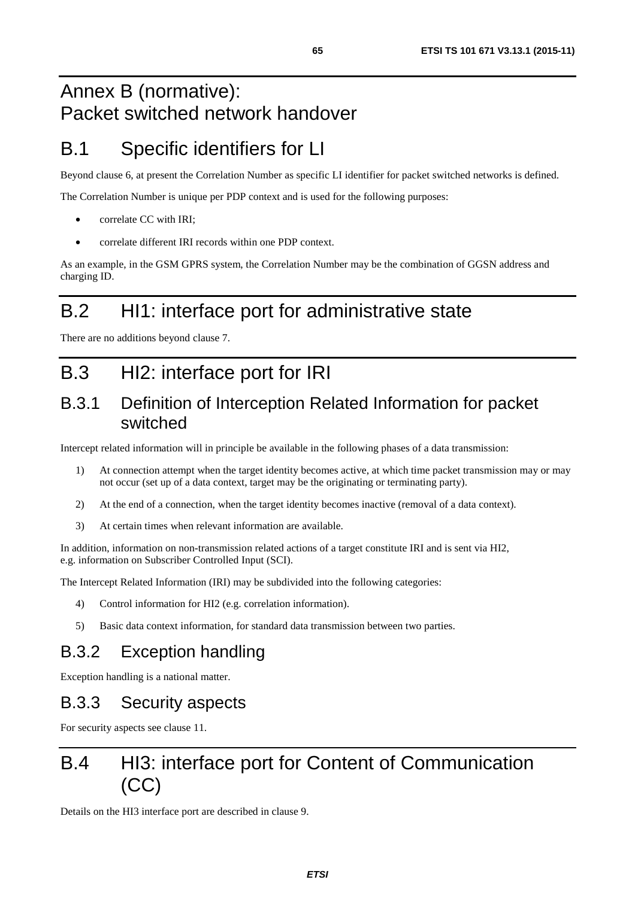# Annex B (normative): Packet switched network handover

## B.1 Specific identifiers for LI

Beyond clause 6, at present the Correlation Number as specific LI identifier for packet switched networks is defined.

The Correlation Number is unique per PDP context and is used for the following purposes:

- correlate CC with IRI;
- correlate different IRI records within one PDP context.

As an example, in the GSM GPRS system, the Correlation Number may be the combination of GGSN address and charging ID.

## B.2 HI1: interface port for administrative state

There are no additions beyond clause 7.

## B.3 HI2: interface port for IRI

### B.3.1 Definition of Interception Related Information for packet switched

Intercept related information will in principle be available in the following phases of a data transmission:

1) At connection attempt when the target identity becomes active, at which time packet transmission may or may not occur (set up of a data context, target may be the originating or terminating party).
2) At the end of a connection, when the target identity becomes inactive (removal of a data context).
3) At certain times when relevant information are available.

In addition, information on non-transmission related actions of a target constitute IRI and is sent via HI2, e.g. information on Subscriber Controlled Input (SCI).

The Intercept Related Information (IRI) may be subdivided into the following categories:

4) Control information for HI2 (e.g. correlation information).
5) Basic data context information, for standard data transmission between two parties.

### B.3.2 Exception handling

Exception handling is a national matter.

### B.3.3 Security aspects

For security aspects see clause 11.

## B.4 HI3: interface port for Content of Communication (CC)

Details on the HI3 interface port are described in clause 9.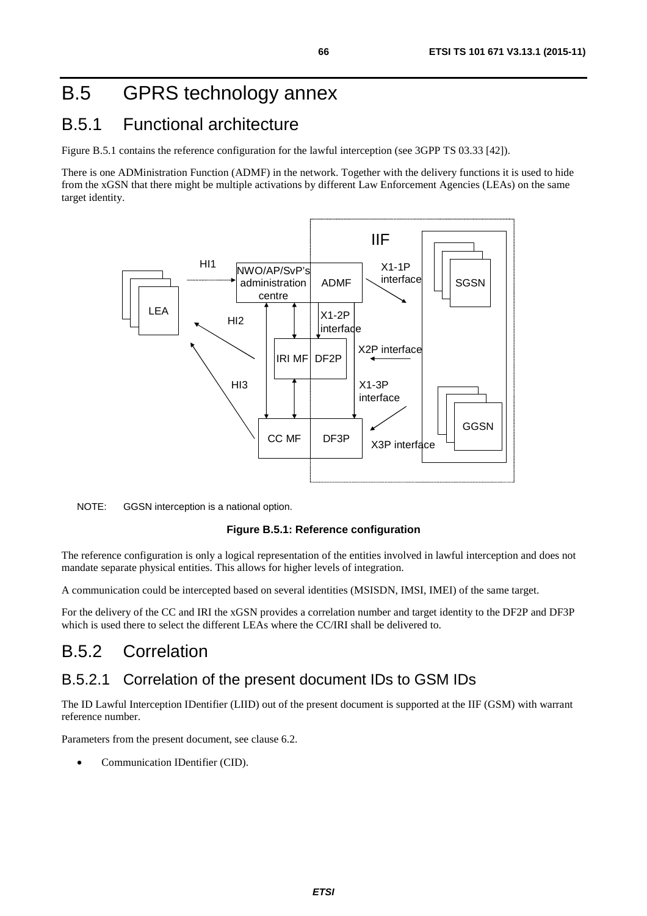# B.5 GPRS technology annex

## B.5.1 Functional architecture

Figure B.5.1 contains the reference configuration for the lawful interception (see 3GPP TS 03.33 [42]).

There is one ADMinistration Function (ADMF) in the network. Together with the delivery functions it is used to hide from the xGSN that there might be multiple activations by different Law Enforcement Agencies (LEAs) on the same target identity.

NOTE: GGSN interception is a national option.

**Figure B.5.1: Reference configuration**

The reference configuration is only a logical representation of the entities involved in lawful interception and does not mandate separate physical entities. This allows for higher levels of integration.

A communication could be intercepted based on several identities (MSISDN, IMSI, IMEI) of the same target.

For the delivery of the CC and IRI the xGSN provides a correlation number and target identity to the DF2P and DF3P which is used there to select the different LEAs where the CC/IRI shall be delivered to.

## B.5.2 Correlation

### B.5.2.1 Correlation of the present document IDs to GSM IDs

The ID Lawful Interception IDentifier (LIID) out of the present document is supported at the IIF (GSM) with warrant reference number.

Parameters from the present document, see clause 6.2.

- Communication IDentifier (CID).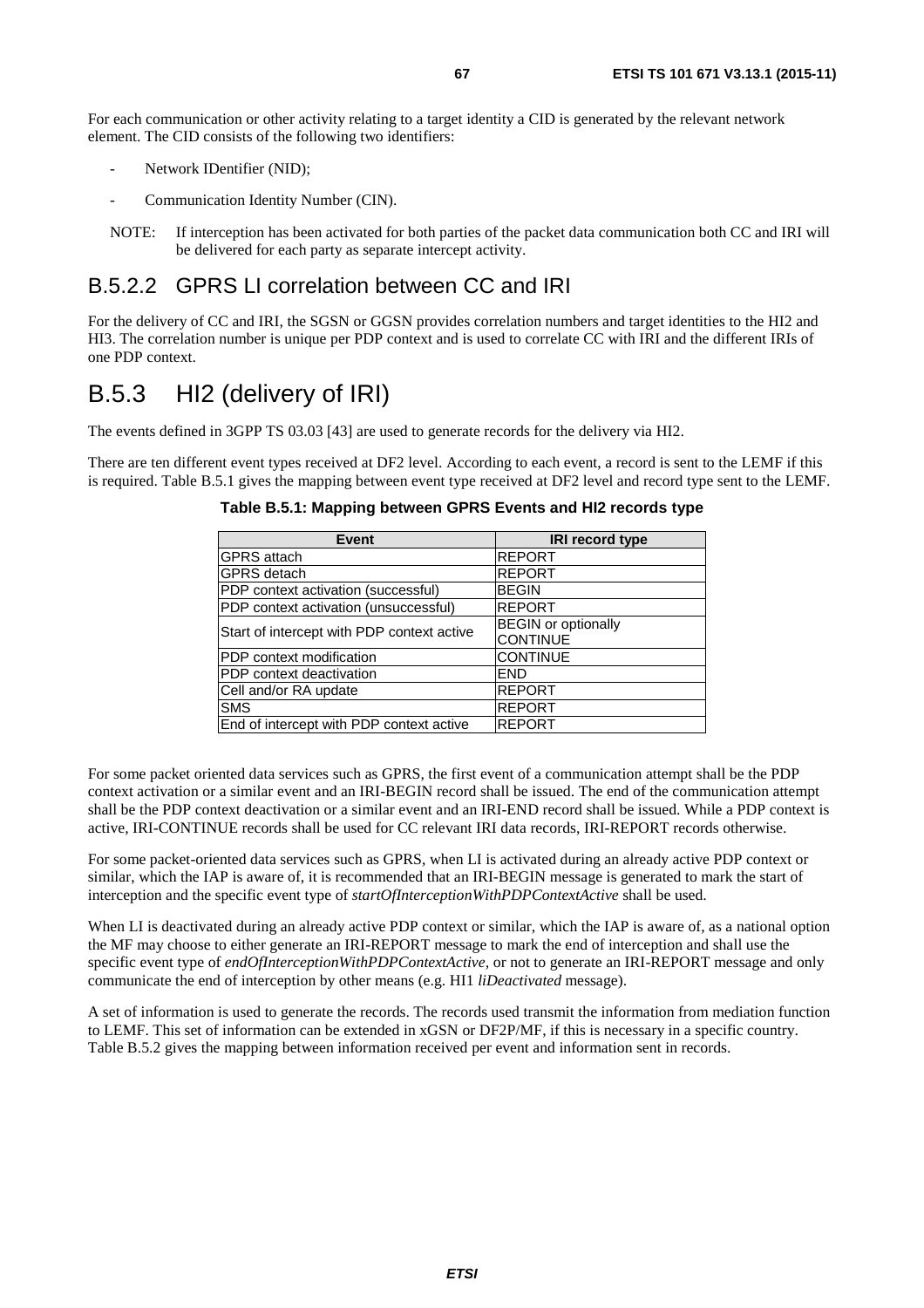For each communication or other activity relating to a target identity a CID is generated by the relevant network element. The CID consists of the following two identifiers:

- Network IDentifier (NID);
- Communication Identity Number (CIN).

NOTE: If interception has been activated for both parties of the packet data communication both CC and IRI will be delivered for each party as separate intercept activity.

### B.5.2.2 GPRS LI correlation between CC and IRI

For the delivery of CC and IRI, the SGSN or GGSN provides correlation numbers and target identities to the HI2 and HI3. The correlation number is unique per PDP context and is used to correlate CC with IRI and the different IRIs of one PDP context.

## B.5.3 HI2 (delivery of IRI)

The events defined in 3GPP TS 03.03 [43] are used to generate records for the delivery via HI2.

There are ten different event types received at DF2 level. According to each event, a record is sent to the LEMF if this is required. Table B.5.1 gives the mapping between event type received at DF2 level and record type sent to the LEMF.

**Table B.5.1: Mapping between GPRS Events and HI2 records type**

| Event | IRI record type |
|---|---|
| GPRS attach | REPORT |
| GPRS detach | REPORT |
| PDP context activation (successful) | BEGIN |
| PDP context activation (unsuccessful) | REPORT |
| Start of intercept with PDP context active | BEGIN or optionally CONTINUE |
| PDP context modification | CONTINUE |
| PDP context deactivation | END |
| Cell and/or RA update | REPORT |
| SMS | REPORT |
| End of intercept with PDP context active | REPORT |

For some packet oriented data services such as GPRS, the first event of a communication attempt shall be the PDP context activation or a similar event and an IRI-BEGIN record shall be issued. The end of the communication attempt shall be the PDP context deactivation or a similar event and an IRI-END record shall be issued. While a PDP context is active, IRI-CONTINUE records shall be used for CC relevant IRI data records, IRI-REPORT records otherwise.

For some packet-oriented data services such as GPRS, when LI is activated during an already active PDP context or similar, which the IAP is aware of, it is recommended that an IRI-BEGIN message is generated to mark the start of interception and the specific event type of *startOfInterceptionWithPDPContextActive* shall be used.

When LI is deactivated during an already active PDP context or similar, which the IAP is aware of, as a national option the MF may choose to either generate an IRI-REPORT message to mark the end of interception and shall use the specific event type of *endOfInterceptionWithPDPContextActive,* or not to generate an IRI-REPORT message and only communicate the end of interception by other means (e.g. HI1 *liDeactivated* message).

A set of information is used to generate the records. The records used transmit the information from mediation function to LEMF. This set of information can be extended in xGSN or DF2P/MF, if this is necessary in a specific country. Table B.5.2 gives the mapping between information received per event and information sent in records.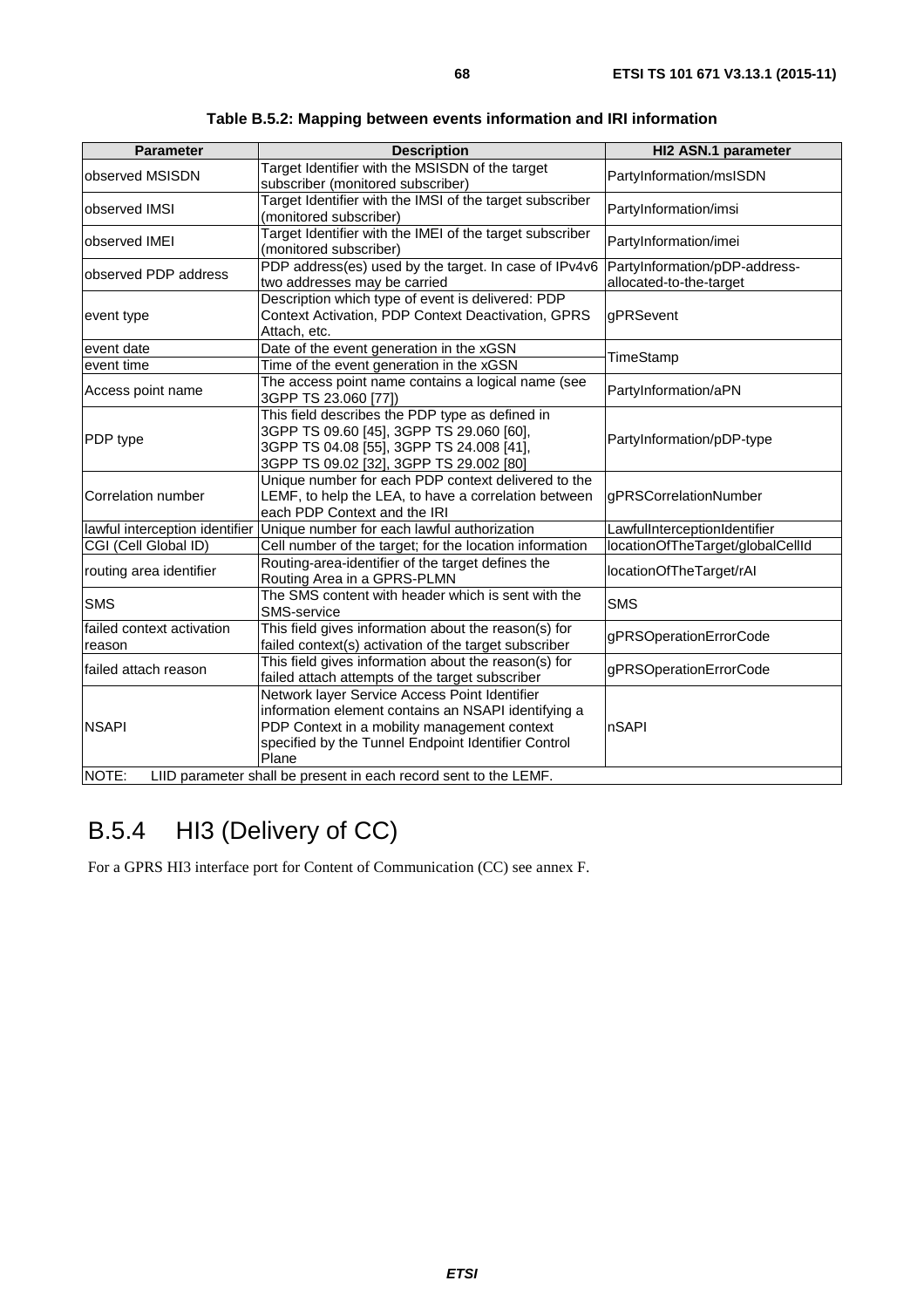**Table B.5.2: Mapping between events information and IRI information**

| Parameter | Description | HI2 ASN.1 parameter |
|---|---|---|
| observed MSISDN | Target Identifier with the MSISDN of the target subscriber (monitored subscriber) | PartyInformation/msISDN |
| observed IMSI | Target Identifier with the IMSI of the target subscriber (monitored subscriber) | PartyInformation/imsi |
| observed IMEI | Target Identifier with the IMEI of the target subscriber (monitored subscriber) | PartyInformation/imei |
| observed PDP address | PDP address(es) used by the target. In case of IPv4v6 two addresses may be carried | PartyInformation/pDP-address-allocated-to-the-target |
| event type | Description which type of event is delivered: PDP Context Activation, PDP Context Deactivation, GPRS Attach, etc. | gPRSevent |
| event date | Date of the event generation in the xGSN | TimeStamp |
| event time | Time of the event generation in the xGSN | |
| Access point name | The access point name contains a logical name (see 3GPP TS 23.060 [77]) | PartyInformation/aPN |
| PDP type | This field describes the PDP type as defined in 3GPP TS 09.60 [45], 3GPP TS 29.060 [60], 3GPP TS 04.08 [55], 3GPP TS 24.008 [41], 3GPP TS 09.02 [32], 3GPP TS 29.002 [80] | PartyInformation/pDP-type |
| Correlation number | Unique number for each PDP context delivered to the LEMF, to help the LEA, to have a correlation between each PDP Context and the IRI | gPRSCorrelationNumber |
| lawful interception identifier | Unique number for each lawful authorization | LawfulInterceptionIdentifier |
| CGI (Cell Global ID) | Cell number of the target; for the location information | locationOfTheTarget/globalCellId |
| routing area identifier | Routing-area-identifier of the target defines the Routing Area in a GPRS-PLMN | locationOfTheTarget/rAI |
| SMS | The SMS content with header which is sent with the SMS-service | SMS |
| failed context activation reason | This field gives information about the reason(s) for failed context(s) activation of the target subscriber | gPRSOperationErrorCode |
| failed attach reason | This field gives information about the reason(s) for failed attach attempts of the target subscriber | gPRSOperationErrorCode |
| NSAPI | Network layer Service Access Point Identifier information element contains an NSAPI identifying a PDP Context in a mobility management context specified by the Tunnel Endpoint Identifier Control Plane | nSAPI |
| NOTE: LIID parameter shall be present in each record sent to the LEMF. | | |

# B.5.4 HI3 (Delivery of CC)

For a GPRS HI3 interface port for Content of Communication (CC) see annex F.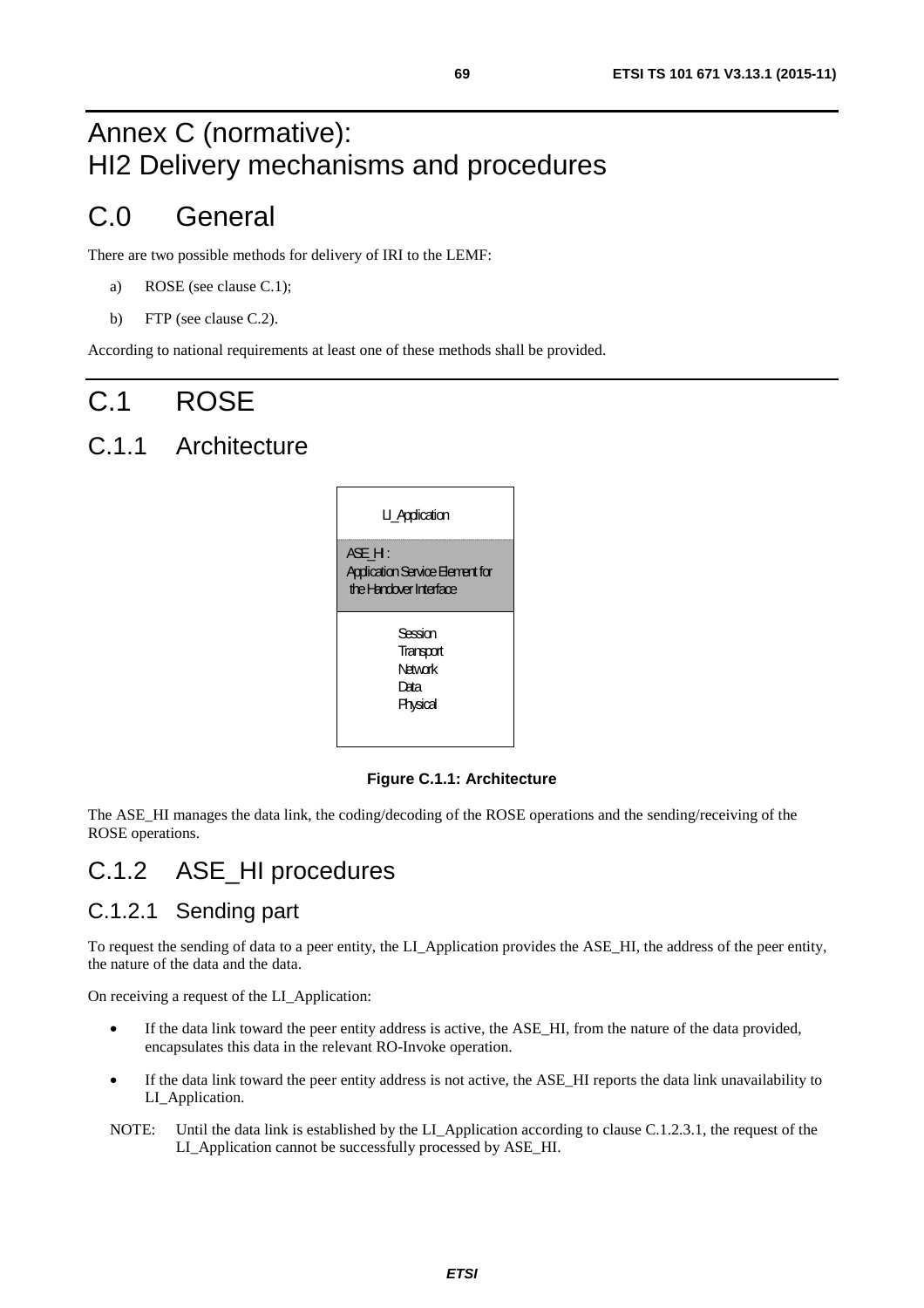# Annex C (normative): HI2 Delivery mechanisms and procedures

# C.0 General

There are two possible methods for delivery of IRI to the LEMF:

a) ROSE (see clause C.1);

b) FTP (see clause C.2).

According to national requirements at least one of these methods shall be provided.

# C.1 ROSE

## C.1.1 Architecture

| LI_Application |
| --- |
| ASE_HI : Application Service Element for the Handover Interface |
| Session<br>Transport<br>Network<br>Data<br>Physical |

**Figure C.1.1: Architecture**

The ASE_HI manages the data link, the coding/decoding of the ROSE operations and the sending/receiving of the ROSE operations.

## C.1.2 ASE_HI procedures

### C.1.2.1 Sending part

To request the sending of data to a peer entity, the LI_Application provides the ASE_HI, the address of the peer entity, the nature of the data and the data.

On receiving a request of the LI_Application:

- If the data link toward the peer entity address is active, the ASE_HI, from the nature of the data provided, encapsulates this data in the relevant RO-Invoke operation.
- If the data link toward the peer entity address is not active, the ASE_HI reports the data link unavailability to LI_Application.

NOTE: Until the data link is established by the LI_Application according to clause C.1.2.3.1, the request of the LI_Application cannot be successfully processed by ASE_HI.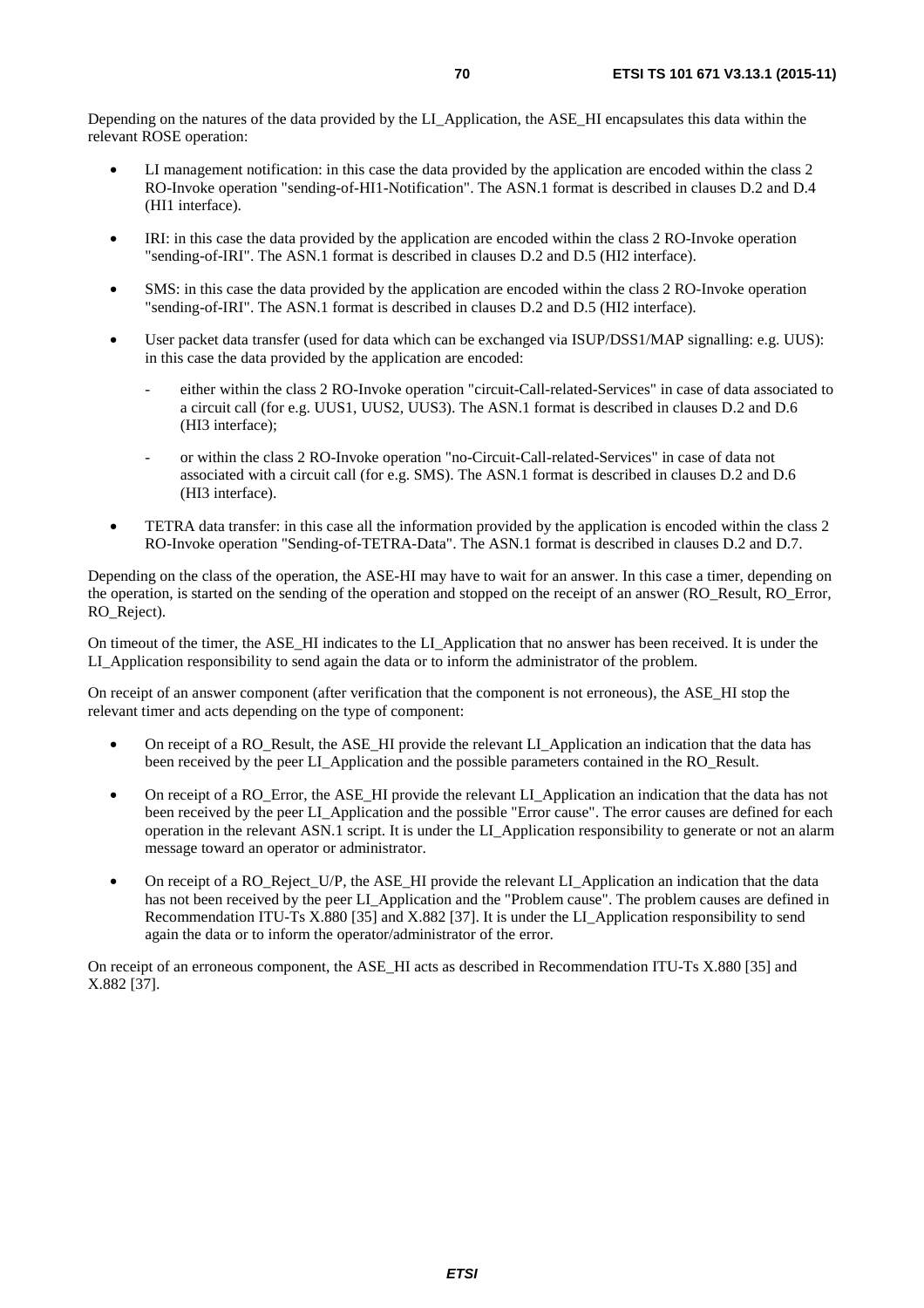Depending on the natures of the data provided by the LI_Application, the ASE_HI encapsulates this data within the relevant ROSE operation:

- LI management notification: in this case the data provided by the application are encoded within the class 2 RO-Invoke operation "sending-of-HI1-Notification". The ASN.1 format is described in clauses D.2 and D.4 (HI1 interface).
- IRI: in this case the data provided by the application are encoded within the class 2 RO-Invoke operation "sending-of-IRI". The ASN.1 format is described in clauses D.2 and D.5 (HI2 interface).
- SMS: in this case the data provided by the application are encoded within the class 2 RO-Invoke operation "sending-of-IRI". The ASN.1 format is described in clauses D.2 and D.5 (HI2 interface).
- User packet data transfer (used for data which can be exchanged via ISUP/DSS1/MAP signalling: e.g. UUS): in this case the data provided by the application are encoded:
  - either within the class 2 RO-Invoke operation "circuit-Call-related-Services" in case of data associated to a circuit call (for e.g. UUS1, UUS2, UUS3). The ASN.1 format is described in clauses D.2 and D.6 (HI3 interface);
  - or within the class 2 RO-Invoke operation "no-Circuit-Call-related-Services" in case of data not associated with a circuit call (for e.g. SMS). The ASN.1 format is described in clauses D.2 and D.6 (HI3 interface).
- TETRA data transfer: in this case all the information provided by the application is encoded within the class 2 RO-Invoke operation "Sending-of-TETRA-Data". The ASN.1 format is described in clauses D.2 and D.7.

Depending on the class of the operation, the ASE-HI may have to wait for an answer. In this case a timer, depending on the operation, is started on the sending of the operation and stopped on the receipt of an answer (RO_Result, RO_Error, RO_Reject).

On timeout of the timer, the ASE_HI indicates to the LI_Application that no answer has been received. It is under the LI_Application responsibility to send again the data or to inform the administrator of the problem.

On receipt of an answer component (after verification that the component is not erroneous), the ASE_HI stop the relevant timer and acts depending on the type of component:

- On receipt of a RO_Result, the ASE_HI provide the relevant LI_Application an indication that the data has been received by the peer LI_Application and the possible parameters contained in the RO_Result.
- On receipt of a RO_Error, the ASE_HI provide the relevant LI_Application an indication that the data has not been received by the peer LI_Application and the possible "Error cause". The error causes are defined for each operation in the relevant ASN.1 script. It is under the LI_Application responsibility to generate or not an alarm message toward an operator or administrator.
- On receipt of a RO_Reject_U/P, the ASE_HI provide the relevant LI_Application an indication that the data has not been received by the peer LI_Application and the "Problem cause". The problem causes are defined in Recommendation ITU-Ts X.880 [35] and X.882 [37]. It is under the LI_Application responsibility to send again the data or to inform the operator/administrator of the error.

On receipt of an erroneous component, the ASE_HI acts as described in Recommendation ITU-Ts X.880 [35] and X.882 [37].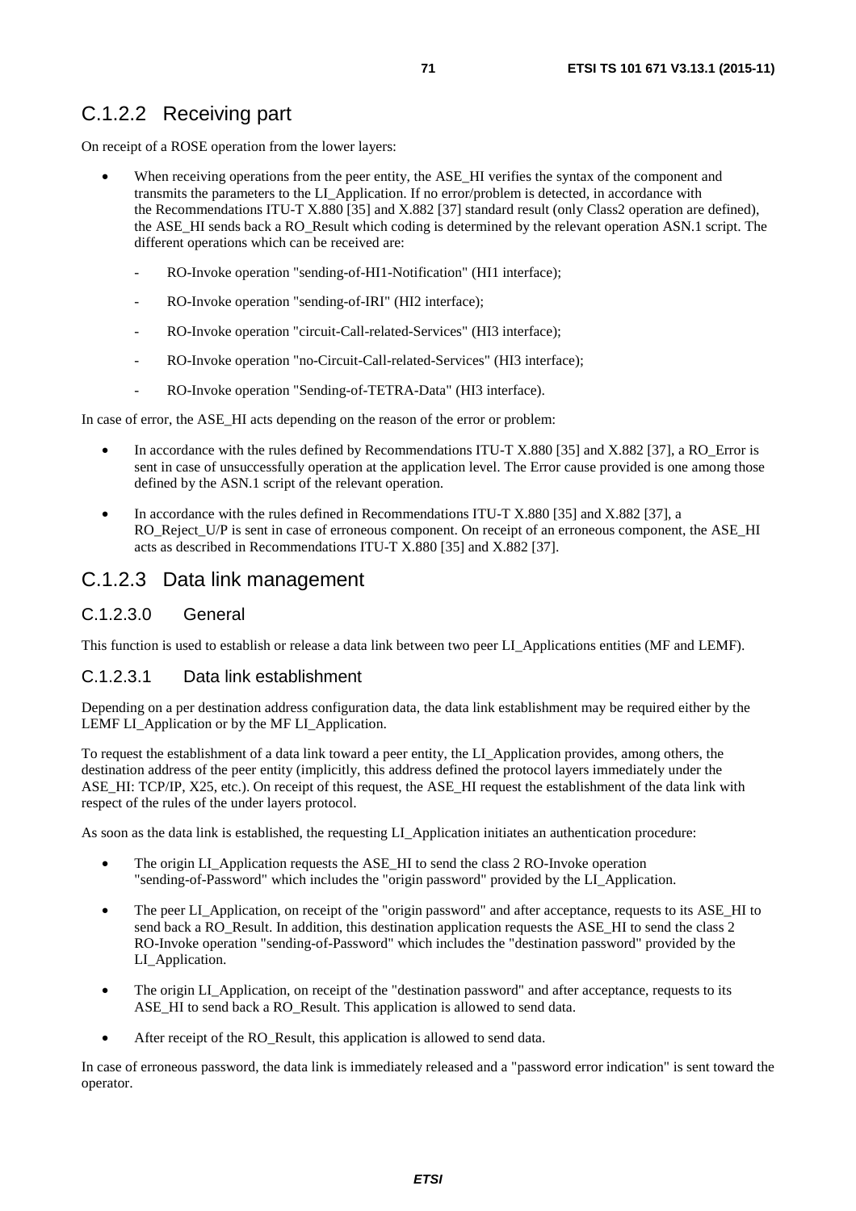### C.1.2.2 Receiving part

On receipt of a ROSE operation from the lower layers:

- When receiving operations from the peer entity, the ASE_HI verifies the syntax of the component and transmits the parameters to the LI_Application. If no error/problem is detected, in accordance with the Recommendations ITU-T X.880 [35] and X.882 [37] standard result (only Class2 operation are defined), the ASE_HI sends back a RO_Result which coding is determined by the relevant operation ASN.1 script. The different operations which can be received are:
  - RO-Invoke operation "sending-of-HI1-Notification" (HI1 interface);
  - RO-Invoke operation "sending-of-IRI" (HI2 interface);
  - RO-Invoke operation "circuit-Call-related-Services" (HI3 interface);
  - RO-Invoke operation "no-Circuit-Call-related-Services" (HI3 interface);
  - RO-Invoke operation "Sending-of-TETRA-Data" (HI3 interface).

In case of error, the ASE_HI acts depending on the reason of the error or problem:

- In accordance with the rules defined by Recommendations ITU-T X.880 [35] and X.882 [37], a RO_Error is sent in case of unsuccessfully operation at the application level. The Error cause provided is one among those defined by the ASN.1 script of the relevant operation.
- In accordance with the rules defined in Recommendations ITU-T X.880 [35] and X.882 [37], a RO_Reject_U/P is sent in case of erroneous component. On receipt of an erroneous component, the ASE_HI acts as described in Recommendations ITU-T X.880 [35] and X.882 [37].

### C.1.2.3 Data link management

#### C.1.2.3.0 General

This function is used to establish or release a data link between two peer LI_Applications entities (MF and LEMF).

#### C.1.2.3.1 Data link establishment

Depending on a per destination address configuration data, the data link establishment may be required either by the LEMF LI_Application or by the MF LI_Application.

To request the establishment of a data link toward a peer entity, the LI_Application provides, among others, the destination address of the peer entity (implicitly, this address defined the protocol layers immediately under the ASE_HI: TCP/IP, X25, etc.). On receipt of this request, the ASE_HI request the establishment of the data link with respect of the rules of the under layers protocol.

As soon as the data link is established, the requesting LI_Application initiates an authentication procedure:

- The origin LI_Application requests the ASE_HI to send the class 2 RO-Invoke operation "sending-of-Password" which includes the "origin password" provided by the LI_Application.
- The peer LI_Application, on receipt of the "origin password" and after acceptance, requests to its ASE_HI to send back a RO_Result. In addition, this destination application requests the ASE_HI to send the class 2 RO-Invoke operation "sending-of-Password" which includes the "destination password" provided by the LI_Application.
- The origin LI_Application, on receipt of the "destination password" and after acceptance, requests to its ASE_HI to send back a RO_Result. This application is allowed to send data.
- After receipt of the RO_Result, this application is allowed to send data.

In case of erroneous password, the data link is immediately released and a "password error indication" is sent toward the operator.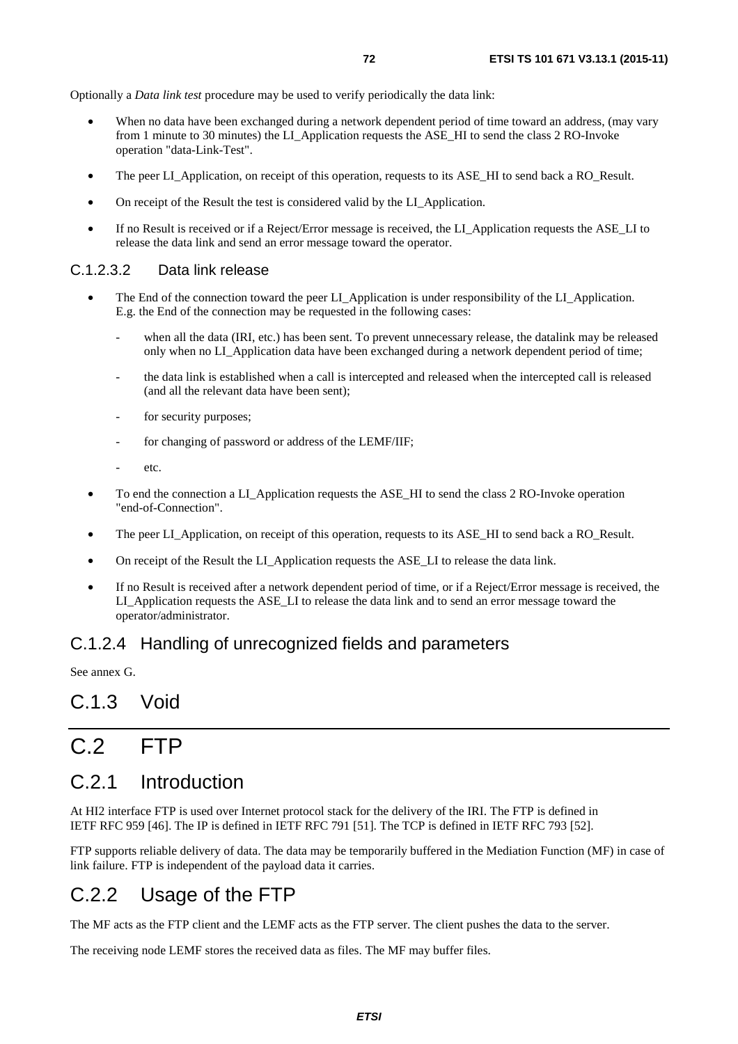Optionally a *Data link test* procedure may be used to verify periodically the data link:

- When no data have been exchanged during a network dependent period of time toward an address, (may vary from 1 minute to 30 minutes) the LI_Application requests the ASE_HI to send the class 2 RO-Invoke operation "data-Link-Test".
- The peer LI_Application, on receipt of this operation, requests to its ASE_HI to send back a RO_Result.
- On receipt of the Result the test is considered valid by the LI_Application.
- If no Result is received or if a Reject/Error message is received, the LI_Application requests the ASE_LI to release the data link and send an error message toward the operator.

#### C.1.2.3.2 Data link release

- The End of the connection toward the peer LI_Application is under responsibility of the LI_Application. E.g. the End of the connection may be requested in the following cases:
    - when all the data (IRI, etc.) has been sent. To prevent unnecessary release, the datalink may be released only when no LI_Application data have been exchanged during a network dependent period of time;
    - the data link is established when a call is intercepted and released when the intercepted call is released (and all the relevant data have been sent);
    - for security purposes;
    - for changing of password or address of the LEMF/IIF;
    - etc.
- To end the connection a LI_Application requests the ASE_HI to send the class 2 RO-Invoke operation "end-of-Connection".
- The peer LI_Application, on receipt of this operation, requests to its ASE_HI to send back a RO_Result.
- On receipt of the Result the LI_Application requests the ASE_LI to release the data link.
- If no Result is received after a network dependent period of time, or if a Reject/Error message is received, the LI_Application requests the ASE_LI to release the data link and to send an error message toward the operator/administrator.

### C.1.2.4 Handling of unrecognized fields and parameters

See annex G.

## C.1.3 Void

# C.2 FTP

## C.2.1 Introduction

At HI2 interface FTP is used over Internet protocol stack for the delivery of the IRI. The FTP is defined in IETF RFC 959 [46]. The IP is defined in IETF RFC 791 [51]. The TCP is defined in IETF RFC 793 [52].

FTP supports reliable delivery of data. The data may be temporarily buffered in the Mediation Function (MF) in case of link failure. FTP is independent of the payload data it carries.

## C.2.2 Usage of the FTP

The MF acts as the FTP client and the LEMF acts as the FTP server. The client pushes the data to the server.

The receiving node LEMF stores the received data as files. The MF may buffer files.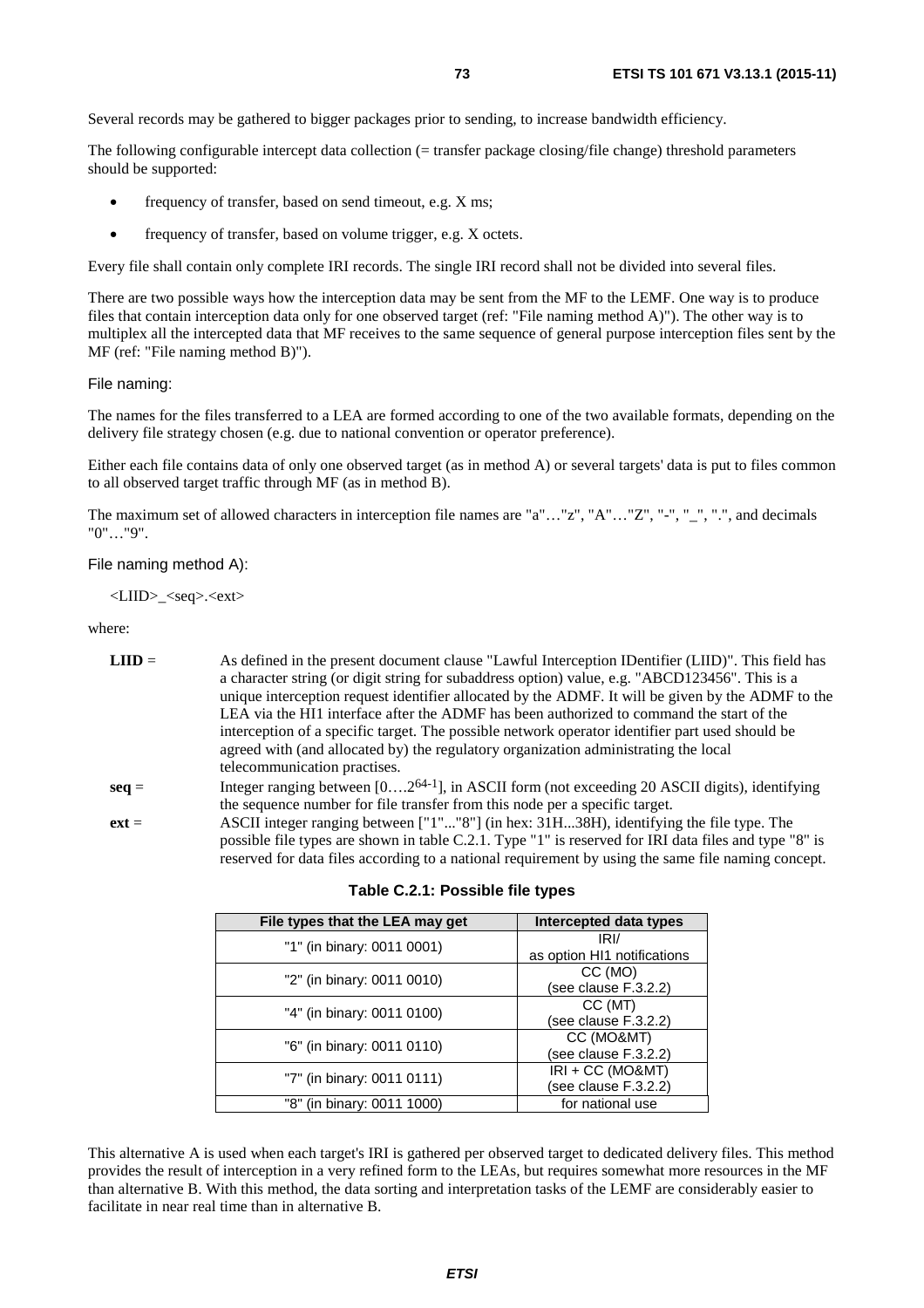Several records may be gathered to bigger packages prior to sending, to increase bandwidth efficiency.

The following configurable intercept data collection (= transfer package closing/file change) threshold parameters should be supported:

- frequency of transfer, based on send timeout, e.g. X ms;
- frequency of transfer, based on volume trigger, e.g. X octets.

Every file shall contain only complete IRI records. The single IRI record shall not be divided into several files.

There are two possible ways how the interception data may be sent from the MF to the LEMF. One way is to produce files that contain interception data only for one observed target (ref: "File naming method A)"). The other way is to multiplex all the intercepted data that MF receives to the same sequence of general purpose interception files sent by the MF (ref: "File naming method B)").

File naming:

The names for the files transferred to a LEA are formed according to one of the two available formats, depending on the delivery file strategy chosen (e.g. due to national convention or operator preference).

Either each file contains data of only one observed target (as in method A) or several targets' data is put to files common to all observed target traffic through MF (as in method B).

The maximum set of allowed characters in interception file names are "a"…"z", "A"…"Z", "-", "_", ".", and decimals "0"…"9".

File naming method A):

<LIID>_<seq>.<ext>

where:

**LIID** = As defined in the present document clause "Lawful Interception IDentifier (LIID)". This field has a character string (or digit string for subaddress option) value, e.g. "ABCD123456". This is a unique interception request identifier allocated by the ADMF. It will be given by the ADMF to the LEA via the HI1 interface after the ADMF has been authorized to command the start of the interception of a specific target. The possible network operator identifier part used should be agreed with (and allocated by) the regulatory organization administrating the local telecommunication practises.

**seq** = Integer ranging between [0….$2^{64-1}$], in ASCII form (not exceeding 20 ASCII digits), identifying the sequence number for file transfer from this node per a specific target.

**ext** = ASCII integer ranging between ["1"..."8"] (in hex: 31H...38H), identifying the file type. The possible file types are shown in table C.2.1. Type "1" is reserved for IRI data files and type "8" is reserved for data files according to a national requirement by using the same file naming concept.

**Table C.2.1: Possible file types**

| File types that the LEA may get | Intercepted data types |
|---|---|
| "1" (in binary: 0011 0001) | IRI/ as option HI1 notifications |
| "2" (in binary: 0011 0010) | CC (MO) (see clause F.3.2.2) |
| "4" (in binary: 0011 0100) | CC (MT) (see clause F.3.2.2) |
| "6" (in binary: 0011 0110) | CC (MO&MT) (see clause F.3.2.2) |
| "7" (in binary: 0011 0111) | IRI + CC (MO&MT) (see clause F.3.2.2) |
| "8" (in binary: 0011 1000) | for national use |

This alternative A is used when each target's IRI is gathered per observed target to dedicated delivery files. This method provides the result of interception in a very refined form to the LEAs, but requires somewhat more resources in the MF than alternative B. With this method, the data sorting and interpretation tasks of the LEMF are considerably easier to facilitate in near real time than in alternative B.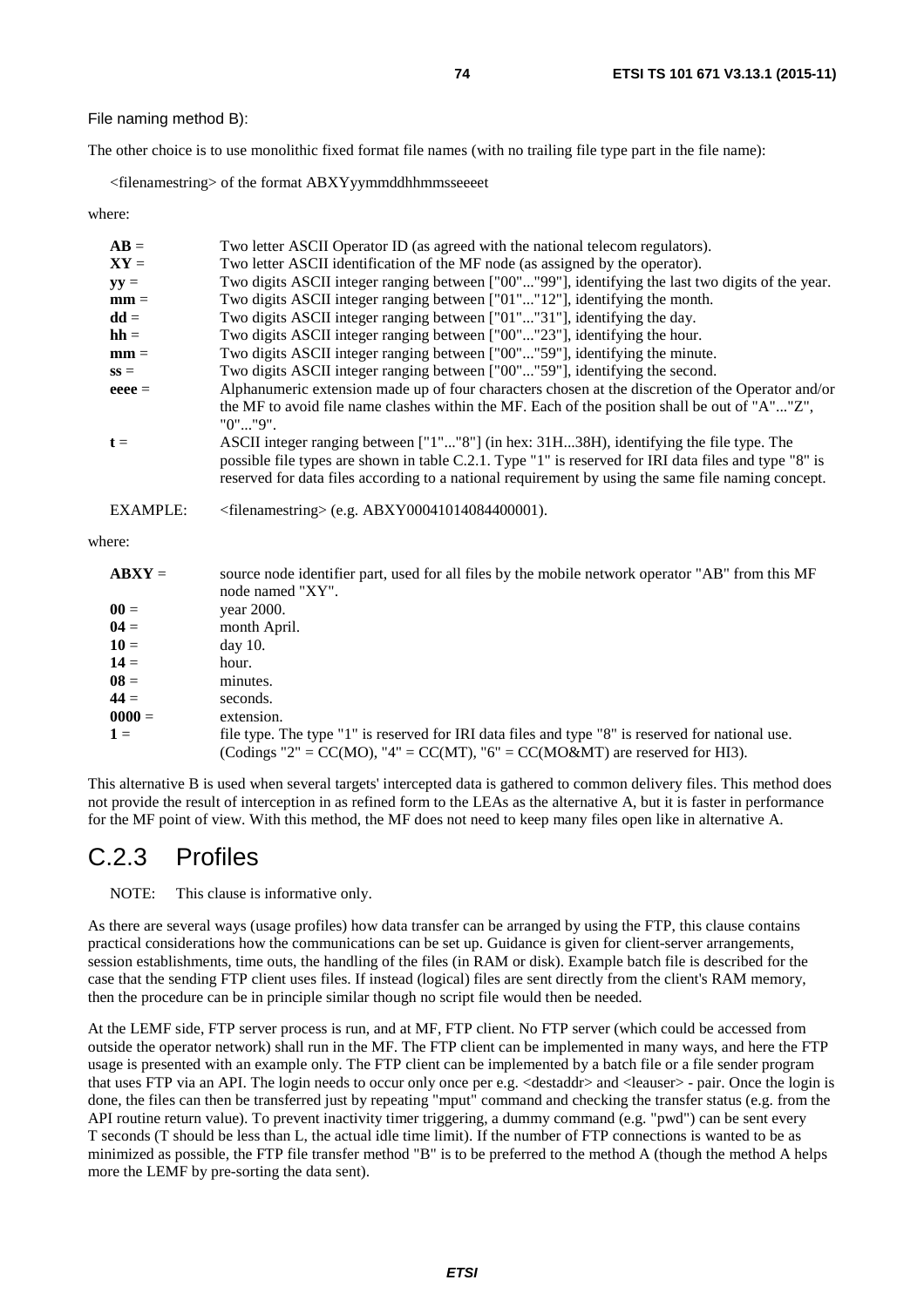File naming method B):

The other choice is to use monolithic fixed format file names (with no trailing file type part in the file name):

<filenamestring> of the format ABXYyymmddhhmmsseeeet

where:

| | |
|---|---|
| **AB** = | Two letter ASCII Operator ID (as agreed with the national telecom regulators). |
| **XY** = | Two letter ASCII identification of the MF node (as assigned by the operator). |
| **yy** = | Two digits ASCII integer ranging between ["00"..."99"], identifying the last two digits of the year. |
| **mm** = | Two digits ASCII integer ranging between ["01"..."12"], identifying the month. |
| **dd** = | Two digits ASCII integer ranging between ["01"..."31"], identifying the day. |
| **hh** = | Two digits ASCII integer ranging between ["00"..."23"], identifying the hour. |
| **mm** = | Two digits ASCII integer ranging between ["00"..."59"], identifying the minute. |
| **ss** = | Two digits ASCII integer ranging between ["00"..."59"], identifying the second. |
| **eeee** = | Alphanumeric extension made up of four characters chosen at the discretion of the Operator and/or the MF to avoid file name clashes within the MF. Each of the position shall be out of "A"..."Z", "0"..."9". |
| **t** = | ASCII integer ranging between ["1"..."8"] (in hex: 31H...38H), identifying the file type. The possible file types are shown in table C.2.1. Type "1" is reserved for IRI data files and type "8" is reserved for data files according to a national requirement by using the same file naming concept. |

EXAMPLE: <filenamestring> (e.g. ABXY00041014084400001).

where:

| | |
|---|---|
| **ABXY** = | source node identifier part, used for all files by the mobile network operator "AB" from this MF node named "XY". |
| **00** = | year 2000. |
| **04** = | month April. |
| **10** = | day 10. |
| **14** = | hour. |
| **08** = | minutes. |
| **44** = | seconds. |
| **0000** = | extension. |
| **1** = | file type. The type "1" is reserved for IRI data files and type "8" is reserved for national use. (Codings "2" = CC(MO), "4" = CC(MT), "6" = CC(MO&MT) are reserved for HI3). |

This alternative B is used when several targets' intercepted data is gathered to common delivery files. This method does not provide the result of interception in as refined form to the LEAs as the alternative A, but it is faster in performance for the MF point of view. With this method, the MF does not need to keep many files open like in alternative A.

## C.2.3 Profiles

NOTE: This clause is informative only.

As there are several ways (usage profiles) how data transfer can be arranged by using the FTP, this clause contains practical considerations how the communications can be set up. Guidance is given for client-server arrangements, session establishments, time outs, the handling of the files (in RAM or disk). Example batch file is described for the case that the sending FTP client uses files. If instead (logical) files are sent directly from the client's RAM memory, then the procedure can be in principle similar though no script file would then be needed.

At the LEMF side, FTP server process is run, and at MF, FTP client. No FTP server (which could be accessed from outside the operator network) shall run in the MF. The FTP client can be implemented in many ways, and here the FTP usage is presented with an example only. The FTP client can be implemented by a batch file or a file sender program that uses FTP via an API. The login needs to occur only once per e.g. <destaddr> and <leauser> - pair. Once the login is done, the files can then be transferred just by repeating "mput" command and checking the transfer status (e.g. from the API routine return value). To prevent inactivity timer triggering, a dummy command (e.g. "pwd") can be sent every T seconds (T should be less than L, the actual idle time limit). If the number of FTP connections is wanted to be as minimized as possible, the FTP file transfer method "B" is to be preferred to the method A (though the method A helps more the LEMF by pre-sorting the data sent).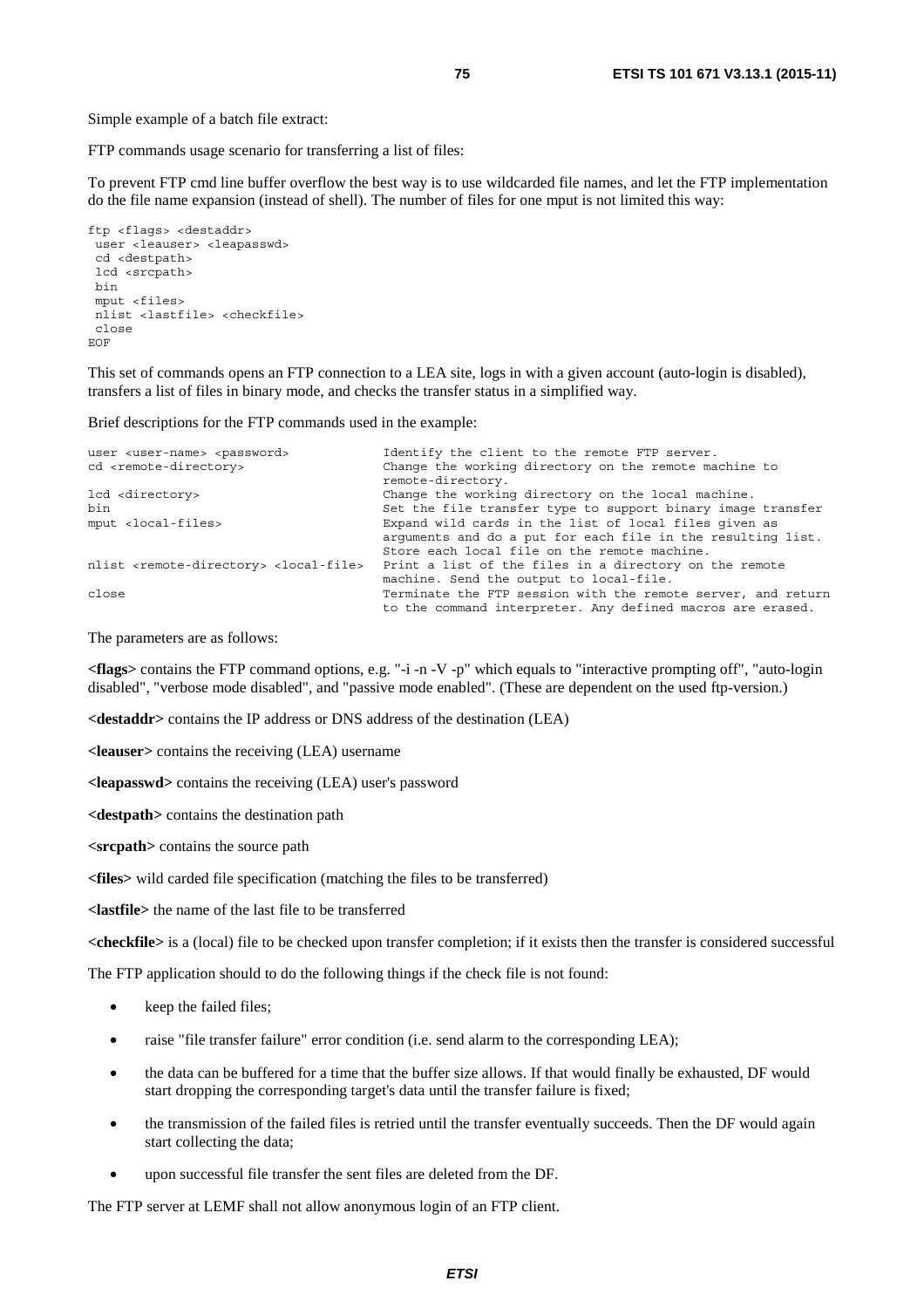Simple example of a batch file extract:

FTP commands usage scenario for transferring a list of files:

To prevent FTP cmd line buffer overflow the best way is to use wildcarded file names, and let the FTP implementation do the file name expansion (instead of shell). The number of files for one mput is not limited this way:

```
ftp <flags> <destaddr>
 user <leauser> <leapasswd>
 cd <destpath>
 lcd <srcpath>
 bin
 mput <files>
 nlist <lastfile> <checkfile>
 close
EOF
```

This set of commands opens an FTP connection to a LEA site, logs in with a given account (auto-login is disabled), transfers a list of files in binary mode, and checks the transfer status in a simplified way.

Brief descriptions for the FTP commands used in the example:

```
user <user-name> <password>             Identify the client to the remote FTP server.
cd <remote-directory>                   Change the working directory on the remote machine to
                                        remote-directory.
lcd <directory>                         Change the working directory on the local machine.
bin                                     Set the file transfer type to support binary image transfer
mput <local-files>                      Expand wild cards in the list of local files given as
                                        arguments and do a put for each file in the resulting list.
                                        Store each local file on the remote machine.
nlist <remote-directory> <local-file>   Print a list of the files in a directory on the remote
                                        machine. Send the output to local-file.
close                                   Terminate the FTP session with the remote server, and return
                                        to the command interpreter. Any defined macros are erased.
```

The parameters are as follows:

**<flags>** contains the FTP command options, e.g. "-i -n -V -p" which equals to "interactive prompting off", "auto-login disabled", "verbose mode disabled", and "passive mode enabled". (These are dependent on the used ftp-version.)

**<destaddr>** contains the IP address or DNS address of the destination (LEA)

**<leauser>** contains the receiving (LEA) username

**<leapasswd>** contains the receiving (LEA) user's password

**<destpath>** contains the destination path

**<srcpath>** contains the source path

**<files>** wild carded file specification (matching the files to be transferred)

**<lastfile>** the name of the last file to be transferred

**<checkfile>** is a (local) file to be checked upon transfer completion; if it exists then the transfer is considered successful

The FTP application should to do the following things if the check file is not found:

- keep the failed files;
- raise "file transfer failure" error condition (i.e. send alarm to the corresponding LEA);
- the data can be buffered for a time that the buffer size allows. If that would finally be exhausted, DF would start dropping the corresponding target's data until the transfer failure is fixed;
- the transmission of the failed files is retried until the transfer eventually succeeds. Then the DF would again start collecting the data;
- upon successful file transfer the sent files are deleted from the DF.

The FTP server at LEMF shall not allow anonymous login of an FTP client.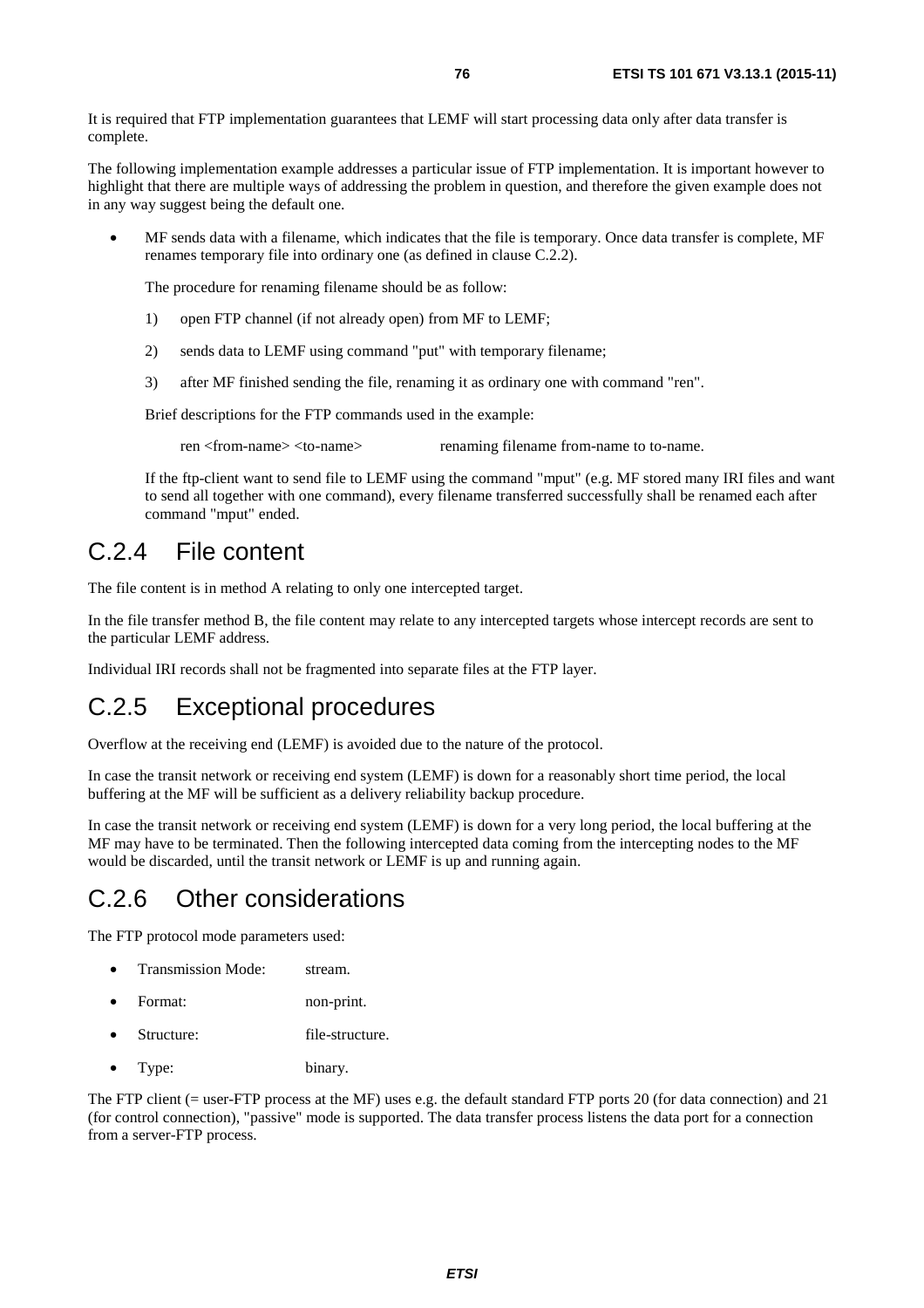It is required that FTP implementation guarantees that LEMF will start processing data only after data transfer is complete.

The following implementation example addresses a particular issue of FTP implementation. It is important however to highlight that there are multiple ways of addressing the problem in question, and therefore the given example does not in any way suggest being the default one.

- MF sends data with a filename, which indicates that the file is temporary. Once data transfer is complete, MF renames temporary file into ordinary one (as defined in clause C.2.2).

  The procedure for renaming filename should be as follow:

  1) open FTP channel (if not already open) from MF to LEMF;

  2) sends data to LEMF using command "put" with temporary filename;

  3) after MF finished sending the file, renaming it as ordinary one with command "ren".

  Brief descriptions for the FTP commands used in the example:

  ren <from-name> <to-name>            renaming filename from-name to to-name.

  If the ftp-client want to send file to LEMF using the command "mput" (e.g. MF stored many IRI files and want to send all together with one command), every filename transferred successfully shall be renamed each after command "mput" ended.

## C.2.4 File content

The file content is in method A relating to only one intercepted target.

In the file transfer method B, the file content may relate to any intercepted targets whose intercept records are sent to the particular LEMF address.

Individual IRI records shall not be fragmented into separate files at the FTP layer.

## C.2.5 Exceptional procedures

Overflow at the receiving end (LEMF) is avoided due to the nature of the protocol.

In case the transit network or receiving end system (LEMF) is down for a reasonably short time period, the local buffering at the MF will be sufficient as a delivery reliability backup procedure.

In case the transit network or receiving end system (LEMF) is down for a very long period, the local buffering at the MF may have to be terminated. Then the following intercepted data coming from the intercepting nodes to the MF would be discarded, until the transit network or LEMF is up and running again.

## C.2.6 Other considerations

The FTP protocol mode parameters used:

- Transmission Mode: stream.
- Format: non-print.
- Structure: file-structure.
- Type: binary.

The FTP client (= user-FTP process at the MF) uses e.g. the default standard FTP ports 20 (for data connection) and 21 (for control connection), "passive" mode is supported. The data transfer process listens the data port for a connection from a server-FTP process.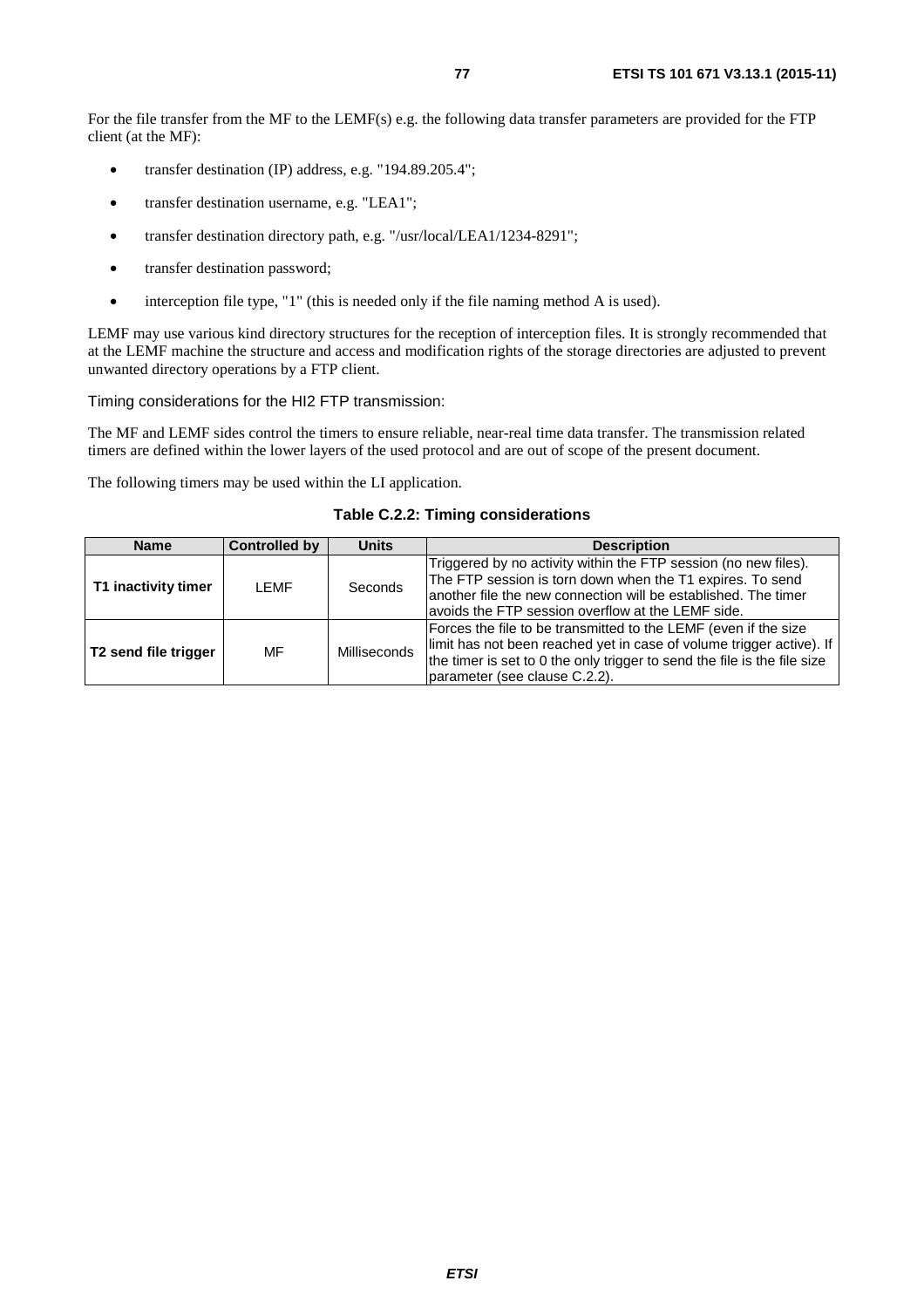For the file transfer from the MF to the LEMF(s) e.g. the following data transfer parameters are provided for the FTP client (at the MF):

- transfer destination (IP) address, e.g. "194.89.205.4";
- transfer destination username, e.g. "LEA1";
- transfer destination directory path, e.g. "/usr/local/LEA1/1234-8291";
- transfer destination password;
- interception file type, "1" (this is needed only if the file naming method A is used).

LEMF may use various kind directory structures for the reception of interception files. It is strongly recommended that at the LEMF machine the structure and access and modification rights of the storage directories are adjusted to prevent unwanted directory operations by a FTP client.

Timing considerations for the HI2 FTP transmission:

The MF and LEMF sides control the timers to ensure reliable, near-real time data transfer. The transmission related timers are defined within the lower layers of the used protocol and are out of scope of the present document.

The following timers may be used within the LI application.

**Table C.2.2: Timing considerations**

| Name | Controlled by | Units | Description |
|---|---|---|---|
| **T1 inactivity timer** | LEMF | Seconds | Triggered by no activity within the FTP session (no new files). The FTP session is torn down when the T1 expires. To send another file the new connection will be established. The timer avoids the FTP session overflow at the LEMF side. |
| **T2 send file trigger** | MF | Milliseconds | Forces the file to be transmitted to the LEMF (even if the size limit has not been reached yet in case of volume trigger active). If the timer is set to 0 the only trigger to send the file is the file size parameter (see clause C.2.2). |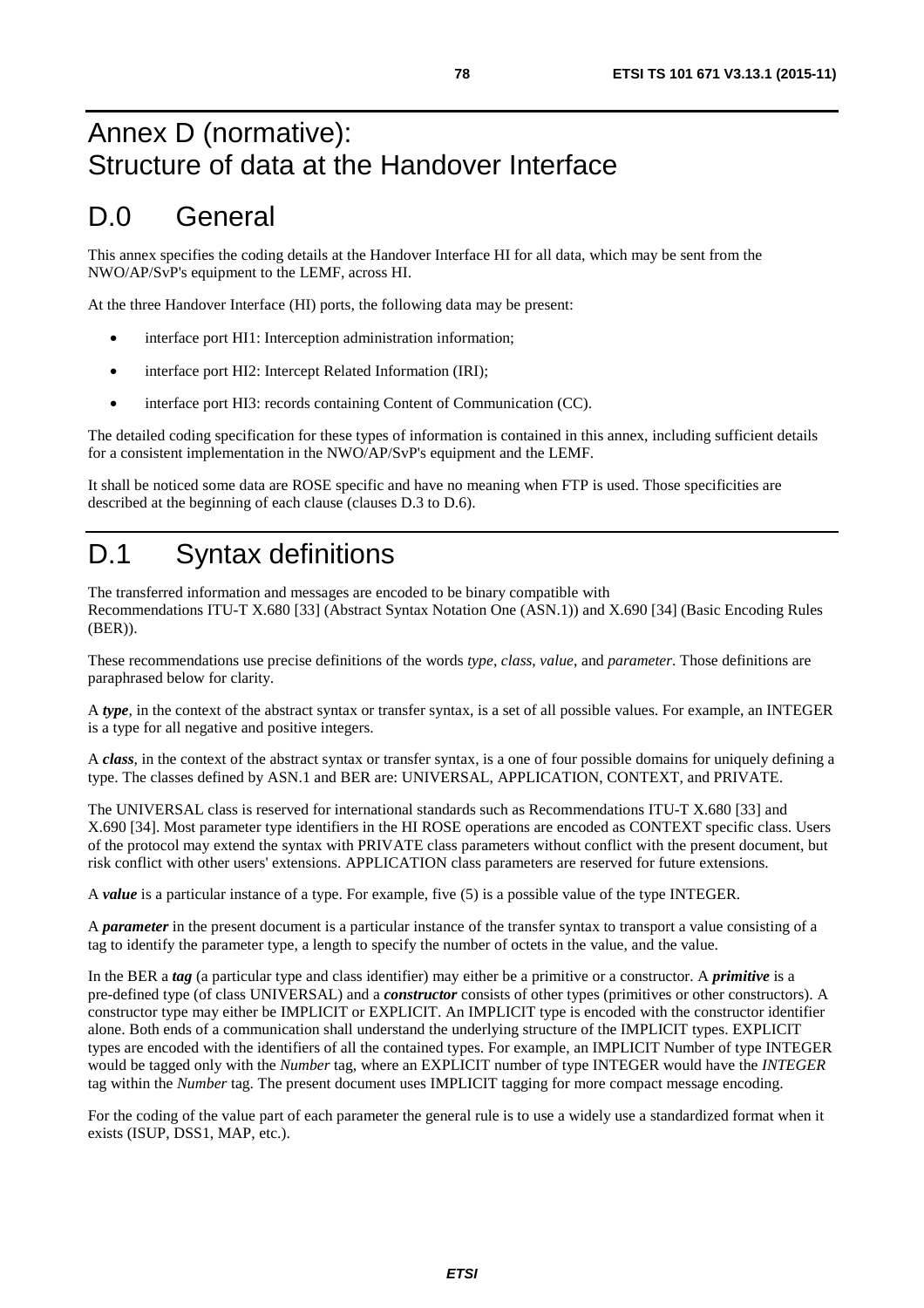# Annex D (normative): Structure of data at the Handover Interface

# D.0 General

This annex specifies the coding details at the Handover Interface HI for all data, which may be sent from the NWO/AP/SvP's equipment to the LEMF, across HI.

At the three Handover Interface (HI) ports, the following data may be present:

- interface port HI1: Interception administration information;
- interface port HI2: Intercept Related Information (IRI);
- interface port HI3: records containing Content of Communication (CC).

The detailed coding specification for these types of information is contained in this annex, including sufficient details for a consistent implementation in the NWO/AP/SvP's equipment and the LEMF.

It shall be noticed some data are ROSE specific and have no meaning when FTP is used. Those specificities are described at the beginning of each clause (clauses D.3 to D.6).

# D.1 Syntax definitions

The transferred information and messages are encoded to be binary compatible with Recommendations ITU-T X.680 [33] (Abstract Syntax Notation One (ASN.1)) and X.690 [34] (Basic Encoding Rules (BER)).

These recommendations use precise definitions of the words *type*, *class*, *value*, and *parameter*. Those definitions are paraphrased below for clarity.

A ***type***, in the context of the abstract syntax or transfer syntax, is a set of all possible values. For example, an INTEGER is a type for all negative and positive integers.

A ***class***, in the context of the abstract syntax or transfer syntax, is a one of four possible domains for uniquely defining a type. The classes defined by ASN.1 and BER are: UNIVERSAL, APPLICATION, CONTEXT, and PRIVATE.

The UNIVERSAL class is reserved for international standards such as Recommendations ITU-T X.680 [33] and X.690 [34]. Most parameter type identifiers in the HI ROSE operations are encoded as CONTEXT specific class. Users of the protocol may extend the syntax with PRIVATE class parameters without conflict with the present document, but risk conflict with other users' extensions. APPLICATION class parameters are reserved for future extensions.

A ***value*** is a particular instance of a type. For example, five (5) is a possible value of the type INTEGER.

A ***parameter*** in the present document is a particular instance of the transfer syntax to transport a value consisting of a tag to identify the parameter type, a length to specify the number of octets in the value, and the value.

In the BER a ***tag*** (a particular type and class identifier) may either be a primitive or a constructor. A ***primitive*** is a pre-defined type (of class UNIVERSAL) and a ***constructor*** consists of other types (primitives or other constructors). A constructor type may either be IMPLICIT or EXPLICIT. An IMPLICIT type is encoded with the constructor identifier alone. Both ends of a communication shall understand the underlying structure of the IMPLICIT types. EXPLICIT types are encoded with the identifiers of all the contained types. For example, an IMPLICIT Number of type INTEGER would be tagged only with the *Number* tag, where an EXPLICIT number of type INTEGER would have the *INTEGER* tag within the *Number* tag. The present document uses IMPLICIT tagging for more compact message encoding.

For the coding of the value part of each parameter the general rule is to use a widely use a standardized format when it exists (ISUP, DSS1, MAP, etc.).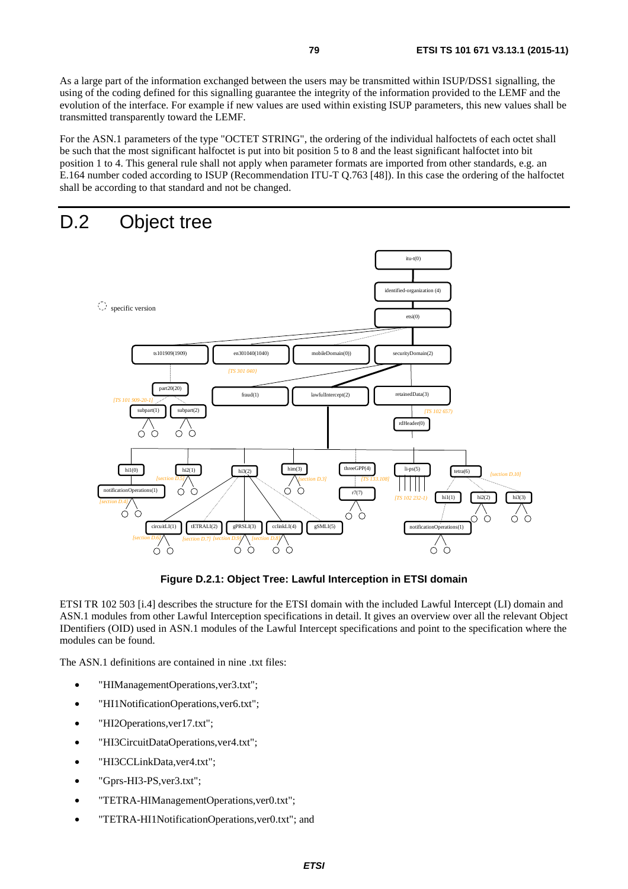As a large part of the information exchanged between the users may be transmitted within ISUP/DSS1 signalling, the using of the coding defined for this signalling guarantee the integrity of the information provided to the LEMF and the evolution of the interface. For example if new values are used within existing ISUP parameters, this new values shall be transmitted transparently toward the LEMF.

For the ASN.1 parameters of the type "OCTET STRING", the ordering of the individual halfoctets of each octet shall be such that the most significant halfoctet is put into bit position 5 to 8 and the least significant halfoctet into bit position 1 to 4. This general rule shall not apply when parameter formats are imported from other standards, e.g. an E.164 number coded according to ISUP (Recommendation ITU-T Q.763 [48]). In this case the ordering of the halfoctet shall be according to that standard and not be changed.

# D.2 Object tree

**Figure D.2.1: Object Tree: Lawful Interception in ETSI domain**

ETSI TR 102 503 [i.4] describes the structure for the ETSI domain with the included Lawful Intercept (LI) domain and ASN.1 modules from other Lawful Interception specifications in detail. It gives an overview over all the relevant Object IDentifiers (OID) used in ASN.1 modules of the Lawful Intercept specifications and point to the specification where the modules can be found.

The ASN.1 definitions are contained in nine .txt files:

- "HIManagementOperations,ver3.txt";
- "HI1NotificationOperations,ver6.txt";
- "HI2Operations,ver17.txt";
- "HI3CircuitDataOperations,ver4.txt";
- "HI3CCLinkData,ver4.txt";
- "Gprs-HI3-PS,ver3.txt";
- "TETRA-HIManagementOperations,ver0.txt";
- "TETRA-HI1NotificationOperations,ver0.txt"; and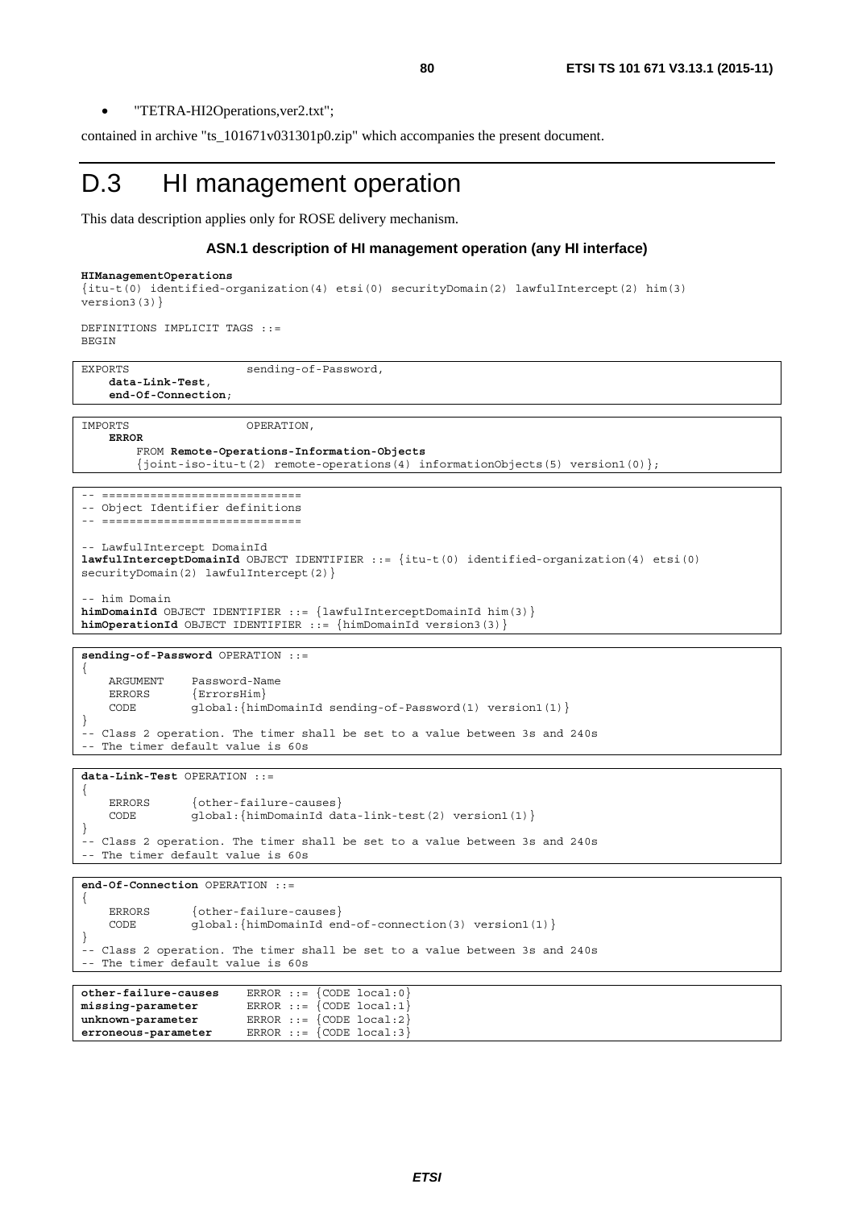- "TETRA-HI2Operations,ver2.txt";

contained in archive "ts_101671v031301p0.zip" which accompanies the present document.

# D.3 HI management operation

This data description applies only for ROSE delivery mechanism.

**ASN.1 description of HI management operation (any HI interface)**

```
HIManagementOperations
{itu-t(0) identified-organization(4) etsi(0) securityDomain(2) lawfulIntercept(2) him(3)
version3(3)}

DEFINITIONS IMPLICIT TAGS ::=
BEGIN
```

```
EXPORTS                 sending-of-Password,
    data-Link-Test,
    end-Of-Connection;
```

```
IMPORTS                 OPERATION,
    ERROR
        FROM Remote-Operations-Information-Objects
        {joint-iso-itu-t(2) remote-operations(4) informationObjects(5) version1(0)};
```

```
-- =============================
-- Object Identifier definitions
-- =============================

-- LawfulIntercept DomainId
lawfulInterceptDomainId OBJECT IDENTIFIER ::= {itu-t(0) identified-organization(4) etsi(0)
securityDomain(2) lawfulIntercept(2)}

-- him Domain
himDomainId OBJECT IDENTIFIER ::= {lawfulInterceptDomainId him(3)}
himOperationId OBJECT IDENTIFIER ::= {himDomainId version3(3)}
```

```
sending-of-Password OPERATION ::=
{
    ARGUMENT    Password-Name
    ERRORS      {ErrorsHim}
    CODE        global:{himDomainId sending-of-Password(1) version1(1)}
}
-- Class 2 operation. The timer shall be set to a value between 3s and 240s
-- The timer default value is 60s
```

```
data-Link-Test OPERATION ::=
{
    ERRORS      {other-failure-causes}
    CODE        global:{himDomainId data-link-test(2) version1(1)}
}
-- Class 2 operation. The timer shall be set to a value between 3s and 240s
-- The timer default value is 60s
```

```
end-Of-Connection OPERATION ::=
{
    ERRORS      {other-failure-causes}
    CODE        global:{himDomainId end-of-connection(3) version1(1)}
}
-- Class 2 operation. The timer shall be set to a value between 3s and 240s
-- The timer default value is 60s
```

```
other-failure-causes    ERROR ::= {CODE local:0}
missing-parameter       ERROR ::= {CODE local:1}
unknown-parameter       ERROR ::= {CODE local:2}
erroneous-parameter     ERROR ::= {CODE local:3}
```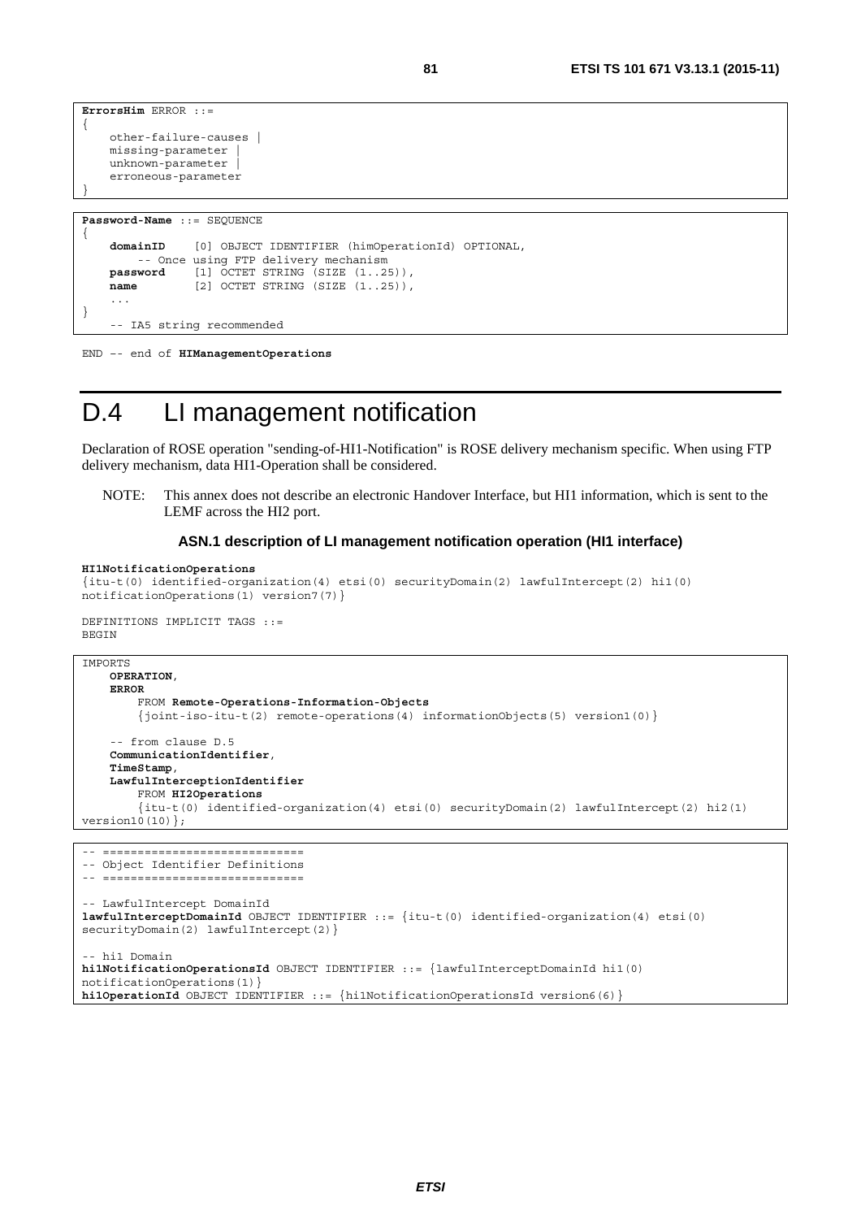```
ErrorsHim ERROR ::=
{
    other-failure-causes |
    missing-parameter |
    unknown-parameter |
    erroneous-parameter
}
```

```
Password-Name ::= SEQUENCE
{
    domainID     [0] OBJECT IDENTIFIER (himOperationId) OPTIONAL,
        -- Once using FTP delivery mechanism
    password     [1] OCTET STRING (SIZE (1..25)),
    name         [2] OCTET STRING (SIZE (1..25)),
    ...
}
    -- IA5 string recommended
```

END -- end of **HIManagementOperations**

# D.4 LI management notification

Declaration of ROSE operation "sending-of-HI1-Notification" is ROSE delivery mechanism specific. When using FTP delivery mechanism, data HI1-Operation shall be considered.

NOTE: This annex does not describe an electronic Handover Interface, but HI1 information, which is sent to the LEMF across the HI2 port.

**ASN.1 description of LI management notification operation (HI1 interface)**

```
HI1NotificationOperations
{itu-t(0) identified-organization(4) etsi(0) securityDomain(2) lawfulIntercept(2) hi1(0)
notificationOperations(1) version7(7)}

DEFINITIONS IMPLICIT TAGS ::=
BEGIN
```

```
IMPORTS
    OPERATION,
    ERROR
        FROM Remote-Operations-Information-Objects
        {joint-iso-itu-t(2) remote-operations(4) informationObjects(5) version1(0)}

    -- from clause D.5
    CommunicationIdentifier,
    TimeStamp,
    LawfulInterceptionIdentifier
        FROM HI2Operations
        {itu-t(0) identified-organization(4) etsi(0) securityDomain(2) lawfulIntercept(2) hi2(1)
version10(10)};
```

```
-- =============================
-- Object Identifier Definitions
-- =============================

-- LawfulIntercept DomainId
lawfulInterceptDomainId OBJECT IDENTIFIER ::= {itu-t(0) identified-organization(4) etsi(0)
securityDomain(2) lawfulIntercept(2)}

-- hi1 Domain
hi1NotificationOperationsId OBJECT IDENTIFIER ::= {lawfulInterceptDomainId hi1(0)
notificationOperations(1)}
hi1OperationId OBJECT IDENTIFIER ::= {hi1NotificationOperationsId version6(6)}
```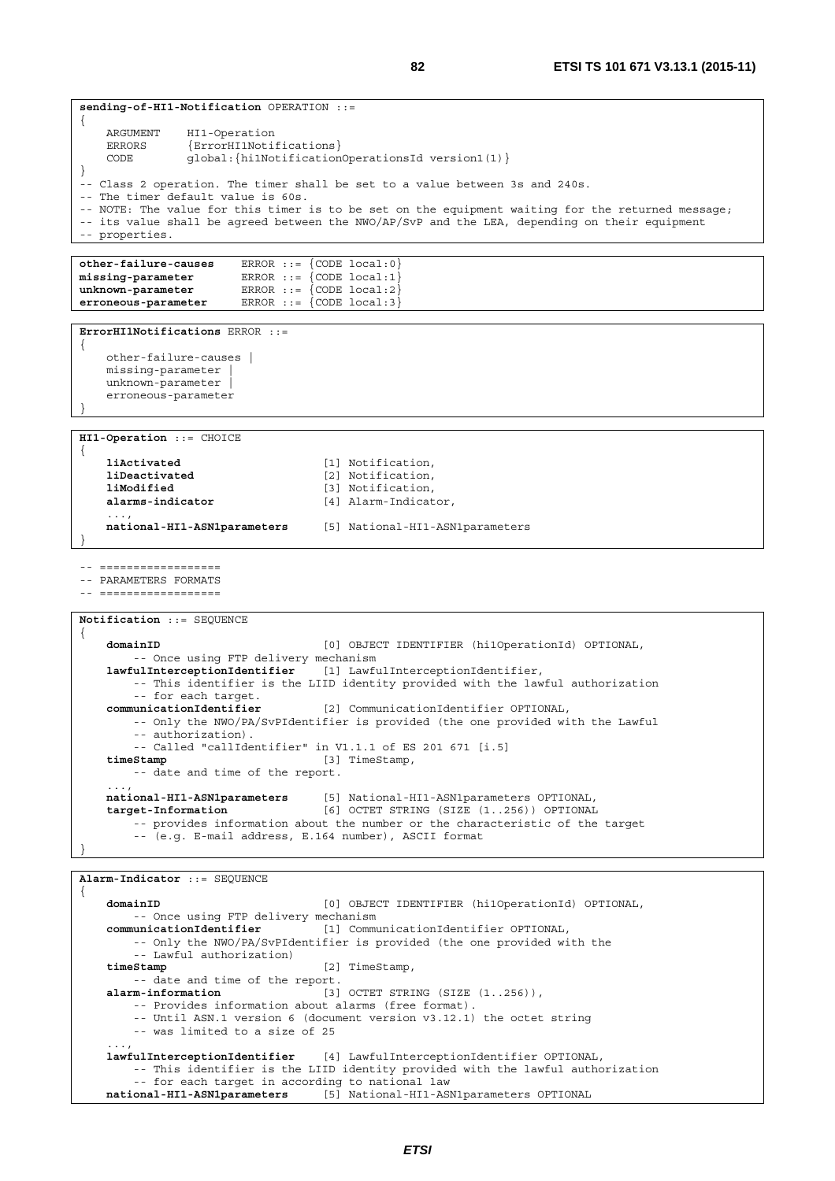```
sending-of-HI1-Notification OPERATION ::=
{
    ARGUMENT    HI1-Operation
    ERRORS      {ErrorHI1Notifications}
    CODE        global:{hi1NotificationOperationsId version1(1)}
}
-- Class 2 operation. The timer shall be set to a value between 3s and 240s.
-- The timer default value is 60s.
-- NOTE: The value for this timer is to be set on the equipment waiting for the returned message;
-- its value shall be agreed between the NWO/AP/SvP and the LEA, depending on their equipment
-- properties.
```

```
other-failure-causes     ERROR ::= {CODE local:0}
missing-parameter        ERROR ::= {CODE local:1}
unknown-parameter        ERROR ::= {CODE local:2}
erroneous-parameter      ERROR ::= {CODE local:3}
```

```
ErrorHI1Notifications ERROR ::=
{
    other-failure-causes |
    missing-parameter |
    unknown-parameter |
    erroneous-parameter
}
```

```
HI1-Operation ::= CHOICE
{
    liActivated                     [1] Notification,
    liDeactivated                   [2] Notification,
    liModified                      [3] Notification,
    alarms-indicator                [4] Alarm-Indicator,
    ...,
    national-HI1-ASN1parameters     [5] National-HI1-ASN1parameters
}
```

```
-- ==================
-- PARAMETERS FORMATS
-- ==================
```

```
Notification ::= SEQUENCE
{
    domainID                        [0] OBJECT IDENTIFIER (hi1OperationId) OPTIONAL,
        -- Once using FTP delivery mechanism
    lawfulInterceptionIdentifier    [1] LawfulInterceptionIdentifier,
        -- This identifier is the LIID identity provided with the lawful authorization
        -- for each target.
    communicationIdentifier         [2] CommunicationIdentifier OPTIONAL,
        -- Only the NWO/PA/SvPIdentifier is provided (the one provided with the Lawful
        -- authorization).
        -- Called "callIdentifier" in V1.1.1 of ES 201 671 [i.5]
    timeStamp                       [3] TimeStamp,
        -- date and time of the report.
    ...,
    national-HI1-ASN1parameters     [5] National-HI1-ASN1parameters OPTIONAL,
    target-Information              [6] OCTET STRING (SIZE (1..256)) OPTIONAL
        -- provides information about the number or the characteristic of the target
        -- (e.g. E-mail address, E.164 number), ASCII format
}
```

```
Alarm-Indicator ::= SEQUENCE
{
    domainID                        [0] OBJECT IDENTIFIER (hi1OperationId) OPTIONAL,
        -- Once using FTP delivery mechanism
    communicationIdentifier         [1] CommunicationIdentifier OPTIONAL,
        -- Only the NWO/PA/SvPIdentifier is provided (the one provided with the
        -- Lawful authorization)
    timeStamp                       [2] TimeStamp,
        -- date and time of the report.
    alarm-information               [3] OCTET STRING (SIZE (1..256)),
        -- Provides information about alarms (free format).
        -- Until ASN.1 version 6 (document version v3.12.1) the octet string
        -- was limited to a size of 25
    ...,
    lawfulInterceptionIdentifier    [4] LawfulInterceptionIdentifier OPTIONAL,
        -- This identifier is the LIID identity provided with the lawful authorization
        -- for each target in according to national law
    national-HI1-ASN1parameters     [5] National-HI1-ASN1parameters OPTIONAL
```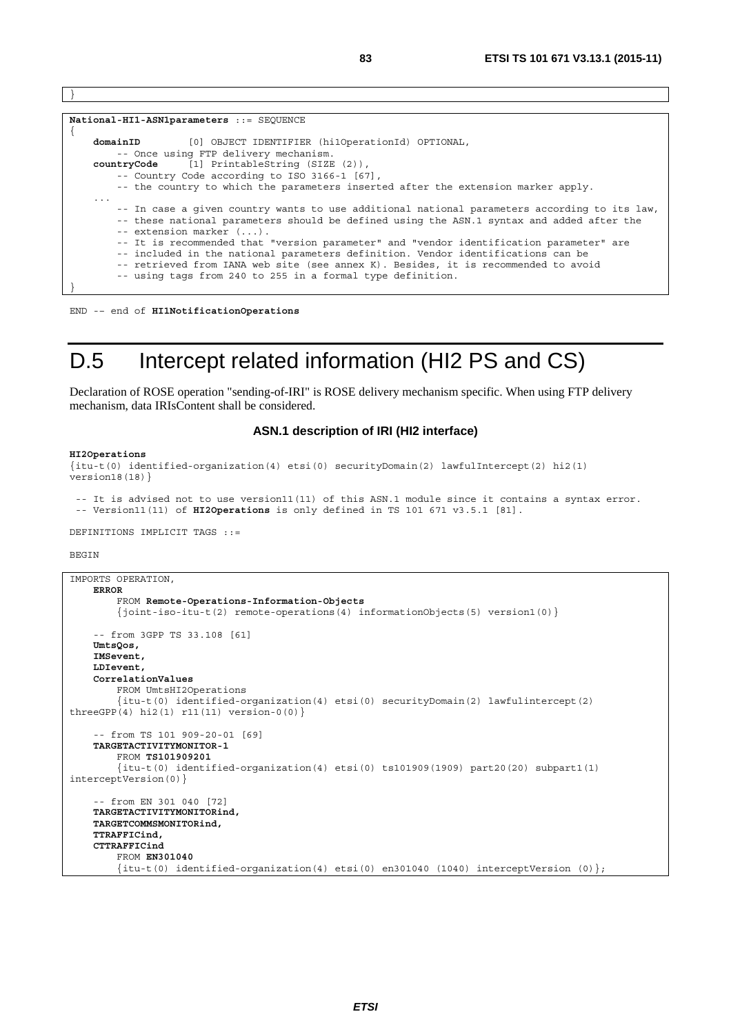```
}
```

```
National-HI1-ASN1parameters ::= SEQUENCE
{
    domainID        [0] OBJECT IDENTIFIER (hi1OperationId) OPTIONAL,
        -- Once using FTP delivery mechanism.
    countryCode     [1] PrintableString (SIZE (2)),
        -- Country Code according to ISO 3166-1 [67],
        -- the country to which the parameters inserted after the extension marker apply.
    ...
        -- In case a given country wants to use additional national parameters according to its law,
        -- these national parameters should be defined using the ASN.1 syntax and added after the
        -- extension marker (...).
        -- It is recommended that "version parameter" and "vendor identification parameter" are
        -- included in the national parameters definition. Vendor identifications can be
        -- retrieved from IANA web site (see annex K). Besides, it is recommended to avoid
        -- using tags from 240 to 255 in a formal type definition.
}
```

END -- end of **HI1NotificationOperations**

# D.5 Intercept related information (HI2 PS and CS)

Declaration of ROSE operation "sending-of-IRI" is ROSE delivery mechanism specific. When using FTP delivery mechanism, data IRIsContent shall be considered.

### ASN.1 description of IRI (HI2 interface)

```
HI2Operations
{itu-t(0) identified-organization(4) etsi(0) securityDomain(2) lawfulIntercept(2) hi2(1)
version18(18)}

 -- It is advised not to use version11(11) of this ASN.1 module since it contains a syntax error.
 -- Version11(11) of HI2Operations is only defined in TS 101 671 v3.5.1 [81].

DEFINITIONS IMPLICIT TAGS ::=

BEGIN
```

```
IMPORTS OPERATION,
    ERROR
        FROM Remote-Operations-Information-Objects
        {joint-iso-itu-t(2) remote-operations(4) informationObjects(5) version1(0)}

    -- from 3GPP TS 33.108 [61]
    UmtsQos,
    IMSevent,
    LDIevent,
    CorrelationValues
        FROM UmtsHI2Operations
        {itu-t(0) identified-organization(4) etsi(0) securityDomain(2) lawfulintercept(2)
threeGPP(4) hi2(1) r11(11) version-0(0)}

    -- from TS 101 909-20-01 [69]
    TARGETACTIVITYMONITOR-1
        FROM TS101909201
        {itu-t(0) identified-organization(4) etsi(0) ts101909(1909) part20(20) subpart1(1)
interceptVersion(0)}

    -- from EN 301 040 [72]
    TARGETACTIVITYMONITORind,
    TARGETCOMMSMONITORind,
    TTRAFFICind,
    CTTRAFFICind
        FROM EN301040
        {itu-t(0) identified-organization(4) etsi(0) en301040 (1040) interceptVersion (0)};
```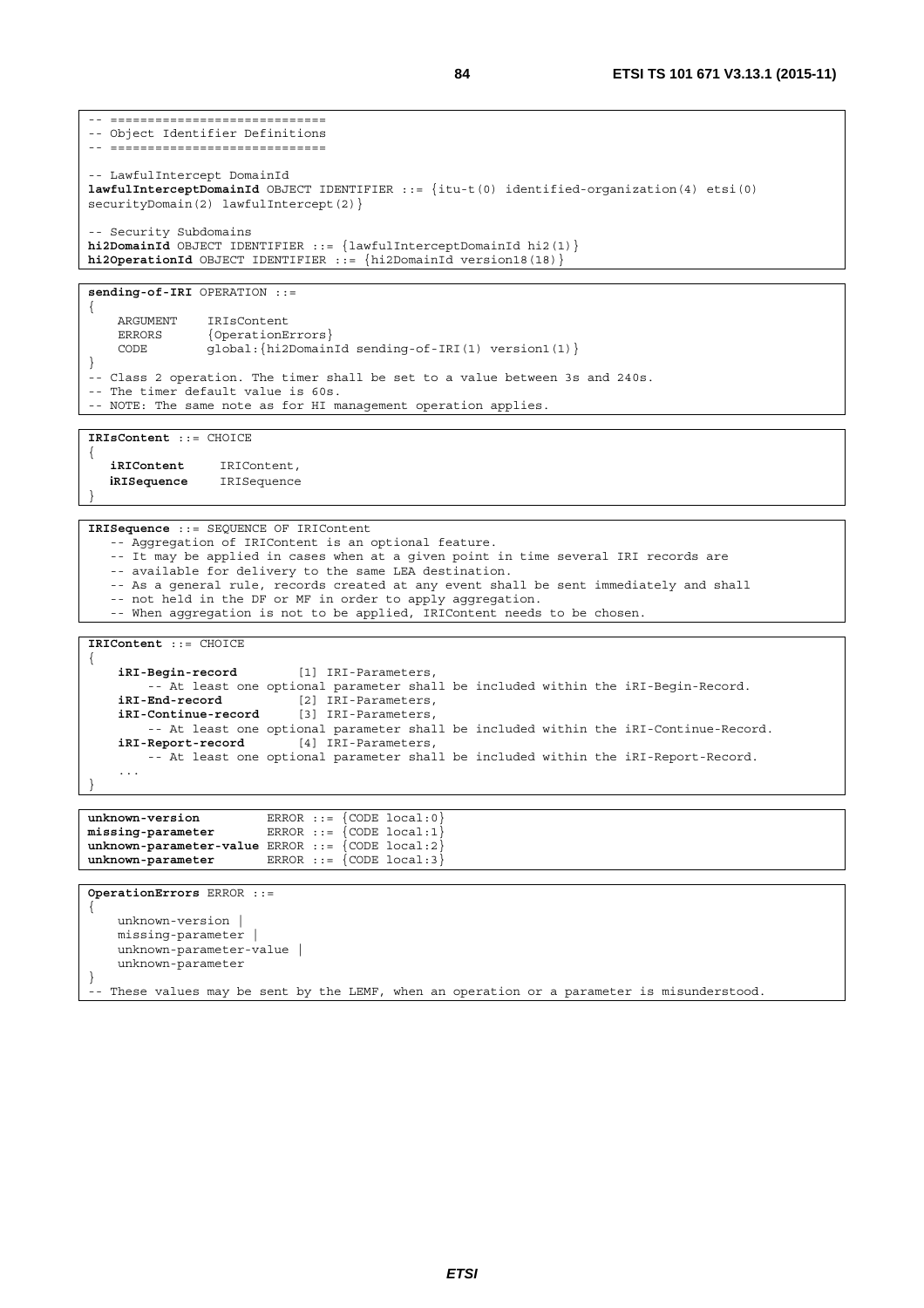```
-- =============================
-- Object Identifier Definitions
-- =============================

-- LawfulIntercept DomainId
lawfulInterceptDomainId OBJECT IDENTIFIER ::= {itu-t(0) identified-organization(4) etsi(0)
securityDomain(2) lawfulIntercept(2)}

-- Security Subdomains
hi2DomainId OBJECT IDENTIFIER ::= {lawfulInterceptDomainId hi2(1)}
hi2OperationId OBJECT IDENTIFIER ::= {hi2DomainId version18(18)}
```

```
sending-of-IRI OPERATION ::=
{
    ARGUMENT    IRIsContent
    ERRORS      {OperationErrors}
    CODE        global:{hi2DomainId sending-of-IRI(1) version1(1)}
}
-- Class 2 operation. The timer shall be set to a value between 3s and 240s.
-- The timer default value is 60s.
-- NOTE: The same note as for HI management operation applies.
```

```
IRIsContent ::= CHOICE
{
   iRIContent      IRIContent,
   iRISequence     IRISequence
}
```

```
IRISequence ::= SEQUENCE OF IRIContent
   -- Aggregation of IRIContent is an optional feature.
   -- It may be applied in cases when at a given point in time several IRI records are
   -- available for delivery to the same LEA destination.
   -- As a general rule, records created at any event shall be sent immediately and shall
   -- not held in the DF or MF in order to apply aggregation.
   -- When aggregation is not to be applied, IRIContent needs to be chosen.
```

```
IRIContent ::= CHOICE
{
    iRI-Begin-record        [1] IRI-Parameters,
        -- At least one optional parameter shall be included within the iRI-Begin-Record.
    iRI-End-record          [2] IRI-Parameters,
    iRI-Continue-record     [3] IRI-Parameters,
        -- At least one optional parameter shall be included within the iRI-Continue-Record.
    iRI-Report-record       [4] IRI-Parameters,
        -- At least one optional parameter shall be included within the iRI-Report-Record.
    ...
}
```

```
unknown-version         ERROR ::= {CODE local:0}
missing-parameter       ERROR ::= {CODE local:1}
unknown-parameter-value ERROR ::= {CODE local:2}
unknown-parameter       ERROR ::= {CODE local:3}
```

```
OperationErrors ERROR ::=
{
    unknown-version |
    missing-parameter |
    unknown-parameter-value |
    unknown-parameter
}
-- These values may be sent by the LEMF, when an operation or a parameter is misunderstood.
```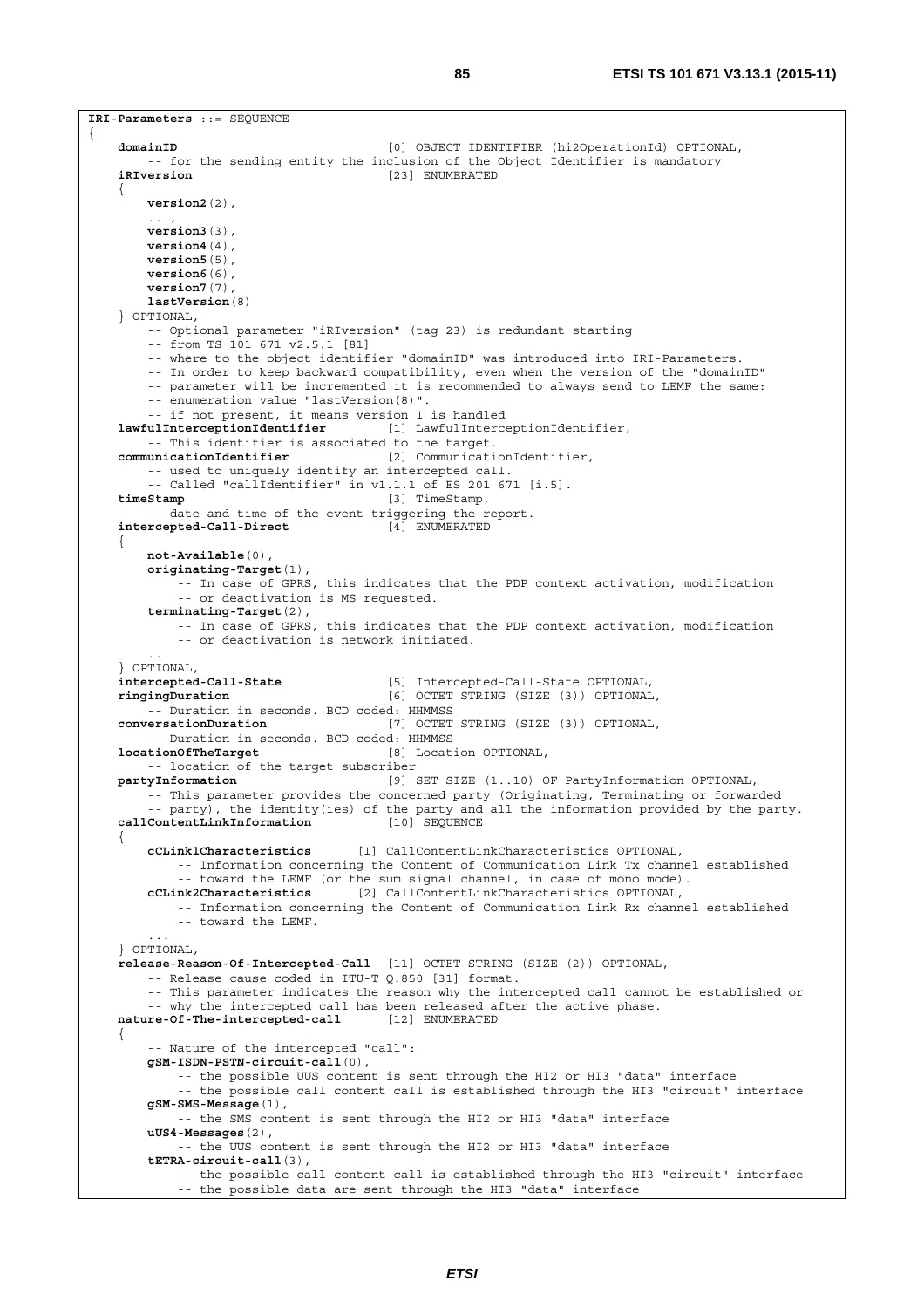```
IRI-Parameters ::= SEQUENCE
{
    domainID                            [0] OBJECT IDENTIFIER (hi2OperationId) OPTIONAL,
        -- for the sending entity the inclusion of the Object Identifier is mandatory
    iRIversion                          [23] ENUMERATED
    {
        version2(2),
        ...,
        version3(3),
        version4(4),
        version5(5),
        version6(6),
        version7(7),
        lastVersion(8)
    } OPTIONAL,
        -- Optional parameter "iRIversion" (tag 23) is redundant starting
        -- from TS 101 671 v2.5.1 [81]
        -- where to the object identifier "domainID" was introduced into IRI-Parameters.
        -- In order to keep backward compatibility, even when the version of the "domainID"
        -- parameter will be incremented it is recommended to always send to LEMF the same:
        -- enumeration value "lastVersion(8)".
        -- if not present, it means version 1 is handled
    lawfulInterceptionIdentifier        [1] LawfulInterceptionIdentifier,
        -- This identifier is associated to the target.
    communicationIdentifier             [2] CommunicationIdentifier,
        -- used to uniquely identify an intercepted call.
        -- Called "callIdentifier" in v1.1.1 of ES 201 671 [i.5].
    timeStamp                           [3] TimeStamp,
        -- date and time of the event triggering the report.
    intercepted-Call-Direct             [4] ENUMERATED
    {
        not-Available(0),
        originating-Target(1),
            -- In case of GPRS, this indicates that the PDP context activation, modification
            -- or deactivation is MS requested.
        terminating-Target(2),
            -- In case of GPRS, this indicates that the PDP context activation, modification
            -- or deactivation is network initiated.
        ...
    } OPTIONAL,
    intercepted-Call-State              [5] Intercepted-Call-State OPTIONAL,
    ringingDuration                     [6] OCTET STRING (SIZE (3)) OPTIONAL,
        -- Duration in seconds. BCD coded: HHMMSS
    conversationDuration                [7] OCTET STRING (SIZE (3)) OPTIONAL,
        -- Duration in seconds. BCD coded: HHMMSS
    locationOfTheTarget                 [8] Location OPTIONAL,
        -- location of the target subscriber
    partyInformation                    [9] SET SIZE (1..10) OF PartyInformation OPTIONAL,
        -- This parameter provides the concerned party (Originating, Terminating or forwarded
        -- party), the identity(ies) of the party and all the information provided by the party.
    callContentLinkInformation          [10] SEQUENCE
    {
        cCLink1Characteristics      [1] CallContentLinkCharacteristics OPTIONAL,
            -- Information concerning the Content of Communication Link Tx channel established
            -- toward the LEMF (or the sum signal channel, in case of mono mode).
        cCLink2Characteristics      [2] CallContentLinkCharacteristics OPTIONAL,
            -- Information concerning the Content of Communication Link Rx channel established
            -- toward the LEMF.
        ...
    } OPTIONAL,
    release-Reason-Of-Intercepted-Call  [11] OCTET STRING (SIZE (2)) OPTIONAL,
        -- Release cause coded in ITU-T Q.850 [31] format.
        -- This parameter indicates the reason why the intercepted call cannot be established or
        -- why the intercepted call has been released after the active phase.
    nature-Of-The-intercepted-call      [12] ENUMERATED
    {
        -- Nature of the intercepted "call":
        gSM-ISDN-PSTN-circuit-call(0),
            -- the possible UUS content is sent through the HI2 or HI3 "data" interface
            -- the possible call content call is established through the HI3 "circuit" interface
        gSM-SMS-Message(1),
            -- the SMS content is sent through the HI2 or HI3 "data" interface
        uUS4-Messages(2),
            -- the UUS content is sent through the HI2 or HI3 "data" interface
        tETRA-circuit-call(3),
            -- the possible call content call is established through the HI3 "circuit" interface
            -- the possible data are sent through the HI3 "data" interface
```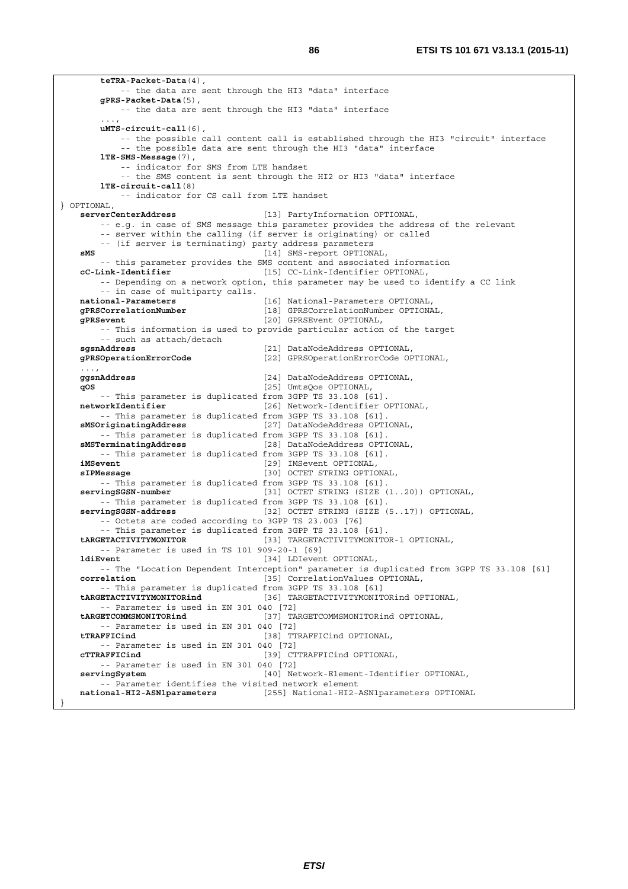```
        teTRA-Packet-Data(4),
            -- the data are sent through the HI3 "data" interface
        gPRS-Packet-Data(5),
            -- the data are sent through the HI3 "data" interface
        ...,
        uMTS-circuit-call(6),
            -- the possible call content call is established through the HI3 "circuit" interface
            -- the possible data are sent through the HI3 "data" interface
        lTE-SMS-Message(7),
            -- indicator for SMS from LTE handset
            -- the SMS content is sent through the HI2 or HI3 "data" interface
        lTE-circuit-call(8)
            -- indicator for CS call from LTE handset
} OPTIONAL,
    serverCenterAddress                 [13] PartyInformation OPTIONAL,
        -- e.g. in case of SMS message this parameter provides the address of the relevant
        -- server within the calling (if server is originating) or called
        -- (if server is terminating) party address parameters
    sMS                                 [14] SMS-report OPTIONAL,
        -- this parameter provides the SMS content and associated information
    cC-Link-Identifier                  [15] CC-Link-Identifier OPTIONAL,
        -- Depending on a network option, this parameter may be used to identify a CC link
        -- in case of multiparty calls.
    national-Parameters                 [16] National-Parameters OPTIONAL,
    gPRSCorrelationNumber               [18] GPRSCorrelationNumber OPTIONAL,
    gPRSevent                           [20] GPRSEvent OPTIONAL,
        -- This information is used to provide particular action of the target
        -- such as attach/detach
    sgsnAddress                         [21] DataNodeAddress OPTIONAL,
    gPRSOperationErrorCode              [22] GPRSOperationErrorCode OPTIONAL,
    ...,
    ggsnAddress                         [24] DataNodeAddress OPTIONAL,
    qOS                                 [25] UmtsQos OPTIONAL,
        -- This parameter is duplicated from 3GPP TS 33.108 [61].
    networkIdentifier                   [26] Network-Identifier OPTIONAL,
        -- This parameter is duplicated from 3GPP TS 33.108 [61].
    sMSOriginatingAddress               [27] DataNodeAddress OPTIONAL,
        -- This parameter is duplicated from 3GPP TS 33.108 [61].
    sMSTerminatingAddress               [28] DataNodeAddress OPTIONAL,
        -- This parameter is duplicated from 3GPP TS 33.108 [61].
    iMSevent                            [29] IMSevent OPTIONAL,
    sIPMessage                          [30] OCTET STRING OPTIONAL,
        -- This parameter is duplicated from 3GPP TS 33.108 [61].
    servingSGSN-number                  [31] OCTET STRING (SIZE (1..20)) OPTIONAL,
        -- This parameter is duplicated from 3GPP TS 33.108 [61].
    servingSGSN-address                 [32] OCTET STRING (SIZE (5..17)) OPTIONAL,
        -- Octets are coded according to 3GPP TS 23.003 [76]
        -- This parameter is duplicated from 3GPP TS 33.108 [61].
    tARGETACTIVITYMONITOR               [33] TARGETACTIVITYMONITOR-1 OPTIONAL,
        -- Parameter is used in TS 101 909-20-1 [69]
    ldiEvent                            [34] LDIevent OPTIONAL,
        -- The "Location Dependent Interception" parameter is duplicated from 3GPP TS 33.108 [61]
    correlation                         [35] CorrelationValues OPTIONAL,
        -- This parameter is duplicated from 3GPP TS 33.108 [61]
    tARGETACTIVITYMONITORind            [36] TARGETACTIVITYMONITORind OPTIONAL,
        -- Parameter is used in EN 301 040 [72]
    tARGETCOMMSMONITORind               [37] TARGETCOMMSMONITORind OPTIONAL,
        -- Parameter is used in EN 301 040 [72]
    tTRAFFICind                         [38] TTRAFFICind OPTIONAL,
        -- Parameter is used in EN 301 040 [72]
    cTTRAFFICind                        [39] CTTRAFFICind OPTIONAL,
        -- Parameter is used in EN 301 040 [72]
    servingSystem                       [40] Network-Element-Identifier OPTIONAL,
        -- Parameter identifies the visited network element
    national-HI2-ASN1parameters         [255] National-HI2-ASN1parameters OPTIONAL
}
```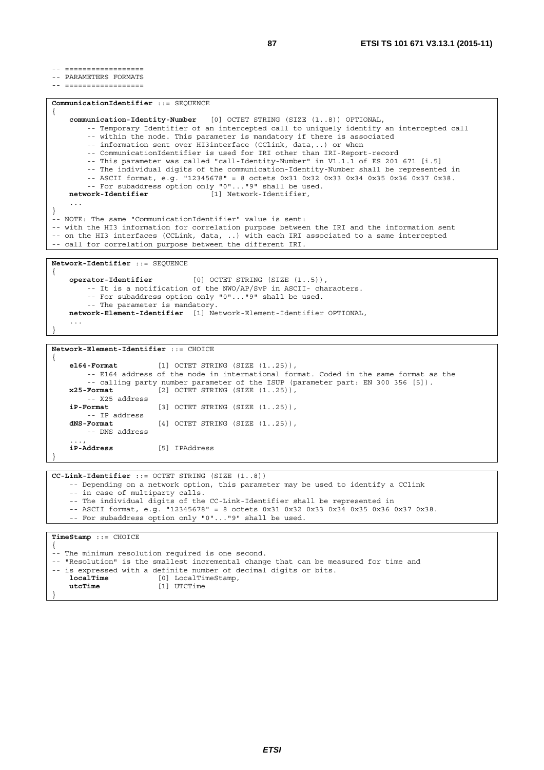```
-- ==================
-- PARAMETERS FORMATS
-- ==================
```

```
CommunicationIdentifier ::= SEQUENCE
{
    communication-Identity-Number   [0] OCTET STRING (SIZE (1..8)) OPTIONAL,
        -- Temporary Identifier of an intercepted call to uniquely identify an intercepted call
        -- within the node. This parameter is mandatory if there is associated
        -- information sent over HI3interface (CClink, data,..) or when
        -- CommunicationIdentifier is used for IRI other than IRI-Report-record
        -- This parameter was called "call-Identity-Number" in V1.1.1 of ES 201 671 [i.5]
        -- The individual digits of the communication-Identity-Number shall be represented in
        -- ASCII format, e.g. "12345678" = 8 octets 0x31 0x32 0x33 0x34 0x35 0x36 0x37 0x38.
        -- For subaddress option only "0"..."9" shall be used.
    network-Identifier              [1] Network-Identifier,
    ...
}
-- NOTE: The same "CommunicationIdentifier" value is sent:
-- with the HI3 information for correlation purpose between the IRI and the information sent
-- on the HI3 interfaces (CCLink, data, ..) with each IRI associated to a same intercepted
-- call for correlation purpose between the different IRI.
```

```
Network-Identifier ::= SEQUENCE
{
    operator-Identifier         [0] OCTET STRING (SIZE (1..5)),
        -- It is a notification of the NWO/AP/SvP in ASCII- characters.
        -- For subaddress option only "0"..."9" shall be used.
        -- The parameter is mandatory.
    network-Element-Identifier  [1] Network-Element-Identifier OPTIONAL,
    ...
}
```

```
Network-Element-Identifier ::= CHOICE
{
    e164-Format         [1] OCTET STRING (SIZE (1..25)),
        -- E164 address of the node in international format. Coded in the same format as the
        -- calling party number parameter of the ISUP (parameter part: EN 300 356 [5]).
    x25-Format          [2] OCTET STRING (SIZE (1..25)),
        -- X25 address
    iP-Format           [3] OCTET STRING (SIZE (1..25)),
        -- IP address
    dNS-Format          [4] OCTET STRING (SIZE (1..25)),
        -- DNS address
    ...,
    iP-Address          [5] IPAddress
}
```

```
CC-Link-Identifier ::= OCTET STRING (SIZE (1..8))
    -- Depending on a network option, this parameter may be used to identify a CClink
    -- in case of multiparty calls.
    -- The individual digits of the CC-Link-Identifier shall be represented in
    -- ASCII format, e.g. "12345678" = 8 octets 0x31 0x32 0x33 0x34 0x35 0x36 0x37 0x38.
    -- For subaddress option only "0"..."9" shall be used.
```

```
TimeStamp ::= CHOICE
{
-- The minimum resolution required is one second.
-- "Resolution" is the smallest incremental change that can be measured for time and
-- is expressed with a definite number of decimal digits or bits.
    localTime           [0] LocalTimeStamp,
    utcTime             [1] UTCTime
}
```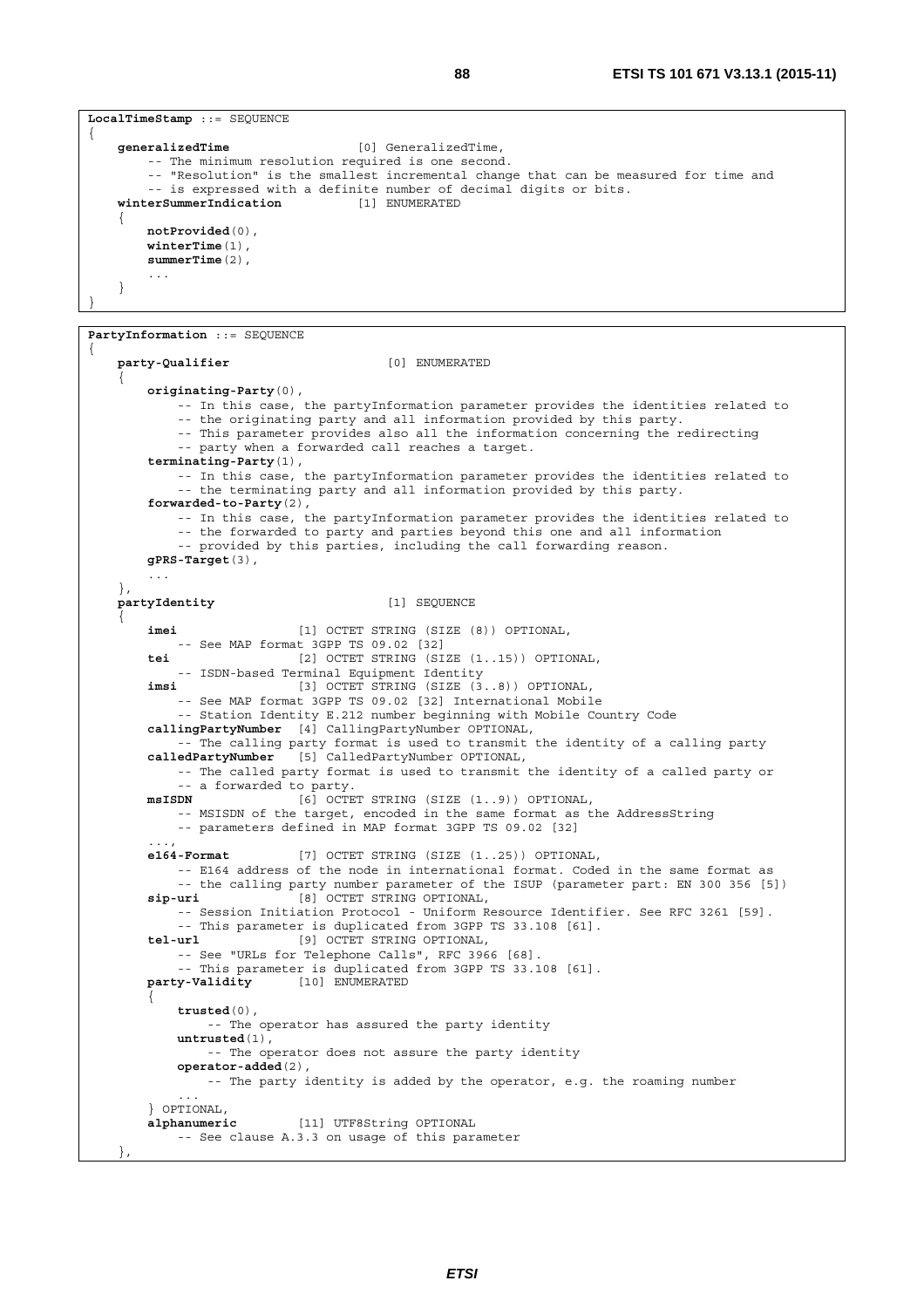```
LocalTimeStamp ::= SEQUENCE
{
    generalizedTime                 [0] GeneralizedTime,
        -- The minimum resolution required is one second.
        -- "Resolution" is the smallest incremental change that can be measured for time and
        -- is expressed with a definite number of decimal digits or bits.
    winterSummerIndication          [1] ENUMERATED
    {
        notProvided(0),
        winterTime(1),
        summerTime(2),
        ...
    }
}
```

```
PartyInformation ::= SEQUENCE
{
    party-Qualifier                     [0] ENUMERATED
    {
        originating-Party(0),
            -- In this case, the partyInformation parameter provides the identities related to
            -- the originating party and all information provided by this party.
            -- This parameter provides also all the information concerning the redirecting
            -- party when a forwarded call reaches a target.
        terminating-Party(1),
            -- In this case, the partyInformation parameter provides the identities related to
            -- the terminating party and all information provided by this party.
        forwarded-to-Party(2),
            -- In this case, the partyInformation parameter provides the identities related to
            -- the forwarded to party and parties beyond this one and all information
            -- provided by this parties, including the call forwarding reason.
        gPRS-Target(3),
        ...
    },
    partyIdentity                       [1] SEQUENCE
    {
        imei                [1] OCTET STRING (SIZE (8)) OPTIONAL,
            -- See MAP format 3GPP TS 09.02 [32]
        tei                 [2] OCTET STRING (SIZE (1..15)) OPTIONAL,
            -- ISDN-based Terminal Equipment Identity
        imsi                [3] OCTET STRING (SIZE (3..8)) OPTIONAL,
            -- See MAP format 3GPP TS 09.02 [32] International Mobile
            -- Station Identity E.212 number beginning with Mobile Country Code
        callingPartyNumber  [4] CallingPartyNumber OPTIONAL,
            -- The calling party format is used to transmit the identity of a calling party
        calledPartyNumber   [5] CalledPartyNumber OPTIONAL,
            -- The called party format is used to transmit the identity of a called party or
            -- a forwarded to party.
        msISDN              [6] OCTET STRING (SIZE (1..9)) OPTIONAL,
            -- MSISDN of the target, encoded in the same format as the AddressString
            -- parameters defined in MAP format 3GPP TS 09.02 [32]
        ...,
        e164-Format         [7] OCTET STRING (SIZE (1..25)) OPTIONAL,
            -- E164 address of the node in international format. Coded in the same format as
            -- the calling party number parameter of the ISUP (parameter part: EN 300 356 [5])
        sip-uri             [8] OCTET STRING OPTIONAL,
            -- Session Initiation Protocol - Uniform Resource Identifier. See RFC 3261 [59].
            -- This parameter is duplicated from 3GPP TS 33.108 [61].
        tel-url             [9] OCTET STRING OPTIONAL,
            -- See "URLs for Telephone Calls", RFC 3966 [68].
            -- This parameter is duplicated from 3GPP TS 33.108 [61].
        party-Validity      [10] ENUMERATED
        {
            trusted(0),
                -- The operator has assured the party identity
            untrusted(1),
                -- The operator does not assure the party identity
            operator-added(2),
                -- The party identity is added by the operator, e.g. the roaming number
            ...
        } OPTIONAL,
        alphanumeric        [11] UTF8String OPTIONAL
            -- See clause A.3.3 on usage of this parameter
    },
```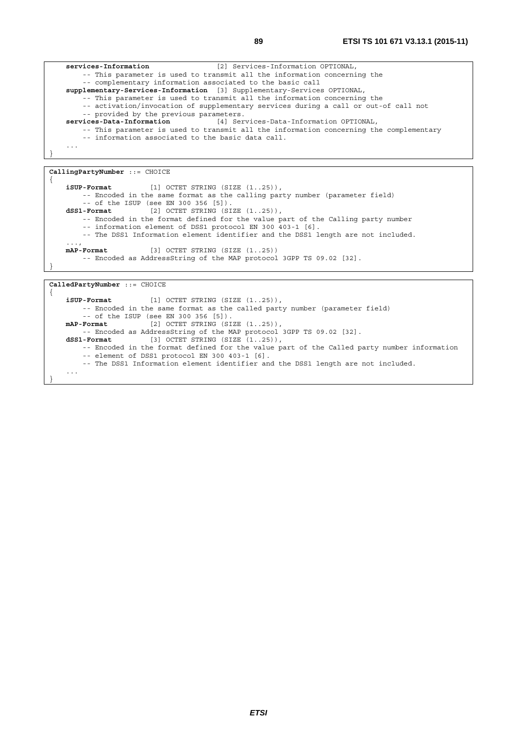```
    services-Information                [2] Services-Information OPTIONAL,
        -- This parameter is used to transmit all the information concerning the
        -- complementary information associated to the basic call
    supplementary-Services-Information  [3] Supplementary-Services OPTIONAL,
        -- This parameter is used to transmit all the information concerning the
        -- activation/invocation of supplementary services during a call or out-of call not
        -- provided by the previous parameters.
    services-Data-Information           [4] Services-Data-Information OPTIONAL,
        -- This parameter is used to transmit all the information concerning the complementary
        -- information associated to the basic data call.
    ...
}
```

```
CallingPartyNumber ::= CHOICE
{
    iSUP-Format         [1] OCTET STRING (SIZE (1..25)),
        -- Encoded in the same format as the calling party number (parameter field)
        -- of the ISUP (see EN 300 356 [5]).
    dSS1-Format         [2] OCTET STRING (SIZE (1..25)),
        -- Encoded in the format defined for the value part of the Calling party number
        -- information element of DSS1 protocol EN 300 403-1 [6].
        -- The DSS1 Information element identifier and the DSS1 length are not included.
    ...,
    mAP-Format          [3] OCTET STRING (SIZE (1..25))
        -- Encoded as AddressString of the MAP protocol 3GPP TS 09.02 [32].
}
```

```
CalledPartyNumber ::= CHOICE
{
    iSUP-Format         [1] OCTET STRING (SIZE (1..25)),
        -- Encoded in the same format as the called party number (parameter field)
        -- of the ISUP (see EN 300 356 [5]).
    mAP-Format          [2] OCTET STRING (SIZE (1..25)),
        -- Encoded as AddressString of the MAP protocol 3GPP TS 09.02 [32].
    dSS1-Format         [3] OCTET STRING (SIZE (1..25)),
        -- Encoded in the format defined for the value part of the Called party number information
        -- element of DSS1 protocol EN 300 403-1 [6].
        -- The DSS1 Information element identifier and the DSS1 length are not included.
    ...
}
```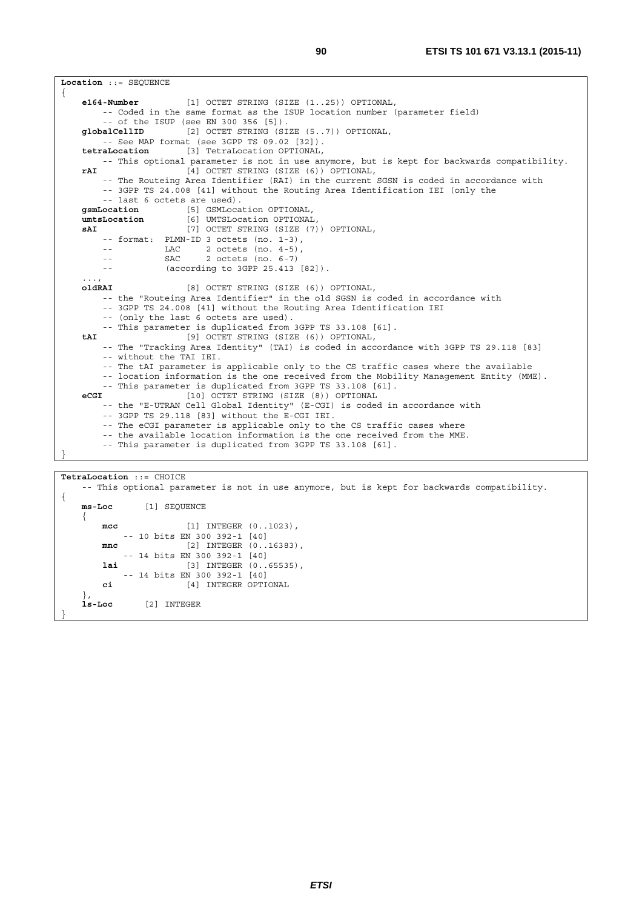```
Location ::= SEQUENCE
{
    e164-Number         [1] OCTET STRING (SIZE (1..25)) OPTIONAL,
        -- Coded in the same format as the ISUP location number (parameter field)
        -- of the ISUP (see EN 300 356 [5]).
    globalCellID        [2] OCTET STRING (SIZE (5..7)) OPTIONAL,
        -- See MAP format (see 3GPP TS 09.02 [32]).
    tetraLocation       [3] TetraLocation OPTIONAL,
        -- This optional parameter is not in use anymore, but is kept for backwards compatibility.
    rAI                 [4] OCTET STRING (SIZE (6)) OPTIONAL,
        -- The Routeing Area Identifier (RAI) in the current SGSN is coded in accordance with
        -- 3GPP TS 24.008 [41] without the Routing Area Identification IEI (only the
        -- last 6 octets are used).
    gsmLocation         [5] GSMLocation OPTIONAL,
    umtsLocation        [6] UMTSLocation OPTIONAL,
    sAI                 [7] OCTET STRING (SIZE (7)) OPTIONAL,
        -- format:  PLMN-ID 3 octets (no. 1-3),
        --          LAC     2 octets (no. 4-5),
        --          SAC     2 octets (no. 6-7)
        --          (according to 3GPP 25.413 [82]).
    ...,
    oldRAI              [8] OCTET STRING (SIZE (6)) OPTIONAL,
        -- the "Routeing Area Identifier" in the old SGSN is coded in accordance with
        -- 3GPP TS 24.008 [41] without the Routing Area Identification IEI
        -- (only the last 6 octets are used).
        -- This parameter is duplicated from 3GPP TS 33.108 [61].
    tAI                 [9] OCTET STRING (SIZE (6)) OPTIONAL,
        -- The "Tracking Area Identity" (TAI) is coded in accordance with 3GPP TS 29.118 [83]
        -- without the TAI IEI.
        -- The tAI parameter is applicable only to the CS traffic cases where the available
        -- location information is the one received from the Mobility Management Entity (MME).
        -- This parameter is duplicated from 3GPP TS 33.108 [61].
    eCGI                [10] OCTET STRING (SIZE (8)) OPTIONAL
        -- the "E-UTRAN Cell Global Identity" (E-CGI) is coded in accordance with
        -- 3GPP TS 29.118 [83] without the E-CGI IEI.
        -- The eCGI parameter is applicable only to the CS traffic cases where
        -- the available location information is the one received from the MME.
        -- This parameter is duplicated from 3GPP TS 33.108 [61].
}
```

```
TetraLocation ::= CHOICE
    -- This optional parameter is not in use anymore, but is kept for backwards compatibility.
{
    ms-Loc      [1] SEQUENCE
    {
        mcc             [1] INTEGER (0..1023),
            -- 10 bits EN 300 392-1 [40]
        mnc             [2] INTEGER (0..16383),
            -- 14 bits EN 300 392-1 [40]
        lai             [3] INTEGER (0..65535),
            -- 14 bits EN 300 392-1 [40]
        ci              [4] INTEGER OPTIONAL
    },
    ls-Loc      [2] INTEGER
}
```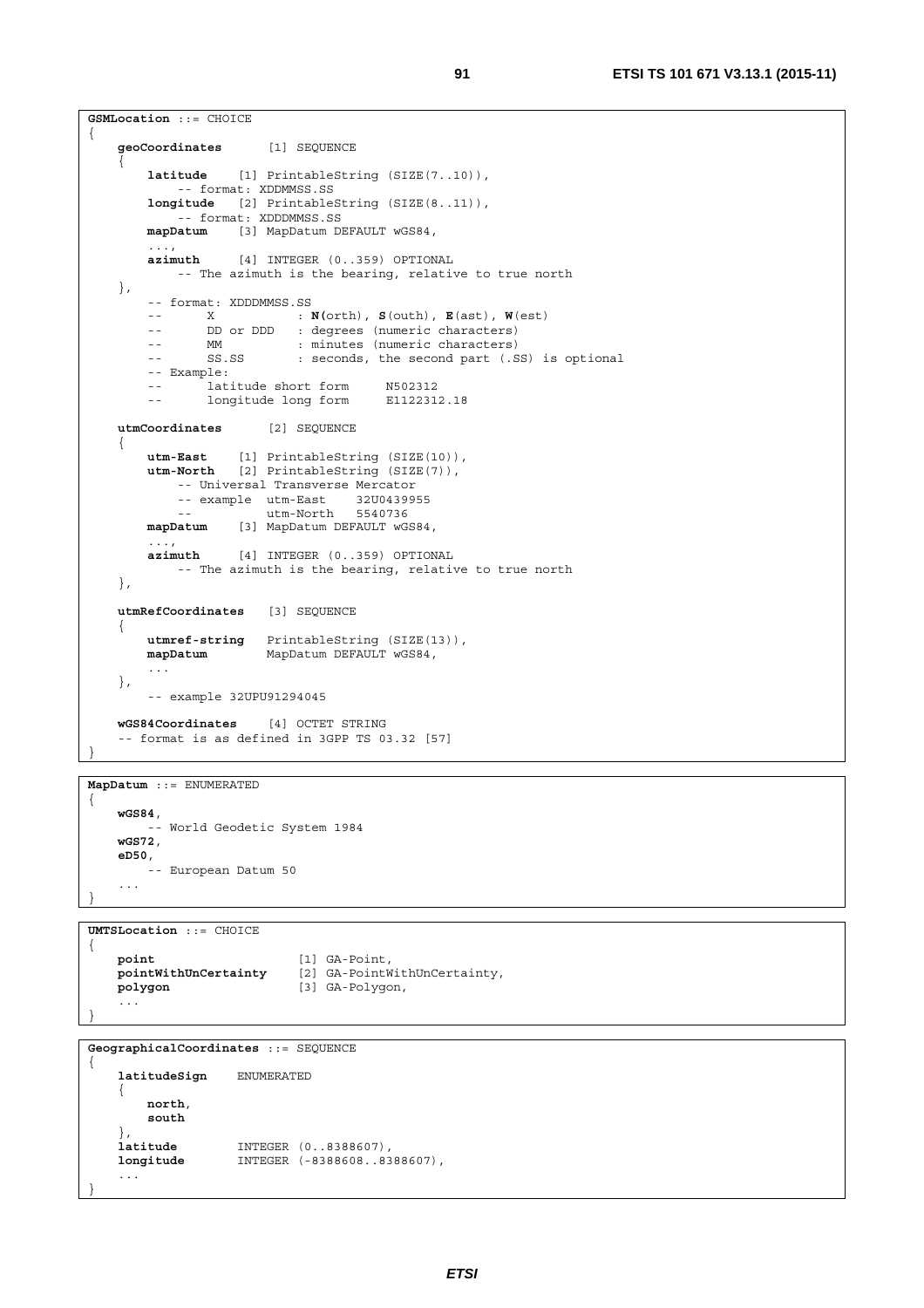```
GSMLocation ::= CHOICE
{
    geoCoordinates      [1] SEQUENCE
    {
        latitude    [1] PrintableString (SIZE(7..10)),
            -- format: XDDMMSS.SS
        longitude   [2] PrintableString (SIZE(8..11)),
            -- format: XDDDMMSS.SS
        mapDatum    [3] MapDatum DEFAULT wGS84,
        ...,
        azimuth     [4] INTEGER (0..359) OPTIONAL
            -- The azimuth is the bearing, relative to true north
    },
        -- format: XDDDMMSS.SS
        --      X           : N(orth), S(outh), E(ast), W(est)
        --      DD or DDD   : degrees (numeric characters)
        --      MM          : minutes (numeric characters)
        --      SS.SS       : seconds, the second part (.SS) is optional
        -- Example:
        --      latitude short form     N502312
        --      longitude long form     E1122312.18

    utmCoordinates      [2] SEQUENCE
    {
        utm-East    [1] PrintableString (SIZE(10)),
        utm-North   [2] PrintableString (SIZE(7)),
            -- Universal Transverse Mercator
            -- example  utm-East    32U0439955
            --          utm-North   5540736
        mapDatum    [3] MapDatum DEFAULT wGS84,
        ...,
        azimuth     [4] INTEGER (0..359) OPTIONAL
            -- The azimuth is the bearing, relative to true north
    },

    utmRefCoordinates   [3] SEQUENCE
    {
        utmref-string   PrintableString (SIZE(13)),
        mapDatum        MapDatum DEFAULT wGS84,
        ...
    },
        -- example 32UPU91294045

    wGS84Coordinates    [4] OCTET STRING
    -- format is as defined in 3GPP TS 03.32 [57]
}
```

```
MapDatum ::= ENUMERATED
{
    wGS84,
        -- World Geodetic System 1984
    wGS72,
    eD50,
        -- European Datum 50
    ...
}
```

```
UMTSLocation ::= CHOICE
{
    point                   [1] GA-Point,
    pointWithUnCertainty    [2] GA-PointWithUnCertainty,
    polygon                 [3] GA-Polygon,
    ...
}
```

```
GeographicalCoordinates ::= SEQUENCE
{
    latitudeSign    ENUMERATED
    {
        north,
        south
    },
    latitude        INTEGER (0..8388607),
    longitude       INTEGER (-8388608..8388607),
    ...
}
```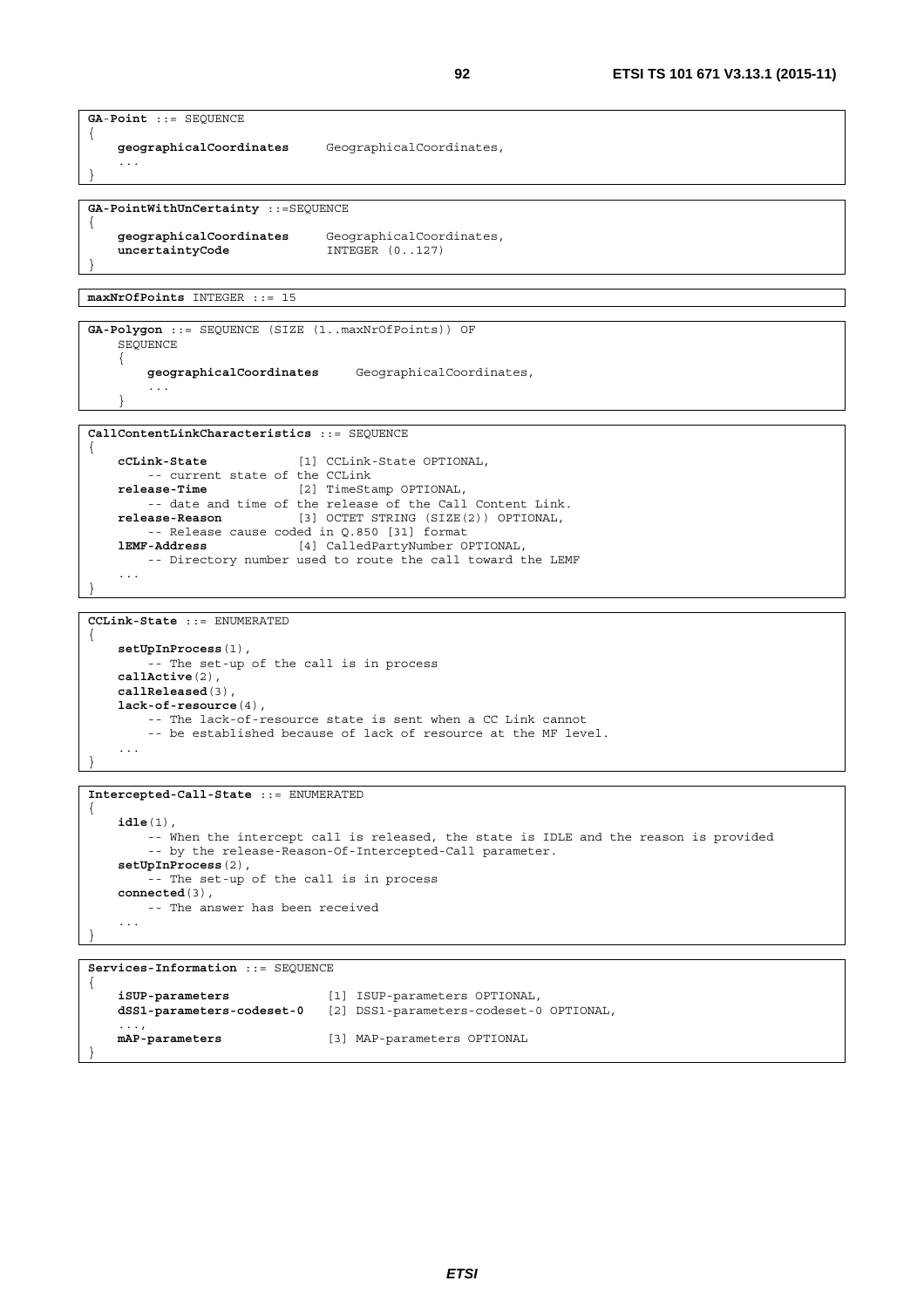```
GA-Point ::= SEQUENCE
{
    geographicalCoordinates     GeographicalCoordinates,
    ...
}
```

```
GA-PointWithUnCertainty ::=SEQUENCE
{
    geographicalCoordinates     GeographicalCoordinates,
    uncertaintyCode             INTEGER (0..127)
}
```

```
maxNrOfPoints INTEGER ::= 15
```

```
GA-Polygon ::= SEQUENCE (SIZE (1..maxNrOfPoints)) OF
    SEQUENCE
    {
        geographicalCoordinates     GeographicalCoordinates,
        ...
    }
```

```
CallContentLinkCharacteristics ::= SEQUENCE
{
    cCLink-State            [1] CCLink-State OPTIONAL,
        -- current state of the CCLink
    release-Time            [2] TimeStamp OPTIONAL,
        -- date and time of the release of the Call Content Link.
    release-Reason          [3] OCTET STRING (SIZE(2)) OPTIONAL,
        -- Release cause coded in Q.850 [31] format
    lEMF-Address            [4] CalledPartyNumber OPTIONAL,
        -- Directory number used to route the call toward the LEMF
    ...
}
```

```
CCLink-State ::= ENUMERATED
{
    setUpInProcess(1),
        -- The set-up of the call is in process
    callActive(2),
    callReleased(3),
    lack-of-resource(4),
        -- The lack-of-resource state is sent when a CC Link cannot
        -- be established because of lack of resource at the MF level.
    ...
}
```

```
Intercepted-Call-State ::= ENUMERATED
{
    idle(1),
        -- When the intercept call is released, the state is IDLE and the reason is provided
        -- by the release-Reason-Of-Intercepted-Call parameter.
    setUpInProcess(2),
        -- The set-up of the call is in process
    connected(3),
        -- The answer has been received
    ...
}
```

```
Services-Information ::= SEQUENCE
{
    iSUP-parameters             [1] ISUP-parameters OPTIONAL,
    dSS1-parameters-codeset-0   [2] DSS1-parameters-codeset-0 OPTIONAL,
    ...,
    mAP-parameters              [3] MAP-parameters OPTIONAL
}
```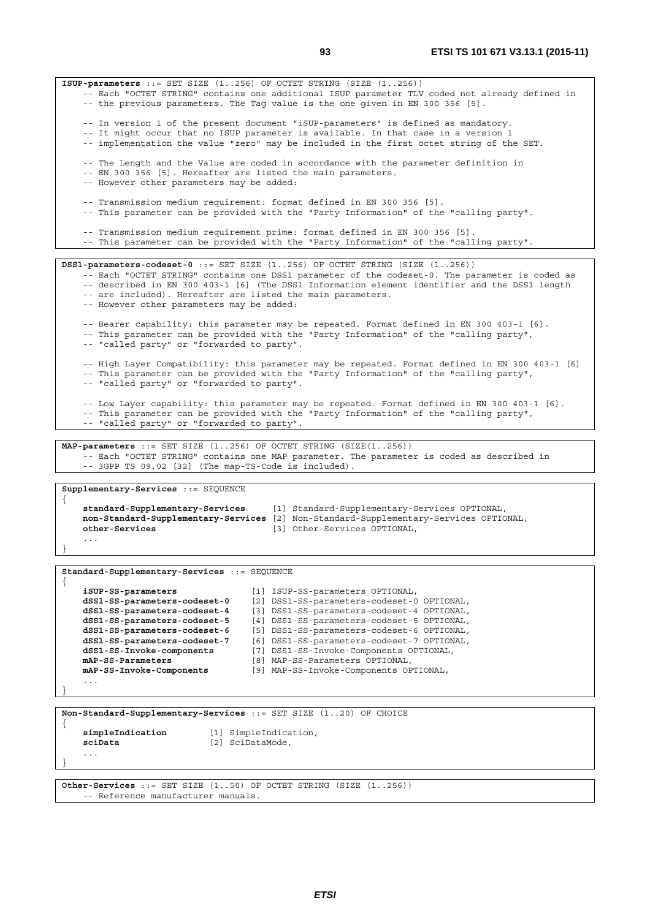```
ISUP-parameters ::= SET SIZE (1..256) OF OCTET STRING (SIZE (1..256))
    -- Each "OCTET STRING" contains one additional ISUP parameter TLV coded not already defined in
    -- the previous parameters. The Tag value is the one given in EN 300 356 [5].

    -- In version 1 of the present document "iSUP-parameters" is defined as mandatory.
    -- It might occur that no ISUP parameter is available. In that case in a version 1
    -- implementation the value "zero" may be included in the first octet string of the SET.

    -- The Length and the Value are coded in accordance with the parameter definition in
    -- EN 300 356 [5]. Hereafter are listed the main parameters.
    -- However other parameters may be added:

    -- Transmission medium requirement: format defined in EN 300 356 [5].
    -- This parameter can be provided with the "Party Information" of the "calling party".

    -- Transmission medium requirement prime: format defined in EN 300 356 [5].
    -- This parameter can be provided with the "Party Information" of the "calling party".
```

```
DSS1-parameters-codeset-0 ::= SET SIZE (1..256) OF OCTET STRING (SIZE (1..256))
    -- Each "OCTET STRING" contains one DSS1 parameter of the codeset-0. The parameter is coded as
    -- described in EN 300 403-1 [6] (The DSS1 Information element identifier and the DSS1 length
    -- are included). Hereafter are listed the main parameters.
    -- However other parameters may be added:

    -- Bearer capability: this parameter may be repeated. Format defined in EN 300 403-1 [6].
    -- This parameter can be provided with the "Party Information" of the "calling party",
    -- "called party" or "forwarded to party".

    -- High Layer Compatibility: this parameter may be repeated. Format defined in EN 300 403-1 [6]
    -- This parameter can be provided with the "Party Information" of the "calling party",
    -- "called party" or "forwarded to party".

    -- Low Layer capability: this parameter may be repeated. Format defined in EN 300 403-1 [6].
    -- This parameter can be provided with the "Party Information" of the "calling party",
    -- "called party" or "forwarded to party".
```

```
MAP-parameters ::= SET SIZE (1..256) OF OCTET STRING (SIZE(1..256))
    -- Each "OCTET STRING" contains one MAP parameter. The parameter is coded as described in
    -- 3GPP TS 09.02 [32] (The map-TS-Code is included).
```

```
Supplementary-Services ::= SEQUENCE
{
    standard-Supplementary-Services     [1] Standard-Supplementary-Services OPTIONAL,
    non-Standard-Supplementary-Services [2] Non-Standard-Supplementary-Services OPTIONAL,
    other-Services                      [3] Other-Services OPTIONAL,
    ...
}
```

```
Standard-Supplementary-Services ::= SEQUENCE
{
    iSUP-SS-parameters              [1] ISUP-SS-parameters OPTIONAL,
    dSS1-SS-parameters-codeset-0    [2] DSS1-SS-parameters-codeset-0 OPTIONAL,
    dSS1-SS-parameters-codeset-4    [3] DSS1-SS-parameters-codeset-4 OPTIONAL,
    dSS1-SS-parameters-codeset-5    [4] DSS1-SS-parameters-codeset-5 OPTIONAL,
    dSS1-SS-parameters-codeset-6    [5] DSS1-SS-parameters-codeset-6 OPTIONAL,
    dSS1-SS-parameters-codeset-7    [6] DSS1-SS-parameters-codeset-7 OPTIONAL,
    dSS1-SS-Invoke-components       [7] DSS1-SS-Invoke-Components OPTIONAL,
    mAP-SS-Parameters               [8] MAP-SS-Parameters OPTIONAL,
    mAP-SS-Invoke-Components        [9] MAP-SS-Invoke-Components OPTIONAL,
    ...
}
```

```
Non-Standard-Supplementary-Services ::= SET SIZE (1..20) OF CHOICE
{
    simpleIndication        [1] SimpleIndication,
    sciData                 [2] SciDataMode,
    ...
}
```

```
Other-Services ::= SET SIZE (1..50) OF OCTET STRING (SIZE (1..256))
    -- Reference manufacturer manuals.
```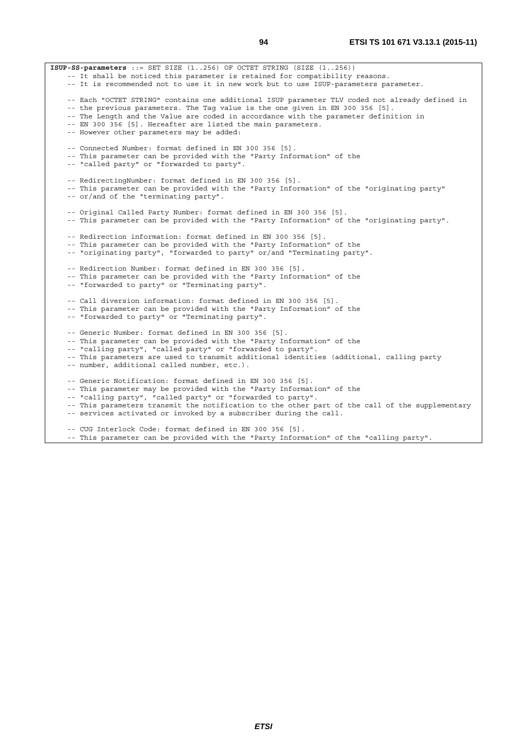```
ISUP-SS-parameters ::= SET SIZE (1..256) OF OCTET STRING (SIZE (1..256))
    -- It shall be noticed this parameter is retained for compatibility reasons.
    -- It is recommended not to use it in new work but to use ISUP-parameters parameter.

    -- Each "OCTET STRING" contains one additional ISUP parameter TLV coded not already defined in
    -- the previous parameters. The Tag value is the one given in EN 300 356 [5].
    -- The Length and the Value are coded in accordance with the parameter definition in
    -- EN 300 356 [5]. Hereafter are listed the main parameters.
    -- However other parameters may be added:

    -- Connected Number: format defined in EN 300 356 [5].
    -- This parameter can be provided with the "Party Information" of the
    -- "called party" or "forwarded to party".

    -- RedirectingNumber: format defined in EN 300 356 [5].
    -- This parameter can be provided with the "Party Information" of the "originating party"
    -- or/and of the "terminating party".

    -- Original Called Party Number: format defined in EN 300 356 [5].
    -- This parameter can be provided with the "Party Information" of the "originating party".

    -- Redirection information: format defined in EN 300 356 [5].
    -- This parameter can be provided with the "Party Information" of the
    -- "originating party", "forwarded to party" or/and "Terminating party".

    -- Redirection Number: format defined in EN 300 356 [5].
    -- This parameter can be provided with the "Party Information" of the
    -- "forwarded to party" or "Terminating party".

    -- Call diversion information: format defined in EN 300 356 [5].
    -- This parameter can be provided with the "Party Information" of the
    -- "forwarded to party" or "Terminating party".

    -- Generic Number: format defined in EN 300 356 [5].
    -- This parameter can be provided with the "Party Information" of the
    -- "calling party", "called party" or "forwarded to party".
    -- This parameters are used to transmit additional identities (additional, calling party
    -- number, additional called number, etc.).

    -- Generic Notification: format defined in EN 300 356 [5].
    -- This parameter may be provided with the "Party Information" of the
    -- "calling party", "called party" or "forwarded to party".
    -- This parameters transmit the notification to the other part of the call of the supplementary
    -- services activated or invoked by a subscriber during the call.

    -- CUG Interlock Code: format defined in EN 300 356 [5].
    -- This parameter can be provided with the "Party Information" of the "calling party".
```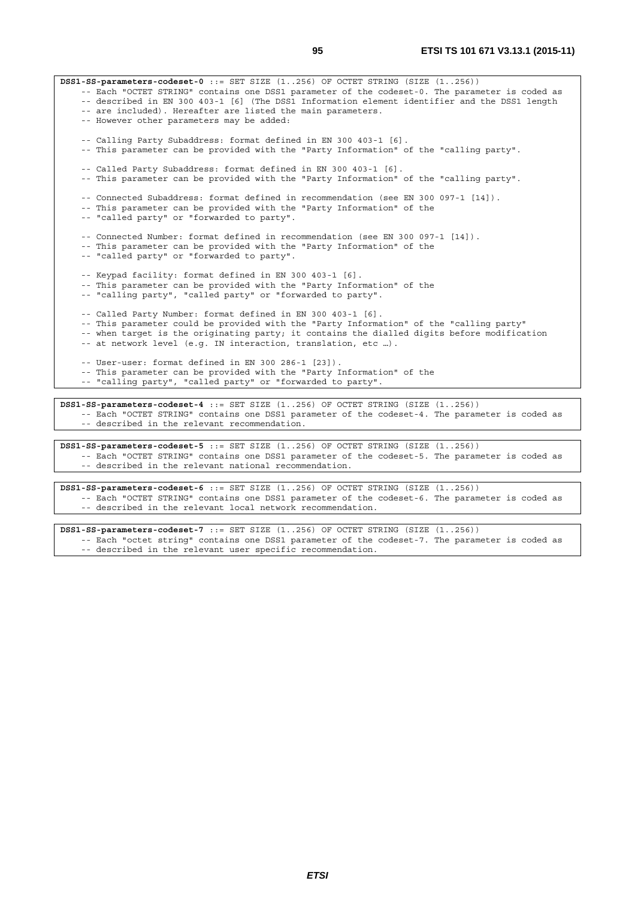```
DSS1-SS-parameters-codeset-0 ::= SET SIZE (1..256) OF OCTET STRING (SIZE (1..256))
    -- Each "OCTET STRING" contains one DSS1 parameter of the codeset-0. The parameter is coded as
    -- described in EN 300 403-1 [6] (The DSS1 Information element identifier and the DSS1 length
    -- are included). Hereafter are listed the main parameters.
    -- However other parameters may be added:

    -- Calling Party Subaddress: format defined in EN 300 403-1 [6].
    -- This parameter can be provided with the "Party Information" of the "calling party".

    -- Called Party Subaddress: format defined in EN 300 403-1 [6].
    -- This parameter can be provided with the "Party Information" of the "calling party".

    -- Connected Subaddress: format defined in recommendation (see EN 300 097-1 [14]).
    -- This parameter can be provided with the "Party Information" of the
    -- "called party" or "forwarded to party".

    -- Connected Number: format defined in recommendation (see EN 300 097-1 [14]).
    -- This parameter can be provided with the "Party Information" of the
    -- "called party" or "forwarded to party".

    -- Keypad facility: format defined in EN 300 403-1 [6].
    -- This parameter can be provided with the "Party Information" of the
    -- "calling party", "called party" or "forwarded to party".

    -- Called Party Number: format defined in EN 300 403-1 [6].
    -- This parameter could be provided with the "Party Information" of the "calling party"
    -- when target is the originating party; it contains the dialled digits before modification
    -- at network level (e.g. IN interaction, translation, etc …).

    -- User-user: format defined in EN 300 286-1 [23]).
    -- This parameter can be provided with the "Party Information" of the
    -- "calling party", "called party" or "forwarded to party".
```

```
DSS1-SS-parameters-codeset-4 ::= SET SIZE (1..256) OF OCTET STRING (SIZE (1..256))
    -- Each "OCTET STRING" contains one DSS1 parameter of the codeset-4. The parameter is coded as
    -- described in the relevant recommendation.
```

```
DSS1-SS-parameters-codeset-5 ::= SET SIZE (1..256) OF OCTET STRING (SIZE (1..256))
    -- Each "OCTET STRING" contains one DSS1 parameter of the codeset-5. The parameter is coded as
    -- described in the relevant national recommendation.
```

```
DSS1-SS-parameters-codeset-6 ::= SET SIZE (1..256) OF OCTET STRING (SIZE (1..256))
    -- Each "OCTET STRING" contains one DSS1 parameter of the codeset-6. The parameter is coded as
    -- described in the relevant local network recommendation.
```

```
DSS1-SS-parameters-codeset-7 ::= SET SIZE (1..256) OF OCTET STRING (SIZE (1..256))
    -- Each "octet string" contains one DSS1 parameter of the codeset-7. The parameter is coded as
    -- described in the relevant user specific recommendation.
```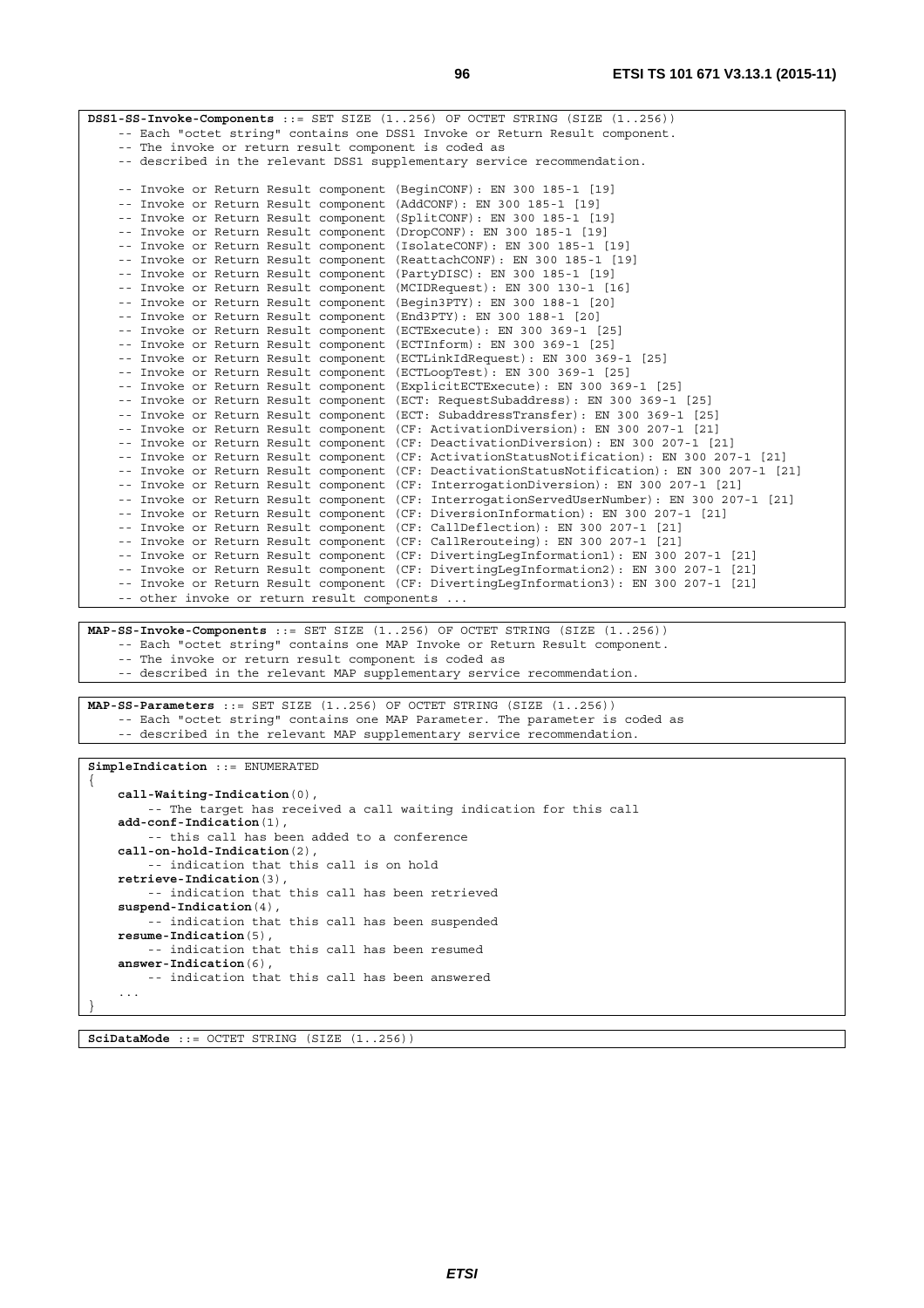```
DSS1-SS-Invoke-Components ::= SET SIZE (1..256) OF OCTET STRING (SIZE (1..256))
    -- Each "octet string" contains one DSS1 Invoke or Return Result component.
    -- The invoke or return result component is coded as
    -- described in the relevant DSS1 supplementary service recommendation.

    -- Invoke or Return Result component (BeginCONF): EN 300 185-1 [19]
    -- Invoke or Return Result component (AddCONF): EN 300 185-1 [19]
    -- Invoke or Return Result component (SplitCONF): EN 300 185-1 [19]
    -- Invoke or Return Result component (DropCONF): EN 300 185-1 [19]
    -- Invoke or Return Result component (IsolateCONF): EN 300 185-1 [19]
    -- Invoke or Return Result component (ReattachCONF): EN 300 185-1 [19]
    -- Invoke or Return Result component (PartyDISC): EN 300 185-1 [19]
    -- Invoke or Return Result component (MCIDRequest): EN 300 130-1 [16]
    -- Invoke or Return Result component (Begin3PTY): EN 300 188-1 [20]
    -- Invoke or Return Result component (End3PTY): EN 300 188-1 [20]
    -- Invoke or Return Result component (ECTExecute): EN 300 369-1 [25]
    -- Invoke or Return Result component (ECTInform): EN 300 369-1 [25]
    -- Invoke or Return Result component (ECTLinkIdRequest): EN 300 369-1 [25]
    -- Invoke or Return Result component (ECTLoopTest): EN 300 369-1 [25]
    -- Invoke or Return Result component (ExplicitECTExecute): EN 300 369-1 [25]
    -- Invoke or Return Result component (ECT: RequestSubaddress): EN 300 369-1 [25]
    -- Invoke or Return Result component (ECT: SubaddressTransfer): EN 300 369-1 [25]
    -- Invoke or Return Result component (CF: ActivationDiversion): EN 300 207-1 [21]
    -- Invoke or Return Result component (CF: DeactivationDiversion): EN 300 207-1 [21]
    -- Invoke or Return Result component (CF: ActivationStatusNotification): EN 300 207-1 [21]
    -- Invoke or Return Result component (CF: DeactivationStatusNotification): EN 300 207-1 [21]
    -- Invoke or Return Result component (CF: InterrogationDiversion): EN 300 207-1 [21]
    -- Invoke or Return Result component (CF: InterrogationServedUserNumber): EN 300 207-1 [21]
    -- Invoke or Return Result component (CF: DiversionInformation): EN 300 207-1 [21]
    -- Invoke or Return Result component (CF: CallDeflection): EN 300 207-1 [21]
    -- Invoke or Return Result component (CF: CallRerouteing): EN 300 207-1 [21]
    -- Invoke or Return Result component (CF: DivertingLegInformation1): EN 300 207-1 [21]
    -- Invoke or Return Result component (CF: DivertingLegInformation2): EN 300 207-1 [21]
    -- Invoke or Return Result component (CF: DivertingLegInformation3): EN 300 207-1 [21]
    -- other invoke or return result components ...
```

```
MAP-SS-Invoke-Components ::= SET SIZE (1..256) OF OCTET STRING (SIZE (1..256))
    -- Each "octet string" contains one MAP Invoke or Return Result component.
    -- The invoke or return result component is coded as
    -- described in the relevant MAP supplementary service recommendation.
```

```
MAP-SS-Parameters ::= SET SIZE (1..256) OF OCTET STRING (SIZE (1..256))
    -- Each "octet string" contains one MAP Parameter. The parameter is coded as
    -- described in the relevant MAP supplementary service recommendation.
```

```
SimpleIndication ::= ENUMERATED
{
    call-Waiting-Indication(0),
        -- The target has received a call waiting indication for this call
    add-conf-Indication(1),
        -- this call has been added to a conference
    call-on-hold-Indication(2),
        -- indication that this call is on hold
    retrieve-Indication(3),
        -- indication that this call has been retrieved
    suspend-Indication(4),
        -- indication that this call has been suspended
    resume-Indication(5),
        -- indication that this call has been resumed
    answer-Indication(6),
        -- indication that this call has been answered
    ...
}
```

```
SciDataMode ::= OCTET STRING (SIZE (1..256))
```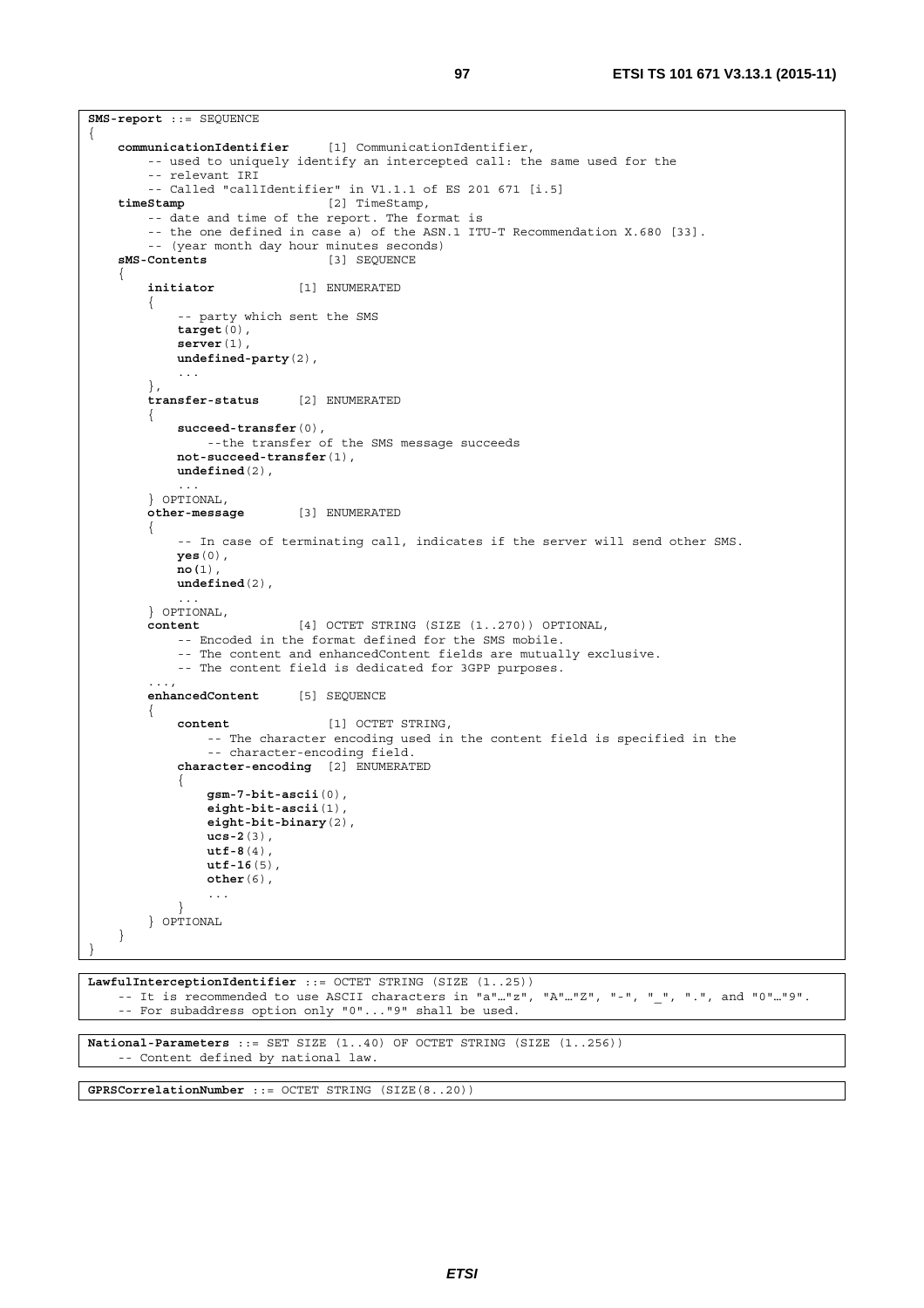```
SMS-report ::= SEQUENCE
{
    communicationIdentifier      [1] CommunicationIdentifier,
        -- used to uniquely identify an intercepted call: the same used for the
        -- relevant IRI
        -- Called "callIdentifier" in V1.1.1 of ES 201 671 [i.5]
    timeStamp                    [2] TimeStamp,
        -- date and time of the report. The format is
        -- the one defined in case a) of the ASN.1 ITU-T Recommendation X.680 [33].
        -- (year month day hour minutes seconds)
    sMS-Contents                 [3] SEQUENCE
    {
        initiator           [1] ENUMERATED
        {
            -- party which sent the SMS
            target(0),
            server(1),
            undefined-party(2),
            ...
        },
        transfer-status     [2] ENUMERATED
        {
            succeed-transfer(0),
                --the transfer of the SMS message succeeds
            not-succeed-transfer(1),
            undefined(2),
            ...
        } OPTIONAL,
        other-message       [3] ENUMERATED
        {
            -- In case of terminating call, indicates if the server will send other SMS.
            yes(0),
            no(1),
            undefined(2),
            ...
        } OPTIONAL,
        content             [4] OCTET STRING (SIZE (1..270)) OPTIONAL,
            -- Encoded in the format defined for the SMS mobile.
            -- The content and enhancedContent fields are mutually exclusive.
            -- The content field is dedicated for 3GPP purposes.
        ...,
        enhancedContent     [5] SEQUENCE
        {
            content             [1] OCTET STRING,
                -- The character encoding used in the content field is specified in the
                -- character-encoding field.
            character-encoding  [2] ENUMERATED
            {
                gsm-7-bit-ascii(0),
                eight-bit-ascii(1),
                eight-bit-binary(2),
                ucs-2(3),
                utf-8(4),
                utf-16(5),
                other(6),
                ...
            }
        } OPTIONAL
    }
}
```

```
LawfulInterceptionIdentifier ::= OCTET STRING (SIZE (1..25))
    -- It is recommended to use ASCII characters in "a"…"z", "A"…"Z", "-", "_", ".", and "0"…"9".
    -- For subaddress option only "0"..."9" shall be used.
```

```
National-Parameters ::= SET SIZE (1..40) OF OCTET STRING (SIZE (1..256))
    -- Content defined by national law.
```

```
GPRSCorrelationNumber ::= OCTET STRING (SIZE(8..20))
```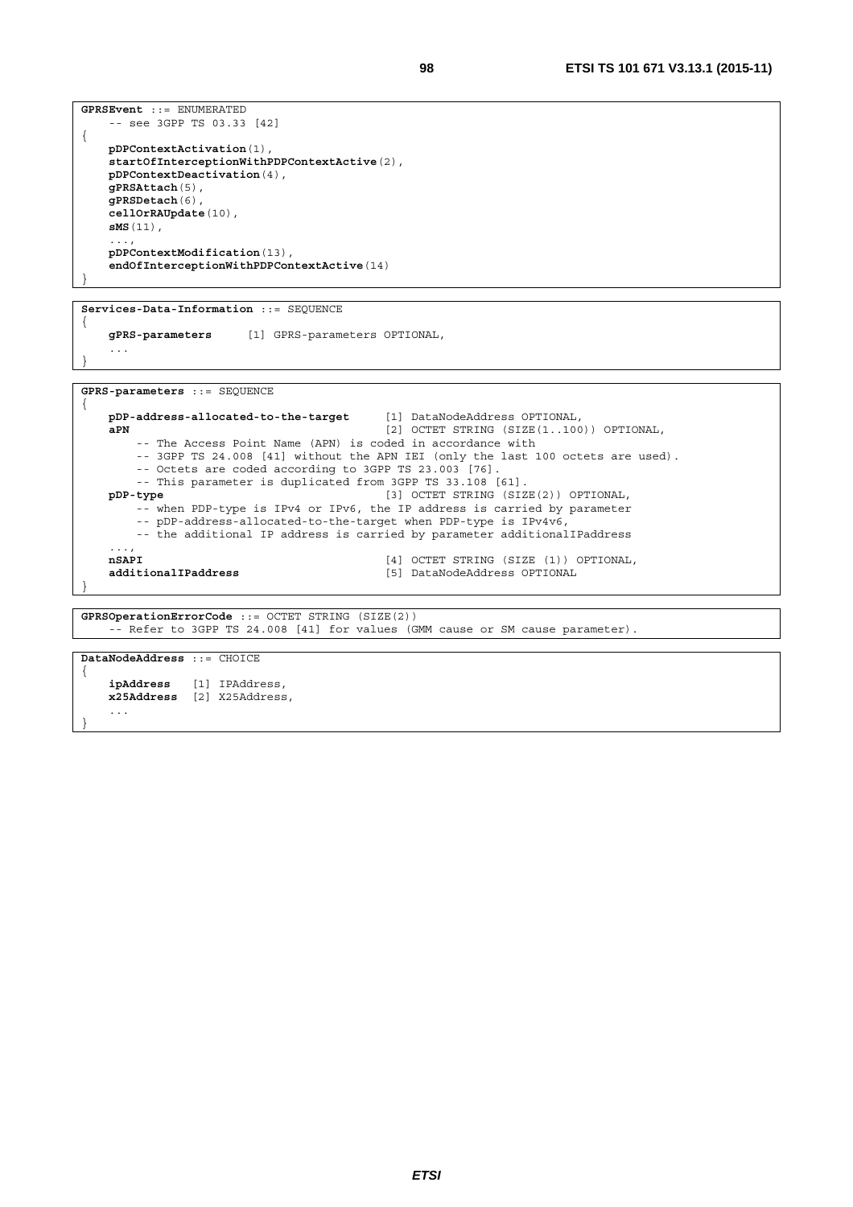```
GPRSEvent ::= ENUMERATED
    -- see 3GPP TS 03.33 [42]
{
    pDPContextActivation(1),
    startOfInterceptionWithPDPContextActive(2),
    pDPContextDeactivation(4),
    gPRSAttach(5),
    gPRSDetach(6),
    cellOrRAUpdate(10),
    sMS(11),
    ...,
    pDPContextModification(13),
    endOfInterceptionWithPDPContextActive(14)
}
```

```
Services-Data-Information ::= SEQUENCE
{
    gPRS-parameters     [1] GPRS-parameters OPTIONAL,
    ...
}
```

```
GPRS-parameters ::= SEQUENCE
{
    pDP-address-allocated-to-the-target     [1] DataNodeAddress OPTIONAL,
    aPN                                     [2] OCTET STRING (SIZE(1..100)) OPTIONAL,
        -- The Access Point Name (APN) is coded in accordance with
        -- 3GPP TS 24.008 [41] without the APN IEI (only the last 100 octets are used).
        -- Octets are coded according to 3GPP TS 23.003 [76].
        -- This parameter is duplicated from 3GPP TS 33.108 [61].
    pDP-type                                [3] OCTET STRING (SIZE(2)) OPTIONAL,
        -- when PDP-type is IPv4 or IPv6, the IP address is carried by parameter
        -- pDP-address-allocated-to-the-target when PDP-type is IPv4v6,
        -- the additional IP address is carried by parameter additionalIPaddress
    ...,
    nSAPI                                   [4] OCTET STRING (SIZE (1)) OPTIONAL,
    additionalIPaddress                     [5] DataNodeAddress OPTIONAL
}
```

```
GPRSOperationErrorCode ::= OCTET STRING (SIZE(2))
    -- Refer to 3GPP TS 24.008 [41] for values (GMM cause or SM cause parameter).
```

```
DataNodeAddress ::= CHOICE
{
    ipAddress    [1] IPAddress,
    x25Address   [2] X25Address,
    ...
}
```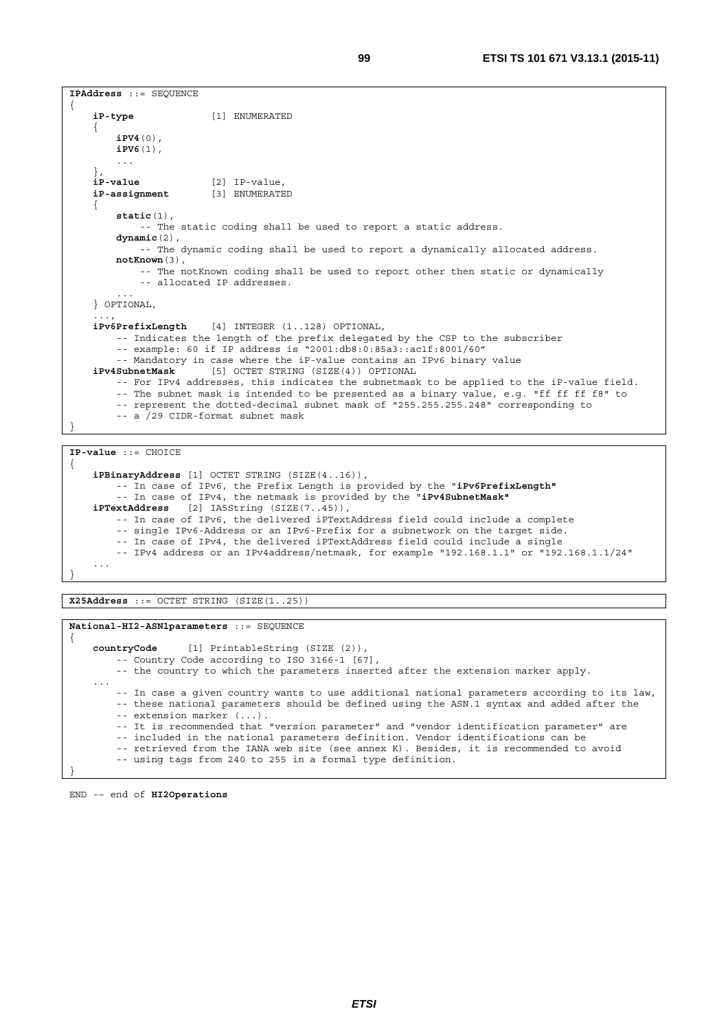```
IPAddress ::= SEQUENCE
{
    iP-type             [1] ENUMERATED
    {
        iPV4(0),
        iPV6(1),
        ...
    },
    iP-value            [2] IP-value,
    iP-assignment       [3] ENUMERATED
    {
        static(1),
            -- The static coding shall be used to report a static address.
        dynamic(2),
            -- The dynamic coding shall be used to report a dynamically allocated address.
        notKnown(3),
            -- The notKnown coding shall be used to report other then static or dynamically
            -- allocated IP addresses.
        ...
    } OPTIONAL,
    ...,
    iPv6PrefixLength    [4] INTEGER (1..128) OPTIONAL,
        -- Indicates the length of the prefix delegated by the CSP to the subscriber
        -- example: 60 if IP address is "2001:db8:0:85a3::ac1f:8001/60"
        -- Mandatory in case where the iP-value contains an IPv6 binary value
    iPv4SubnetMask      [5] OCTET STRING (SIZE(4)) OPTIONAL
        -- For IPv4 addresses, this indicates the subnetmask to be applied to the iP-value field.
        -- The subnet mask is intended to be presented as a binary value, e.g. "ff ff ff f8" to
        -- represent the dotted-decimal subnet mask of "255.255.255.248" corresponding to
        -- a /29 CIDR-format subnet mask
}
```

```
IP-value ::= CHOICE
{
    iPBinaryAddress [1] OCTET STRING (SIZE(4..16)),
        -- In case of IPv6, the Prefix Length is provided by the "iPv6PrefixLength"
        -- In case of IPv4, the netmask is provided by the "iPv4SubnetMask"
    iPTextAddress   [2] IA5String (SIZE(7..45)),
        -- In case of IPv6, the delivered iPTextAddress field could include a complete
        -- single IPv6-Address or an IPv6-Prefix for a subnetwork on the target side.
        -- In case of IPv4, the delivered iPTextAddress field could include a single
        -- IPv4 address or an IPv4address/netmask, for example "192.168.1.1" or "192.168.1.1/24"
    ...
}
```

```
X25Address ::= OCTET STRING (SIZE(1..25))
```

```
National-HI2-ASN1parameters ::= SEQUENCE
{
    countryCode     [1] PrintableString (SIZE (2)),
        -- Country Code according to ISO 3166-1 [67],
        -- the country to which the parameters inserted after the extension marker apply.
    ...
        -- In case a given country wants to use additional national parameters according to its law,
        -- these national parameters should be defined using the ASN.1 syntax and added after the
        -- extension marker (...).
        -- It is recommended that "version parameter" and "vendor identification parameter" are
        -- included in the national parameters definition. Vendor identifications can be
        -- retrieved from the IANA web site (see annex K). Besides, it is recommended to avoid
        -- using tags from 240 to 255 in a formal type definition.
}
```

```
END -- end of HI2Operations
```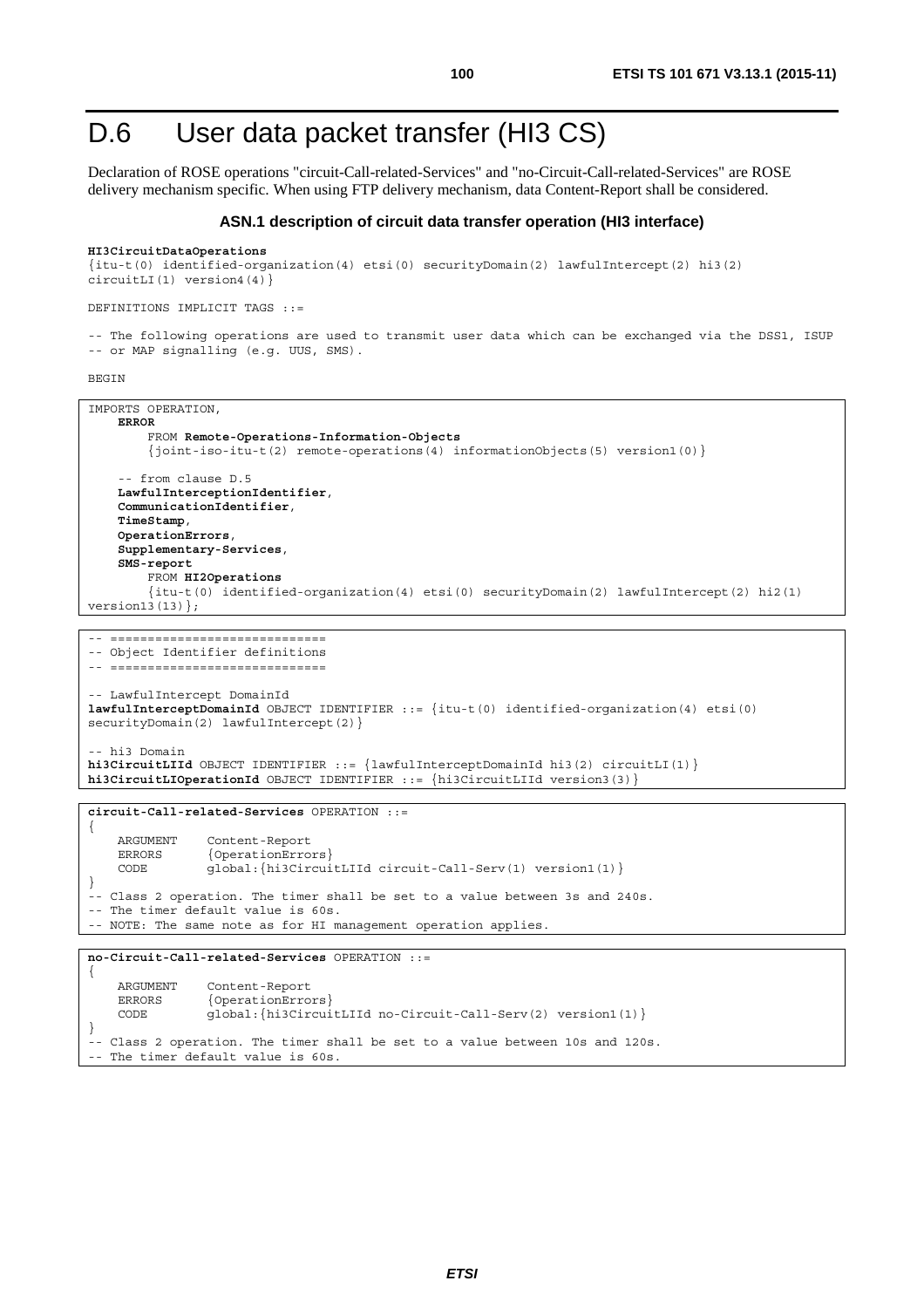# D.6 User data packet transfer (HI3 CS)

Declaration of ROSE operations "circuit-Call-related-Services" and "no-Circuit-Call-related-Services" are ROSE delivery mechanism specific. When using FTP delivery mechanism, data Content-Report shall be considered.

**ASN.1 description of circuit data transfer operation (HI3 interface)**

```
HI3CircuitDataOperations
{itu-t(0) identified-organization(4) etsi(0) securityDomain(2) lawfulIntercept(2) hi3(2)
circuitLI(1) version4(4)}

DEFINITIONS IMPLICIT TAGS ::=

-- The following operations are used to transmit user data which can be exchanged via the DSS1, ISUP
-- or MAP signalling (e.g. UUS, SMS).

BEGIN
```

```
IMPORTS OPERATION,
    ERROR
        FROM Remote-Operations-Information-Objects
        {joint-iso-itu-t(2) remote-operations(4) informationObjects(5) version1(0)}

    -- from clause D.5
    LawfulInterceptionIdentifier,
    CommunicationIdentifier,
    TimeStamp,
    OperationErrors,
    Supplementary-Services,
    SMS-report
        FROM HI2Operations
        {itu-t(0) identified-organization(4) etsi(0) securityDomain(2) lawfulIntercept(2) hi2(1)
version13(13)};
```

```
-- =============================
-- Object Identifier definitions
-- =============================

-- LawfulIntercept DomainId
lawfulInterceptDomainId OBJECT IDENTIFIER ::= {itu-t(0) identified-organization(4) etsi(0)
securityDomain(2) lawfulIntercept(2)}

-- hi3 Domain
hi3CircuitLIId OBJECT IDENTIFIER ::= {lawfulInterceptDomainId hi3(2) circuitLI(1)}
hi3CircuitLIOperationId OBJECT IDENTIFIER ::= {hi3CircuitLIId version3(3)}
```

```
circuit-Call-related-Services OPERATION ::=
{
    ARGUMENT    Content-Report
    ERRORS      {OperationErrors}
    CODE        global:{hi3CircuitLIId circuit-Call-Serv(1) version1(1)}
}
-- Class 2 operation. The timer shall be set to a value between 3s and 240s.
-- The timer default value is 60s.
-- NOTE: The same note as for HI management operation applies.
```

```
no-Circuit-Call-related-Services OPERATION ::=
{
    ARGUMENT    Content-Report
    ERRORS      {OperationErrors}
    CODE        global:{hi3CircuitLIId no-Circuit-Call-Serv(2) version1(1)}
}
-- Class 2 operation. The timer shall be set to a value between 10s and 120s.
-- The timer default value is 60s.
```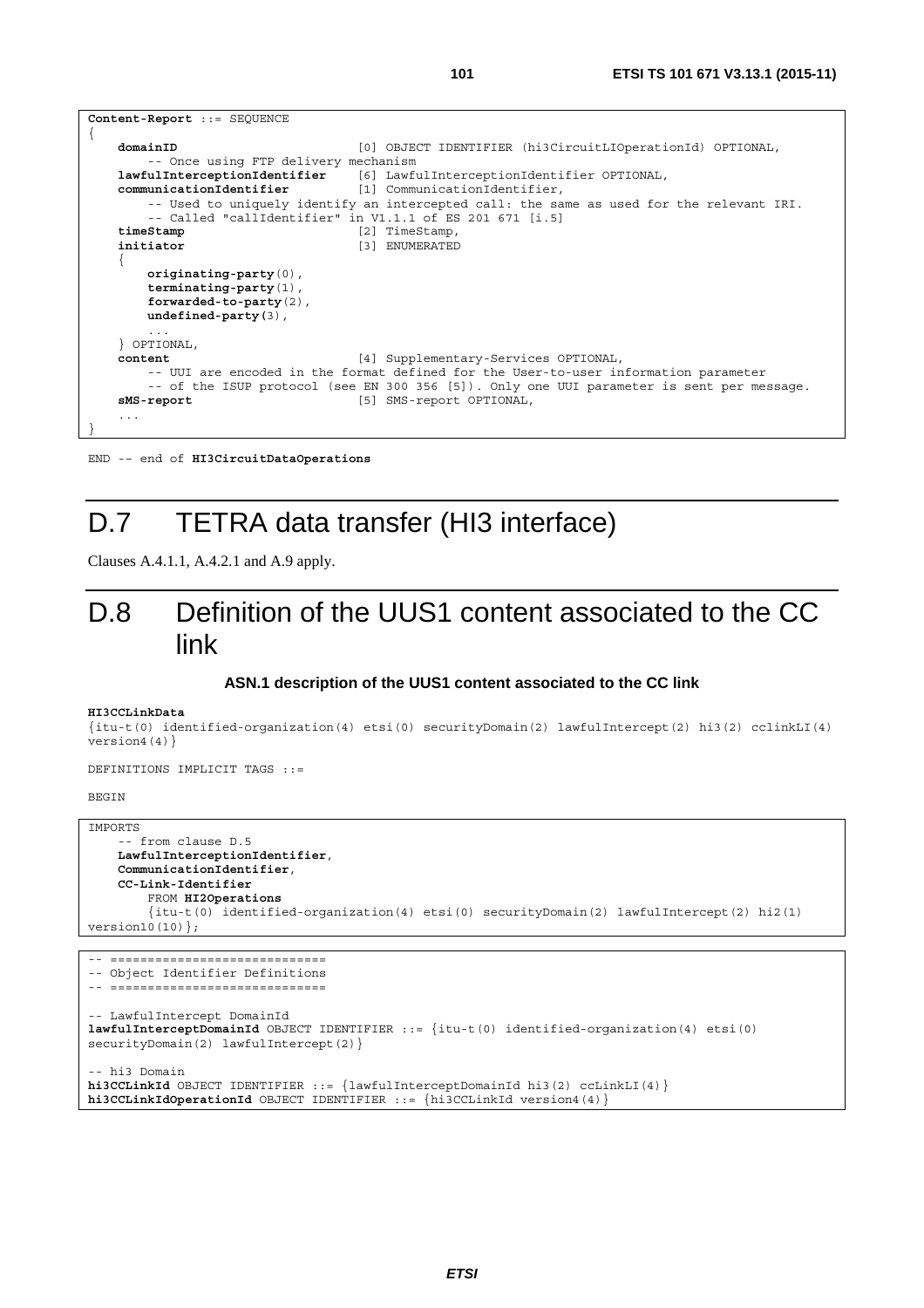```
Content-Report ::= SEQUENCE
{
    domainID                        [0] OBJECT IDENTIFIER (hi3CircuitLIOperationId) OPTIONAL,
        -- Once using FTP delivery mechanism
    lawfulInterceptionIdentifier    [6] LawfulInterceptionIdentifier OPTIONAL,
    communicationIdentifier         [1] CommunicationIdentifier,
        -- Used to uniquely identify an intercepted call: the same as used for the relevant IRI.
        -- Called "callIdentifier" in V1.1.1 of ES 201 671 [i.5]
    timeStamp                       [2] TimeStamp,
    initiator                       [3] ENUMERATED
    {
        originating-party(0),
        terminating-party(1),
        forwarded-to-party(2),
        undefined-party(3),
        ...
    } OPTIONAL,
    content                         [4] Supplementary-Services OPTIONAL,
        -- UUI are encoded in the format defined for the User-to-user information parameter
        -- of the ISUP protocol (see EN 300 356 [5]). Only one UUI parameter is sent per message.
    sMS-report                      [5] SMS-report OPTIONAL,
    ...
}
```

END -- end of **HI3CircuitDataOperations**

# D.7 TETRA data transfer (HI3 interface)

Clauses A.4.1.1, A.4.2.1 and A.9 apply.

# D.8 Definition of the UUS1 content associated to the CC link

**ASN.1 description of the UUS1 content associated to the CC link**

**HI3CCLinkData**
{itu-t(0) identified-organization(4) etsi(0) securityDomain(2) lawfulIntercept(2) hi3(2) cclinkLI(4) version4(4)}

DEFINITIONS IMPLICIT TAGS ::=

BEGIN

```
IMPORTS
    -- from clause D.5
    LawfulInterceptionIdentifier,
    CommunicationIdentifier,
    CC-Link-Identifier
        FROM HI2Operations
        {itu-t(0) identified-organization(4) etsi(0) securityDomain(2) lawfulIntercept(2) hi2(1)
version10(10)};
```

```
-- =============================
-- Object Identifier Definitions
-- =============================

-- LawfulIntercept DomainId
lawfulInterceptDomainId OBJECT IDENTIFIER ::= {itu-t(0) identified-organization(4) etsi(0)
securityDomain(2) lawfulIntercept(2)}

-- hi3 Domain
hi3CCLinkId OBJECT IDENTIFIER ::= {lawfulInterceptDomainId hi3(2) ccLinkLI(4)}
hi3CCLinkIdOperationId OBJECT IDENTIFIER ::= {hi3CCLinkId version4(4)}
```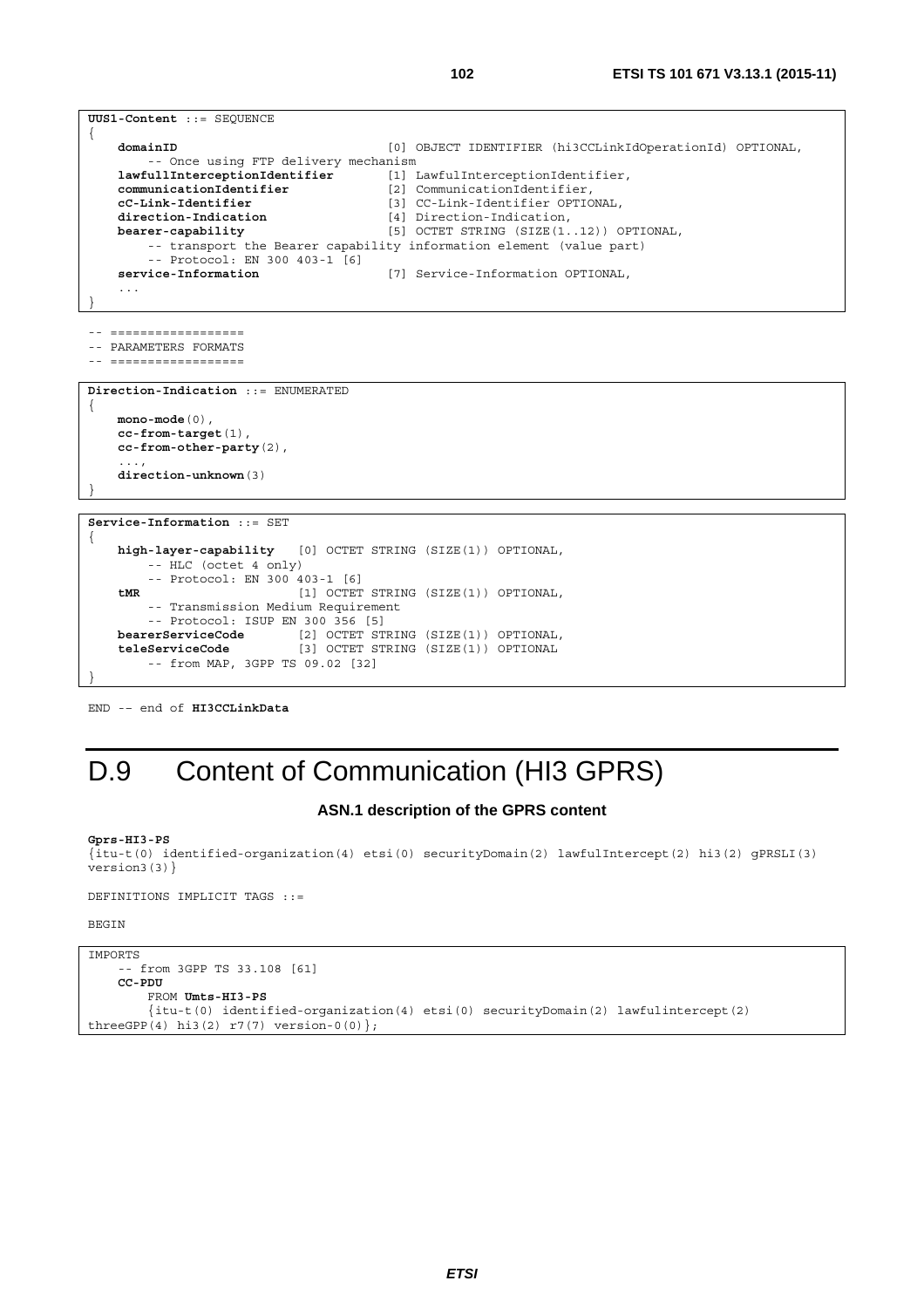```
UUS1-Content ::= SEQUENCE
{
    domainID                            [0] OBJECT IDENTIFIER (hi3CCLinkIdOperationId) OPTIONAL,
        -- Once using FTP delivery mechanism
    lawfullInterceptionIdentifier       [1] LawfulInterceptionIdentifier,
    communicationIdentifier             [2] CommunicationIdentifier,
    cC-Link-Identifier                  [3] CC-Link-Identifier OPTIONAL,
    direction-Indication                [4] Direction-Indication,
    bearer-capability                   [5] OCTET STRING (SIZE(1..12)) OPTIONAL,
        -- transport the Bearer capability information element (value part)
        -- Protocol: EN 300 403-1 [6]
    service-Information                 [7] Service-Information OPTIONAL,
    ...
}
```

```
-- ==================
-- PARAMETERS FORMATS
-- ==================
```

```
Direction-Indication ::= ENUMERATED
{
    mono-mode(0),
    cc-from-target(1),
    cc-from-other-party(2),
    ...,
    direction-unknown(3)
}
```

```
Service-Information ::= SET
{
    high-layer-capability   [0] OCTET STRING (SIZE(1)) OPTIONAL,
        -- HLC (octet 4 only)
        -- Protocol: EN 300 403-1 [6]
    tMR                     [1] OCTET STRING (SIZE(1)) OPTIONAL,
        -- Transmission Medium Requirement
        -- Protocol: ISUP EN 300 356 [5]
    bearerServiceCode       [2] OCTET STRING (SIZE(1)) OPTIONAL,
    teleServiceCode         [3] OCTET STRING (SIZE(1)) OPTIONAL
        -- from MAP, 3GPP TS 09.02 [32]
}
```

```
END -- end of HI3CCLinkData
```

# D.9 Content of Communication (HI3 GPRS)

**ASN.1 description of the GPRS content**

```
Gprs-HI3-PS
{itu-t(0) identified-organization(4) etsi(0) securityDomain(2) lawfulIntercept(2) hi3(2) gPRSLI(3)
version3(3)}

DEFINITIONS IMPLICIT TAGS ::=

BEGIN
```

```
IMPORTS
    -- from 3GPP TS 33.108 [61]
    CC-PDU
        FROM Umts-HI3-PS
        {itu-t(0) identified-organization(4) etsi(0) securityDomain(2) lawfulintercept(2)
threeGPP(4) hi3(2) r7(7) version-0(0)};
```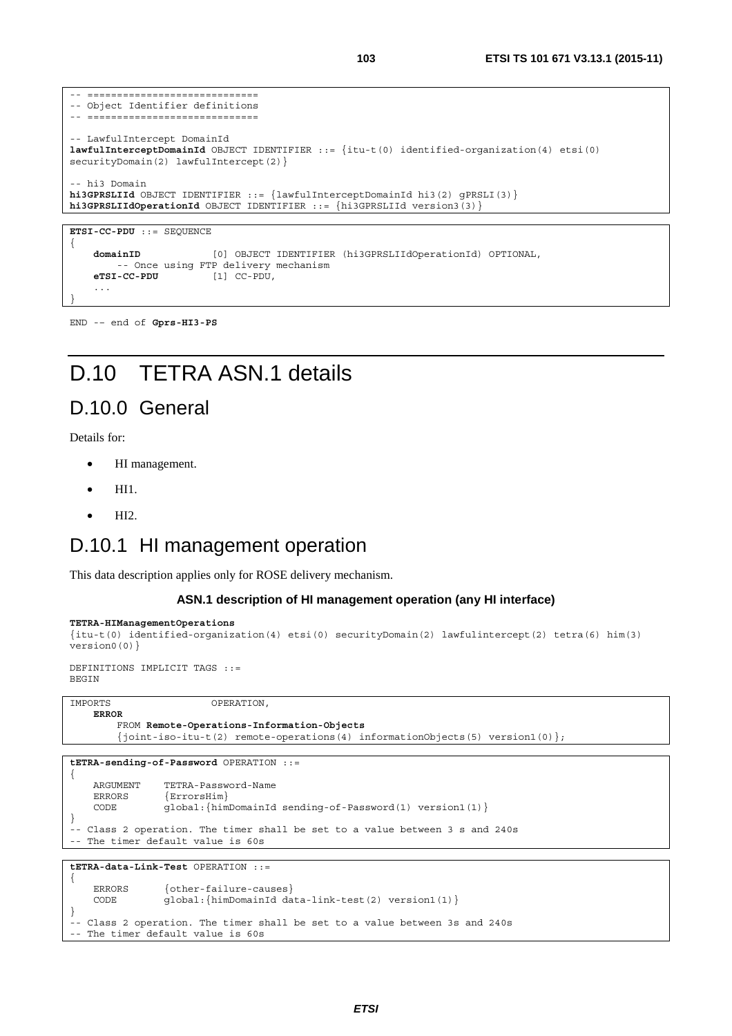```
-- =============================
-- Object Identifier definitions
-- =============================

-- LawfulIntercept DomainId
lawfulInterceptDomainId OBJECT IDENTIFIER ::= {itu-t(0) identified-organization(4) etsi(0)
securityDomain(2) lawfulIntercept(2)}

-- hi3 Domain
hi3GPRSLIId OBJECT IDENTIFIER ::= {lawfulInterceptDomainId hi3(2) gPRSLI(3)}
hi3GPRSLIIdOperationId OBJECT IDENTIFIER ::= {hi3GPRSLIId version3(3)}
```

```
ETSI-CC-PDU ::= SEQUENCE
{
    domainID            [0] OBJECT IDENTIFIER (hi3GPRSLIIdOperationId) OPTIONAL,
        -- Once using FTP delivery mechanism
    eTSI-CC-PDU         [1] CC-PDU,
    ...
}
```

```
END -- end of Gprs-HI3-PS
```

# D.10 TETRA ASN.1 details

## D.10.0 General

Details for:

- HI management.
- HI1.
- HI2.

## D.10.1 HI management operation

This data description applies only for ROSE delivery mechanism.

**ASN.1 description of HI management operation (any HI interface)**

```
TETRA-HIManagementOperations
{itu-t(0) identified-organization(4) etsi(0) securityDomain(2) lawfulintercept(2) tetra(6) him(3)
version0(0)}

DEFINITIONS IMPLICIT TAGS ::=
BEGIN
```

```
IMPORTS                 OPERATION,
    ERROR
        FROM Remote-Operations-Information-Objects
        {joint-iso-itu-t(2) remote-operations(4) informationObjects(5) version1(0)};
```

```
tETRA-sending-of-Password OPERATION ::=
{
    ARGUMENT    TETRA-Password-Name
    ERRORS      {ErrorsHim}
    CODE        global:{himDomainId sending-of-Password(1) version1(1)}
}
-- Class 2 operation. The timer shall be set to a value between 3 s and 240s
-- The timer default value is 60s
```

```
tETRA-data-Link-Test OPERATION ::=
{
    ERRORS      {other-failure-causes}
    CODE        global:{himDomainId data-link-test(2) version1(1)}
}
-- Class 2 operation. The timer shall be set to a value between 3s and 240s
-- The timer default value is 60s
```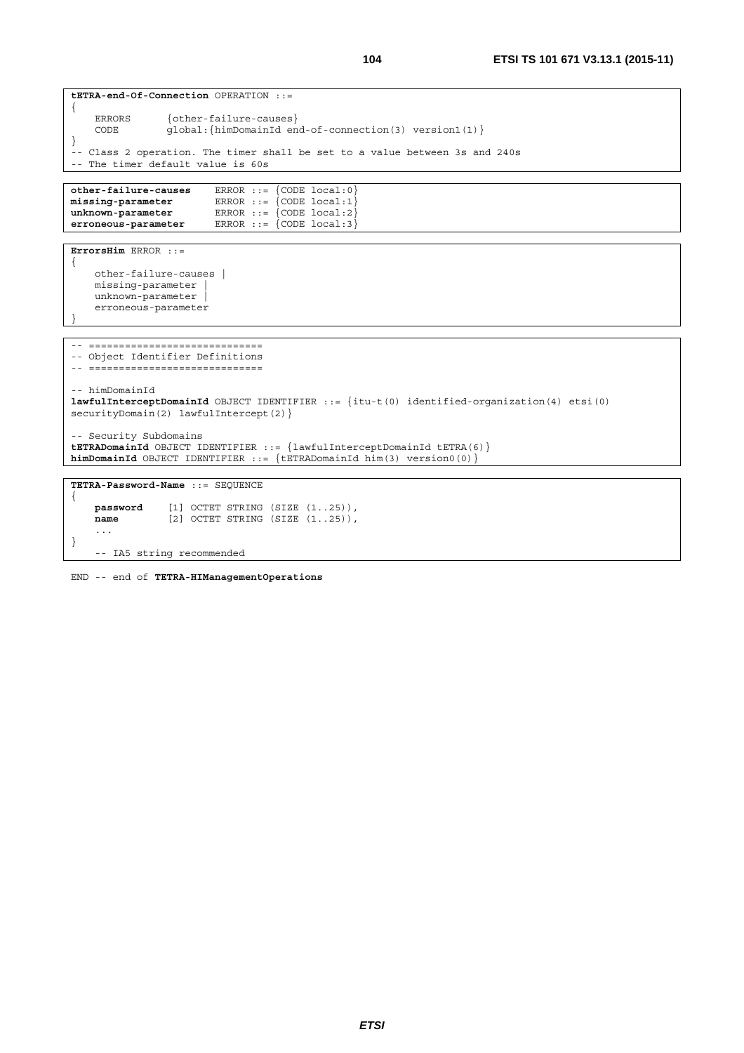```
tETRA-end-Of-Connection OPERATION ::=
{
    ERRORS      {other-failure-causes}
    CODE        global:{himDomainId end-of-connection(3) version1(1)}
}
-- Class 2 operation. The timer shall be set to a value between 3s and 240s
-- The timer default value is 60s
```

```
other-failure-causes    ERROR ::= {CODE local:0}
missing-parameter       ERROR ::= {CODE local:1}
unknown-parameter       ERROR ::= {CODE local:2}
erroneous-parameter     ERROR ::= {CODE local:3}
```

```
ErrorsHim ERROR ::=
{
    other-failure-causes |
    missing-parameter |
    unknown-parameter |
    erroneous-parameter
}
```

```
-- ============================
-- Object Identifier Definitions
-- ============================

-- himDomainId
lawfulInterceptDomainId OBJECT IDENTIFIER ::= {itu-t(0) identified-organization(4) etsi(0)
securityDomain(2) lawfulIntercept(2)}

-- Security Subdomains
tETRADomainId OBJECT IDENTIFIER ::= {lawfulInterceptDomainId tETRA(6)}
himDomainId OBJECT IDENTIFIER ::= {tETRADomainId him(3) version0(0)}
```

```
TETRA-Password-Name ::= SEQUENCE
{
    password    [1] OCTET STRING (SIZE (1..25)),
    name        [2] OCTET STRING (SIZE (1..25)),
    ...
}
    -- IA5 string recommended
```

END -- end of **TETRA-HIManagementOperations**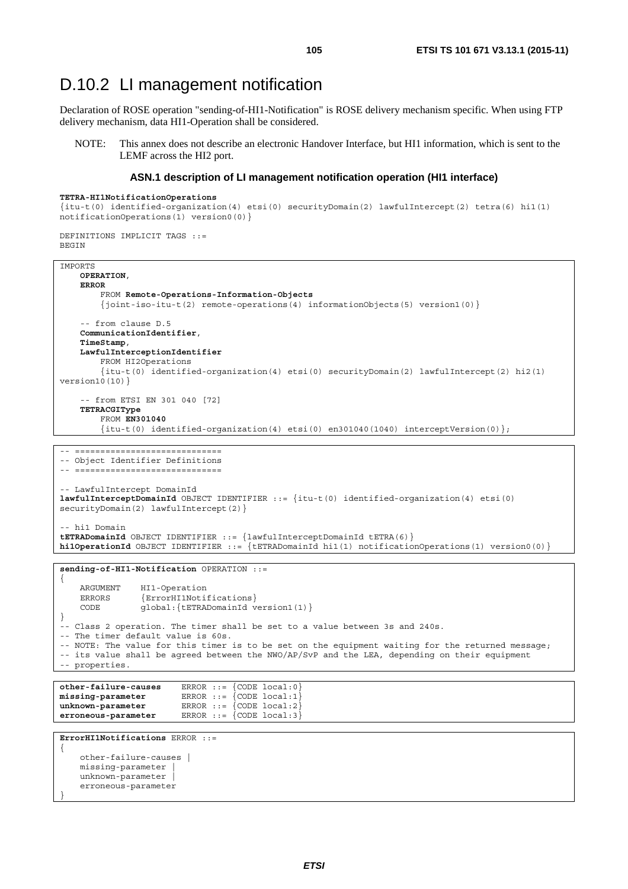## D.10.2 LI management notification

Declaration of ROSE operation "sending-of-HI1-Notification" is ROSE delivery mechanism specific. When using FTP delivery mechanism, data HI1-Operation shall be considered.

NOTE: This annex does not describe an electronic Handover Interface, but HI1 information, which is sent to the LEMF across the HI2 port.

**ASN.1 description of LI management notification operation (HI1 interface)**

```
TETRA-HI1NotificationOperations
{itu-t(0) identified-organization(4) etsi(0) securityDomain(2) lawfulIntercept(2) tetra(6) hi1(1)
notificationOperations(1) version0(0)}

DEFINITIONS IMPLICIT TAGS ::=
BEGIN
```

```
IMPORTS
    OPERATION,
    ERROR
        FROM Remote-Operations-Information-Objects
        {joint-iso-itu-t(2) remote-operations(4) informationObjects(5) version1(0)}

    -- from clause D.5
    CommunicationIdentifier,
    TimeStamp,
    LawfulInterceptionIdentifier
        FROM HI2Operations
        {itu-t(0) identified-organization(4) etsi(0) securityDomain(2) lawfulIntercept(2) hi2(1)
version10(10)}

    -- from ETSI EN 301 040 [72]
    TETRACGIType
        FROM EN301040
        {itu-t(0) identified-organization(4) etsi(0) en301040(1040) interceptVersion(0)};
```

```
-- =============================
-- Object Identifier Definitions
-- =============================

-- LawfulIntercept DomainId
lawfulInterceptDomainId OBJECT IDENTIFIER ::= {itu-t(0) identified-organization(4) etsi(0)
securityDomain(2) lawfulIntercept(2)}

-- hi1 Domain
tETRADomainId OBJECT IDENTIFIER ::= {lawfulInterceptDomainId tETRA(6)}
hi1OperationId OBJECT IDENTIFIER ::= {tETRADomainId hi1(1) notificationOperations(1) version0(0)}
```

```
sending-of-HI1-Notification OPERATION ::=
{
    ARGUMENT    HI1-Operation
    ERRORS      {ErrorHI1Notifications}
    CODE        global:{tETRADomainId version1(1)}
}
-- Class 2 operation. The timer shall be set to a value between 3s and 240s.
-- The timer default value is 60s.
-- NOTE: The value for this timer is to be set on the equipment waiting for the returned message;
-- its value shall be agreed between the NWO/AP/SvP and the LEA, depending on their equipment
-- properties.
```

```
other-failure-causes    ERROR ::= {CODE local:0}
missing-parameter       ERROR ::= {CODE local:1}
unknown-parameter       ERROR ::= {CODE local:2}
erroneous-parameter     ERROR ::= {CODE local:3}
```

```
ErrorHI1Notifications ERROR ::=
{
    other-failure-causes |
    missing-parameter |
    unknown-parameter |
    erroneous-parameter
}
```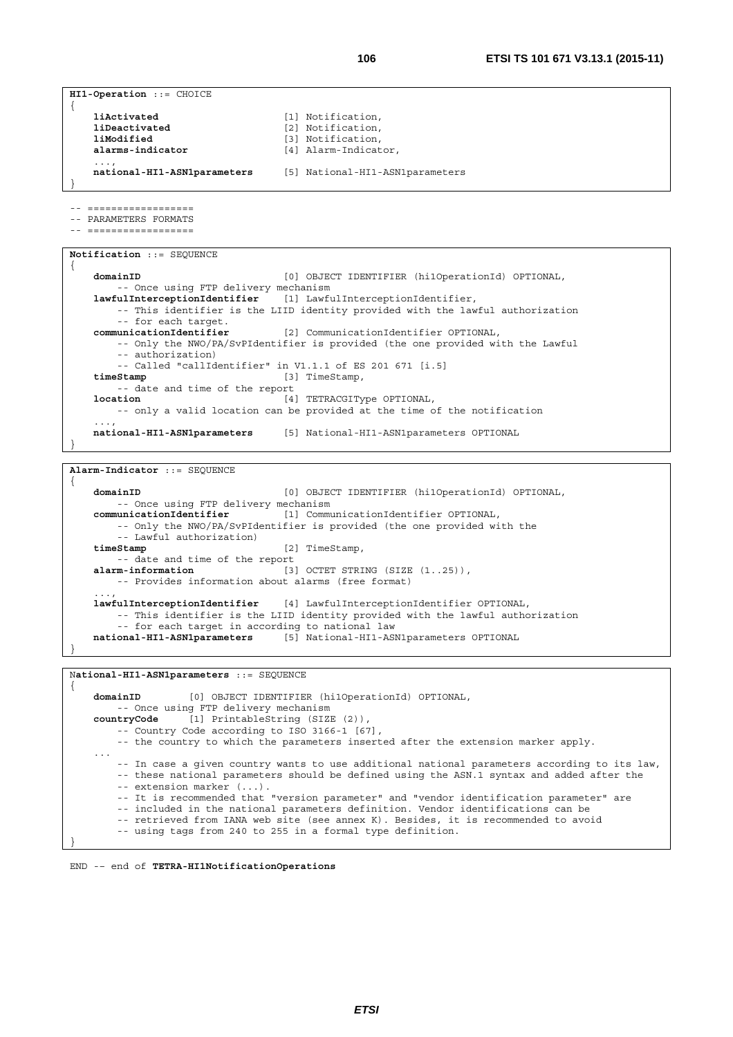```
HI1-Operation ::= CHOICE
{
    liActivated                     [1] Notification,
    liDeactivated                   [2] Notification,
    liModified                      [3] Notification,
    alarms-indicator                [4] Alarm-Indicator,
    ...,
    national-HI1-ASN1parameters     [5] National-HI1-ASN1parameters
}
```

```
-- ==================
-- PARAMETERS FORMATS
-- ==================
```

```
Notification ::= SEQUENCE
{
    domainID                        [0] OBJECT IDENTIFIER (hi1OperationId) OPTIONAL,
        -- Once using FTP delivery mechanism
    lawfulInterceptionIdentifier    [1] LawfulInterceptionIdentifier,
        -- This identifier is the LIID identity provided with the lawful authorization
        -- for each target.
    communicationIdentifier         [2] CommunicationIdentifier OPTIONAL,
        -- Only the NWO/PA/SvPIdentifier is provided (the one provided with the Lawful
        -- authorization)
        -- Called "callIdentifier" in V1.1.1 of ES 201 671 [i.5]
    timeStamp                       [3] TimeStamp,
        -- date and time of the report
    location                        [4] TETRACGIType OPTIONAL,
        -- only a valid location can be provided at the time of the notification
    ...,
    national-HI1-ASN1parameters     [5] National-HI1-ASN1parameters OPTIONAL
}
```

```
Alarm-Indicator ::= SEQUENCE
{
    domainID                        [0] OBJECT IDENTIFIER (hi1OperationId) OPTIONAL,
        -- Once using FTP delivery mechanism
    communicationIdentifier         [1] CommunicationIdentifier OPTIONAL,
        -- Only the NWO/PA/SvPIdentifier is provided (the one provided with the
        -- Lawful authorization)
    timeStamp                       [2] TimeStamp,
        -- date and time of the report
    alarm-information               [3] OCTET STRING (SIZE (1..25)),
        -- Provides information about alarms (free format)
    ...,
    lawfulInterceptionIdentifier    [4] LawfulInterceptionIdentifier OPTIONAL,
        -- This identifier is the LIID identity provided with the lawful authorization
        -- for each target in according to national law
    national-HI1-ASN1parameters     [5] National-HI1-ASN1parameters OPTIONAL
}
```

```
National-HI1-ASN1parameters ::= SEQUENCE
{
    domainID        [0] OBJECT IDENTIFIER (hi1OperationId) OPTIONAL,
        -- Once using FTP delivery mechanism
    countryCode     [1] PrintableString (SIZE (2)),
        -- Country Code according to ISO 3166-1 [67],
        -- the country to which the parameters inserted after the extension marker apply.
    ...
        -- In case a given country wants to use additional national parameters according to its law,
        -- these national parameters should be defined using the ASN.1 syntax and added after the
        -- extension marker (...).
        -- It is recommended that "version parameter" and "vendor identification parameter" are
        -- included in the national parameters definition. Vendor identifications can be
        -- retrieved from IANA web site (see annex K). Besides, it is recommended to avoid
        -- using tags from 240 to 255 in a formal type definition.
}
```

```
END -- end of TETRA-HI1NotificationOperations
```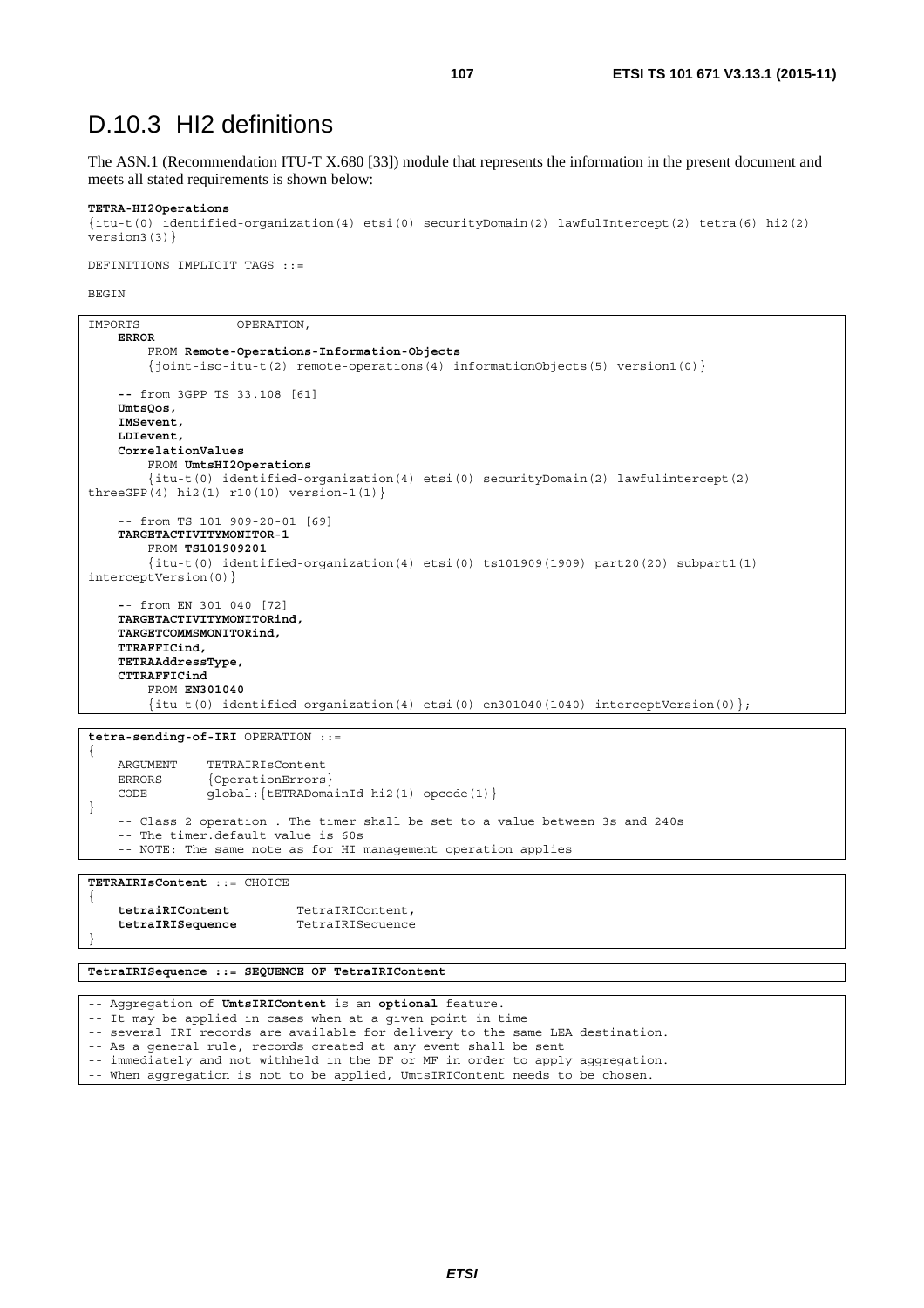# D.10.3 HI2 definitions

The ASN.1 (Recommendation ITU-T X.680 [33]) module that represents the information in the present document and meets all stated requirements is shown below:

```
TETRA-HI2Operations
{itu-t(0) identified-organization(4) etsi(0) securityDomain(2) lawfulIntercept(2) tetra(6) hi2(2)
version3(3)}

DEFINITIONS IMPLICIT TAGS ::=

BEGIN
```

```
IMPORTS             OPERATION,
    ERROR
        FROM Remote-Operations-Information-Objects
        {joint-iso-itu-t(2) remote-operations(4) informationObjects(5) version1(0)}

    -- from 3GPP TS 33.108 [61]
    UmtsQos,
    IMSevent,
    LDIevent,
    CorrelationValues
        FROM UmtsHI2Operations
        {itu-t(0) identified-organization(4) etsi(0) securityDomain(2) lawfulintercept(2)
threeGPP(4) hi2(1) r10(10) version-1(1)}

    -- from TS 101 909-20-01 [69]
    TARGETACTIVITYMONITOR-1
        FROM TS101909201
        {itu-t(0) identified-organization(4) etsi(0) ts101909(1909) part20(20) subpart1(1)
interceptVersion(0)}

    -- from EN 301 040 [72]
    TARGETACTIVITYMONITORind,
    TARGETCOMMSMONITORind,
    TTRAFFICind,
    TETRAAddressType,
    CTTRAFFICind
        FROM EN301040
        {itu-t(0) identified-organization(4) etsi(0) en301040(1040) interceptVersion(0)};
```

```
tetra-sending-of-IRI OPERATION ::=
{
    ARGUMENT    TETRAIRIsContent
    ERRORS      {OperationErrors}
    CODE        global:{tETRADomainId hi2(1) opcode(1)}
}
    -- Class 2 operation . The timer shall be set to a value between 3s and 240s
    -- The timer.default value is 60s
    -- NOTE: The same note as for HI management operation applies
```

```
TETRAIRIsContent ::= CHOICE
{
    tetraiRIContent         TetraIRIContent,
    tetraIRISequence        TetraIRISequence
}
```

```
TetraIRISequence ::= SEQUENCE OF TetraIRIContent
```

```
-- Aggregation of UmtsIRIContent is an optional feature.
-- It may be applied in cases when at a given point in time
-- several IRI records are available for delivery to the same LEA destination.
-- As a general rule, records created at any event shall be sent
-- immediately and not withheld in the DF or MF in order to apply aggregation.
-- When aggregation is not to be applied, UmtsIRIContent needs to be chosen.
```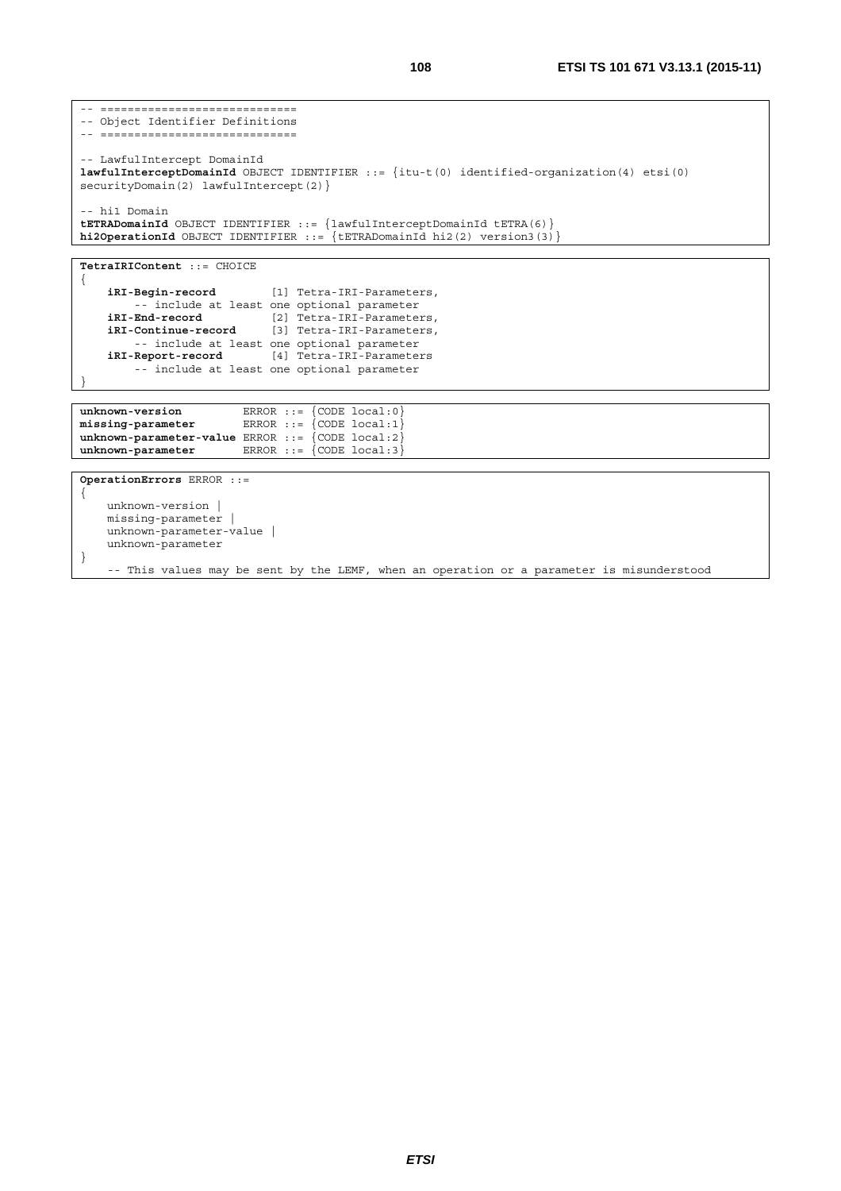```
-- =============================
-- Object Identifier Definitions
-- =============================

-- LawfulIntercept DomainId
lawfulInterceptDomainId OBJECT IDENTIFIER ::= {itu-t(0) identified-organization(4) etsi(0)
securityDomain(2) lawfulIntercept(2)}

-- hi1 Domain
tETRADomainId OBJECT IDENTIFIER ::= {lawfulInterceptDomainId tETRA(6)}
hi2OperationId OBJECT IDENTIFIER ::= {tETRADomainId hi2(2) version3(3)}
```

```
TetraIRIContent ::= CHOICE
{
    iRI-Begin-record        [1] Tetra-IRI-Parameters,
        -- include at least one optional parameter
    iRI-End-record          [2] Tetra-IRI-Parameters,
    iRI-Continue-record     [3] Tetra-IRI-Parameters,
        -- include at least one optional parameter
    iRI-Report-record       [4] Tetra-IRI-Parameters
        -- include at least one optional parameter
}
```

```
unknown-version         ERROR ::= {CODE local:0}
missing-parameter       ERROR ::= {CODE local:1}
unknown-parameter-value ERROR ::= {CODE local:2}
unknown-parameter       ERROR ::= {CODE local:3}
```

```
OperationErrors ERROR ::=
{
    unknown-version |
    missing-parameter |
    unknown-parameter-value |
    unknown-parameter
}
    -- This values may be sent by the LEMF, when an operation or a parameter is misunderstood
```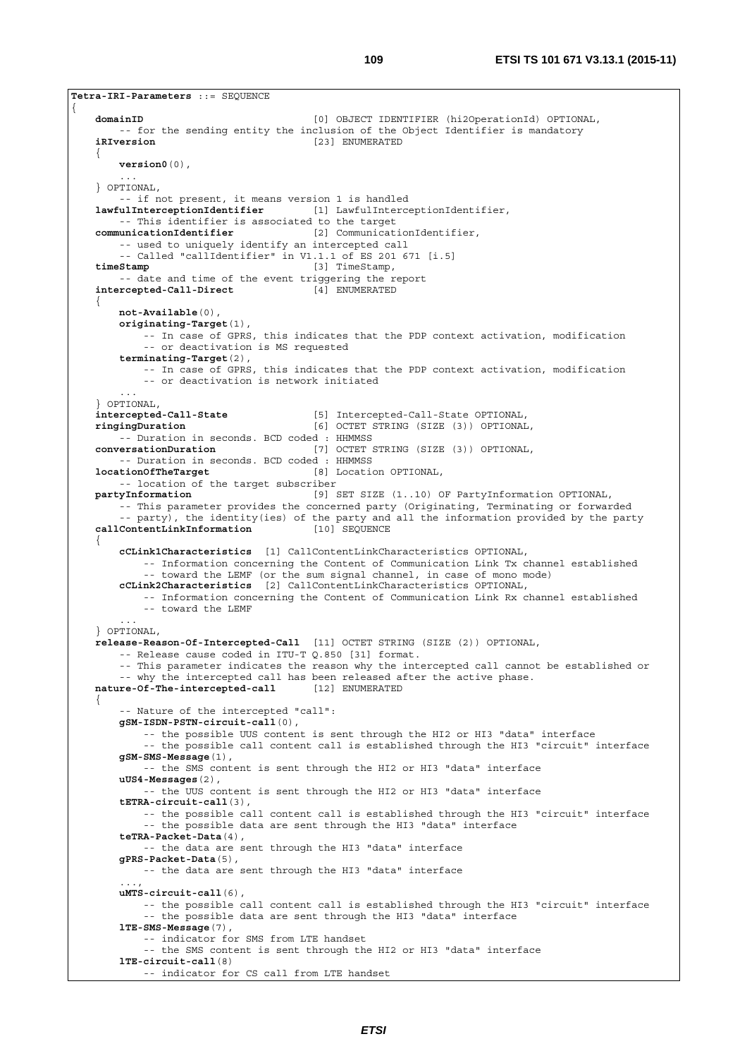```
Tetra-IRI-Parameters ::= SEQUENCE
{
    domainID                            [0] OBJECT IDENTIFIER (hi2OperationId) OPTIONAL,
        -- for the sending entity the inclusion of the Object Identifier is mandatory
    iRIversion                          [23] ENUMERATED
    {
        version0(0),
        ...
    } OPTIONAL,
        -- if not present, it means version 1 is handled
    lawfulInterceptionIdentifier        [1] LawfulInterceptionIdentifier,
        -- This identifier is associated to the target
    communicationIdentifier             [2] CommunicationIdentifier,
        -- used to uniquely identify an intercepted call
        -- Called "callIdentifier" in V1.1.1 of ES 201 671 [i.5]
    timeStamp                           [3] TimeStamp,
        -- date and time of the event triggering the report
    intercepted-Call-Direct             [4] ENUMERATED
    {
        not-Available(0),
        originating-Target(1),
            -- In case of GPRS, this indicates that the PDP context activation, modification
            -- or deactivation is MS requested
        terminating-Target(2),
            -- In case of GPRS, this indicates that the PDP context activation, modification
            -- or deactivation is network initiated
        ...
    } OPTIONAL,
    intercepted-Call-State              [5] Intercepted-Call-State OPTIONAL,
    ringingDuration                     [6] OCTET STRING (SIZE (3)) OPTIONAL,
        -- Duration in seconds. BCD coded : HHMMSS
    conversationDuration                [7] OCTET STRING (SIZE (3)) OPTIONAL,
        -- Duration in seconds. BCD coded : HHMMSS
    locationOfTheTarget                 [8] Location OPTIONAL,
        -- location of the target subscriber
    partyInformation                    [9] SET SIZE (1..10) OF PartyInformation OPTIONAL,
        -- This parameter provides the concerned party (Originating, Terminating or forwarded
        -- party), the identity(ies) of the party and all the information provided by the party
    callContentLinkInformation          [10] SEQUENCE
    {
        cCLink1Characteristics  [1] CallContentLinkCharacteristics OPTIONAL,
            -- Information concerning the Content of Communication Link Tx channel established
            -- toward the LEMF (or the sum signal channel, in case of mono mode)
        cCLink2Characteristics  [2] CallContentLinkCharacteristics OPTIONAL,
            -- Information concerning the Content of Communication Link Rx channel established
            -- toward the LEMF
        ...
    } OPTIONAL,
    release-Reason-Of-Intercepted-Call  [11] OCTET STRING (SIZE (2)) OPTIONAL,
        -- Release cause coded in ITU-T Q.850 [31] format.
        -- This parameter indicates the reason why the intercepted call cannot be established or
        -- why the intercepted call has been released after the active phase.
    nature-Of-The-intercepted-call      [12] ENUMERATED
    {
        -- Nature of the intercepted "call":
        gSM-ISDN-PSTN-circuit-call(0),
            -- the possible UUS content is sent through the HI2 or HI3 "data" interface
            -- the possible call content call is established through the HI3 "circuit" interface
        gSM-SMS-Message(1),
            -- the SMS content is sent through the HI2 or HI3 "data" interface
        uUS4-Messages(2),
            -- the UUS content is sent through the HI2 or HI3 "data" interface
        tETRA-circuit-call(3),
            -- the possible call content call is established through the HI3 "circuit" interface
            -- the possible data are sent through the HI3 "data" interface
        teTRA-Packet-Data(4),
            -- the data are sent through the HI3 "data" interface
        gPRS-Packet-Data(5),
            -- the data are sent through the HI3 "data" interface
        ...,
        uMTS-circuit-call(6),
            -- the possible call content call is established through the HI3 "circuit" interface
            -- the possible data are sent through the HI3 "data" interface
        lTE-SMS-Message(7),
            -- indicator for SMS from LTE handset
            -- the SMS content is sent through the HI2 or HI3 "data" interface
        lTE-circuit-call(8)
            -- indicator for CS call from LTE handset
```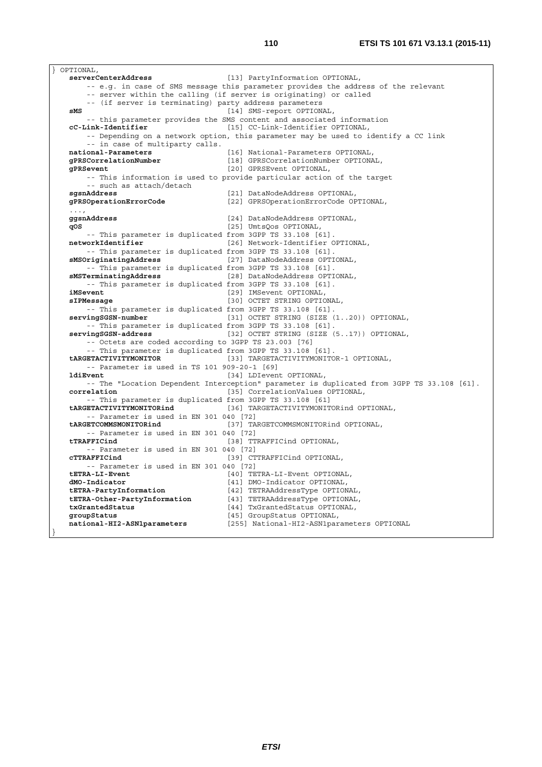```
} OPTIONAL,
    serverCenterAddress                [13] PartyInformation OPTIONAL,
        -- e.g. in case of SMS message this parameter provides the address of the relevant
        -- server within the calling (if server is originating) or called
        -- (if server is terminating) party address parameters
    sMS                                [14] SMS-report OPTIONAL,
        -- this parameter provides the SMS content and associated information
    cC-Link-Identifier                 [15] CC-Link-Identifier OPTIONAL,
        -- Depending on a network option, this parameter may be used to identify a CC link
        -- in case of multiparty calls.
    national-Parameters                [16] National-Parameters OPTIONAL,
    gPRSCorrelationNumber              [18] GPRSCorrelationNumber OPTIONAL,
    gPRSevent                          [20] GPRSEvent OPTIONAL,
        -- This information is used to provide particular action of the target
        -- such as attach/detach
    sgsnAddress                        [21] DataNodeAddress OPTIONAL,
    gPRSOperationErrorCode             [22] GPRSOperationErrorCode OPTIONAL,
    ...,
    ggsnAddress                        [24] DataNodeAddress OPTIONAL,
    qOS                                [25] UmtsQos OPTIONAL,
        -- This parameter is duplicated from 3GPP TS 33.108 [61].
    networkIdentifier                  [26] Network-Identifier OPTIONAL,
        -- This parameter is duplicated from 3GPP TS 33.108 [61].
    sMSOriginatingAddress              [27] DataNodeAddress OPTIONAL,
        -- This parameter is duplicated from 3GPP TS 33.108 [61].
    sMSTerminatingAddress              [28] DataNodeAddress OPTIONAL,
        -- This parameter is duplicated from 3GPP TS 33.108 [61].
    iMSevent                           [29] IMSevent OPTIONAL,
    sIPMessage                         [30] OCTET STRING OPTIONAL,
        -- This parameter is duplicated from 3GPP TS 33.108 [61].
    servingSGSN-number                 [31] OCTET STRING (SIZE (1..20)) OPTIONAL,
        -- This parameter is duplicated from 3GPP TS 33.108 [61].
    servingSGSN-address                [32] OCTET STRING (SIZE (5..17)) OPTIONAL,
        -- Octets are coded according to 3GPP TS 23.003 [76]
        -- This parameter is duplicated from 3GPP TS 33.108 [61].
    tARGETACTIVITYMONITOR              [33] TARGETACTIVITYMONITOR-1 OPTIONAL,
        -- Parameter is used in TS 101 909-20-1 [69]
    ldiEvent                           [34] LDIevent OPTIONAL,
        -- The "Location Dependent Interception" parameter is duplicated from 3GPP TS 33.108 [61].
    correlation                        [35] CorrelationValues OPTIONAL,
        -- This parameter is duplicated from 3GPP TS 33.108 [61]
    tARGETACTIVITYMONITORind           [36] TARGETACTIVITYMONITORind OPTIONAL,
        -- Parameter is used in EN 301 040 [72]
    tARGETCOMMSMONITORind              [37] TARGETCOMMSMONITORind OPTIONAL,
        -- Parameter is used in EN 301 040 [72]
    tTRAFFICind                        [38] TTRAFFICind OPTIONAL,
        -- Parameter is used in EN 301 040 [72]
    cTTRAFFICind                       [39] CTTRAFFICind OPTIONAL,
        -- Parameter is used in EN 301 040 [72]
    tETRA-LI-Event                     [40] TETRA-LI-Event OPTIONAL,
    dMO-Indicator                      [41] DMO-Indicator OPTIONAL,
    tETRA-PartyInformation             [42] TETRAAddressType OPTIONAL,
    tETRA-Other-PartyInformation       [43] TETRAAddressType OPTIONAL,
    txGrantedStatus                    [44] TxGrantedStatus OPTIONAL,
    groupStatus                        [45] GroupStatus OPTIONAL,
    national-HI2-ASN1parameters        [255] National-HI2-ASN1parameters OPTIONAL
}
```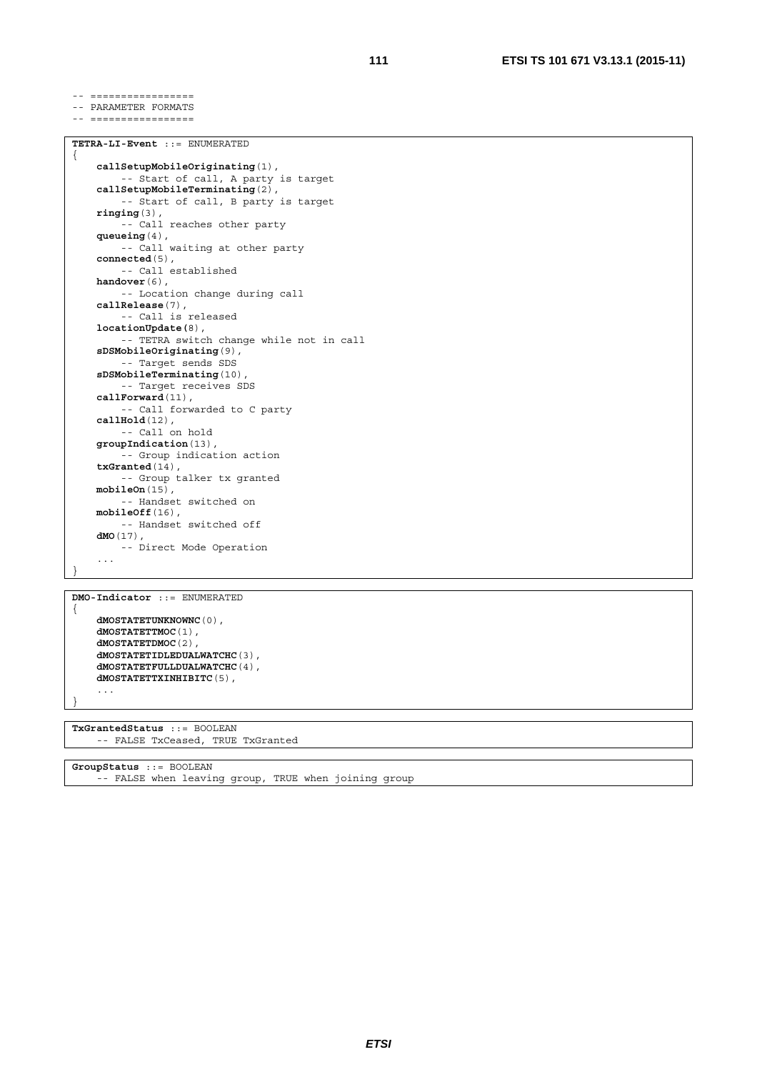```
-- =================
-- PARAMETER FORMATS
-- =================
```

```
TETRA-LI-Event ::= ENUMERATED
{
    callSetupMobileOriginating(1),
        -- Start of call, A party is target
    callSetupMobileTerminating(2),
        -- Start of call, B party is target
    ringing(3),
        -- Call reaches other party
    queueing(4),
        -- Call waiting at other party
    connected(5),
        -- Call established
    handover(6),
        -- Location change during call
    callRelease(7),
        -- Call is released
    locationUpdate(8),
        -- TETRA switch change while not in call
    sDSMobileOriginating(9),
        -- Target sends SDS
    sDSMobileTerminating(10),
        -- Target receives SDS
    callForward(11),
        -- Call forwarded to C party
    callHold(12),
        -- Call on hold
    groupIndication(13),
        -- Group indication action
    txGranted(14),
        -- Group talker tx granted
    mobileOn(15),
        -- Handset switched on
    mobileOff(16),
        -- Handset switched off
    dMO(17),
        -- Direct Mode Operation
    ...
}
```

```
DMO-Indicator ::= ENUMERATED
{
    dMOSTATETUNKNOWNC(0),
    dMOSTATETTMOC(1),
    dMOSTATETDMOC(2),
    dMOSTATETIDLEDUALWATCHC(3),
    dMOSTATETFULLDUALWATCHC(4),
    dMOSTATETTXINHIBITC(5),
    ...
}
```

```
TxGrantedStatus ::= BOOLEAN
    -- FALSE TxCeased, TRUE TxGranted
```

```
GroupStatus ::= BOOLEAN
    -- FALSE when leaving group, TRUE when joining group
```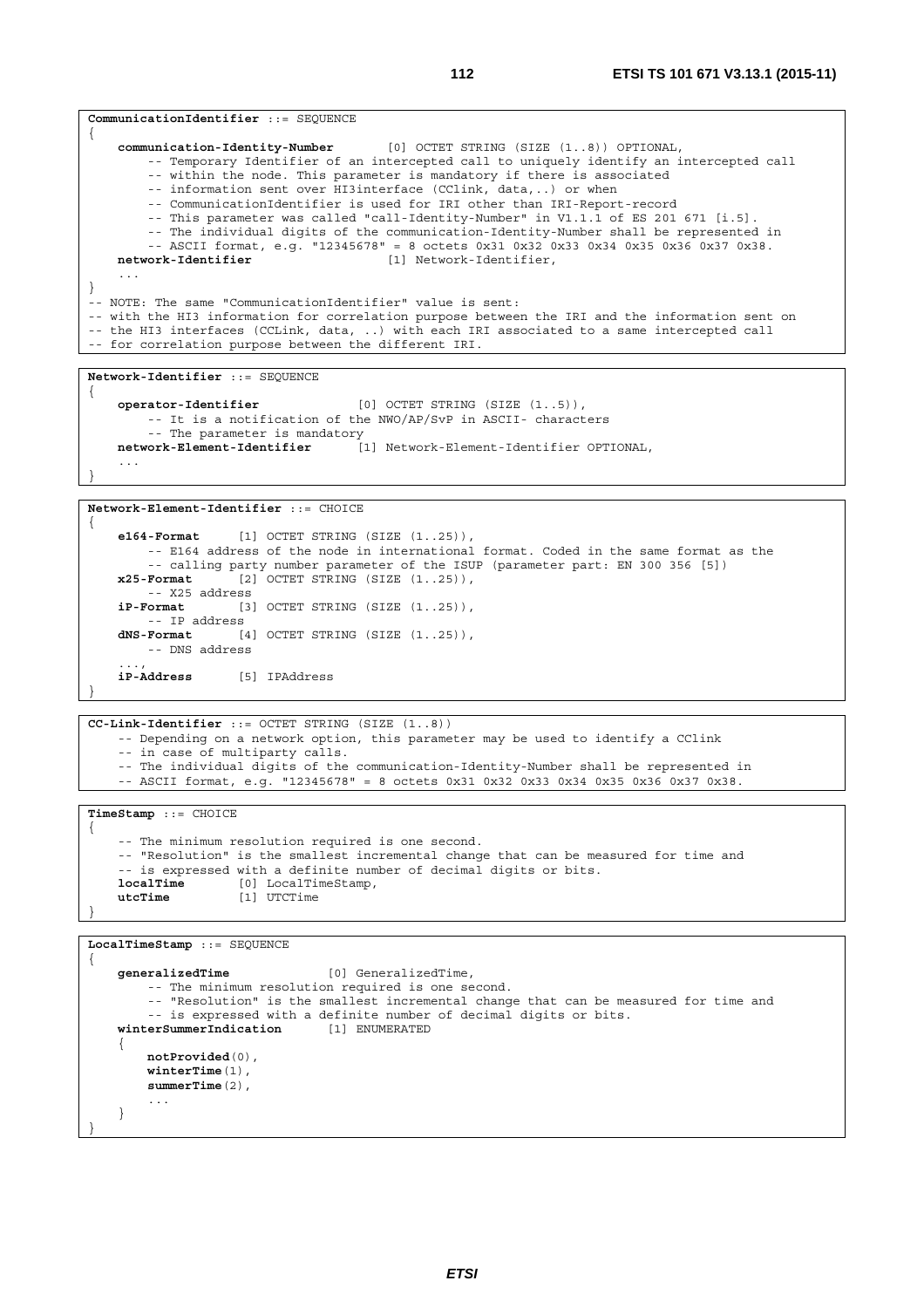```
CommunicationIdentifier ::= SEQUENCE
{
    communication-Identity-Number       [0] OCTET STRING (SIZE (1..8)) OPTIONAL,
        -- Temporary Identifier of an intercepted call to uniquely identify an intercepted call
        -- within the node. This parameter is mandatory if there is associated
        -- information sent over HI3interface (CClink, data,..) or when
        -- CommunicationIdentifier is used for IRI other than IRI-Report-record
        -- This parameter was called "call-Identity-Number" in V1.1.1 of ES 201 671 [i.5].
        -- The individual digits of the communication-Identity-Number shall be represented in
        -- ASCII format, e.g. "12345678" = 8 octets 0x31 0x32 0x33 0x34 0x35 0x36 0x37 0x38.
    network-Identifier                  [1] Network-Identifier,
    ...
}
-- NOTE: The same "CommunicationIdentifier" value is sent:
-- with the HI3 information for correlation purpose between the IRI and the information sent on
-- the HI3 interfaces (CCLink, data, ..) with each IRI associated to a same intercepted call
-- for correlation purpose between the different IRI.
```

```
Network-Identifier ::= SEQUENCE
{
    operator-Identifier             [0] OCTET STRING (SIZE (1..5)),
        -- It is a notification of the NWO/AP/SvP in ASCII- characters
        -- The parameter is mandatory
    network-Element-Identifier      [1] Network-Element-Identifier OPTIONAL,
    ...
}
```

```
Network-Element-Identifier ::= CHOICE
{
    e164-Format      [1] OCTET STRING (SIZE (1..25)),
        -- E164 address of the node in international format. Coded in the same format as the
        -- calling party number parameter of the ISUP (parameter part: EN 300 356 [5])
    x25-Format       [2] OCTET STRING (SIZE (1..25)),
        -- X25 address
    iP-Format        [3] OCTET STRING (SIZE (1..25)),
        -- IP address
    dNS-Format       [4] OCTET STRING (SIZE (1..25)),
        -- DNS address
    ...,
    iP-Address       [5] IPAddress
}
```

```
CC-Link-Identifier ::= OCTET STRING (SIZE (1..8))
    -- Depending on a network option, this parameter may be used to identify a CClink
    -- in case of multiparty calls.
    -- The individual digits of the communication-Identity-Number shall be represented in
    -- ASCII format, e.g. "12345678" = 8 octets 0x31 0x32 0x33 0x34 0x35 0x36 0x37 0x38.
```

```
TimeStamp ::= CHOICE
{
    -- The minimum resolution required is one second.
    -- "Resolution" is the smallest incremental change that can be measured for time and
    -- is expressed with a definite number of decimal digits or bits.
    localTime        [0] LocalTimeStamp,
    utcTime          [1] UTCTime
}
```

```
LocalTimeStamp ::= SEQUENCE
{
    generalizedTime             [0] GeneralizedTime,
        -- The minimum resolution required is one second.
        -- "Resolution" is the smallest incremental change that can be measured for time and
        -- is expressed with a definite number of decimal digits or bits.
    winterSummerIndication      [1] ENUMERATED
    {
        notProvided(0),
        winterTime(1),
        summerTime(2),
        ...
    }
}
```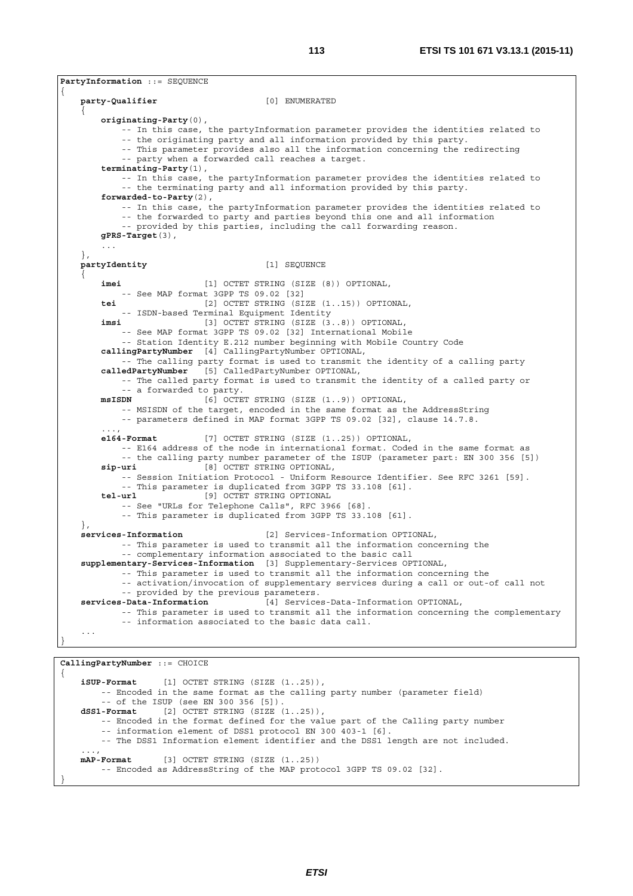```
PartyInformation ::= SEQUENCE
{
    party-Qualifier                    [0] ENUMERATED
    {
        originating-Party(0),
            -- In this case, the partyInformation parameter provides the identities related to
            -- the originating party and all information provided by this party.
            -- This parameter provides also all the information concerning the redirecting
            -- party when a forwarded call reaches a target.
        terminating-Party(1),
            -- In this case, the partyInformation parameter provides the identities related to
            -- the terminating party and all information provided by this party.
        forwarded-to-Party(2),
            -- In this case, the partyInformation parameter provides the identities related to
            -- the forwarded to party and parties beyond this one and all information
            -- provided by this parties, including the call forwarding reason.
        gPRS-Target(3),
        ...
    },
    partyIdentity                      [1] SEQUENCE
    {
        imei                [1] OCTET STRING (SIZE (8)) OPTIONAL,
            -- See MAP format 3GPP TS 09.02 [32]
        tei                 [2] OCTET STRING (SIZE (1..15)) OPTIONAL,
            -- ISDN-based Terminal Equipment Identity
        imsi                [3] OCTET STRING (SIZE (3..8)) OPTIONAL,
            -- See MAP format 3GPP TS 09.02 [32] International Mobile
            -- Station Identity E.212 number beginning with Mobile Country Code
        callingPartyNumber  [4] CallingPartyNumber OPTIONAL,
            -- The calling party format is used to transmit the identity of a calling party
        calledPartyNumber   [5] CalledPartyNumber OPTIONAL,
            -- The called party format is used to transmit the identity of a called party or
            -- a forwarded to party.
        msISDN              [6] OCTET STRING (SIZE (1..9)) OPTIONAL,
            -- MSISDN of the target, encoded in the same format as the AddressString
            -- parameters defined in MAP format 3GPP TS 09.02 [32], clause 14.7.8.
        ...,
        e164-Format         [7] OCTET STRING (SIZE (1..25)) OPTIONAL,
            -- E164 address of the node in international format. Coded in the same format as
            -- the calling party number parameter of the ISUP (parameter part: EN 300 356 [5])
        sip-uri             [8] OCTET STRING OPTIONAL,
            -- Session Initiation Protocol - Uniform Resource Identifier. See RFC 3261 [59].
            -- This parameter is duplicated from 3GPP TS 33.108 [61].
        tel-url             [9] OCTET STRING OPTIONAL
            -- See "URLs for Telephone Calls", RFC 3966 [68].
            -- This parameter is duplicated from 3GPP TS 33.108 [61].
    },
    services-Information                [2] Services-Information OPTIONAL,
            -- This parameter is used to transmit all the information concerning the
            -- complementary information associated to the basic call
    supplementary-Services-Information  [3] Supplementary-Services OPTIONAL,
            -- This parameter is used to transmit all the information concerning the
            -- activation/invocation of supplementary services during a call or out-of call not
            -- provided by the previous parameters.
    services-Data-Information           [4] Services-Data-Information OPTIONAL,
            -- This parameter is used to transmit all the information concerning the complementary
            -- information associated to the basic data call.
    ...
}
```

```
CallingPartyNumber ::= CHOICE
{
    iSUP-Format     [1] OCTET STRING (SIZE (1..25)),
        -- Encoded in the same format as the calling party number (parameter field)
        -- of the ISUP (see EN 300 356 [5]).
    dSS1-Format     [2] OCTET STRING (SIZE (1..25)),
        -- Encoded in the format defined for the value part of the Calling party number
        -- information element of DSS1 protocol EN 300 403-1 [6].
        -- The DSS1 Information element identifier and the DSS1 length are not included.
    ...,
    mAP-Format      [3] OCTET STRING (SIZE (1..25))
        -- Encoded as AddressString of the MAP protocol 3GPP TS 09.02 [32].
}
```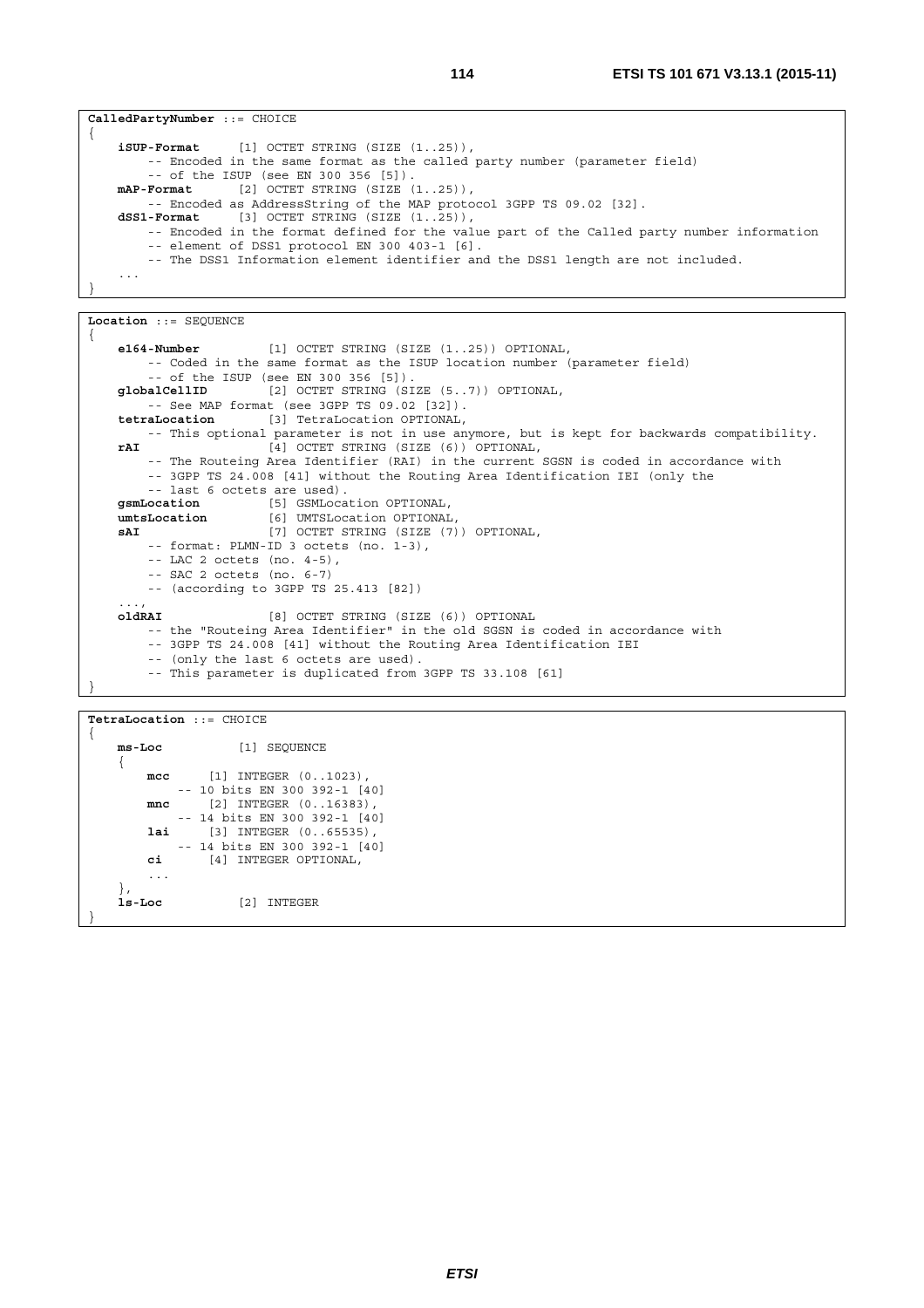```
CalledPartyNumber ::= CHOICE
{
    iSUP-Format      [1] OCTET STRING (SIZE (1..25)),
        -- Encoded in the same format as the called party number (parameter field)
        -- of the ISUP (see EN 300 356 [5]).
    mAP-Format       [2] OCTET STRING (SIZE (1..25)),
        -- Encoded as AddressString of the MAP protocol 3GPP TS 09.02 [32].
    dSS1-Format      [3] OCTET STRING (SIZE (1..25)),
        -- Encoded in the format defined for the value part of the Called party number information
        -- element of DSS1 protocol EN 300 403-1 [6].
        -- The DSS1 Information element identifier and the DSS1 length are not included.
    ...
}
```

```
Location ::= SEQUENCE
{
    e164-Number          [1] OCTET STRING (SIZE (1..25)) OPTIONAL,
        -- Coded in the same format as the ISUP location number (parameter field)
        -- of the ISUP (see EN 300 356 [5]).
    globalCellID         [2] OCTET STRING (SIZE (5..7)) OPTIONAL,
        -- See MAP format (see 3GPP TS 09.02 [32]).
    tetraLocation        [3] TetraLocation OPTIONAL,
        -- This optional parameter is not in use anymore, but is kept for backwards compatibility.
    rAI                  [4] OCTET STRING (SIZE (6)) OPTIONAL,
        -- The Routeing Area Identifier (RAI) in the current SGSN is coded in accordance with
        -- 3GPP TS 24.008 [41] without the Routing Area Identification IEI (only the
        -- last 6 octets are used).
    gsmLocation          [5] GSMLocation OPTIONAL,
    umtsLocation         [6] UMTSLocation OPTIONAL,
    sAI                  [7] OCTET STRING (SIZE (7)) OPTIONAL,
        -- format: PLMN-ID 3 octets (no. 1-3),
        -- LAC 2 octets (no. 4-5),
        -- SAC 2 octets (no. 6-7)
        -- (according to 3GPP TS 25.413 [82])
    ...,
    oldRAI               [8] OCTET STRING (SIZE (6)) OPTIONAL
        -- the "Routeing Area Identifier" in the old SGSN is coded in accordance with
        -- 3GPP TS 24.008 [41] without the Routing Area Identification IEI
        -- (only the last 6 octets are used).
        -- This parameter is duplicated from 3GPP TS 33.108 [61]
}
```

```
TetraLocation ::= CHOICE
{
    ms-Loc          [1] SEQUENCE
    {
        mcc      [1] INTEGER (0..1023),
            -- 10 bits EN 300 392-1 [40]
        mnc      [2] INTEGER (0..16383),
            -- 14 bits EN 300 392-1 [40]
        lai      [3] INTEGER (0..65535),
            -- 14 bits EN 300 392-1 [40]
        ci       [4] INTEGER OPTIONAL,
        ...
    },
    ls-Loc          [2] INTEGER
}
```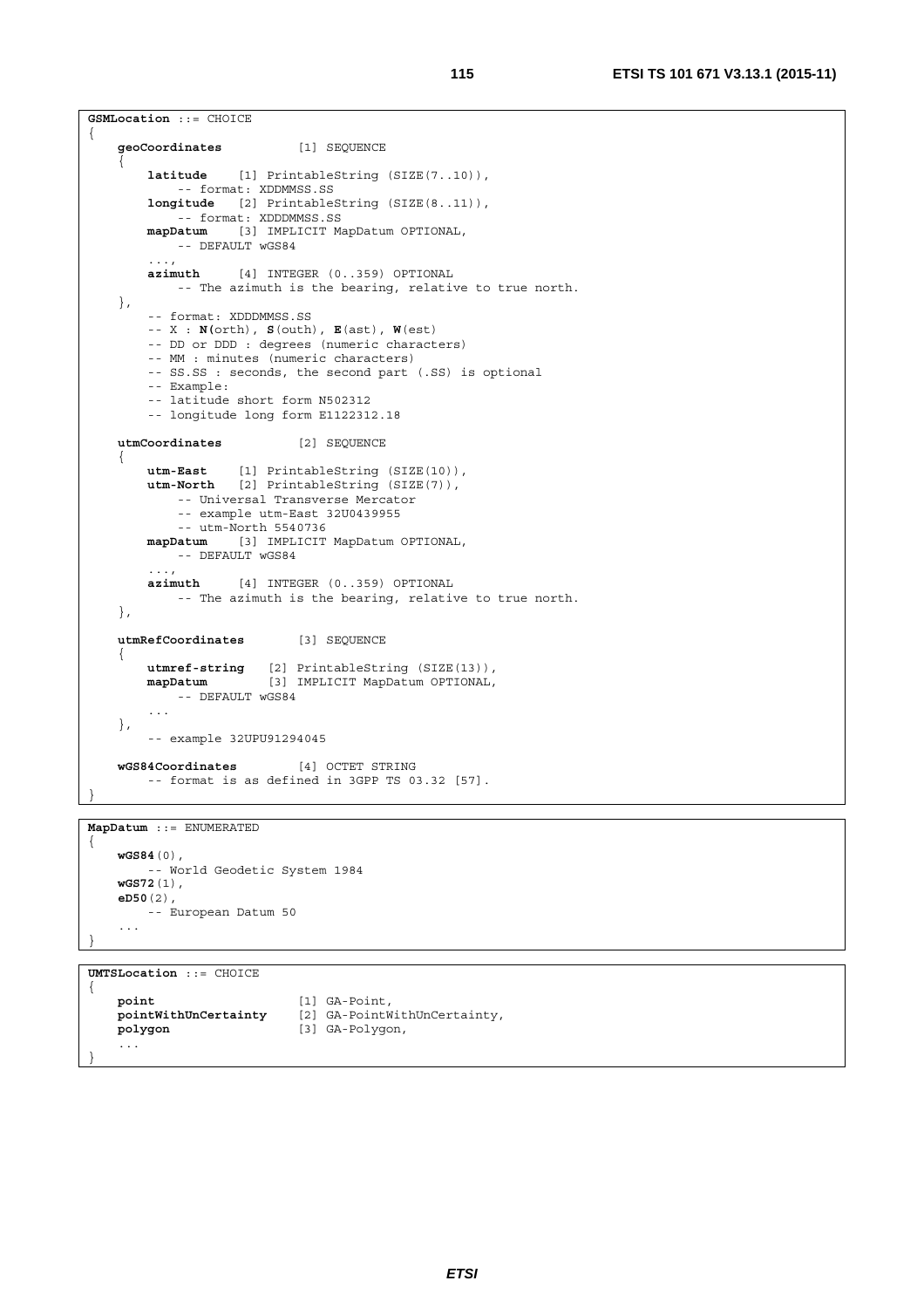```
GSMLocation ::= CHOICE
{
    geoCoordinates          [1] SEQUENCE
    {
        latitude    [1] PrintableString (SIZE(7..10)),
            -- format: XDDMMSS.SS
        longitude   [2] PrintableString (SIZE(8..11)),
            -- format: XDDDMMSS.SS
        mapDatum    [3] IMPLICIT MapDatum OPTIONAL,
            -- DEFAULT wGS84
        ...,
        azimuth     [4] INTEGER (0..359) OPTIONAL
            -- The azimuth is the bearing, relative to true north.
    },
        -- format: XDDDMMSS.SS
        -- X : N(orth), S(outh), E(ast), W(est)
        -- DD or DDD : degrees (numeric characters)
        -- MM : minutes (numeric characters)
        -- SS.SS : seconds, the second part (.SS) is optional
        -- Example:
        -- latitude short form N502312
        -- longitude long form E1122312.18

    utmCoordinates          [2] SEQUENCE
    {
        utm-East    [1] PrintableString (SIZE(10)),
        utm-North   [2] PrintableString (SIZE(7)),
            -- Universal Transverse Mercator
            -- example utm-East 32U0439955
            -- utm-North 5540736
        mapDatum    [3] IMPLICIT MapDatum OPTIONAL,
            -- DEFAULT wGS84
        ...,
        azimuth     [4] INTEGER (0..359) OPTIONAL
            -- The azimuth is the bearing, relative to true north.
    },

    utmRefCoordinates       [3] SEQUENCE
    {
        utmref-string   [2] PrintableString (SIZE(13)),
        mapDatum        [3] IMPLICIT MapDatum OPTIONAL,
            -- DEFAULT wGS84
        ...
    },
        -- example 32UPU91294045

    wGS84Coordinates        [4] OCTET STRING
        -- format is as defined in 3GPP TS 03.32 [57].
}
```

```
MapDatum ::= ENUMERATED
{
    wGS84(0),
        -- World Geodetic System 1984
    wGS72(1),
    eD50(2),
        -- European Datum 50
    ...
}
```

```
UMTSLocation ::= CHOICE
{
    point                   [1] GA-Point,
    pointWithUnCertainty    [2] GA-PointWithUnCertainty,
    polygon                 [3] GA-Polygon,
    ...
}
```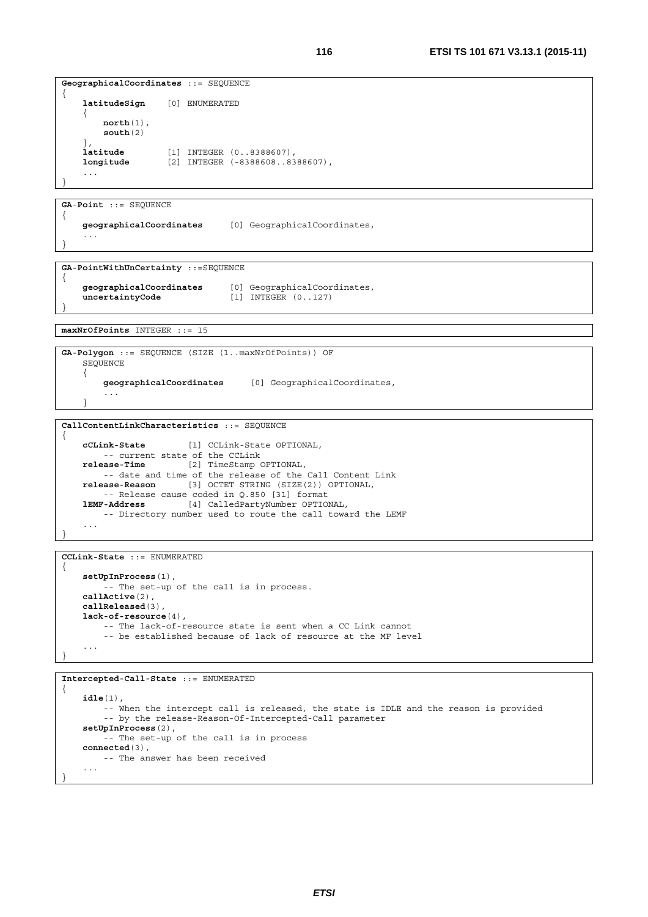```
GeographicalCoordinates ::= SEQUENCE
{
    latitudeSign    [0] ENUMERATED
    {
        north(1),
        south(2)
    },
    latitude        [1] INTEGER (0..8388607),
    longitude       [2] INTEGER (-8388608..8388607),
    ...
}
```

```
GA-Point ::= SEQUENCE
{
    geographicalCoordinates     [0] GeographicalCoordinates,
    ...
}
```

```
GA-PointWithUnCertainty ::=SEQUENCE
{
    geographicalCoordinates     [0] GeographicalCoordinates,
    uncertaintyCode             [1] INTEGER (0..127)
}
```

```
maxNrOfPoints INTEGER ::= 15
```

```
GA-Polygon ::= SEQUENCE (SIZE (1..maxNrOfPoints)) OF
    SEQUENCE
    {
        geographicalCoordinates     [0] GeographicalCoordinates,
        ...
    }
```

```
CallContentLinkCharacteristics ::= SEQUENCE
{
    cCLink-State        [1] CCLink-State OPTIONAL,
        -- current state of the CCLink
    release-Time        [2] TimeStamp OPTIONAL,
        -- date and time of the release of the Call Content Link
    release-Reason      [3] OCTET STRING (SIZE(2)) OPTIONAL,
        -- Release cause coded in Q.850 [31] format
    lEMF-Address        [4] CalledPartyNumber OPTIONAL,
        -- Directory number used to route the call toward the LEMF
    ...
}
```

```
CCLink-State ::= ENUMERATED
{
    setUpInProcess(1),
        -- The set-up of the call is in process.
    callActive(2),
    callReleased(3),
    lack-of-resource(4),
        -- The lack-of-resource state is sent when a CC Link cannot
        -- be established because of lack of resource at the MF level
    ...
}
```

```
Intercepted-Call-State ::= ENUMERATED
{
    idle(1),
        -- When the intercept call is released, the state is IDLE and the reason is provided
        -- by the release-Reason-Of-Intercepted-Call parameter
    setUpInProcess(2),
        -- The set-up of the call is in process
    connected(3),
        -- The answer has been received
    ...
}
```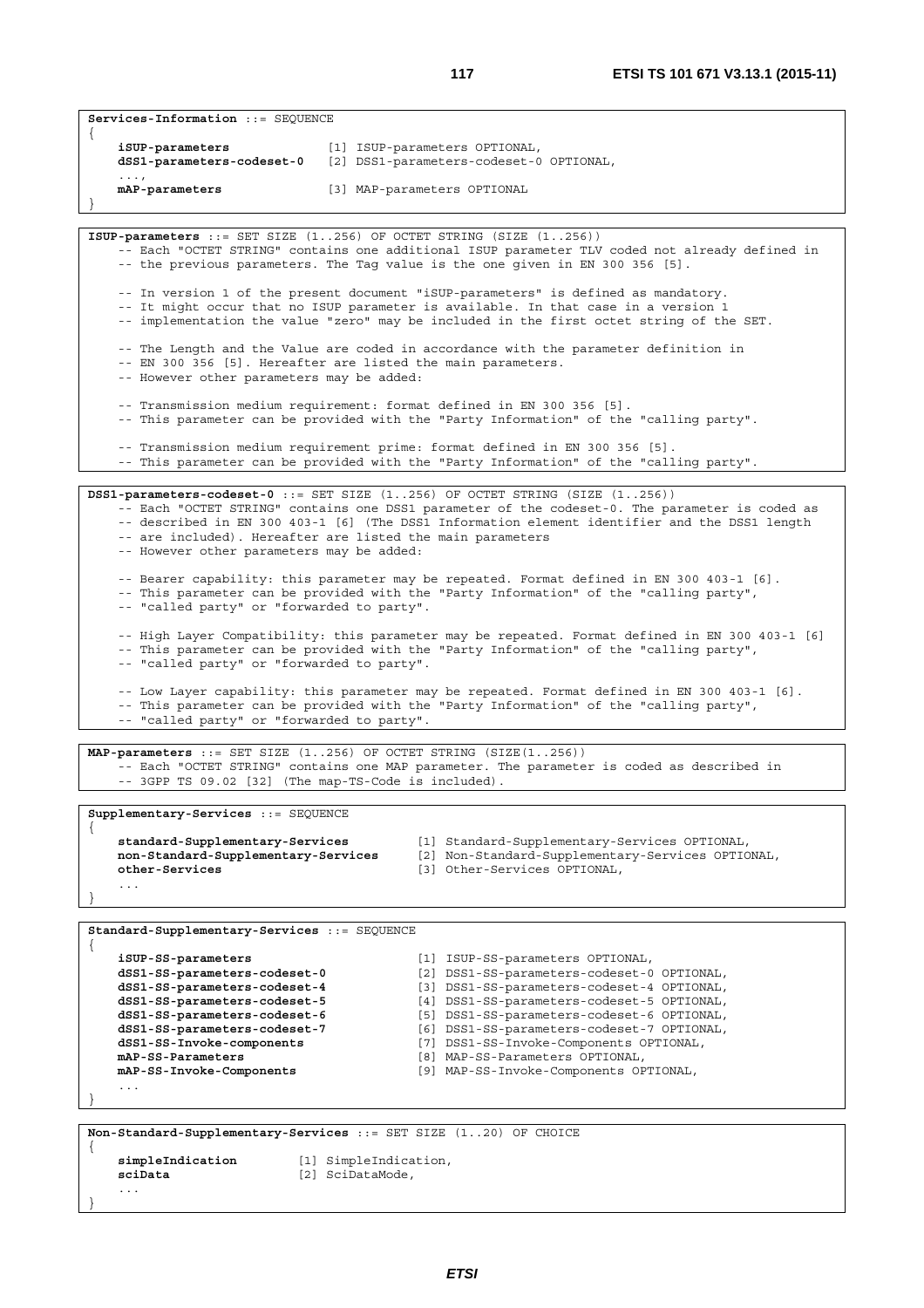```
Services-Information ::= SEQUENCE
{
    iSUP-parameters             [1] ISUP-parameters OPTIONAL,
    dSS1-parameters-codeset-0   [2] DSS1-parameters-codeset-0 OPTIONAL,
    ...,
    mAP-parameters              [3] MAP-parameters OPTIONAL
}
```

```
ISUP-parameters ::= SET SIZE (1..256) OF OCTET STRING (SIZE (1..256))
    -- Each "OCTET STRING" contains one additional ISUP parameter TLV coded not already defined in
    -- the previous parameters. The Tag value is the one given in EN 300 356 [5].

    -- In version 1 of the present document "iSUP-parameters" is defined as mandatory.
    -- It might occur that no ISUP parameter is available. In that case in a version 1
    -- implementation the value "zero" may be included in the first octet string of the SET.

    -- The Length and the Value are coded in accordance with the parameter definition in
    -- EN 300 356 [5]. Hereafter are listed the main parameters.
    -- However other parameters may be added:

    -- Transmission medium requirement: format defined in EN 300 356 [5].
    -- This parameter can be provided with the "Party Information" of the "calling party".

    -- Transmission medium requirement prime: format defined in EN 300 356 [5].
    -- This parameter can be provided with the "Party Information" of the "calling party".
```

```
DSS1-parameters-codeset-0 ::= SET SIZE (1..256) OF OCTET STRING (SIZE (1..256))
    -- Each "OCTET STRING" contains one DSS1 parameter of the codeset-0. The parameter is coded as
    -- described in EN 300 403-1 [6] (The DSS1 Information element identifier and the DSS1 length
    -- are included). Hereafter are listed the main parameters
    -- However other parameters may be added:

    -- Bearer capability: this parameter may be repeated. Format defined in EN 300 403-1 [6].
    -- This parameter can be provided with the "Party Information" of the "calling party",
    -- "called party" or "forwarded to party".

    -- High Layer Compatibility: this parameter may be repeated. Format defined in EN 300 403-1 [6]
    -- This parameter can be provided with the "Party Information" of the "calling party",
    -- "called party" or "forwarded to party".

    -- Low Layer capability: this parameter may be repeated. Format defined in EN 300 403-1 [6].
    -- This parameter can be provided with the "Party Information" of the "calling party",
    -- "called party" or "forwarded to party".
```

```
MAP-parameters ::= SET SIZE (1..256) OF OCTET STRING (SIZE(1..256))
    -- Each "OCTET STRING" contains one MAP parameter. The parameter is coded as described in
    -- 3GPP TS 09.02 [32] (The map-TS-Code is included).
```

```
Supplementary-Services ::= SEQUENCE
{
    standard-Supplementary-Services         [1] Standard-Supplementary-Services OPTIONAL,
    non-Standard-Supplementary-Services     [2] Non-Standard-Supplementary-Services OPTIONAL,
    other-Services                          [3] Other-Services OPTIONAL,
    ...
}
```

```
Standard-Supplementary-Services ::= SEQUENCE
{
    iSUP-SS-parameters                  [1] ISUP-SS-parameters OPTIONAL,
    dSS1-SS-parameters-codeset-0        [2] DSS1-SS-parameters-codeset-0 OPTIONAL,
    dSS1-SS-parameters-codeset-4        [3] DSS1-SS-parameters-codeset-4 OPTIONAL,
    dSS1-SS-parameters-codeset-5        [4] DSS1-SS-parameters-codeset-5 OPTIONAL,
    dSS1-SS-parameters-codeset-6        [5] DSS1-SS-parameters-codeset-6 OPTIONAL,
    dSS1-SS-parameters-codeset-7        [6] DSS1-SS-parameters-codeset-7 OPTIONAL,
    dSS1-SS-Invoke-components           [7] DSS1-SS-Invoke-Components OPTIONAL,
    mAP-SS-Parameters                   [8] MAP-SS-Parameters OPTIONAL,
    mAP-SS-Invoke-Components            [9] MAP-SS-Invoke-Components OPTIONAL,
    ...
}
```

```
Non-Standard-Supplementary-Services ::= SET SIZE (1..20) OF CHOICE
{
    simpleIndication        [1] SimpleIndication,
    sciData                 [2] SciDataMode,
    ...
}
```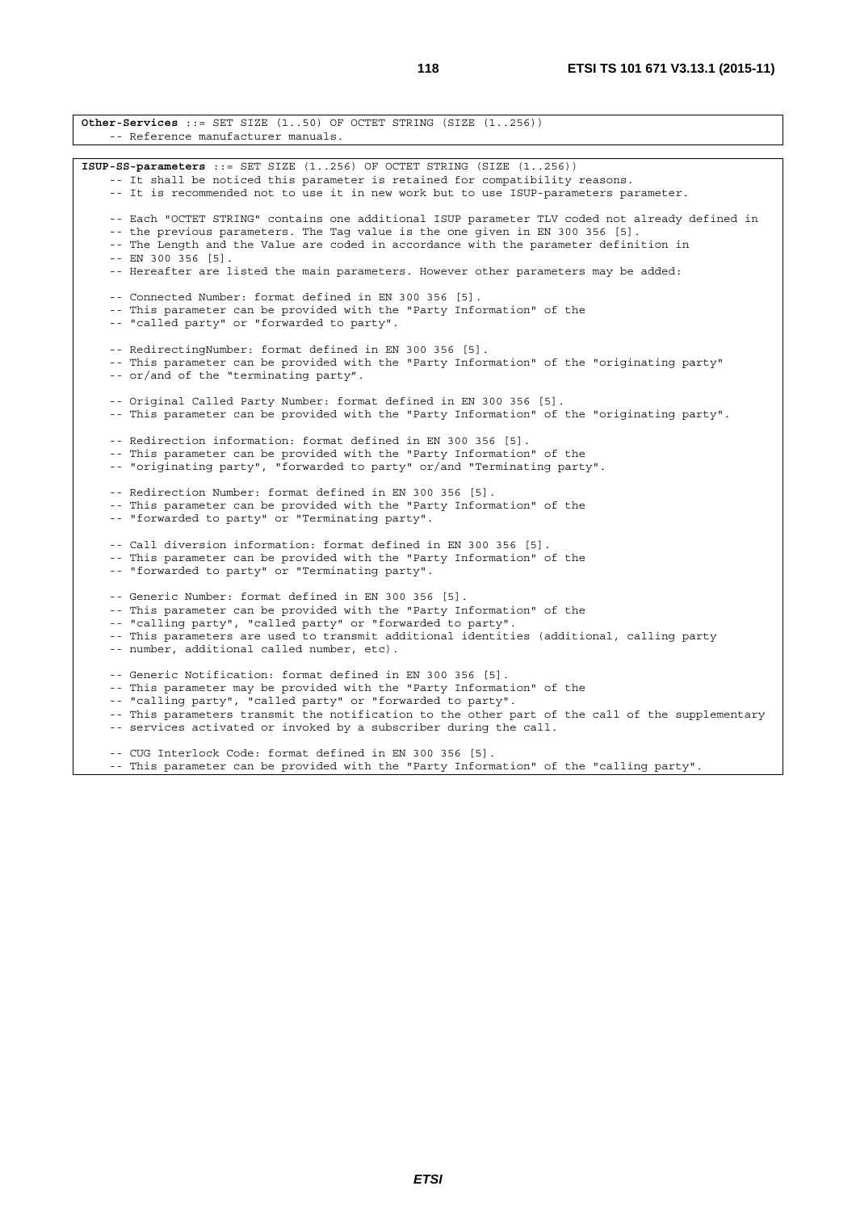```
Other-Services ::= SET SIZE (1..50) OF OCTET STRING (SIZE (1..256))
    -- Reference manufacturer manuals.
```

```
ISUP-SS-parameters ::= SET SIZE (1..256) OF OCTET STRING (SIZE (1..256))
    -- It shall be noticed this parameter is retained for compatibility reasons.
    -- It is recommended not to use it in new work but to use ISUP-parameters parameter.

    -- Each "OCTET STRING" contains one additional ISUP parameter TLV coded not already defined in
    -- the previous parameters. The Tag value is the one given in EN 300 356 [5].
    -- The Length and the Value are coded in accordance with the parameter definition in
    -- EN 300 356 [5].
    -- Hereafter are listed the main parameters. However other parameters may be added:

    -- Connected Number: format defined in EN 300 356 [5].
    -- This parameter can be provided with the "Party Information" of the
    -- "called party" or "forwarded to party".

    -- RedirectingNumber: format defined in EN 300 356 [5].
    -- This parameter can be provided with the "Party Information" of the "originating party"
    -- or/and of the "terminating party".

    -- Original Called Party Number: format defined in EN 300 356 [5].
    -- This parameter can be provided with the "Party Information" of the "originating party".

    -- Redirection information: format defined in EN 300 356 [5].
    -- This parameter can be provided with the "Party Information" of the
    -- "originating party", "forwarded to party" or/and "Terminating party".

    -- Redirection Number: format defined in EN 300 356 [5].
    -- This parameter can be provided with the "Party Information" of the
    -- "forwarded to party" or "Terminating party".

    -- Call diversion information: format defined in EN 300 356 [5].
    -- This parameter can be provided with the "Party Information" of the
    -- "forwarded to party" or "Terminating party".

    -- Generic Number: format defined in EN 300 356 [5].
    -- This parameter can be provided with the "Party Information" of the
    -- "calling party", "called party" or "forwarded to party".
    -- This parameters are used to transmit additional identities (additional, calling party
    -- number, additional called number, etc).

    -- Generic Notification: format defined in EN 300 356 [5].
    -- This parameter may be provided with the "Party Information" of the
    -- "calling party", "called party" or "forwarded to party".
    -- This parameters transmit the notification to the other part of the call of the supplementary
    -- services activated or invoked by a subscriber during the call.

    -- CUG Interlock Code: format defined in EN 300 356 [5].
    -- This parameter can be provided with the "Party Information" of the "calling party".
```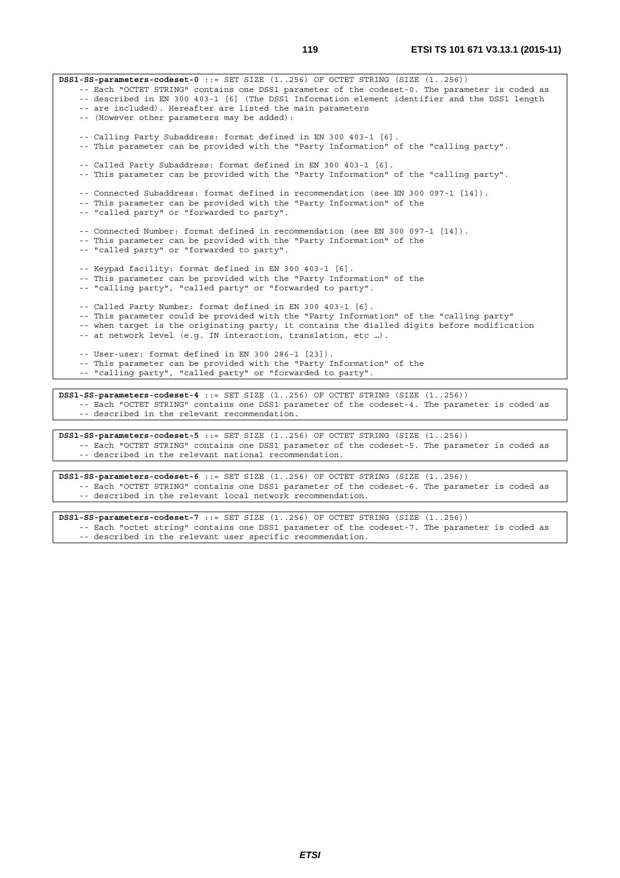```
DSS1-SS-parameters-codeset-0 ::= SET SIZE (1..256) OF OCTET STRING (SIZE (1..256))
    -- Each "OCTET STRING" contains one DSS1 parameter of the codeset-0. The parameter is coded as
    -- described in EN 300 403-1 [6] (The DSS1 Information element identifier and the DSS1 length
    -- are included). Hereafter are listed the main parameters
    -- (However other parameters may be added):

    -- Calling Party Subaddress: format defined in EN 300 403-1 [6].
    -- This parameter can be provided with the "Party Information" of the "calling party".

    -- Called Party Subaddress: format defined in EN 300 403-1 [6].
    -- This parameter can be provided with the "Party Information" of the "calling party".

    -- Connected Subaddress: format defined in recommendation (see EN 300 097-1 [14]).
    -- This parameter can be provided with the "Party Information" of the
    -- "called party" or "forwarded to party".

    -- Connected Number: format defined in recommendation (see EN 300 097-1 [14]).
    -- This parameter can be provided with the "Party Information" of the
    -- "called party" or "forwarded to party".

    -- Keypad facility: format defined in EN 300 403-1 [6].
    -- This parameter can be provided with the "Party Information" of the
    -- "calling party", "called party" or "forwarded to party".

    -- Called Party Number: format defined in EN 300 403-1 [6].
    -- This parameter could be provided with the "Party Information" of the "calling party"
    -- when target is the originating party; it contains the dialled digits before modification
    -- at network level (e.g. IN interaction, translation, etc …).

    -- User-user: format defined in EN 300 286-1 [23]).
    -- This parameter can be provided with the "Party Information" of the
    -- "calling party", "called party" or "forwarded to party".
```

```
DSS1-SS-parameters-codeset-4 ::= SET SIZE (1..256) OF OCTET STRING (SIZE (1..256))
    -- Each "OCTET STRING" contains one DSS1 parameter of the codeset-4. The parameter is coded as
    -- described in the relevant recommendation.
```

```
DSS1-SS-parameters-codeset-5 ::= SET SIZE (1..256) OF OCTET STRING (SIZE (1..256))
    -- Each "OCTET STRING" contains one DSS1 parameter of the codeset-5. The parameter is coded as
    -- described in the relevant national recommendation.
```

```
DSS1-SS-parameters-codeset-6 ::= SET SIZE (1..256) OF OCTET STRING (SIZE (1..256))
    -- Each "OCTET STRING" contains one DSS1 parameter of the codeset-6. The parameter is coded as
    -- described in the relevant local network recommendation.
```

```
DSS1-SS-parameters-codeset-7 ::= SET SIZE (1..256) OF OCTET STRING (SIZE (1..256))
    -- Each "octet string" contains one DSS1 parameter of the codeset-7. The parameter is coded as
    -- described in the relevant user specific recommendation.
```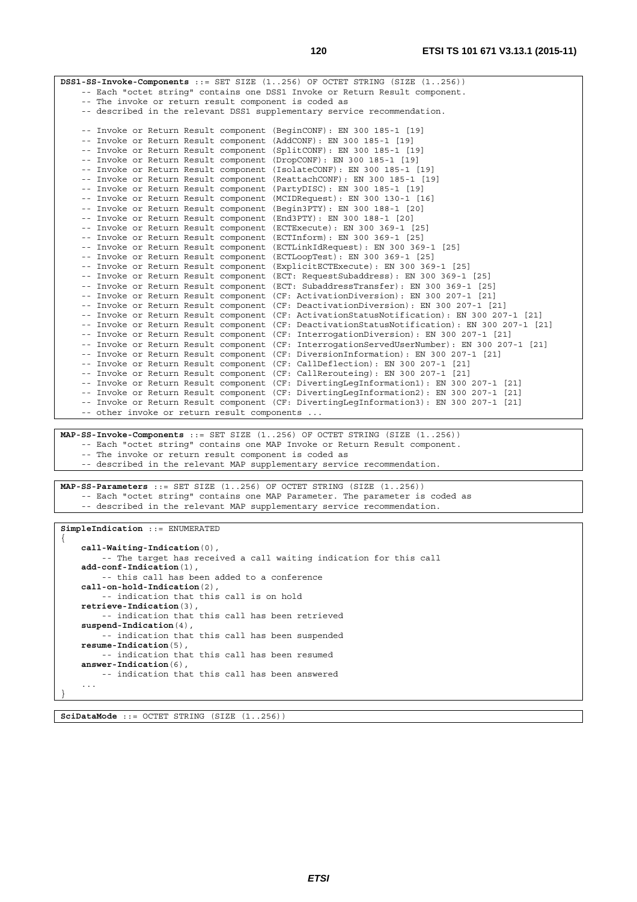```
DSS1-SS-Invoke-Components ::= SET SIZE (1..256) OF OCTET STRING (SIZE (1..256))
    -- Each "octet string" contains one DSS1 Invoke or Return Result component.
    -- The invoke or return result component is coded as
    -- described in the relevant DSS1 supplementary service recommendation.

    -- Invoke or Return Result component (BeginCONF): EN 300 185-1 [19]
    -- Invoke or Return Result component (AddCONF): EN 300 185-1 [19]
    -- Invoke or Return Result component (SplitCONF): EN 300 185-1 [19]
    -- Invoke or Return Result component (DropCONF): EN 300 185-1 [19]
    -- Invoke or Return Result component (IsolateCONF): EN 300 185-1 [19]
    -- Invoke or Return Result component (ReattachCONF): EN 300 185-1 [19]
    -- Invoke or Return Result component (PartyDISC): EN 300 185-1 [19]
    -- Invoke or Return Result component (MCIDRequest): EN 300 130-1 [16]
    -- Invoke or Return Result component (Begin3PTY): EN 300 188-1 [20]
    -- Invoke or Return Result component (End3PTY): EN 300 188-1 [20]
    -- Invoke or Return Result component (ECTExecute): EN 300 369-1 [25]
    -- Invoke or Return Result component (ECTInform): EN 300 369-1 [25]
    -- Invoke or Return Result component (ECTLinkIdRequest): EN 300 369-1 [25]
    -- Invoke or Return Result component (ECTLoopTest): EN 300 369-1 [25]
    -- Invoke or Return Result component (ExplicitECTExecute): EN 300 369-1 [25]
    -- Invoke or Return Result component (ECT: RequestSubaddress): EN 300 369-1 [25]
    -- Invoke or Return Result component (ECT: SubaddressTransfer): EN 300 369-1 [25]
    -- Invoke or Return Result component (CF: ActivationDiversion): EN 300 207-1 [21]
    -- Invoke or Return Result component (CF: DeactivationDiversion): EN 300 207-1 [21]
    -- Invoke or Return Result component (CF: ActivationStatusNotification): EN 300 207-1 [21]
    -- Invoke or Return Result component (CF: DeactivationStatusNotification): EN 300 207-1 [21]
    -- Invoke or Return Result component (CF: InterrogationDiversion): EN 300 207-1 [21]
    -- Invoke or Return Result component (CF: InterrogationServedUserNumber): EN 300 207-1 [21]
    -- Invoke or Return Result component (CF: DiversionInformation): EN 300 207-1 [21]
    -- Invoke or Return Result component (CF: CallDeflection): EN 300 207-1 [21]
    -- Invoke or Return Result component (CF: CallRerouteing): EN 300 207-1 [21]
    -- Invoke or Return Result component (CF: DivertingLegInformation1): EN 300 207-1 [21]
    -- Invoke or Return Result component (CF: DivertingLegInformation2): EN 300 207-1 [21]
    -- Invoke or Return Result component (CF: DivertingLegInformation3): EN 300 207-1 [21]
    -- other invoke or return result components ...
```

```
MAP-SS-Invoke-Components ::= SET SIZE (1..256) OF OCTET STRING (SIZE (1..256))
    -- Each "octet string" contains one MAP Invoke or Return Result component.
    -- The invoke or return result component is coded as
    -- described in the relevant MAP supplementary service recommendation.
```

```
MAP-SS-Parameters ::= SET SIZE (1..256) OF OCTET STRING (SIZE (1..256))
    -- Each "octet string" contains one MAP Parameter. The parameter is coded as
    -- described in the relevant MAP supplementary service recommendation.
```

```
SimpleIndication ::= ENUMERATED
{
    call-Waiting-Indication(0),
        -- The target has received a call waiting indication for this call
    add-conf-Indication(1),
        -- this call has been added to a conference
    call-on-hold-Indication(2),
        -- indication that this call is on hold
    retrieve-Indication(3),
        -- indication that this call has been retrieved
    suspend-Indication(4),
        -- indication that this call has been suspended
    resume-Indication(5),
        -- indication that this call has been resumed
    answer-Indication(6),
        -- indication that this call has been answered
    ...
}
```

```
SciDataMode ::= OCTET STRING (SIZE (1..256))
```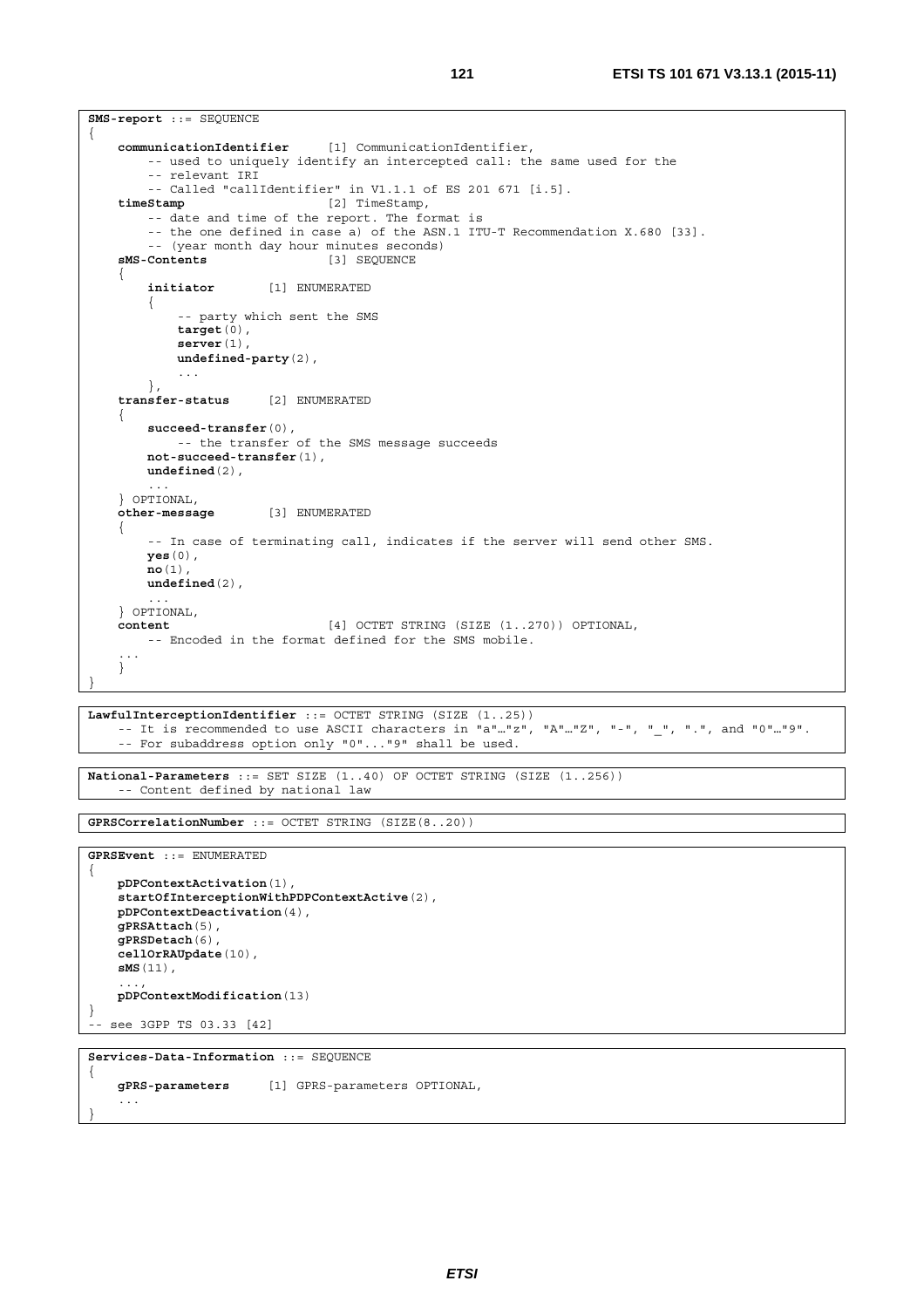```
SMS-report ::= SEQUENCE
{
    communicationIdentifier     [1] CommunicationIdentifier,
        -- used to uniquely identify an intercepted call: the same used for the
        -- relevant IRI
        -- Called "callIdentifier" in V1.1.1 of ES 201 671 [i.5].
    timeStamp                   [2] TimeStamp,
        -- date and time of the report. The format is
        -- the one defined in case a) of the ASN.1 ITU-T Recommendation X.680 [33].
        -- (year month day hour minutes seconds)
    sMS-Contents                [3] SEQUENCE
    {
        initiator       [1] ENUMERATED
        {
            -- party which sent the SMS
            target(0),
            server(1),
            undefined-party(2),
            ...
        },
    transfer-status     [2] ENUMERATED
    {
        succeed-transfer(0),
            -- the transfer of the SMS message succeeds
        not-succeed-transfer(1),
        undefined(2),
        ...
    } OPTIONAL,
    other-message       [3] ENUMERATED
    {
        -- In case of terminating call, indicates if the server will send other SMS.
        yes(0),
        no(1),
        undefined(2),
        ...
    } OPTIONAL,
    content                     [4] OCTET STRING (SIZE (1..270)) OPTIONAL,
        -- Encoded in the format defined for the SMS mobile.
    ...
    }
}
```

```
LawfulInterceptionIdentifier ::= OCTET STRING (SIZE (1..25))
    -- It is recommended to use ASCII characters in "a"…"z", "A"…"Z", "-", "_", ".", and "0"…"9".
    -- For subaddress option only "0"..."9" shall be used.
```

```
National-Parameters ::= SET SIZE (1..40) OF OCTET STRING (SIZE (1..256))
    -- Content defined by national law
```

```
GPRSCorrelationNumber ::= OCTET STRING (SIZE(8..20))
```

```
GPRSEvent ::= ENUMERATED
{
    pDPContextActivation(1),
    startOfInterceptionWithPDPContextActive(2),
    pDPContextDeactivation(4),
    gPRSAttach(5),
    gPRSDetach(6),
    cellOrRAUpdate(10),
    sMS(11),
    ...,
    pDPContextModification(13)
}
-- see 3GPP TS 03.33 [42]
```

```
Services-Data-Information ::= SEQUENCE
{
    gPRS-parameters     [1] GPRS-parameters OPTIONAL,
    ...
}
```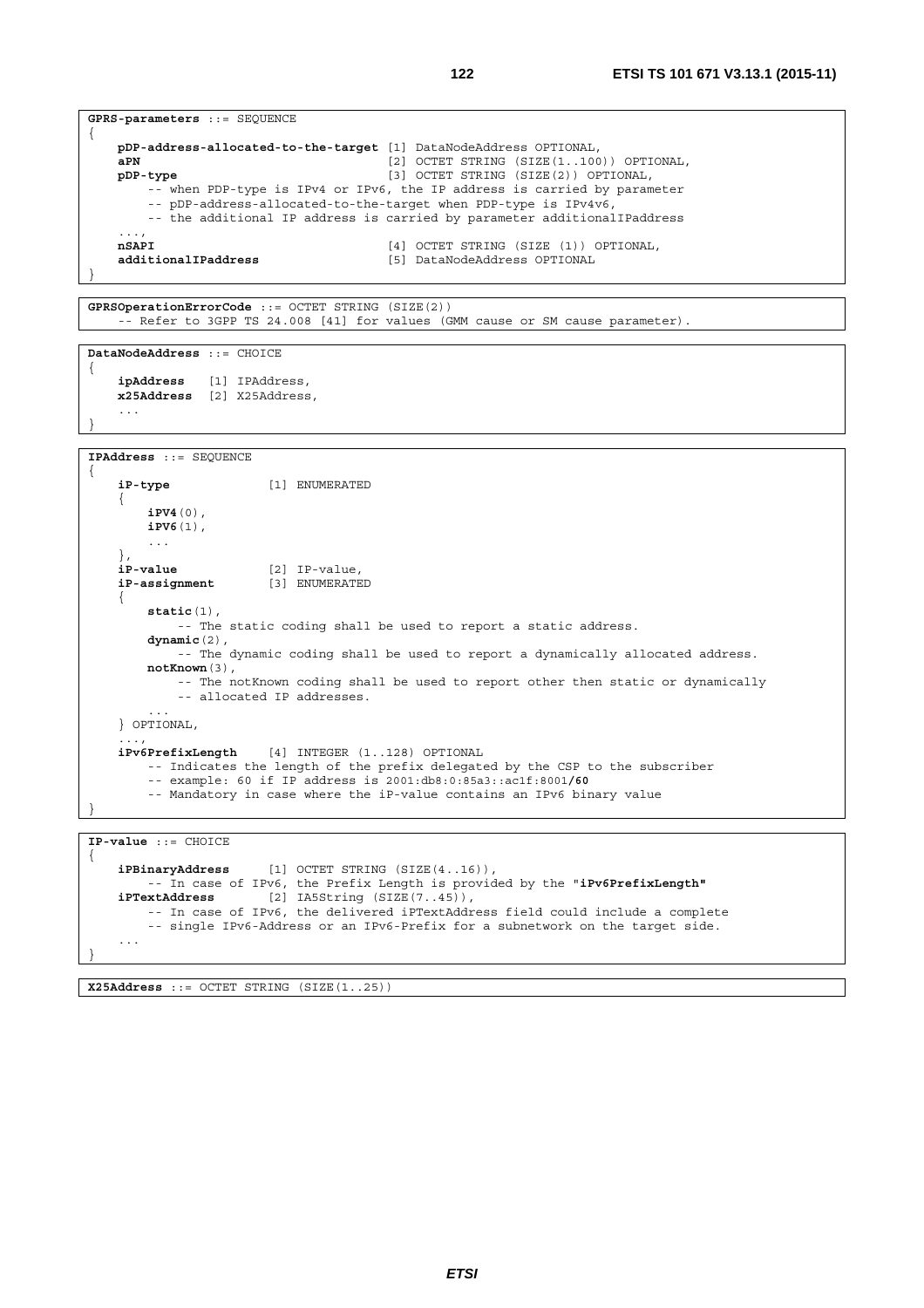```
GPRS-parameters ::= SEQUENCE
{
    pDP-address-allocated-to-the-target [1] DataNodeAddress OPTIONAL,
    aPN                                 [2] OCTET STRING (SIZE(1..100)) OPTIONAL,
    pDP-type                            [3] OCTET STRING (SIZE(2)) OPTIONAL,
        -- when PDP-type is IPv4 or IPv6, the IP address is carried by parameter
        -- pDP-address-allocated-to-the-target when PDP-type is IPv4v6,
        -- the additional IP address is carried by parameter additionalIPaddress
    ...,
    nSAPI                               [4] OCTET STRING (SIZE (1)) OPTIONAL,
    additionalIPaddress                 [5] DataNodeAddress OPTIONAL
}
```

```
GPRSOperationErrorCode ::= OCTET STRING (SIZE(2))
    -- Refer to 3GPP TS 24.008 [41] for values (GMM cause or SM cause parameter).
```

```
DataNodeAddress ::= CHOICE
{
    ipAddress   [1] IPAddress,
    x25Address  [2] X25Address,
    ...
}
```

```
IPAddress ::= SEQUENCE
{
    iP-type             [1] ENUMERATED
    {
        iPV4(0),
        iPV6(1),
        ...
    },
    iP-value            [2] IP-value,
    iP-assignment       [3] ENUMERATED
    {
        static(1),
            -- The static coding shall be used to report a static address.
        dynamic(2),
            -- The dynamic coding shall be used to report a dynamically allocated address.
        notKnown(3),
            -- The notKnown coding shall be used to report other then static or dynamically
            -- allocated IP addresses.
        ...
    } OPTIONAL,
    ...,
    iPv6PrefixLength    [4] INTEGER (1..128) OPTIONAL
        -- Indicates the length of the prefix delegated by the CSP to the subscriber
        -- example: 60 if IP address is 2001:db8:0:85a3::ac1f:8001/60
        -- Mandatory in case where the iP-value contains an IPv6 binary value
}
```

```
IP-value ::= CHOICE
{
    iPBinaryAddress     [1] OCTET STRING (SIZE(4..16)),
        -- In case of IPv6, the Prefix Length is provided by the "iPv6PrefixLength"
    iPTextAddress       [2] IA5String (SIZE(7..45)),
        -- In case of IPv6, the delivered iPTextAddress field could include a complete
        -- single IPv6-Address or an IPv6-Prefix for a subnetwork on the target side.
    ...
}
```

```
X25Address ::= OCTET STRING (SIZE(1..25))
```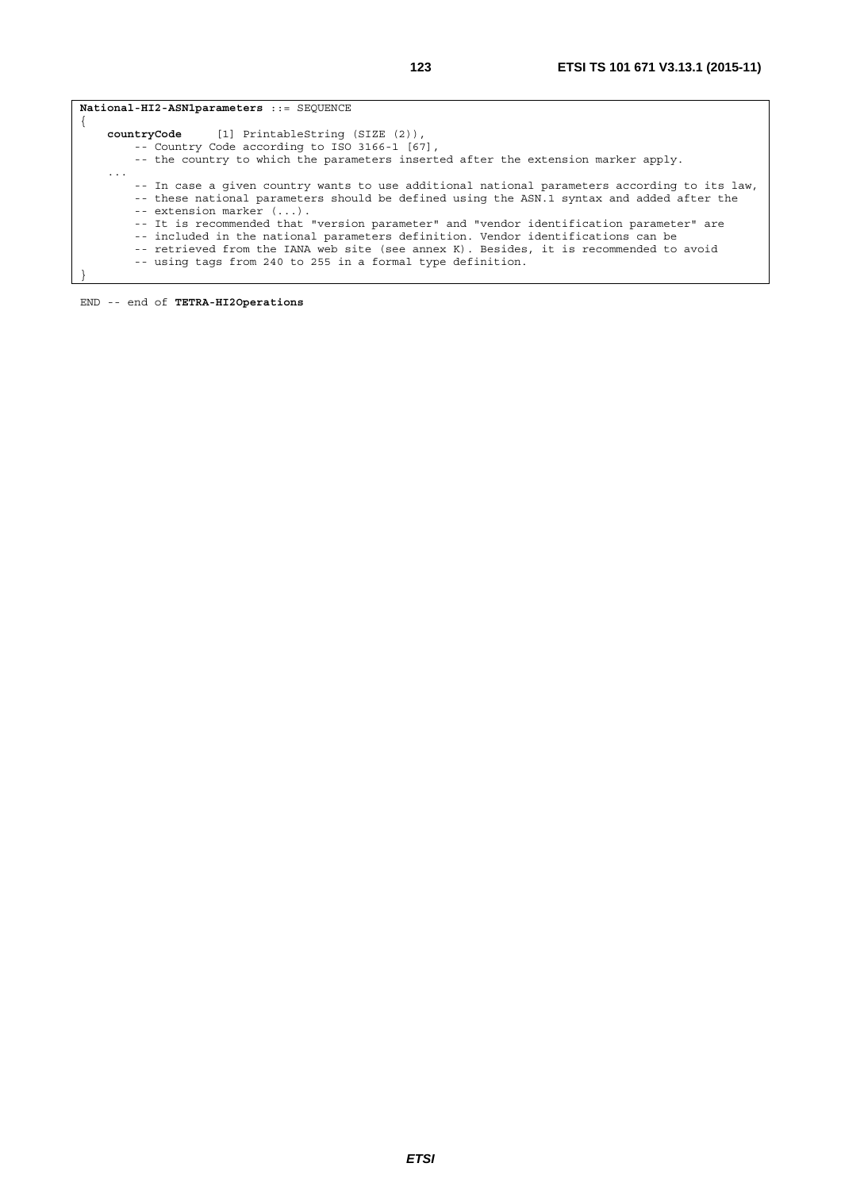```
National-HI2-ASN1parameters ::= SEQUENCE
{
    countryCode      [1] PrintableString (SIZE (2)),
        -- Country Code according to ISO 3166-1 [67],
        -- the country to which the parameters inserted after the extension marker apply.
    ...
        -- In case a given country wants to use additional national parameters according to its law,
        -- these national parameters should be defined using the ASN.1 syntax and added after the
        -- extension marker (...).
        -- It is recommended that "version parameter" and "vendor identification parameter" are
        -- included in the national parameters definition. Vendor identifications can be
        -- retrieved from the IANA web site (see annex K). Besides, it is recommended to avoid
        -- using tags from 240 to 255 in a formal type definition.
}
```

```
END -- end of TETRA-HI2Operations
```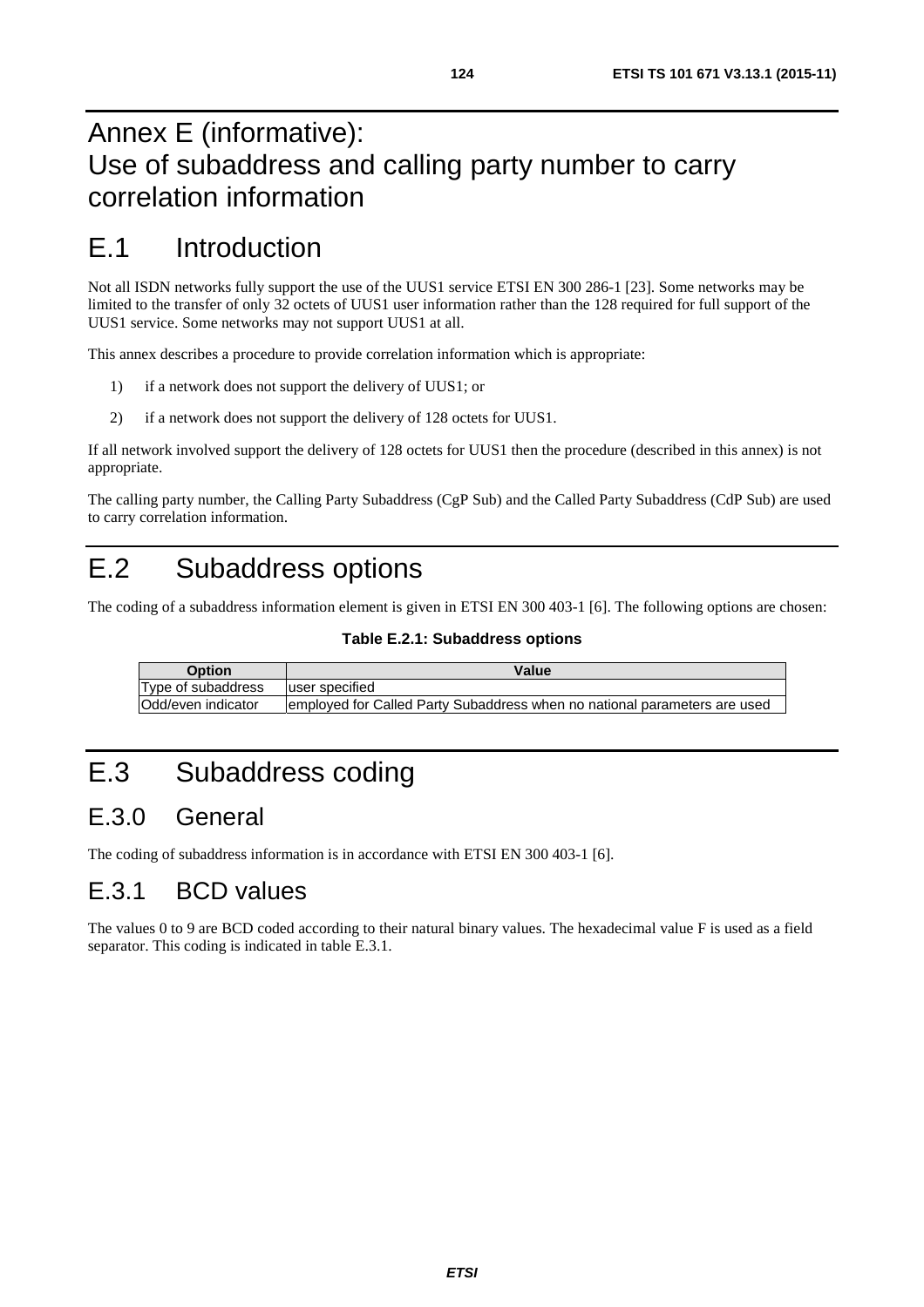# Annex E (informative): Use of subaddress and calling party number to carry correlation information

# E.1 Introduction

Not all ISDN networks fully support the use of the UUS1 service ETSI EN 300 286-1 [23]. Some networks may be limited to the transfer of only 32 octets of UUS1 user information rather than the 128 required for full support of the UUS1 service. Some networks may not support UUS1 at all.

This annex describes a procedure to provide correlation information which is appropriate:

1) if a network does not support the delivery of UUS1; or
2) if a network does not support the delivery of 128 octets for UUS1.

If all network involved support the delivery of 128 octets for UUS1 then the procedure (described in this annex) is not appropriate.

The calling party number, the Calling Party Subaddress (CgP Sub) and the Called Party Subaddress (CdP Sub) are used to carry correlation information.

# E.2 Subaddress options

The coding of a subaddress information element is given in ETSI EN 300 403-1 [6]. The following options are chosen:

**Table E.2.1: Subaddress options**

| Option | Value |
|---|---|
| Type of subaddress | user specified |
| Odd/even indicator | employed for Called Party Subaddress when no national parameters are used |

# E.3 Subaddress coding

## E.3.0 General

The coding of subaddress information is in accordance with ETSI EN 300 403-1 [6].

## E.3.1 BCD values

The values 0 to 9 are BCD coded according to their natural binary values. The hexadecimal value F is used as a field separator. This coding is indicated in table E.3.1.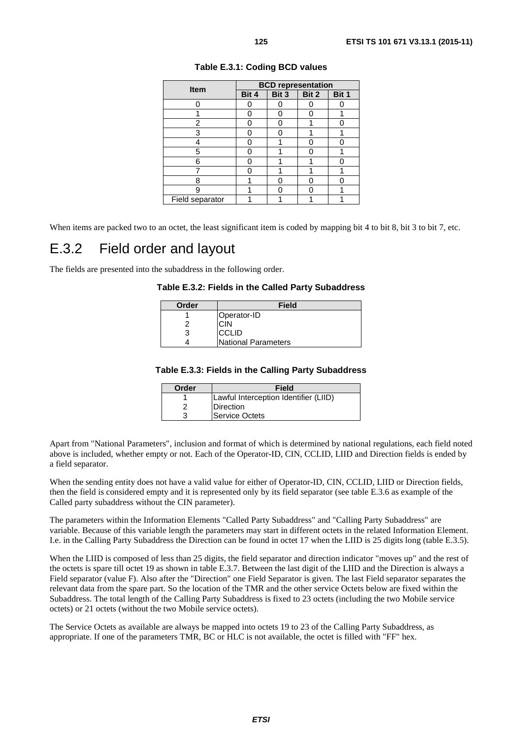**Table E.3.1: Coding BCD values**

| Item | BCD representation | | | |
|---|---|---|---|---|
| | Bit 4 | Bit 3 | Bit 2 | Bit 1 |
| 0 | 0 | 0 | 0 | 0 |
| 1 | 0 | 0 | 0 | 1 |
| 2 | 0 | 0 | 1 | 0 |
| 3 | 0 | 0 | 1 | 1 |
| 4 | 0 | 1 | 0 | 0 |
| 5 | 0 | 1 | 0 | 1 |
| 6 | 0 | 1 | 1 | 0 |
| 7 | 0 | 1 | 1 | 1 |
| 8 | 1 | 0 | 0 | 0 |
| 9 | 1 | 0 | 0 | 1 |
| Field separator | 1 | 1 | 1 | 1 |

When items are packed two to an octet, the least significant item is coded by mapping bit 4 to bit 8, bit 3 to bit 7, etc.

## E.3.2 Field order and layout

The fields are presented into the subaddress in the following order.

**Table E.3.2: Fields in the Called Party Subaddress**

| Order | Field |
|---|---|
| 1 | Operator-ID |
| 2 | CIN |
| 3 | CCLID |
| 4 | National Parameters |

**Table E.3.3: Fields in the Calling Party Subaddress**

| Order | Field |
|---|---|
| 1 | Lawful Interception Identifier (LIID) |
| 2 | Direction |
| 3 | Service Octets |

Apart from "National Parameters", inclusion and format of which is determined by national regulations, each field noted above is included, whether empty or not. Each of the Operator-ID, CIN, CCLID, LIID and Direction fields is ended by a field separator.

When the sending entity does not have a valid value for either of Operator-ID, CIN, CCLID, LIID or Direction fields, then the field is considered empty and it is represented only by its field separator (see table E.3.6 as example of the Called party subaddress without the CIN parameter).

The parameters within the Information Elements "Called Party Subaddress" and "Calling Party Subaddress" are variable. Because of this variable length the parameters may start in different octets in the related Information Element. I.e. in the Calling Party Subaddress the Direction can be found in octet 17 when the LIID is 25 digits long (table E.3.5).

When the LIID is composed of less than 25 digits, the field separator and direction indicator "moves up" and the rest of the octets is spare till octet 19 as shown in table E.3.7. Between the last digit of the LIID and the Direction is always a Field separator (value F). Also after the "Direction" one Field Separator is given. The last Field separator separates the relevant data from the spare part. So the location of the TMR and the other service Octets below are fixed within the Subaddress. The total length of the Calling Party Subaddress is fixed to 23 octets (including the two Mobile service octets) or 21 octets (without the two Mobile service octets).

The Service Octets as available are always be mapped into octets 19 to 23 of the Calling Party Subaddress, as appropriate. If one of the parameters TMR, BC or HLC is not available, the octet is filled with "FF" hex.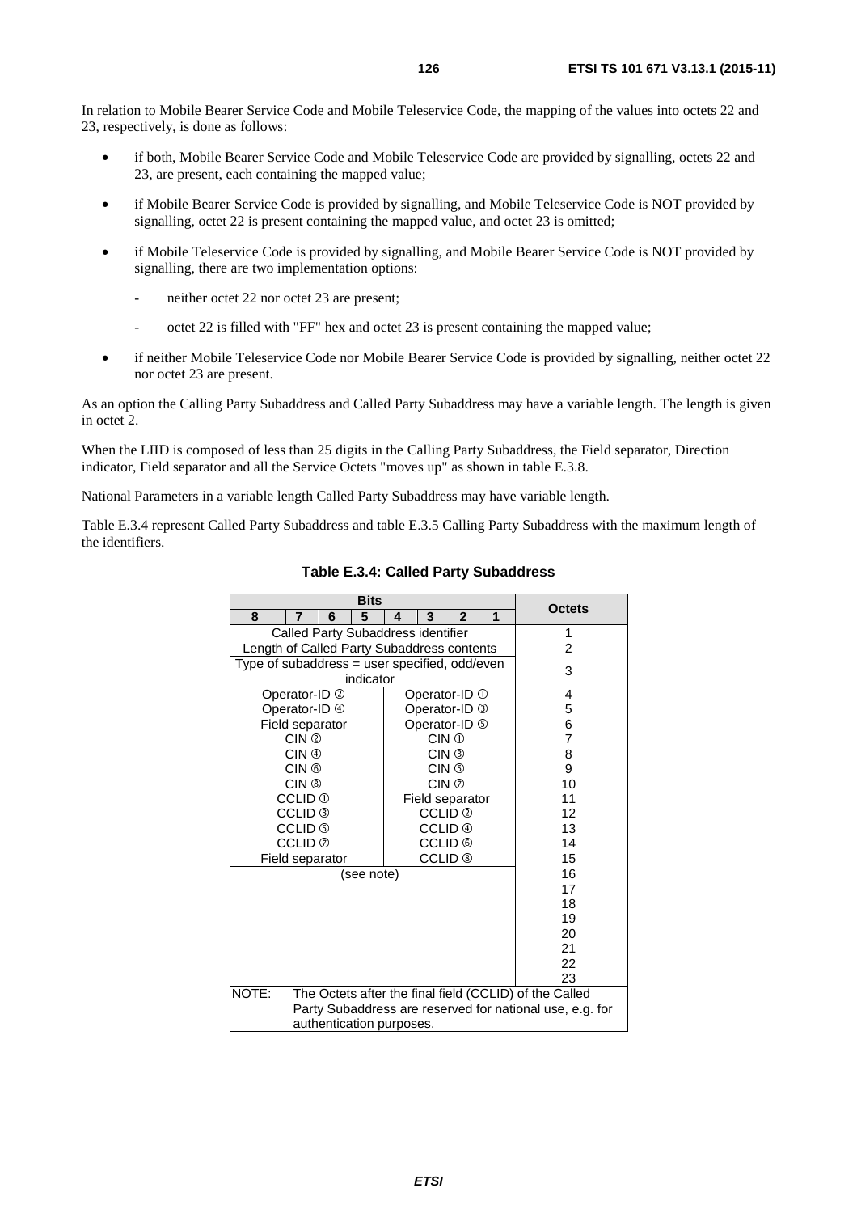In relation to Mobile Bearer Service Code and Mobile Teleservice Code, the mapping of the values into octets 22 and 23, respectively, is done as follows:

- if both, Mobile Bearer Service Code and Mobile Teleservice Code are provided by signalling, octets 22 and 23, are present, each containing the mapped value;
- if Mobile Bearer Service Code is provided by signalling, and Mobile Teleservice Code is NOT provided by signalling, octet 22 is present containing the mapped value, and octet 23 is omitted;
- if Mobile Teleservice Code is provided by signalling, and Mobile Bearer Service Code is NOT provided by signalling, there are two implementation options:
  - neither octet 22 nor octet 23 are present;
  - octet 22 is filled with "FF" hex and octet 23 is present containing the mapped value;
- if neither Mobile Teleservice Code nor Mobile Bearer Service Code is provided by signalling, neither octet 22 nor octet 23 are present.

As an option the Calling Party Subaddress and Called Party Subaddress may have a variable length. The length is given in octet 2.

When the LIID is composed of less than 25 digits in the Calling Party Subaddress, the Field separator, Direction indicator, Field separator and all the Service Octets "moves up" as shown in table E.3.8.

National Parameters in a variable length Called Party Subaddress may have variable length.

Table E.3.4 represent Called Party Subaddress and table E.3.5 Calling Party Subaddress with the maximum length of the identifiers.

**Table E.3.4: Called Party Subaddress**

| Bits 8 7 6 5 | Bits 4 3 2 1 | Octets |
|---|---|---|
| Called Party Subaddress identifier | | 1 |
| Length of Called Party Subaddress contents | | 2 |
| Type of subaddress = user specified, odd/even indicator | | 3 |
| Operator-ID ② | Operator-ID ① | 4 |
| Operator-ID ④ | Operator-ID ③ | 5 |
| Field separator | Operator-ID ⑤ | 6 |
| CIN ② | CIN ① | 7 |
| CIN ④ | CIN ③ | 8 |
| CIN ⑥ | CIN ⑤ | 9 |
| CIN ⑧ | CIN ⑦ | 10 |
| CCLID ① | Field separator | 11 |
| CCLID ③ | CCLID ② | 12 |
| CCLID ⑤ | CCLID ④ | 13 |
| CCLID ⑦ | CCLID ⑥ | 14 |
| Field separator | CCLID ⑧ | 15 |
| (see note) | | 16 |
| | | 17 |
| | | 18 |
| | | 19 |
| | | 20 |
| | | 21 |
| | | 22 |
| | | 23 |

NOTE: The Octets after the final field (CCLID) of the Called Party Subaddress are reserved for national use, e.g. for authentication purposes.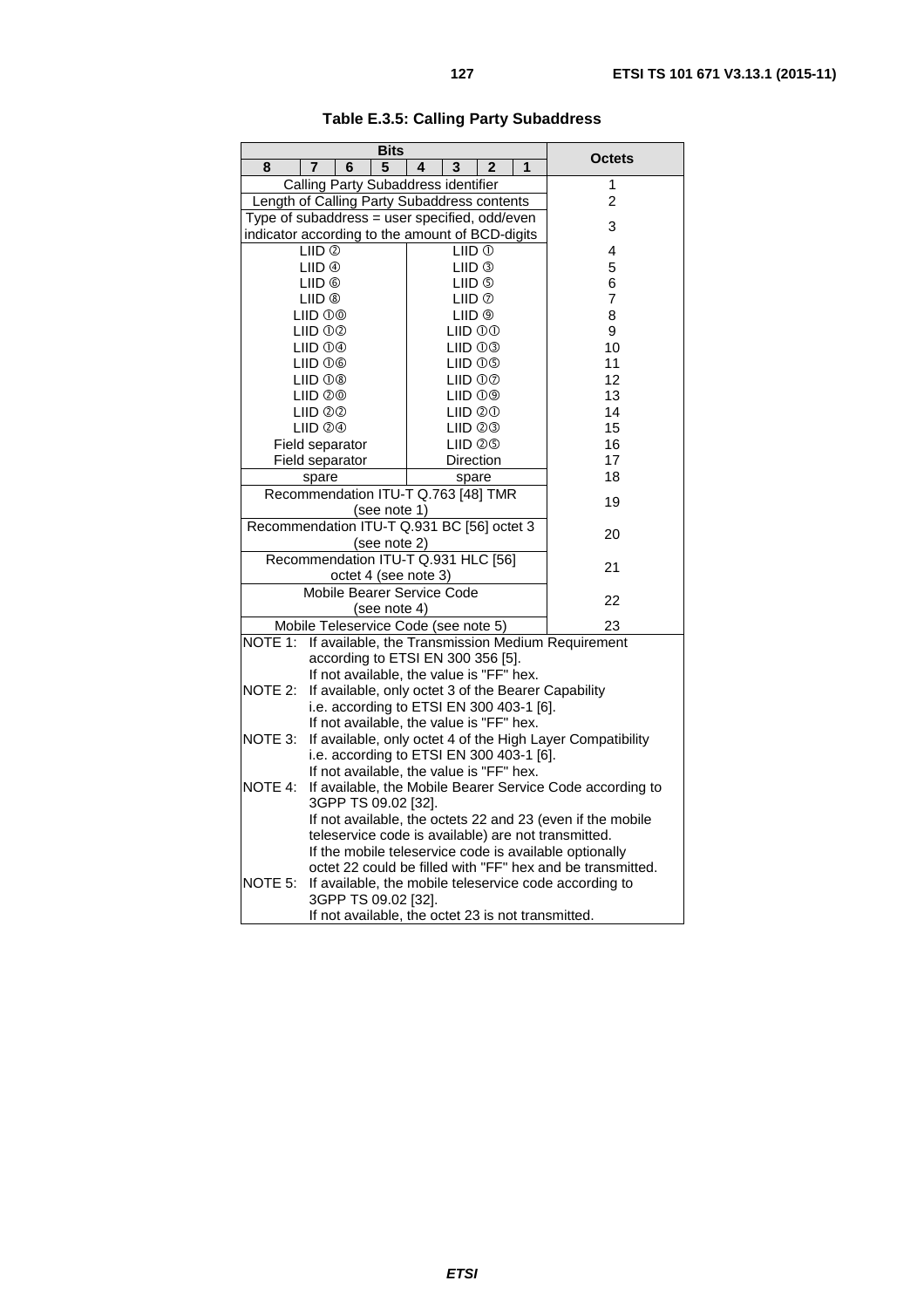**Table E.3.5: Calling Party Subaddress**

| Bits 8 7 6 5 | Bits 4 3 2 1 | Octets |
|---|---|---|
| Calling Party Subaddress identifier | | 1 |
| Length of Calling Party Subaddress contents | | 2 |
| Type of subaddress = user specified, odd/even indicator according to the amount of BCD-digits | | 3 |
| LIID ② | LIID ① | 4 |
| LIID ④ | LIID ③ | 5 |
| LIID ⑥ | LIID ⑤ | 6 |
| LIID ⑧ | LIID ⑦ | 7 |
| LIID ①⓪ | LIID ⑨ | 8 |
| LIID ①② | LIID ①① | 9 |
| LIID ①④ | LIID ①③ | 10 |
| LIID ①⑥ | LIID ①⑤ | 11 |
| LIID ①⑧ | LIID ①⑦ | 12 |
| LIID ②⓪ | LIID ①⑨ | 13 |
| LIID ②② | LIID ②① | 14 |
| LIID ②④ | LIID ②③ | 15 |
| Field separator | LIID ②⑤ | 16 |
| Field separator | Direction | 17 |
| spare | spare | 18 |
| Recommendation ITU-T Q.763 [48] TMR (see note 1) | | 19 |
| Recommendation ITU-T Q.931 BC [56] octet 3 (see note 2) | | 20 |
| Recommendation ITU-T Q.931 HLC [56] octet 4 (see note 3) | | 21 |
| Mobile Bearer Service Code (see note 4) | | 22 |
| Mobile Teleservice Code (see note 5) | | 23 |

NOTE 1: If available, the Transmission Medium Requirement according to ETSI EN 300 356 [5].
If not available, the value is "FF" hex.

NOTE 2: If available, only octet 3 of the Bearer Capability i.e. according to ETSI EN 300 403-1 [6].
If not available, the value is "FF" hex.

NOTE 3: If available, only octet 4 of the High Layer Compatibility i.e. according to ETSI EN 300 403-1 [6].
If not available, the value is "FF" hex.

NOTE 4: If available, the Mobile Bearer Service Code according to 3GPP TS 09.02 [32].
If not available, the octets 22 and 23 (even if the mobile teleservice code is available) are not transmitted.
If the mobile teleservice code is available optionally octet 22 could be filled with "FF" hex and be transmitted.

NOTE 5: If available, the mobile teleservice code according to 3GPP TS 09.02 [32].
If not available, the octet 23 is not transmitted.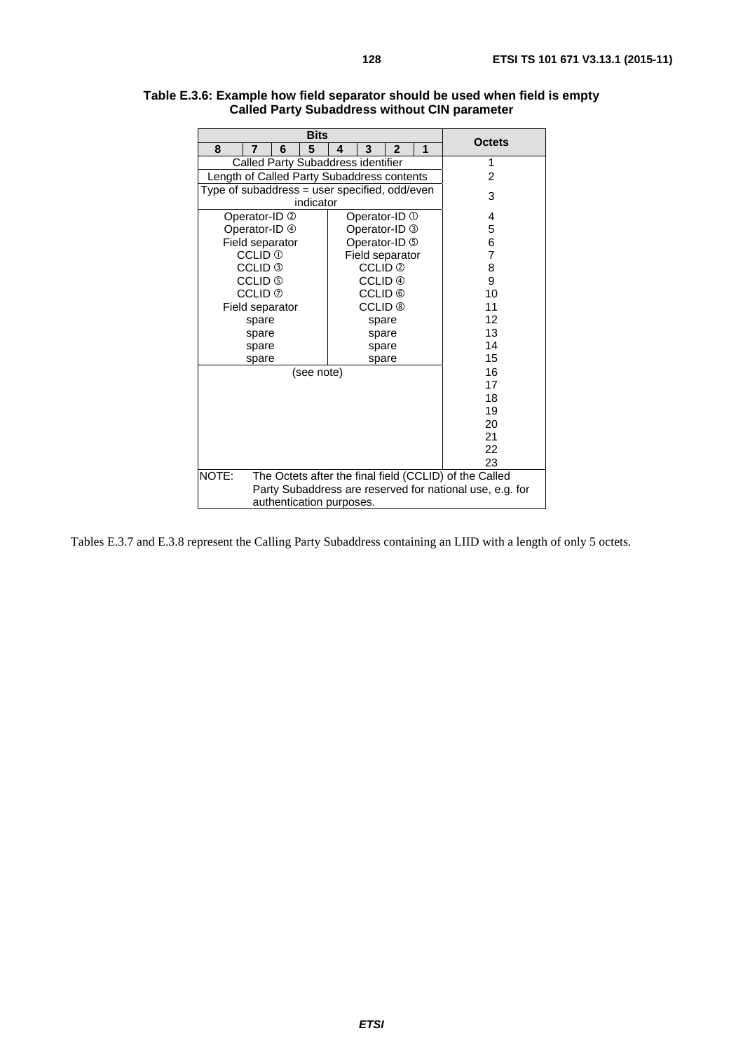**Table E.3.6: Example how field separator should be used when field is empty Called Party Subaddress without CIN parameter**

| Bits 8 | 7 | 6 | 5 | 4 | 3 | 2 | 1 | Octets |
|---|---|---|---|---|---|---|---|---|
| Called Party Subaddress identifier | | | | | | | | 1 |
| Length of Called Party Subaddress contents | | | | | | | | 2 |
| Type of subaddress = user specified, odd/even indicator | | | | | | | | 3 |
| Operator-ID ② | | | | Operator-ID ① | | | | 4 |
| Operator-ID ④ | | | | Operator-ID ③ | | | | 5 |
| Field separator | | | | Operator-ID ⑤ | | | | 6 |
| CCLID ① | | | | Field separator | | | | 7 |
| CCLID ③ | | | | CCLID ② | | | | 8 |
| CCLID ⑤ | | | | CCLID ④ | | | | 9 |
| CCLID ⑦ | | | | CCLID ⑥ | | | | 10 |
| Field separator | | | | CCLID ⑧ | | | | 11 |
| spare | | | | spare | | | | 12 |
| spare | | | | spare | | | | 13 |
| spare | | | | spare | | | | 14 |
| spare | | | | spare | | | | 15 |
| (see note) | | | | | | | | 16 |
| | | | | | | | | 17 |
| | | | | | | | | 18 |
| | | | | | | | | 19 |
| | | | | | | | | 20 |
| | | | | | | | | 21 |
| | | | | | | | | 22 |
| | | | | | | | | 23 |

NOTE: The Octets after the final field (CCLID) of the Called Party Subaddress are reserved for national use, e.g. for authentication purposes.

Tables E.3.7 and E.3.8 represent the Calling Party Subaddress containing an LIID with a length of only 5 octets.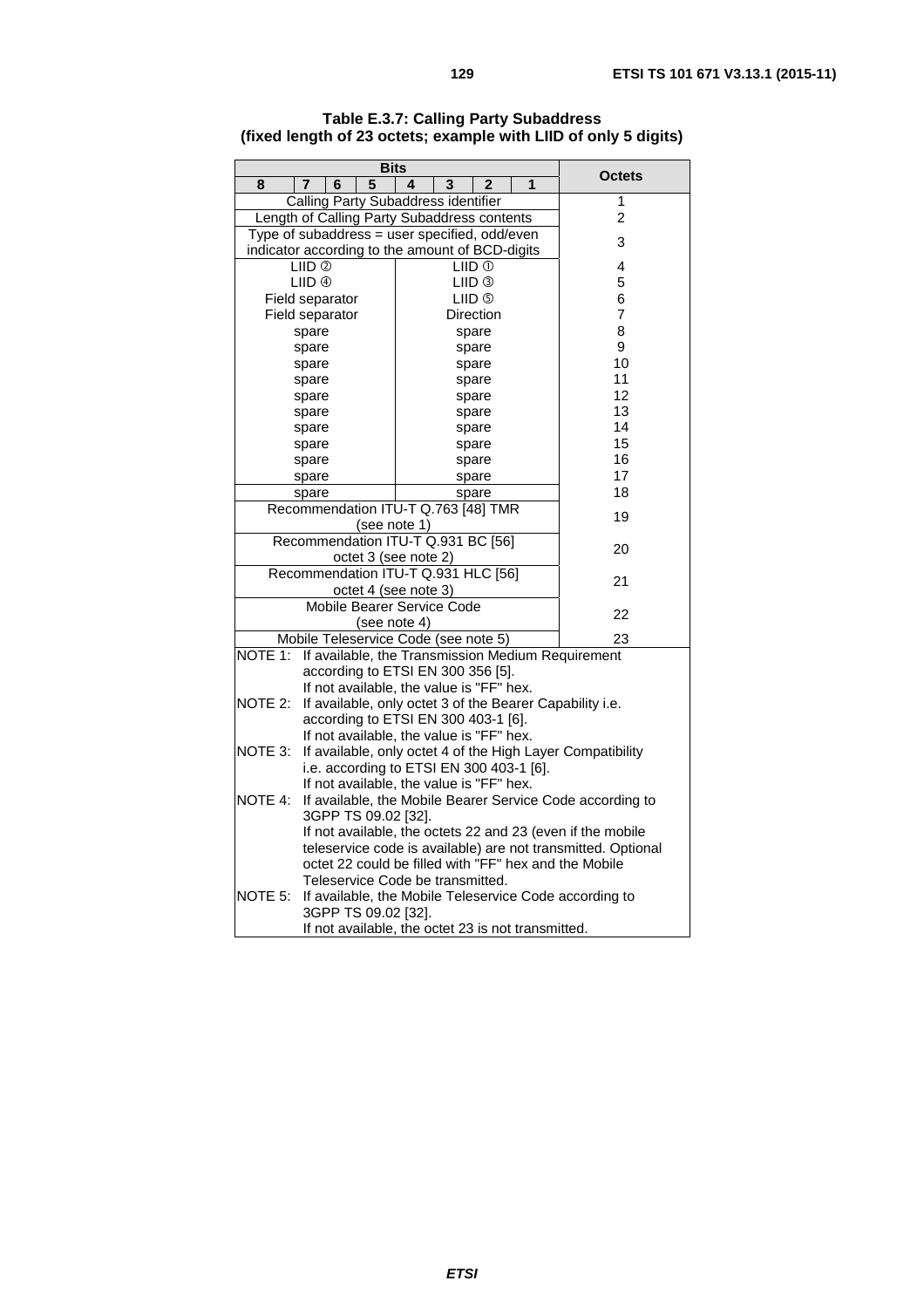**Table E.3.7: Calling Party Subaddress (fixed length of 23 octets; example with LIID of only 5 digits)**

| Bits 8-5 | Bits 4-1 | Octets |
|---|---|---|
| Calling Party Subaddress identifier | | 1 |
| Length of Calling Party Subaddress contents | | 2 |
| Type of subaddress = user specified, odd/even indicator according to the amount of BCD-digits | | 3 |
| LIID ② | LIID ① | 4 |
| LIID ④ | LIID ③ | 5 |
| Field separator | LIID ⑤ | 6 |
| Field separator | Direction | 7 |
| spare | spare | 8 |
| spare | spare | 9 |
| spare | spare | 10 |
| spare | spare | 11 |
| spare | spare | 12 |
| spare | spare | 13 |
| spare | spare | 14 |
| spare | spare | 15 |
| spare | spare | 16 |
| spare | spare | 17 |
| spare | spare | 18 |
| Recommendation ITU-T Q.763 [48] TMR (see note 1) | | 19 |
| Recommendation ITU-T Q.931 BC [56] octet 3 (see note 2) | | 20 |
| Recommendation ITU-T Q.931 HLC [56] octet 4 (see note 3) | | 21 |
| Mobile Bearer Service Code (see note 4) | | 22 |
| Mobile Teleservice Code (see note 5) | | 23 |

NOTE 1: If available, the Transmission Medium Requirement according to ETSI EN 300 356 [5]. If not available, the value is "FF" hex.

NOTE 2: If available, only octet 3 of the Bearer Capability i.e. according to ETSI EN 300 403-1 [6]. If not available, the value is "FF" hex.

NOTE 3: If available, only octet 4 of the High Layer Compatibility i.e. according to ETSI EN 300 403-1 [6]. If not available, the value is "FF" hex.

NOTE 4: If available, the Mobile Bearer Service Code according to 3GPP TS 09.02 [32]. If not available, the octets 22 and 23 (even if the mobile teleservice code is available) are not transmitted. Optional octet 22 could be filled with "FF" hex and the Mobile Teleservice Code be transmitted.

NOTE 5: If available, the Mobile Teleservice Code according to 3GPP TS 09.02 [32]. If not available, the octet 23 is not transmitted.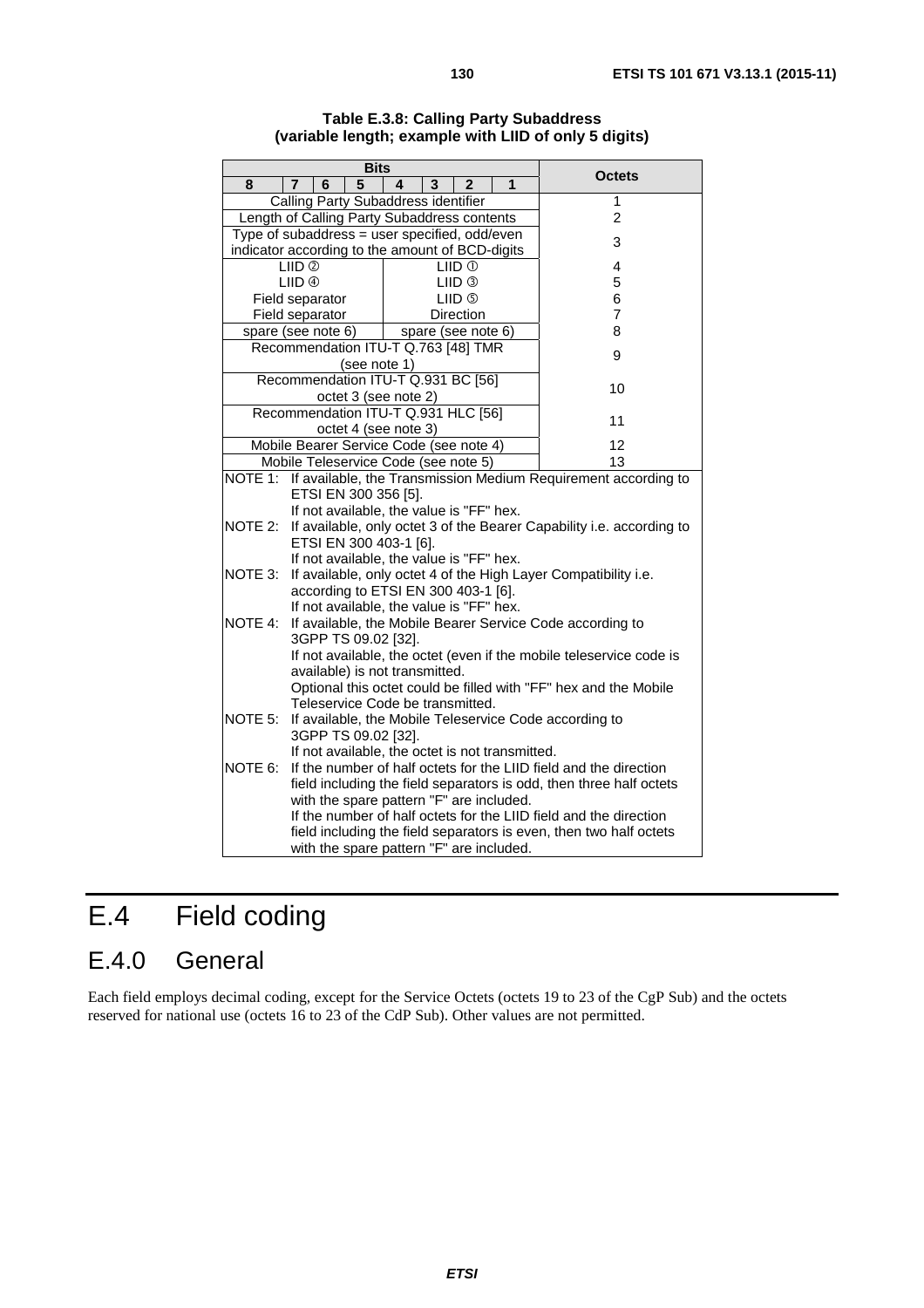**Table E.3.8: Calling Party Subaddress (variable length; example with LIID of only 5 digits)**

| Bits 8 7 6 5 | Bits 4 3 2 1 | Octets |
|---|---|---|
| Calling Party Subaddress identifier | | 1 |
| Length of Calling Party Subaddress contents | | 2 |
| Type of subaddress = user specified, odd/even indicator according to the amount of BCD-digits | | 3 |
| LIID ② | LIID ① | 4 |
| LIID ④ | LIID ③ | 5 |
| Field separator | LIID ⑤ | 6 |
| Field separator | Direction | 7 |
| spare (see note 6) | spare (see note 6) | 8 |
| Recommendation ITU-T Q.763 [48] TMR (see note 1) | | 9 |
| Recommendation ITU-T Q.931 BC [56] octet 3 (see note 2) | | 10 |
| Recommendation ITU-T Q.931 HLC [56] octet 4 (see note 3) | | 11 |
| Mobile Bearer Service Code (see note 4) | | 12 |
| Mobile Teleservice Code (see note 5) | | 13 |

NOTE 1: If available, the Transmission Medium Requirement according to ETSI EN 300 356 [5].
If not available, the value is "FF" hex.

NOTE 2: If available, only octet 3 of the Bearer Capability i.e. according to ETSI EN 300 403-1 [6].
If not available, the value is "FF" hex.

NOTE 3: If available, only octet 4 of the High Layer Compatibility i.e. according to ETSI EN 300 403-1 [6].
If not available, the value is "FF" hex.

NOTE 4: If available, the Mobile Bearer Service Code according to 3GPP TS 09.02 [32].
If not available, the octet (even if the mobile teleservice code is available) is not transmitted.
Optional this octet could be filled with "FF" hex and the Mobile Teleservice Code be transmitted.

NOTE 5: If available, the Mobile Teleservice Code according to 3GPP TS 09.02 [32].
If not available, the octet is not transmitted.

NOTE 6: If the number of half octets for the LIID field and the direction field including the field separators is odd, then three half octets with the spare pattern "F" are included.
If the number of half octets for the LIID field and the direction field including the field separators is even, then two half octets with the spare pattern "F" are included.

# E.4 Field coding

## E.4.0 General

Each field employs decimal coding, except for the Service Octets (octets 19 to 23 of the CgP Sub) and the octets reserved for national use (octets 16 to 23 of the CdP Sub). Other values are not permitted.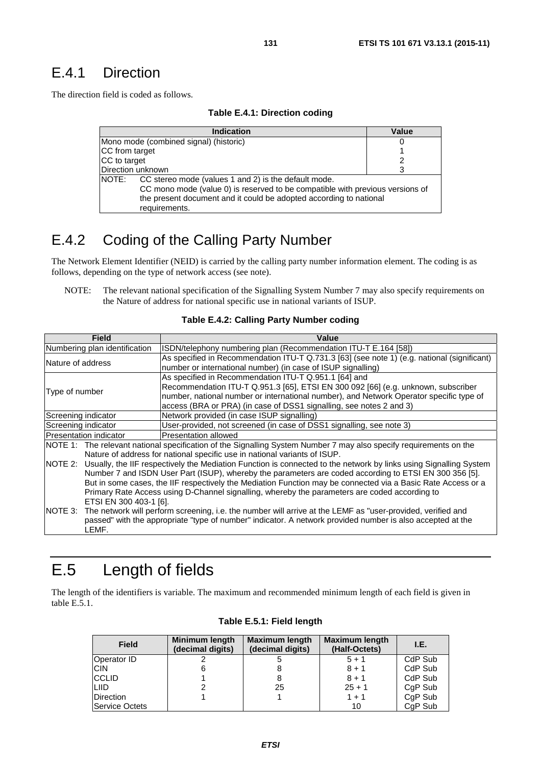## E.4.1 Direction

The direction field is coded as follows.

**Table E.4.1: Direction coding**

| Indication | Value |
| --- | --- |
| Mono mode (combined signal) (historic) | 0 |
| CC from target | 1 |
| CC to target | 2 |
| Direction unknown | 3 |
| NOTE: CC stereo mode (values 1 and 2) is the default mode. CC mono mode (value 0) is reserved to be compatible with previous versions of the present document and it could be adopted according to national requirements. | |

## E.4.2 Coding of the Calling Party Number

The Network Element Identifier (NEID) is carried by the calling party number information element. The coding is as follows, depending on the type of network access (see note).

NOTE: The relevant national specification of the Signalling System Number 7 may also specify requirements on the Nature of address for national specific use in national variants of ISUP.

**Table E.4.2: Calling Party Number coding**

| Field | Value |
| --- | --- |
| Numbering plan identification | ISDN/telephony numbering plan (Recommendation ITU-T E.164 [58]) |
| Nature of address | As specified in Recommendation ITU-T Q.731.3 [63] (see note 1) (e.g. national (significant) number or international number) (in case of ISUP signalling) |
| Type of number | As specified in Recommendation ITU-T Q.951.1 [64] and Recommendation ITU-T Q.951.3 [65], ETSI EN 300 092 [66] (e.g. unknown, subscriber number, national number or international number), and Network Operator specific type of access (BRA or PRA) (in case of DSS1 signalling, see notes 2 and 3) |
| Screening indicator | Network provided (in case ISUP signalling) |
| Screening indicator | User-provided, not screened (in case of DSS1 signalling, see note 3) |
| Presentation indicator | Presentation allowed |
| NOTE 1: The relevant national specification of the Signalling System Number 7 may also specify requirements on the Nature of address for national specific use in national variants of ISUP.<br>NOTE 2: Usually, the IIF respectively the Mediation Function is connected to the network by links using Signalling System Number 7 and ISDN User Part (ISUP), whereby the parameters are coded according to ETSI EN 300 356 [5]. But in some cases, the IIF respectively the Mediation Function may be connected via a Basic Rate Access or a Primary Rate Access using D-Channel signalling, whereby the parameters are coded according to ETSI EN 300 403-1 [6].<br>NOTE 3: The network will perform screening, i.e. the number will arrive at the LEMF as "user-provided, verified and passed" with the appropriate "type of number" indicator. A network provided number is also accepted at the LEMF. | |

# E.5 Length of fields

The length of the identifiers is variable. The maximum and recommended minimum length of each field is given in table E.5.1.

**Table E.5.1: Field length**

| Field | Minimum length (decimal digits) | Maximum length (decimal digits) | Maximum length (Half-Octets) | I.E. |
| --- | --- | --- | --- | --- |
| Operator ID | 2 | 5 | 5 + 1 | CdP Sub |
| CIN | 6 | 8 | 8 + 1 | CdP Sub |
| CCLID | 1 | 8 | 8 + 1 | CdP Sub |
| LIID | 2 | 25 | 25 + 1 | CgP Sub |
| Direction | 1 | 1 | 1 + 1 | CgP Sub |
| Service Octets | | | 10 | CgP Sub |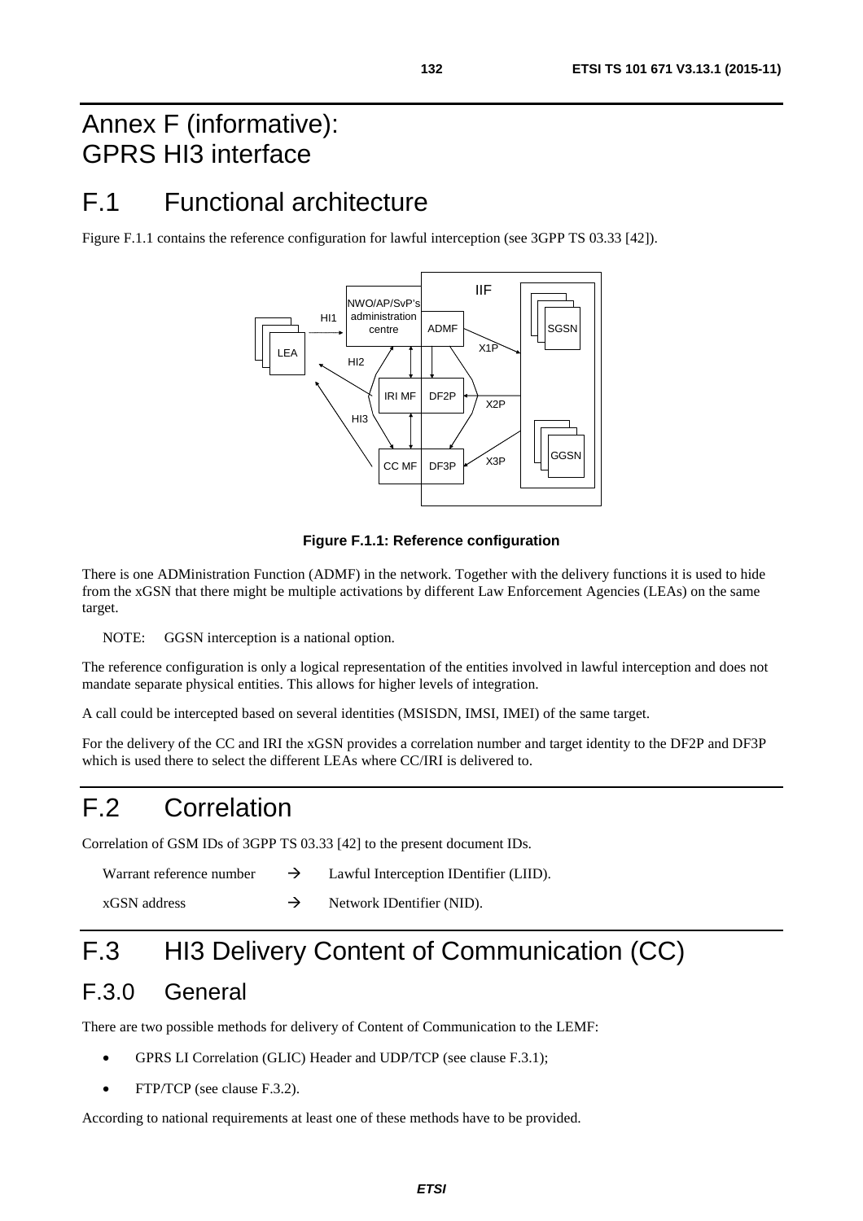# Annex F (informative): GPRS HI3 interface

# F.1 Functional architecture

Figure F.1.1 contains the reference configuration for lawful interception (see 3GPP TS 03.33 [42]).

**Figure F.1.1: Reference configuration**

There is one ADMinistration Function (ADMF) in the network. Together with the delivery functions it is used to hide from the xGSN that there might be multiple activations by different Law Enforcement Agencies (LEAs) on the same target.

NOTE: GGSN interception is a national option.

The reference configuration is only a logical representation of the entities involved in lawful interception and does not mandate separate physical entities. This allows for higher levels of integration.

A call could be intercepted based on several identities (MSISDN, IMSI, IMEI) of the same target.

For the delivery of the CC and IRI the xGSN provides a correlation number and target identity to the DF2P and DF3P which is used there to select the different LEAs where CC/IRI is delivered to.

# F.2 Correlation

Correlation of GSM IDs of 3GPP TS 03.33 [42] to the present document IDs.

Warrant reference number → Lawful Interception IDentifier (LIID).

xGSN address → Network IDentifier (NID).

# F.3 HI3 Delivery Content of Communication (CC)

## F.3.0 General

There are two possible methods for delivery of Content of Communication to the LEMF:

- GPRS LI Correlation (GLIC) Header and UDP/TCP (see clause F.3.1);
- FTP/TCP (see clause F.3.2).

According to national requirements at least one of these methods have to be provided.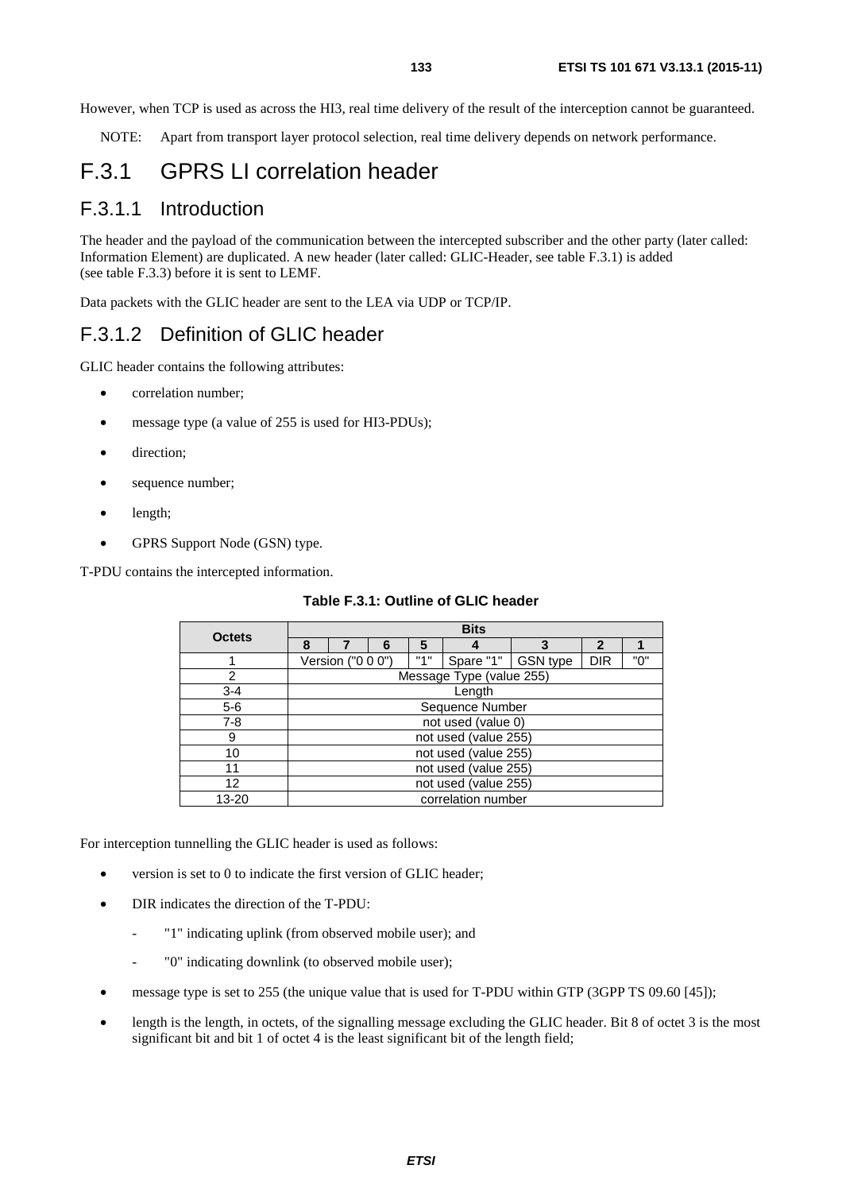However, when TCP is used as across the HI3, real time delivery of the result of the interception cannot be guaranteed.

NOTE: Apart from transport layer protocol selection, real time delivery depends on network performance.

# F.3.1 GPRS LI correlation header

## F.3.1.1 Introduction

The header and the payload of the communication between the intercepted subscriber and the other party (later called: Information Element) are duplicated. A new header (later called: GLIC-Header, see table F.3.1) is added (see table F.3.3) before it is sent to LEMF.

Data packets with the GLIC header are sent to the LEA via UDP or TCP/IP.

## F.3.1.2 Definition of GLIC header

GLIC header contains the following attributes:

- correlation number;
- message type (a value of 255 is used for HI3-PDUs);
- direction;
- sequence number;
- length;
- GPRS Support Node (GSN) type.

T-PDU contains the intercepted information.

**Table F.3.1: Outline of GLIC header**

| Octets | Bits | | | | | | | |
|---|---|---|---|---|---|---|---|---|
| | 8 | 7 | 6 | 5 | 4 | 3 | 2 | 1 |
| 1 | Version ("0 0 0") | | | "1" | Spare "1" | GSN type | DIR | "0" |
| 2 | Message Type (value 255) | | | | | | | |
| 3-4 | Length | | | | | | | |
| 5-6 | Sequence Number | | | | | | | |
| 7-8 | not used (value 0) | | | | | | | |
| 9 | not used (value 255) | | | | | | | |
| 10 | not used (value 255) | | | | | | | |
| 11 | not used (value 255) | | | | | | | |
| 12 | not used (value 255) | | | | | | | |
| 13-20 | correlation number | | | | | | | |

For interception tunnelling the GLIC header is used as follows:

- version is set to 0 to indicate the first version of GLIC header;
- DIR indicates the direction of the T-PDU:
  - "1" indicating uplink (from observed mobile user); and
  - "0" indicating downlink (to observed mobile user);
- message type is set to 255 (the unique value that is used for T-PDU within GTP (3GPP TS 09.60 [45]);
- length is the length, in octets, of the signalling message excluding the GLIC header. Bit 8 of octet 3 is the most significant bit and bit 1 of octet 4 is the least significant bit of the length field;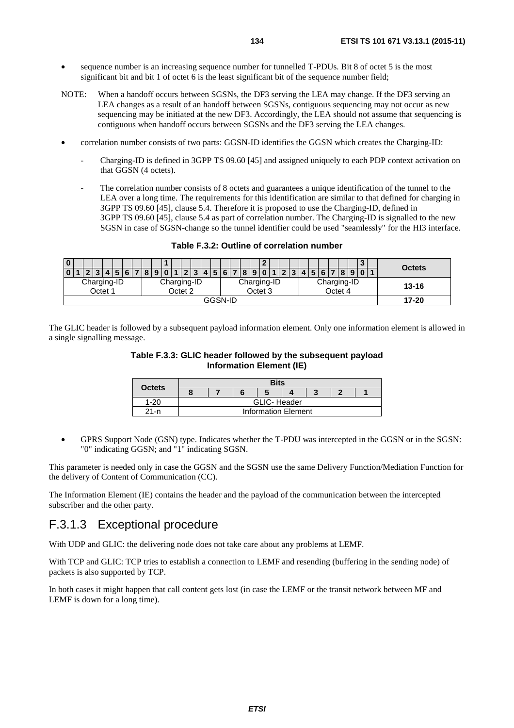- sequence number is an increasing sequence number for tunnelled T-PDUs. Bit 8 of octet 5 is the most significant bit and bit 1 of octet 6 is the least significant bit of the sequence number field;

NOTE: When a handoff occurs between SGSNs, the DF3 serving the LEA may change. If the DF3 serving an LEA changes as a result of an handoff between SGSNs, contiguous sequencing may not occur as new sequencing may be initiated at the new DF3. Accordingly, the LEA should not assume that sequencing is contiguous when handoff occurs between SGSNs and the DF3 serving the LEA changes.

- correlation number consists of two parts: GGSN-ID identifies the GGSN which creates the Charging-ID:
  - Charging-ID is defined in 3GPP TS 09.60 [45] and assigned uniquely to each PDP context activation on that GGSN (4 octets).
  - The correlation number consists of 8 octets and guarantees a unique identification of the tunnel to the LEA over a long time. The requirements for this identification are similar to that defined for charging in 3GPP TS 09.60 [45], clause 5.4. Therefore it is proposed to use the Charging-ID, defined in 3GPP TS 09.60 [45], clause 5.4 as part of correlation number. The Charging-ID is signalled to the new SGSN in case of SGSN-change so the tunnel identifier could be used "seamlessly" for the HI3 interface.

**Table F.3.2: Outline of correlation number**

| Bits 0-7 | Bits 8-15 | Bits 16-23 | Bits 24-31 | Octets |
|---|---|---|---|---|
| Charging-ID Octet 1 | Charging-ID Octet 2 | Charging-ID Octet 3 | Charging-ID Octet 4 | 13-16 |
| GGSN-ID | | | | 17-20 |

The GLIC header is followed by a subsequent payload information element. Only one information element is allowed in a single signalling message.

**Table F.3.3: GLIC header followed by the subsequent payload Information Element (IE)**

| Octets | Bits | | | | | | | |
|---|---|---|---|---|---|---|---|---|
| | 8 | 7 | 6 | 5 | 4 | 3 | 2 | 1 |
| 1-20 | GLIC- Header | | | | | | | |
| 21-n | Information Element | | | | | | | |

- GPRS Support Node (GSN) type. Indicates whether the T-PDU was intercepted in the GGSN or in the SGSN: "0" indicating GGSN; and "1" indicating SGSN.

This parameter is needed only in case the GGSN and the SGSN use the same Delivery Function/Mediation Function for the delivery of Content of Communication (CC).

The Information Element (IE) contains the header and the payload of the communication between the intercepted subscriber and the other party.

## F.3.1.3 Exceptional procedure

With UDP and GLIC: the delivering node does not take care about any problems at LEMF.

With TCP and GLIC: TCP tries to establish a connection to LEMF and resending (buffering in the sending node) of packets is also supported by TCP.

In both cases it might happen that call content gets lost (in case the LEMF or the transit network between MF and LEMF is down for a long time).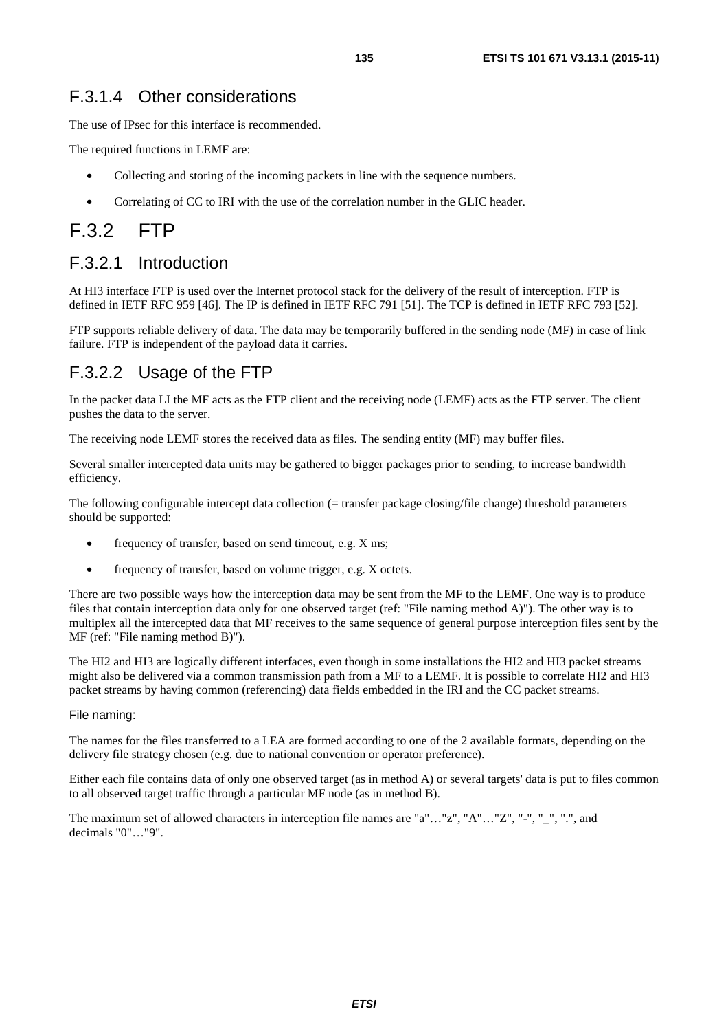### F.3.1.4 Other considerations

The use of IPsec for this interface is recommended.

The required functions in LEMF are:

- Collecting and storing of the incoming packets in line with the sequence numbers.
- Correlating of CC to IRI with the use of the correlation number in the GLIC header.

## F.3.2 FTP

### F.3.2.1 Introduction

At HI3 interface FTP is used over the Internet protocol stack for the delivery of the result of interception. FTP is defined in IETF RFC 959 [46]. The IP is defined in IETF RFC 791 [51]. The TCP is defined in IETF RFC 793 [52].

FTP supports reliable delivery of data. The data may be temporarily buffered in the sending node (MF) in case of link failure. FTP is independent of the payload data it carries.

### F.3.2.2 Usage of the FTP

In the packet data LI the MF acts as the FTP client and the receiving node (LEMF) acts as the FTP server. The client pushes the data to the server.

The receiving node LEMF stores the received data as files. The sending entity (MF) may buffer files.

Several smaller intercepted data units may be gathered to bigger packages prior to sending, to increase bandwidth efficiency.

The following configurable intercept data collection (= transfer package closing/file change) threshold parameters should be supported:

- frequency of transfer, based on send timeout, e.g. X ms;
- frequency of transfer, based on volume trigger, e.g. X octets.

There are two possible ways how the interception data may be sent from the MF to the LEMF. One way is to produce files that contain interception data only for one observed target (ref: "File naming method A)"). The other way is to multiplex all the intercepted data that MF receives to the same sequence of general purpose interception files sent by the MF (ref: "File naming method B)").

The HI2 and HI3 are logically different interfaces, even though in some installations the HI2 and HI3 packet streams might also be delivered via a common transmission path from a MF to a LEMF. It is possible to correlate HI2 and HI3 packet streams by having common (referencing) data fields embedded in the IRI and the CC packet streams.

File naming:

The names for the files transferred to a LEA are formed according to one of the 2 available formats, depending on the delivery file strategy chosen (e.g. due to national convention or operator preference).

Either each file contains data of only one observed target (as in method A) or several targets' data is put to files common to all observed target traffic through a particular MF node (as in method B).

The maximum set of allowed characters in interception file names are "a"…"z", "A"…"Z", "-", "_", ".", and decimals "0"…"9".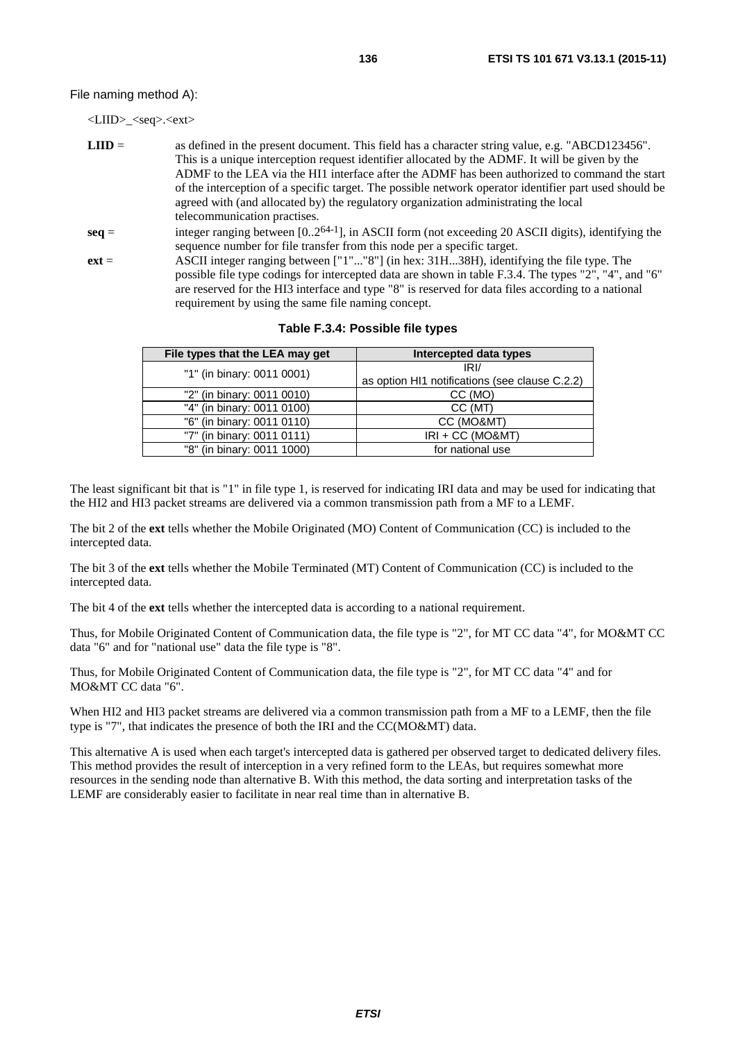File naming method A):

<LIID>_<seq>.<ext>

**LIID** = as defined in the present document. This field has a character string value, e.g. "ABCD123456". This is a unique interception request identifier allocated by the ADMF. It will be given by the ADMF to the LEA via the HI1 interface after the ADMF has been authorized to command the start of the interception of a specific target. The possible network operator identifier part used should be agreed with (and allocated by) the regulatory organization administrating the local telecommunication practises.

**seq** = integer ranging between [0..$2^{64-1}$], in ASCII form (not exceeding 20 ASCII digits), identifying the sequence number for file transfer from this node per a specific target.

**ext** = ASCII integer ranging between ["1"..."8"] (in hex: 31H...38H), identifying the file type. The possible file type codings for intercepted data are shown in table F.3.4. The types "2", "4", and "6" are reserved for the HI3 interface and type "8" is reserved for data files according to a national requirement by using the same file naming concept.

**Table F.3.4: Possible file types**

| File types that the LEA may get | Intercepted data types |
|---|---|
| "1" (in binary: 0011 0001) | IRI/ as option HI1 notifications (see clause C.2.2) |
| "2" (in binary: 0011 0010) | CC (MO) |
| "4" (in binary: 0011 0100) | CC (MT) |
| "6" (in binary: 0011 0110) | CC (MO&MT) |
| "7" (in binary: 0011 0111) | IRI + CC (MO&MT) |
| "8" (in binary: 0011 1000) | for national use |

The least significant bit that is "1" in file type 1, is reserved for indicating IRI data and may be used for indicating that the HI2 and HI3 packet streams are delivered via a common transmission path from a MF to a LEMF.

The bit 2 of the **ext** tells whether the Mobile Originated (MO) Content of Communication (CC) is included to the intercepted data.

The bit 3 of the **ext** tells whether the Mobile Terminated (MT) Content of Communication (CC) is included to the intercepted data.

The bit 4 of the **ext** tells whether the intercepted data is according to a national requirement.

Thus, for Mobile Originated Content of Communication data, the file type is "2", for MT CC data "4", for MO&MT CC data "6" and for "national use" data the file type is "8".

Thus, for Mobile Originated Content of Communication data, the file type is "2", for MT CC data "4" and for MO&MT CC data "6".

When HI2 and HI3 packet streams are delivered via a common transmission path from a MF to a LEMF, then the file type is "7", that indicates the presence of both the IRI and the CC(MO&MT) data.

This alternative A is used when each target's intercepted data is gathered per observed target to dedicated delivery files. This method provides the result of interception in a very refined form to the LEAs, but requires somewhat more resources in the sending node than alternative B. With this method, the data sorting and interpretation tasks of the LEMF are considerably easier to facilitate in near real time than in alternative B.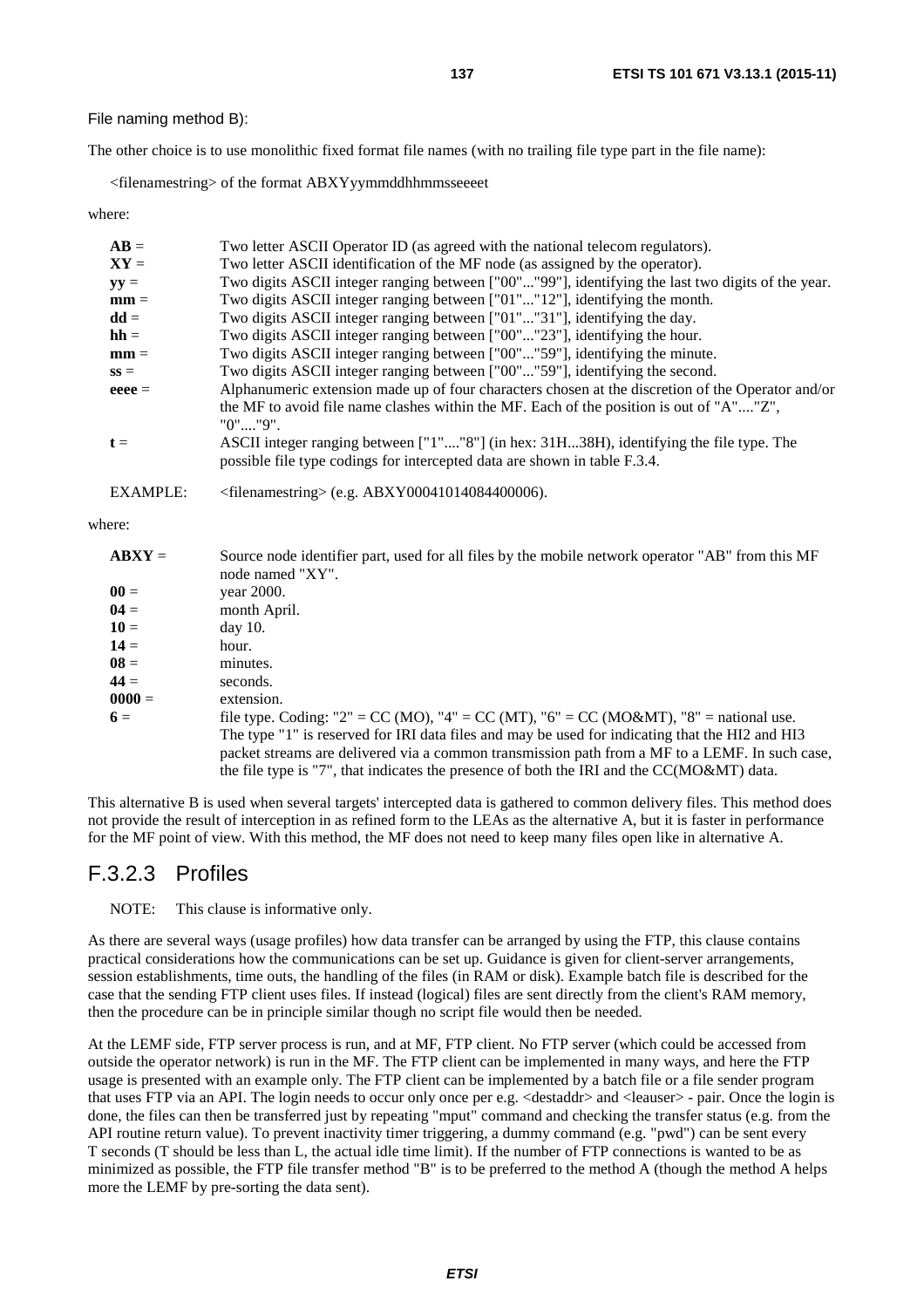File naming method B):

The other choice is to use monolithic fixed format file names (with no trailing file type part in the file name):

<filenamestring> of the format ABXYyymmddhhmmsseeeet

where:

| | |
|---|---|
| **AB** = | Two letter ASCII Operator ID (as agreed with the national telecom regulators). |
| **XY** = | Two letter ASCII identification of the MF node (as assigned by the operator). |
| **yy** = | Two digits ASCII integer ranging between ["00"..."99"], identifying the last two digits of the year. |
| **mm** = | Two digits ASCII integer ranging between ["01"..."12"], identifying the month. |
| **dd** = | Two digits ASCII integer ranging between ["01"..."31"], identifying the day. |
| **hh** = | Two digits ASCII integer ranging between ["00"..."23"], identifying the hour. |
| **mm** = | Two digits ASCII integer ranging between ["00"..."59"], identifying the minute. |
| **ss** = | Two digits ASCII integer ranging between ["00"..."59"], identifying the second. |
| **eeee** = | Alphanumeric extension made up of four characters chosen at the discretion of the Operator and/or the MF to avoid file name clashes within the MF. Each of the position is out of "A"...."Z", "0"...."9". |
| **t** = | ASCII integer ranging between ["1"...."8"] (in hex: 31H...38H), identifying the file type. The possible file type codings for intercepted data are shown in table F.3.4. |

EXAMPLE: <filenamestring> (e.g. ABXY00041014084400006).

where:

| | |
|---|---|
| **ABXY** = | Source node identifier part, used for all files by the mobile network operator "AB" from this MF node named "XY". |
| **00** = | year 2000. |
| **04** = | month April. |
| **10** = | day 10. |
| **14** = | hour. |
| **08** = | minutes. |
| **44** = | seconds. |
| **0000** = | extension. |
| **6** = | file type. Coding: "2" = CC (MO), "4" = CC (MT), "6" = CC (MO&MT), "8" = national use. The type "1" is reserved for IRI data files and may be used for indicating that the HI2 and HI3 packet streams are delivered via a common transmission path from a MF to a LEMF. In such case, the file type is "7", that indicates the presence of both the IRI and the CC(MO&MT) data. |

This alternative B is used when several targets' intercepted data is gathered to common delivery files. This method does not provide the result of interception in as refined form to the LEAs as the alternative A, but it is faster in performance for the MF point of view. With this method, the MF does not need to keep many files open like in alternative A.

### F.3.2.3 Profiles

NOTE: This clause is informative only.

As there are several ways (usage profiles) how data transfer can be arranged by using the FTP, this clause contains practical considerations how the communications can be set up. Guidance is given for client-server arrangements, session establishments, time outs, the handling of the files (in RAM or disk). Example batch file is described for the case that the sending FTP client uses files. If instead (logical) files are sent directly from the client's RAM memory, then the procedure can be in principle similar though no script file would then be needed.

At the LEMF side, FTP server process is run, and at MF, FTP client. No FTP server (which could be accessed from outside the operator network) is run in the MF. The FTP client can be implemented in many ways, and here the FTP usage is presented with an example only. The FTP client can be implemented by a batch file or a file sender program that uses FTP via an API. The login needs to occur only once per e.g. <destaddr> and <leauser> - pair. Once the login is done, the files can then be transferred just by repeating "mput" command and checking the transfer status (e.g. from the API routine return value). To prevent inactivity timer triggering, a dummy command (e.g. "pwd") can be sent every T seconds (T should be less than L, the actual idle time limit). If the number of FTP connections is wanted to be as minimized as possible, the FTP file transfer method "B" is to be preferred to the method A (though the method A helps more the LEMF by pre-sorting the data sent).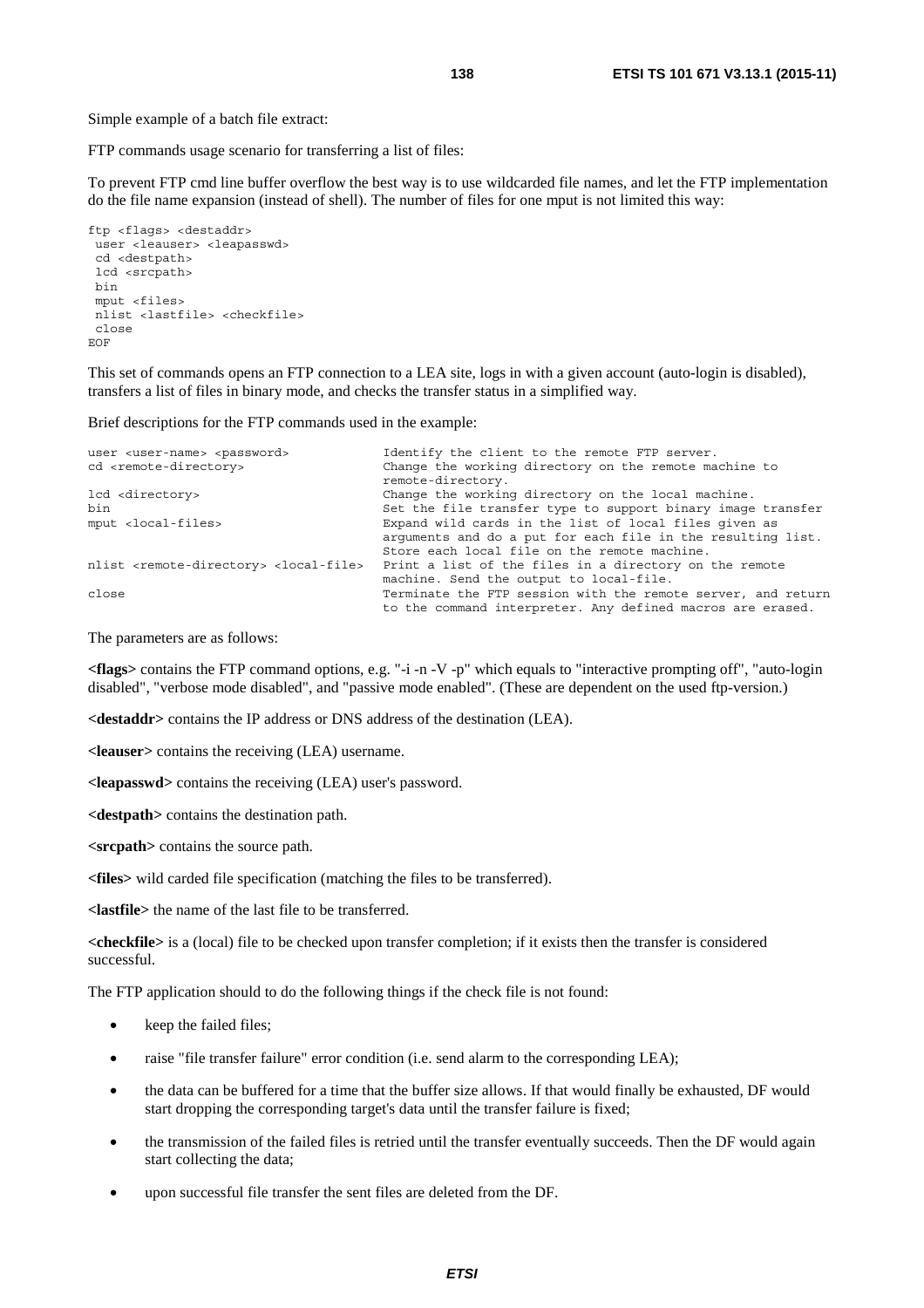Simple example of a batch file extract:

FTP commands usage scenario for transferring a list of files:

To prevent FTP cmd line buffer overflow the best way is to use wildcarded file names, and let the FTP implementation do the file name expansion (instead of shell). The number of files for one mput is not limited this way:

```
ftp <flags> <destaddr>
 user <leauser> <leapasswd>
 cd <destpath>
 lcd <srcpath>
 bin
 mput <files>
 nlist <lastfile> <checkfile>
 close
EOF
```

This set of commands opens an FTP connection to a LEA site, logs in with a given account (auto-login is disabled), transfers a list of files in binary mode, and checks the transfer status in a simplified way.

Brief descriptions for the FTP commands used in the example:

```
user <user-name> <password>             Identify the client to the remote FTP server.
cd <remote-directory>                   Change the working directory on the remote machine to
                                        remote-directory.
lcd <directory>                         Change the working directory on the local machine.
bin                                     Set the file transfer type to support binary image transfer
mput <local-files>                      Expand wild cards in the list of local files given as
                                        arguments and do a put for each file in the resulting list.
                                        Store each local file on the remote machine.
nlist <remote-directory> <local-file>   Print a list of the files in a directory on the remote
                                        machine. Send the output to local-file.
close                                   Terminate the FTP session with the remote server, and return
                                        to the command interpreter. Any defined macros are erased.
```

The parameters are as follows:

**<flags>** contains the FTP command options, e.g. "-i -n -V -p" which equals to "interactive prompting off", "auto-login disabled", "verbose mode disabled", and "passive mode enabled". (These are dependent on the used ftp-version.)

**<destaddr>** contains the IP address or DNS address of the destination (LEA).

**<leauser>** contains the receiving (LEA) username.

**<leapasswd>** contains the receiving (LEA) user's password.

**<destpath>** contains the destination path.

**<srcpath>** contains the source path.

**<files>** wild carded file specification (matching the files to be transferred).

**<lastfile>** the name of the last file to be transferred.

**<checkfile>** is a (local) file to be checked upon transfer completion; if it exists then the transfer is considered successful.

The FTP application should to do the following things if the check file is not found:

- keep the failed files;
- raise "file transfer failure" error condition (i.e. send alarm to the corresponding LEA);
- the data can be buffered for a time that the buffer size allows. If that would finally be exhausted, DF would start dropping the corresponding target's data until the transfer failure is fixed;
- the transmission of the failed files is retried until the transfer eventually succeeds. Then the DF would again start collecting the data;
- upon successful file transfer the sent files are deleted from the DF.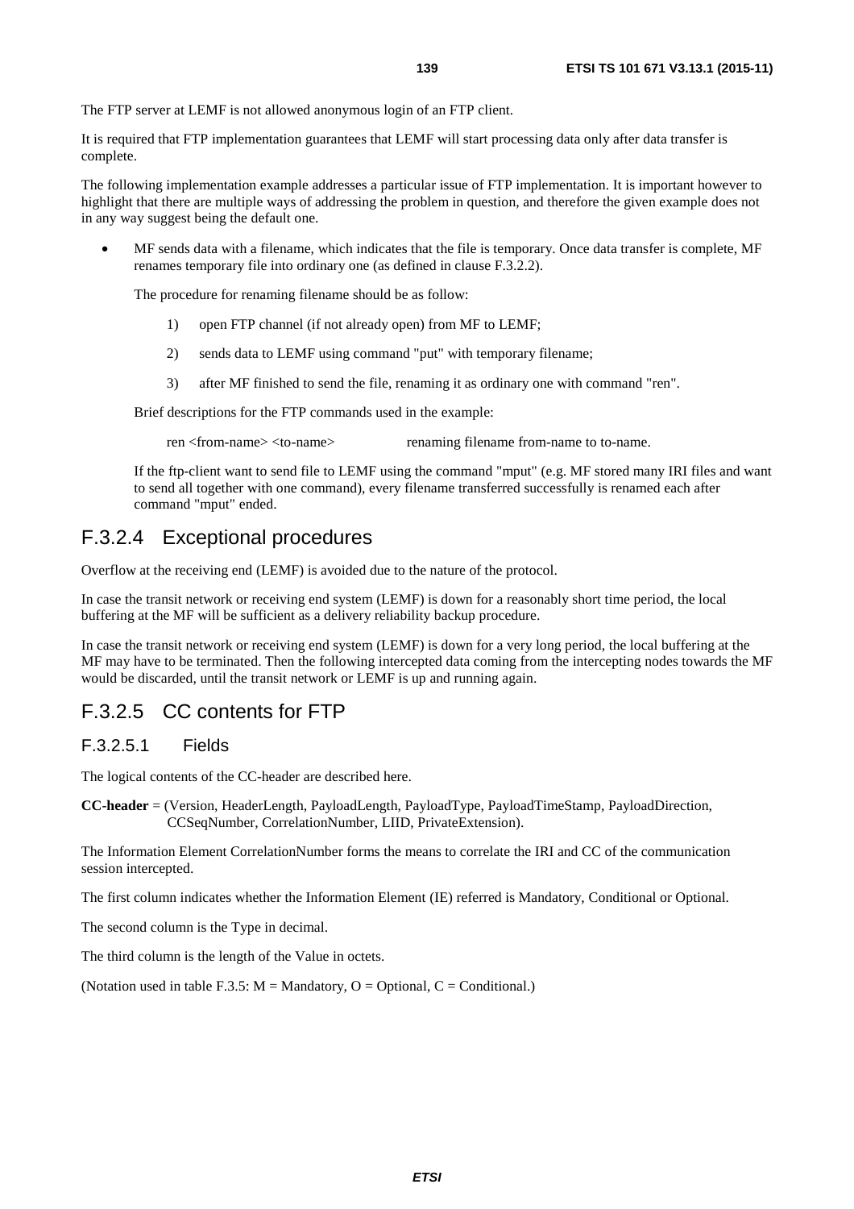The FTP server at LEMF is not allowed anonymous login of an FTP client.

It is required that FTP implementation guarantees that LEMF will start processing data only after data transfer is complete.

The following implementation example addresses a particular issue of FTP implementation. It is important however to highlight that there are multiple ways of addressing the problem in question, and therefore the given example does not in any way suggest being the default one.

- MF sends data with a filename, which indicates that the file is temporary. Once data transfer is complete, MF renames temporary file into ordinary one (as defined in clause F.3.2.2).

  The procedure for renaming filename should be as follow:

  1) open FTP channel (if not already open) from MF to LEMF;

  2) sends data to LEMF using command "put" with temporary filename;

  3) after MF finished to send the file, renaming it as ordinary one with command "ren".

  Brief descriptions for the FTP commands used in the example:

  ren <from-name> <to-name> renaming filename from-name to to-name.

  If the ftp-client want to send file to LEMF using the command "mput" (e.g. MF stored many IRI files and want to send all together with one command), every filename transferred successfully is renamed each after command "mput" ended.

## F.3.2.4 Exceptional procedures

Overflow at the receiving end (LEMF) is avoided due to the nature of the protocol.

In case the transit network or receiving end system (LEMF) is down for a reasonably short time period, the local buffering at the MF will be sufficient as a delivery reliability backup procedure.

In case the transit network or receiving end system (LEMF) is down for a very long period, the local buffering at the MF may have to be terminated. Then the following intercepted data coming from the intercepting nodes towards the MF would be discarded, until the transit network or LEMF is up and running again.

## F.3.2.5 CC contents for FTP

### F.3.2.5.1 Fields

The logical contents of the CC-header are described here.

**CC-header** = (Version, HeaderLength, PayloadLength, PayloadType, PayloadTimeStamp, PayloadDirection, CCSeqNumber, CorrelationNumber, LIID, PrivateExtension).

The Information Element CorrelationNumber forms the means to correlate the IRI and CC of the communication session intercepted.

The first column indicates whether the Information Element (IE) referred is Mandatory, Conditional or Optional.

The second column is the Type in decimal.

The third column is the length of the Value in octets.

(Notation used in table F.3.5: M = Mandatory, O = Optional, C = Conditional.)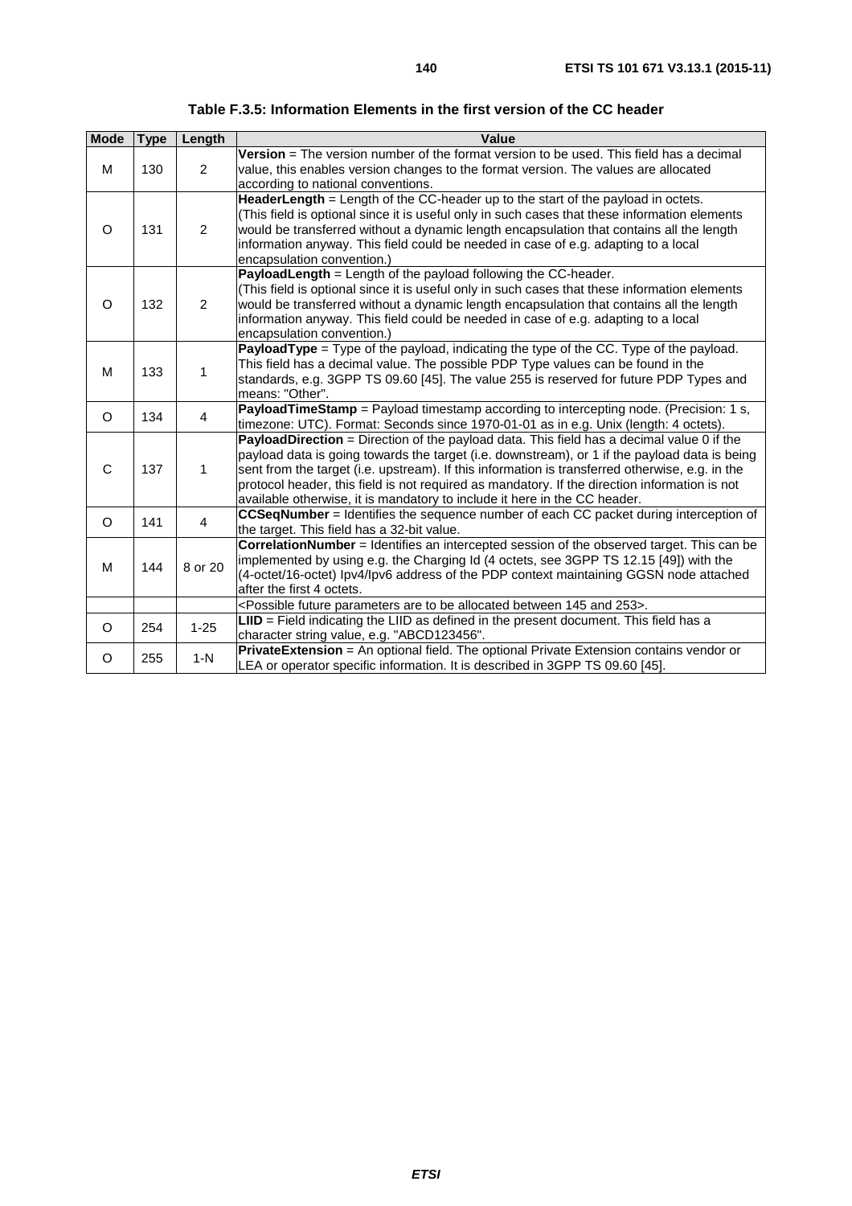**Table F.3.5: Information Elements in the first version of the CC header**

| Mode | Type | Length | Value |
|---|---|---|---|
| M | 130 | 2 | **Version** = The version number of the format version to be used. This field has a decimal value, this enables version changes to the format version. The values are allocated according to national conventions. |
| O | 131 | 2 | **HeaderLength** = Length of the CC-header up to the start of the payload in octets. (This field is optional since it is useful only in such cases that these information elements would be transferred without a dynamic length encapsulation that contains all the length information anyway. This field could be needed in case of e.g. adapting to a local encapsulation convention.) |
| O | 132 | 2 | **PayloadLength** = Length of the payload following the CC-header. (This field is optional since it is useful only in such cases that these information elements would be transferred without a dynamic length encapsulation that contains all the length information anyway. This field could be needed in case of e.g. adapting to a local encapsulation convention.) |
| M | 133 | 1 | **PayloadType** = Type of the payload, indicating the type of the CC. Type of the payload. This field has a decimal value. The possible PDP Type values can be found in the standards, e.g. 3GPP TS 09.60 [45]. The value 255 is reserved for future PDP Types and means: "Other". |
| O | 134 | 4 | **PayloadTimeStamp** = Payload timestamp according to intercepting node. (Precision: 1 s, timezone: UTC). Format: Seconds since 1970-01-01 as in e.g. Unix (length: 4 octets). |
| C | 137 | 1 | **PayloadDirection** = Direction of the payload data. This field has a decimal value 0 if the payload data is going towards the target (i.e. downstream), or 1 if the payload data is being sent from the target (i.e. upstream). If this information is transferred otherwise, e.g. in the protocol header, this field is not required as mandatory. If the direction information is not available otherwise, it is mandatory to include it here in the CC header. |
| O | 141 | 4 | **CCSeqNumber** = Identifies the sequence number of each CC packet during interception of the target. This field has a 32-bit value. |
| M | 144 | 8 or 20 | **CorrelationNumber** = Identifies an intercepted session of the observed target. This can be implemented by using e.g. the Charging Id (4 octets, see 3GPP TS 12.15 [49]) with the (4-octet/16-octet) Ipv4/Ipv6 address of the PDP context maintaining GGSN node attached after the first 4 octets. |
| | | | <Possible future parameters are to be allocated between 145 and 253>. |
| O | 254 | 1-25 | **LIID** = Field indicating the LIID as defined in the present document. This field has a character string value, e.g. "ABCD123456". |
| O | 255 | 1-N | **PrivateExtension** = An optional field. The optional Private Extension contains vendor or LEA or operator specific information. It is described in 3GPP TS 09.60 [45]. |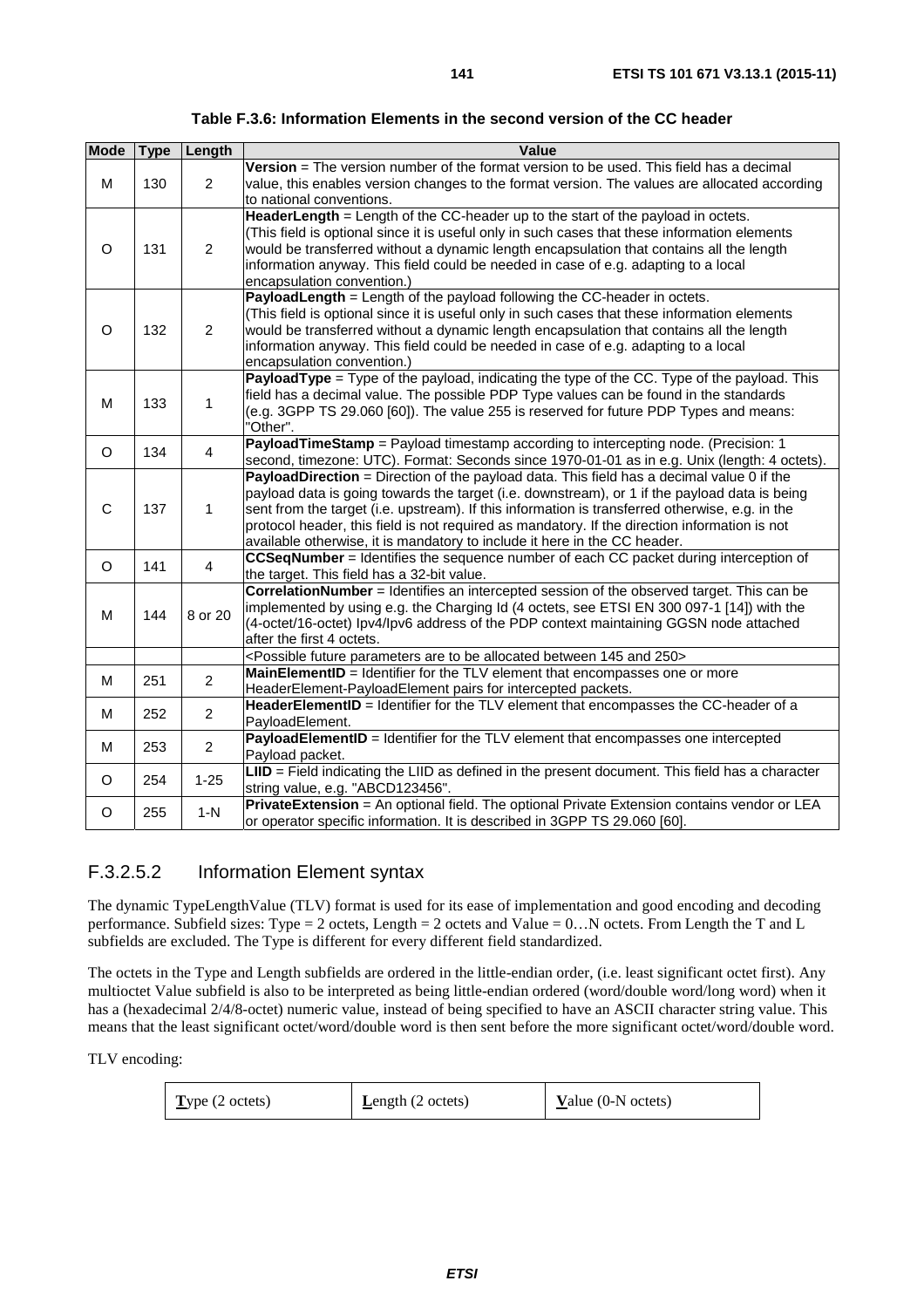**Table F.3.6: Information Elements in the second version of the CC header**

| Mode | Type | Length | Value |
|---|---|---|---|
| M | 130 | 2 | **Version** = The version number of the format version to be used. This field has a decimal value, this enables version changes to the format version. The values are allocated according to national conventions. |
| O | 131 | 2 | **HeaderLength** = Length of the CC-header up to the start of the payload in octets. (This field is optional since it is useful only in such cases that these information elements would be transferred without a dynamic length encapsulation that contains all the length information anyway. This field could be needed in case of e.g. adapting to a local encapsulation convention.) |
| O | 132 | 2 | **PayloadLength** = Length of the payload following the CC-header in octets. (This field is optional since it is useful only in such cases that these information elements would be transferred without a dynamic length encapsulation that contains all the length information anyway. This field could be needed in case of e.g. adapting to a local encapsulation convention.) |
| M | 133 | 1 | **PayloadType** = Type of the payload, indicating the type of the CC. Type of the payload. This field has a decimal value. The possible PDP Type values can be found in the standards (e.g. 3GPP TS 29.060 [60]). The value 255 is reserved for future PDP Types and means: "Other". |
| O | 134 | 4 | **PayloadTimeStamp** = Payload timestamp according to intercepting node. (Precision: 1 second, timezone: UTC). Format: Seconds since 1970-01-01 as in e.g. Unix (length: 4 octets). |
| C | 137 | 1 | **PayloadDirection** = Direction of the payload data. This field has a decimal value 0 if the payload data is going towards the target (i.e. downstream), or 1 if the payload data is being sent from the target (i.e. upstream). If this information is transferred otherwise, e.g. in the protocol header, this field is not required as mandatory. If the direction information is not available otherwise, it is mandatory to include it here in the CC header. |
| O | 141 | 4 | **CCSeqNumber** = Identifies the sequence number of each CC packet during interception of the target. This field has a 32-bit value. |
| M | 144 | 8 or 20 | **CorrelationNumber** = Identifies an intercepted session of the observed target. This can be implemented by using e.g. the Charging Id (4 octets, see ETSI EN 300 097-1 [14]) with the (4-octet/16-octet) Ipv4/Ipv6 address of the PDP context maintaining GGSN node attached after the first 4 octets. |
| | | | <Possible future parameters are to be allocated between 145 and 250> |
| M | 251 | 2 | **MainElementID** = Identifier for the TLV element that encompasses one or more HeaderElement-PayloadElement pairs for intercepted packets. |
| M | 252 | 2 | **HeaderElementID** = Identifier for the TLV element that encompasses the CC-header of a PayloadElement. |
| M | 253 | 2 | **PayloadElementID** = Identifier for the TLV element that encompasses one intercepted Payload packet. |
| O | 254 | 1-25 | **LIID** = Field indicating the LIID as defined in the present document. This field has a character string value, e.g. "ABCD123456". |
| O | 255 | 1-N | **PrivateExtension** = An optional field. The optional Private Extension contains vendor or LEA or operator specific information. It is described in 3GPP TS 29.060 [60]. |

### F.3.2.5.2 Information Element syntax

The dynamic TypeLengthValue (TLV) format is used for its ease of implementation and good encoding and decoding performance. Subfield sizes: Type = 2 octets, Length = 2 octets and Value = 0…N octets. From Length the T and L subfields are excluded. The Type is different for every different field standardized.

The octets in the Type and Length subfields are ordered in the little-endian order, (i.e. least significant octet first). Any multioctet Value subfield is also to be interpreted as being little-endian ordered (word/double word/long word) when it has a (hexadecimal 2/4/8-octet) numeric value, instead of being specified to have an ASCII character string value. This means that the least significant octet/word/double word is then sent before the more significant octet/word/double word.

TLV encoding:

| **T**ype (2 octets) | **L**ength (2 octets) | **V**alue (0-N octets) |
|---|---|---|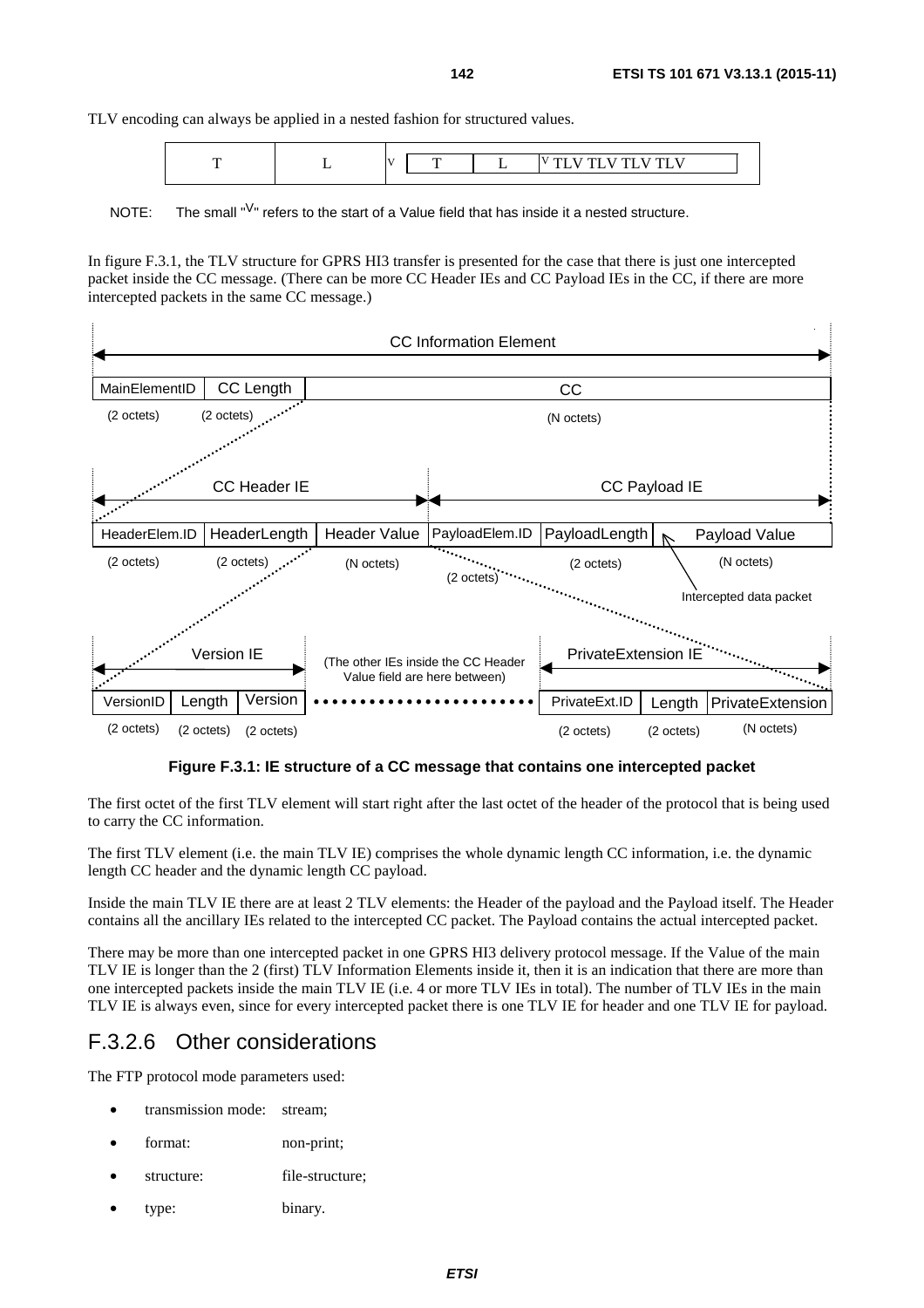TLV encoding can always be applied in a nested fashion for structured values.

| T | L | V | T | L | V TLV TLV TLV TLV |
|---|---|---|---|---|---|

NOTE: The small "V" refers to the start of a Value field that has inside it a nested structure.

In figure F.3.1, the TLV structure for GPRS HI3 transfer is presented for the case that there is just one intercepted packet inside the CC message. (There can be more CC Header IEs and CC Payload IEs in the CC, if there are more intercepted packets in the same CC message.)

CC Information Element

| MainElementID | CC Length | CC |
|---|---|---|
| (2 octets) | (2 octets) | (N octets) |

| CC Header IE | | | CC Payload IE | | |
|---|---|---|---|---|---|
| HeaderElem.ID | HeaderLength | Header Value | PayloadElem.ID | PayloadLength | Payload Value |
| (2 octets) | (2 octets) | (N octets) | (2 octets) | (2 octets) | (N octets) |

Payload Value: Intercepted data packet

| Version IE | | | (The other IEs inside the CC Header Value field are here between) | PrivateExtension IE | | |
|---|---|---|---|---|---|---|
| VersionID | Length | Version | ........................ | PrivateExt.ID | Length | PrivateExtension |
| (2 octets) | (2 octets) | (2 octets) | | (2 octets) | (2 octets) | (N octets) |

**Figure F.3.1: IE structure of a CC message that contains one intercepted packet**

The first octet of the first TLV element will start right after the last octet of the header of the protocol that is being used to carry the CC information.

The first TLV element (i.e. the main TLV IE) comprises the whole dynamic length CC information, i.e. the dynamic length CC header and the dynamic length CC payload.

Inside the main TLV IE there are at least 2 TLV elements: the Header of the payload and the Payload itself. The Header contains all the ancillary IEs related to the intercepted CC packet. The Payload contains the actual intercepted packet.

There may be more than one intercepted packet in one GPRS HI3 delivery protocol message. If the Value of the main TLV IE is longer than the 2 (first) TLV Information Elements inside it, then it is an indication that there are more than one intercepted packets inside the main TLV IE (i.e. 4 or more TLV IEs in total). The number of TLV IEs in the main TLV IE is always even, since for every intercepted packet there is one TLV IE for header and one TLV IE for payload.

## F.3.2.6 Other considerations

The FTP protocol mode parameters used:

- transmission mode: stream;
- format: non-print;
- structure: file-structure;
- type: binary.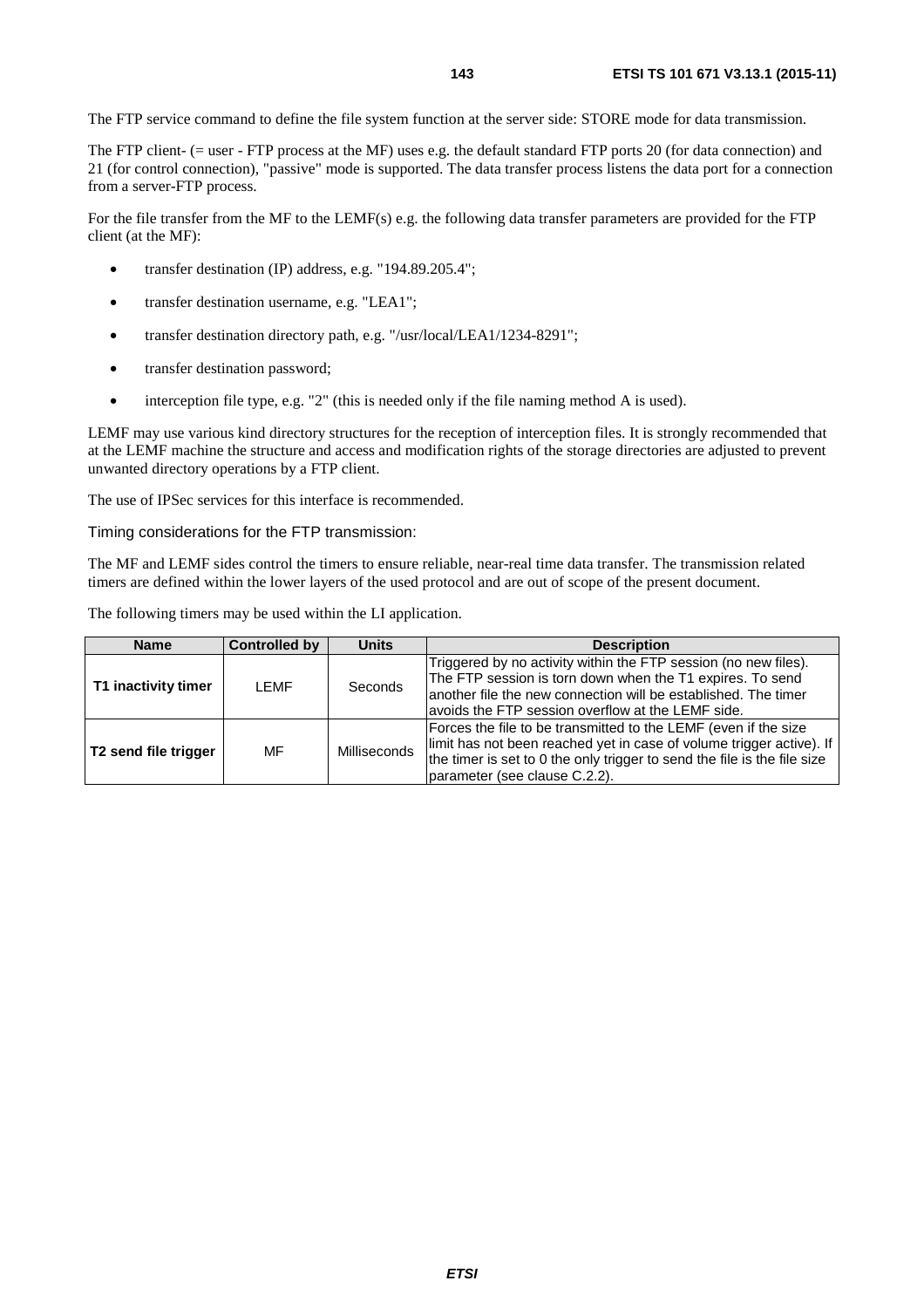The FTP service command to define the file system function at the server side: STORE mode for data transmission.

The FTP client- (= user - FTP process at the MF) uses e.g. the default standard FTP ports 20 (for data connection) and 21 (for control connection), "passive" mode is supported. The data transfer process listens the data port for a connection from a server-FTP process.

For the file transfer from the MF to the LEMF(s) e.g. the following data transfer parameters are provided for the FTP client (at the MF):

- transfer destination (IP) address, e.g. "194.89.205.4";
- transfer destination username, e.g. "LEA1";
- transfer destination directory path, e.g. "/usr/local/LEA1/1234-8291";
- transfer destination password;
- interception file type, e.g. "2" (this is needed only if the file naming method A is used).

LEMF may use various kind directory structures for the reception of interception files. It is strongly recommended that at the LEMF machine the structure and access and modification rights of the storage directories are adjusted to prevent unwanted directory operations by a FTP client.

The use of IPSec services for this interface is recommended.

Timing considerations for the FTP transmission:

The MF and LEMF sides control the timers to ensure reliable, near-real time data transfer. The transmission related timers are defined within the lower layers of the used protocol and are out of scope of the present document.

The following timers may be used within the LI application.

| Name | Controlled by | Units | Description |
|---|---|---|---|
| **T1 inactivity timer** | LEMF | Seconds | Triggered by no activity within the FTP session (no new files). The FTP session is torn down when the T1 expires. To send another file the new connection will be established. The timer avoids the FTP session overflow at the LEMF side. |
| **T2 send file trigger** | MF | Milliseconds | Forces the file to be transmitted to the LEMF (even if the size limit has not been reached yet in case of volume trigger active). If the timer is set to 0 the only trigger to send the file is the file size parameter (see clause C.2.2). |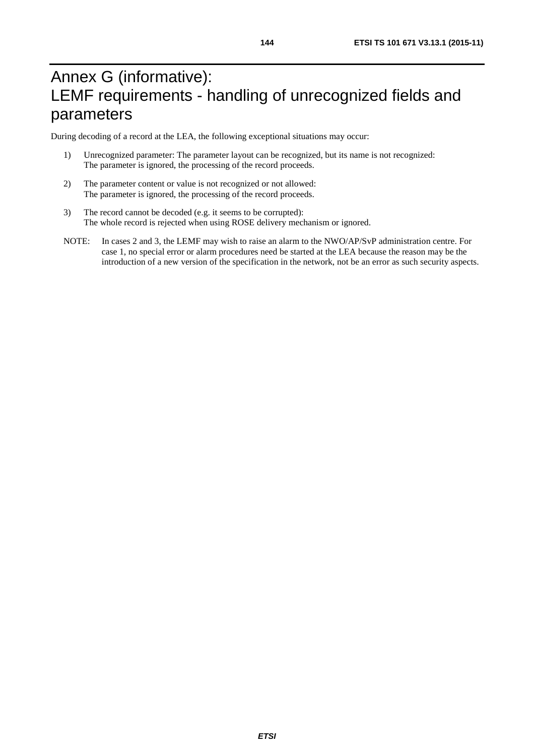# Annex G (informative): LEMF requirements - handling of unrecognized fields and parameters

During decoding of a record at the LEA, the following exceptional situations may occur:

1) Unrecognized parameter: The parameter layout can be recognized, but its name is not recognized:
   The parameter is ignored, the processing of the record proceeds.

2) The parameter content or value is not recognized or not allowed:
   The parameter is ignored, the processing of the record proceeds.

3) The record cannot be decoded (e.g. it seems to be corrupted):
   The whole record is rejected when using ROSE delivery mechanism or ignored.

NOTE: In cases 2 and 3, the LEMF may wish to raise an alarm to the NWO/AP/SvP administration centre. For case 1, no special error or alarm procedures need be started at the LEA because the reason may be the introduction of a new version of the specification in the network, not be an error as such security aspects.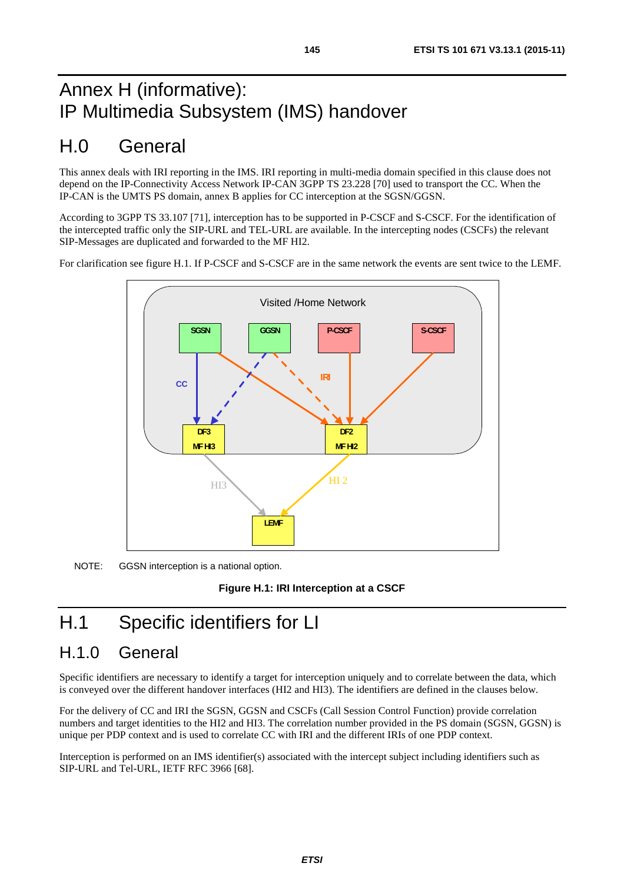# Annex H (informative): IP Multimedia Subsystem (IMS) handover

## H.0 General

This annex deals with IRI reporting in the IMS. IRI reporting in multi-media domain specified in this clause does not depend on the IP-Connectivity Access Network IP-CAN 3GPP TS 23.228 [70] used to transport the CC. When the IP-CAN is the UMTS PS domain, annex B applies for CC interception at the SGSN/GGSN.

According to 3GPP TS 33.107 [71], interception has to be supported in P-CSCF and S-CSCF. For the identification of the intercepted traffic only the SIP-URL and TEL-URL are available. In the intercepting nodes (CSCFs) the relevant SIP-Messages are duplicated and forwarded to the MF HI2.

For clarification see figure H.1. If P-CSCF and S-CSCF are in the same network the events are sent twice to the LEMF.

NOTE: GGSN interception is a national option.

**Figure H.1: IRI Interception at a CSCF**

## H.1 Specific identifiers for LI

### H.1.0 General

Specific identifiers are necessary to identify a target for interception uniquely and to correlate between the data, which is conveyed over the different handover interfaces (HI2 and HI3). The identifiers are defined in the clauses below.

For the delivery of CC and IRI the SGSN, GGSN and CSCFs (Call Session Control Function) provide correlation numbers and target identities to the HI2 and HI3. The correlation number provided in the PS domain (SGSN, GGSN) is unique per PDP context and is used to correlate CC with IRI and the different IRIs of one PDP context.

Interception is performed on an IMS identifier(s) associated with the intercept subject including identifiers such as SIP-URL and Tel-URL, IETF RFC 3966 [68].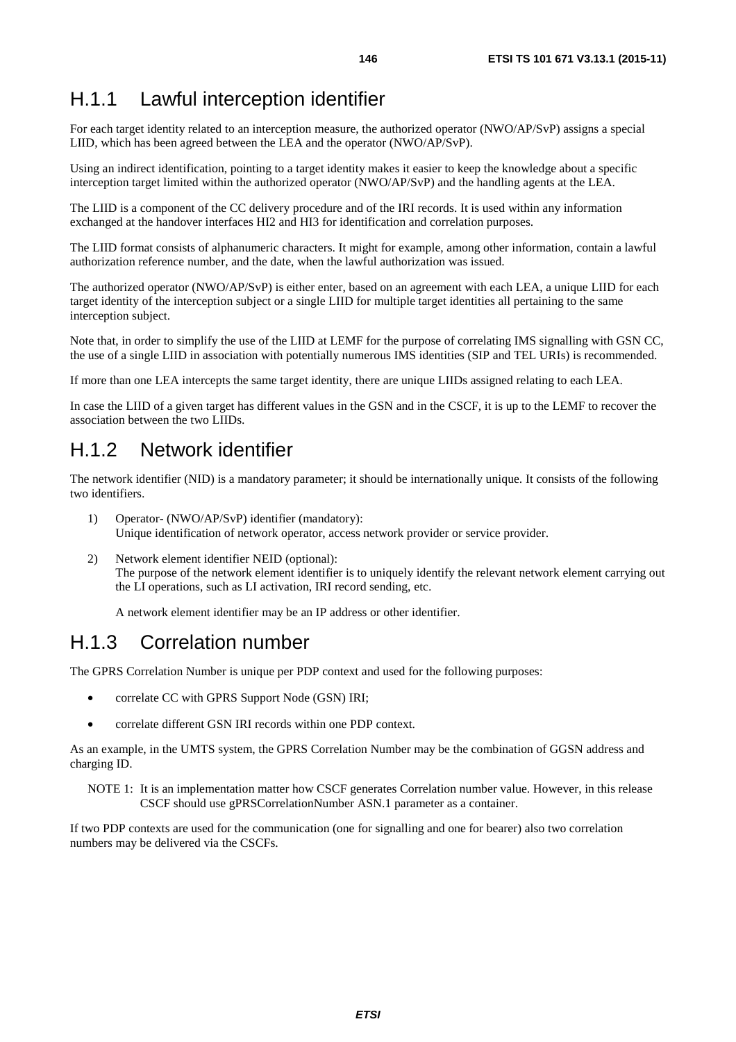## H.1.1 Lawful interception identifier

For each target identity related to an interception measure, the authorized operator (NWO/AP/SvP) assigns a special LIID, which has been agreed between the LEA and the operator (NWO/AP/SvP).

Using an indirect identification, pointing to a target identity makes it easier to keep the knowledge about a specific interception target limited within the authorized operator (NWO/AP/SvP) and the handling agents at the LEA.

The LIID is a component of the CC delivery procedure and of the IRI records. It is used within any information exchanged at the handover interfaces HI2 and HI3 for identification and correlation purposes.

The LIID format consists of alphanumeric characters. It might for example, among other information, contain a lawful authorization reference number, and the date, when the lawful authorization was issued.

The authorized operator (NWO/AP/SvP) is either enter, based on an agreement with each LEA, a unique LIID for each target identity of the interception subject or a single LIID for multiple target identities all pertaining to the same interception subject.

Note that, in order to simplify the use of the LIID at LEMF for the purpose of correlating IMS signalling with GSN CC, the use of a single LIID in association with potentially numerous IMS identities (SIP and TEL URIs) is recommended.

If more than one LEA intercepts the same target identity, there are unique LIIDs assigned relating to each LEA.

In case the LIID of a given target has different values in the GSN and in the CSCF, it is up to the LEMF to recover the association between the two LIIDs.

## H.1.2 Network identifier

The network identifier (NID) is a mandatory parameter; it should be internationally unique. It consists of the following two identifiers.

1) Operator- (NWO/AP/SvP) identifier (mandatory):
   Unique identification of network operator, access network provider or service provider.

2) Network element identifier NEID (optional):
   The purpose of the network element identifier is to uniquely identify the relevant network element carrying out the LI operations, such as LI activation, IRI record sending, etc.

   A network element identifier may be an IP address or other identifier.

## H.1.3 Correlation number

The GPRS Correlation Number is unique per PDP context and used for the following purposes:

- correlate CC with GPRS Support Node (GSN) IRI;
- correlate different GSN IRI records within one PDP context.

As an example, in the UMTS system, the GPRS Correlation Number may be the combination of GGSN address and charging ID.

NOTE 1: It is an implementation matter how CSCF generates Correlation number value. However, in this release CSCF should use gPRSCorrelationNumber ASN.1 parameter as a container.

If two PDP contexts are used for the communication (one for signalling and one for bearer) also two correlation numbers may be delivered via the CSCFs.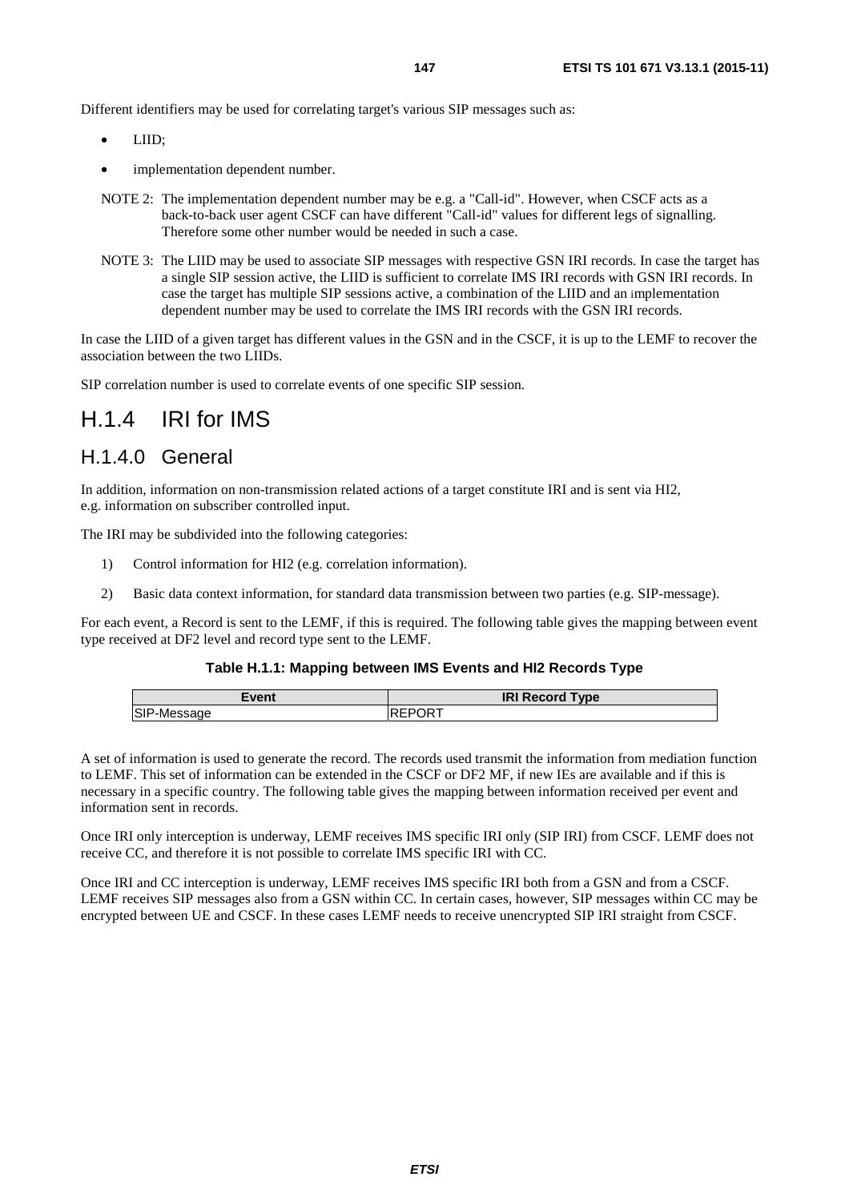Different identifiers may be used for correlating target's various SIP messages such as:

- LIID;
- implementation dependent number.

NOTE 2: The implementation dependent number may be e.g. a "Call-id". However, when CSCF acts as a back-to-back user agent CSCF can have different "Call-id" values for different legs of signalling. Therefore some other number would be needed in such a case.

NOTE 3: The LIID may be used to associate SIP messages with respective GSN IRI records. In case the target has a single SIP session active, the LIID is sufficient to correlate IMS IRI records with GSN IRI records. In case the target has multiple SIP sessions active, a combination of the LIID and an implementation dependent number may be used to correlate the IMS IRI records with the GSN IRI records.

In case the LIID of a given target has different values in the GSN and in the CSCF, it is up to the LEMF to recover the association between the two LIIDs.

SIP correlation number is used to correlate events of one specific SIP session.

# H.1.4 IRI for IMS

## H.1.4.0 General

In addition, information on non-transmission related actions of a target constitute IRI and is sent via HI2, e.g. information on subscriber controlled input.

The IRI may be subdivided into the following categories:

1) Control information for HI2 (e.g. correlation information).
2) Basic data context information, for standard data transmission between two parties (e.g. SIP-message).

For each event, a Record is sent to the LEMF, if this is required. The following table gives the mapping between event type received at DF2 level and record type sent to the LEMF.

**Table H.1.1: Mapping between IMS Events and HI2 Records Type**

| Event | IRI Record Type |
|---|---|
| SIP-Message | REPORT |

A set of information is used to generate the record. The records used transmit the information from mediation function to LEMF. This set of information can be extended in the CSCF or DF2 MF, if new IEs are available and if this is necessary in a specific country. The following table gives the mapping between information received per event and information sent in records.

Once IRI only interception is underway, LEMF receives IMS specific IRI only (SIP IRI) from CSCF. LEMF does not receive CC, and therefore it is not possible to correlate IMS specific IRI with CC.

Once IRI and CC interception is underway, LEMF receives IMS specific IRI both from a GSN and from a CSCF. LEMF receives SIP messages also from a GSN within CC. In certain cases, however, SIP messages within CC may be encrypted between UE and CSCF. In these cases LEMF needs to receive unencrypted SIP IRI straight from CSCF.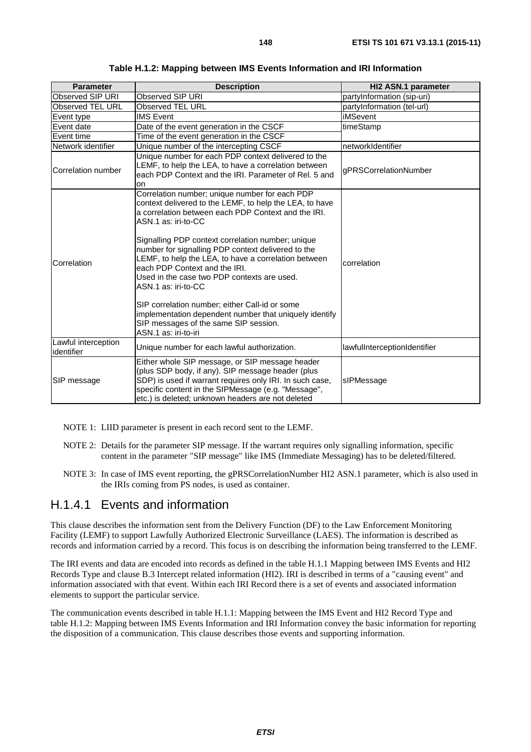**Table H.1.2: Mapping between IMS Events Information and IRI Information**

| Parameter | Description | HI2 ASN.1 parameter |
|---|---|---|
| Observed SIP URI | Observed SIP URI | partyInformation (sip-uri) |
| Observed TEL URL | Observed TEL URL | partyInformation (tel-url) |
| Event type | IMS Event | iMSevent |
| Event date | Date of the event generation in the CSCF | timeStamp |
| Event time | Time of the event generation in the CSCF | |
| Network identifier | Unique number of the intercepting CSCF | networkIdentifier |
| Correlation number | Unique number for each PDP context delivered to the LEMF, to help the LEA, to have a correlation between each PDP Context and the IRI. Parameter of Rel. 5 and on | gPRSCorrelationNumber |
| Correlation | Correlation number; unique number for each PDP context delivered to the LEMF, to help the LEA, to have a correlation between each PDP Context and the IRI. ASN.1 as: iri-to-CC<br><br>Signalling PDP context correlation number; unique number for signalling PDP context delivered to the LEMF, to help the LEA, to have a correlation between each PDP Context and the IRI. Used in the case two PDP contexts are used. ASN.1 as: iri-to-CC<br><br>SIP correlation number; either Call-id or some implementation dependent number that uniquely identify SIP messages of the same SIP session. ASN.1 as: iri-to-iri | correlation |
| Lawful interception identifier | Unique number for each lawful authorization. | lawfulInterceptionIdentifier |
| SIP message | Either whole SIP message, or SIP message header (plus SDP body, if any). SIP message header (plus SDP) is used if warrant requires only IRI. In such case, specific content in the SIPMessage (e.g. "Message", etc.) is deleted; unknown headers are not deleted | sIPMessage |

NOTE 1: LIID parameter is present in each record sent to the LEMF.

NOTE 2: Details for the parameter SIP message. If the warrant requires only signalling information, specific content in the parameter "SIP message" like IMS (Immediate Messaging) has to be deleted/filtered.

NOTE 3: In case of IMS event reporting, the gPRSCorrelationNumber HI2 ASN.1 parameter, which is also used in the IRIs coming from PS nodes, is used as container.

## H.1.4.1 Events and information

This clause describes the information sent from the Delivery Function (DF) to the Law Enforcement Monitoring Facility (LEMF) to support Lawfully Authorized Electronic Surveillance (LAES). The information is described as records and information carried by a record. This focus is on describing the information being transferred to the LEMF.

The IRI events and data are encoded into records as defined in the table H.1.1 Mapping between IMS Events and HI2 Records Type and clause B.3 Intercept related information (HI2). IRI is described in terms of a "causing event" and information associated with that event. Within each IRI Record there is a set of events and associated information elements to support the particular service.

The communication events described in table H.1.1: Mapping between the IMS Event and HI2 Record Type and table H.1.2: Mapping between IMS Events Information and IRI Information convey the basic information for reporting the disposition of a communication. This clause describes those events and supporting information.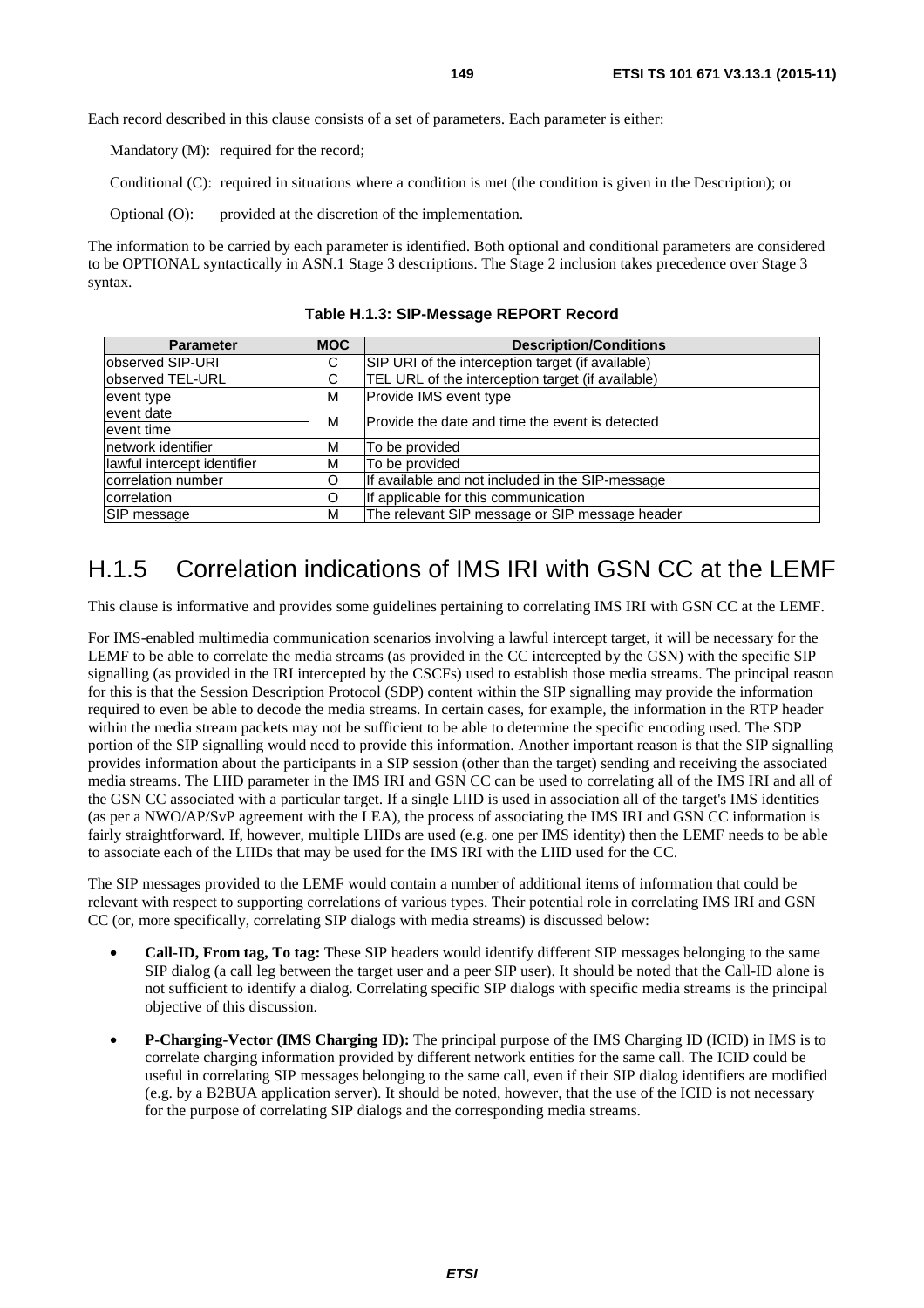Each record described in this clause consists of a set of parameters. Each parameter is either:

Mandatory (M): required for the record;

Conditional (C): required in situations where a condition is met (the condition is given in the Description); or

Optional (O): provided at the discretion of the implementation.

The information to be carried by each parameter is identified. Both optional and conditional parameters are considered to be OPTIONAL syntactically in ASN.1 Stage 3 descriptions. The Stage 2 inclusion takes precedence over Stage 3 syntax.

**Table H.1.3: SIP-Message REPORT Record**

| Parameter | MOC | Description/Conditions |
|---|---|---|
| observed SIP-URI | C | SIP URI of the interception target (if available) |
| observed TEL-URL | C | TEL URL of the interception target (if available) |
| event type | M | Provide IMS event type |
| event date<br>event time | M | Provide the date and time the event is detected |
| network identifier | M | To be provided |
| lawful intercept identifier | M | To be provided |
| correlation number | O | If available and not included in the SIP-message |
| correlation | O | If applicable for this communication |
| SIP message | M | The relevant SIP message or SIP message header |

# H.1.5 Correlation indications of IMS IRI with GSN CC at the LEMF

This clause is informative and provides some guidelines pertaining to correlating IMS IRI with GSN CC at the LEMF.

For IMS-enabled multimedia communication scenarios involving a lawful intercept target, it will be necessary for the LEMF to be able to correlate the media streams (as provided in the CC intercepted by the GSN) with the specific SIP signalling (as provided in the IRI intercepted by the CSCFs) used to establish those media streams. The principal reason for this is that the Session Description Protocol (SDP) content within the SIP signalling may provide the information required to even be able to decode the media streams. In certain cases, for example, the information in the RTP header within the media stream packets may not be sufficient to be able to determine the specific encoding used. The SDP portion of the SIP signalling would need to provide this information. Another important reason is that the SIP signalling provides information about the participants in a SIP session (other than the target) sending and receiving the associated media streams. The LIID parameter in the IMS IRI and GSN CC can be used to correlating all of the IMS IRI and all of the GSN CC associated with a particular target. If a single LIID is used in association all of the target's IMS identities (as per a NWO/AP/SvP agreement with the LEA), the process of associating the IMS IRI and GSN CC information is fairly straightforward. If, however, multiple LIIDs are used (e.g. one per IMS identity) then the LEMF needs to be able to associate each of the LIIDs that may be used for the IMS IRI with the LIID used for the CC.

The SIP messages provided to the LEMF would contain a number of additional items of information that could be relevant with respect to supporting correlations of various types. Their potential role in correlating IMS IRI and GSN CC (or, more specifically, correlating SIP dialogs with media streams) is discussed below:

- **Call-ID, From tag, To tag:** These SIP headers would identify different SIP messages belonging to the same SIP dialog (a call leg between the target user and a peer SIP user). It should be noted that the Call-ID alone is not sufficient to identify a dialog. Correlating specific SIP dialogs with specific media streams is the principal objective of this discussion.

- **P-Charging-Vector (IMS Charging ID):** The principal purpose of the IMS Charging ID (ICID) in IMS is to correlate charging information provided by different network entities for the same call. The ICID could be useful in correlating SIP messages belonging to the same call, even if their SIP dialog identifiers are modified (e.g. by a B2BUA application server). It should be noted, however, that the use of the ICID is not necessary for the purpose of correlating SIP dialogs and the corresponding media streams.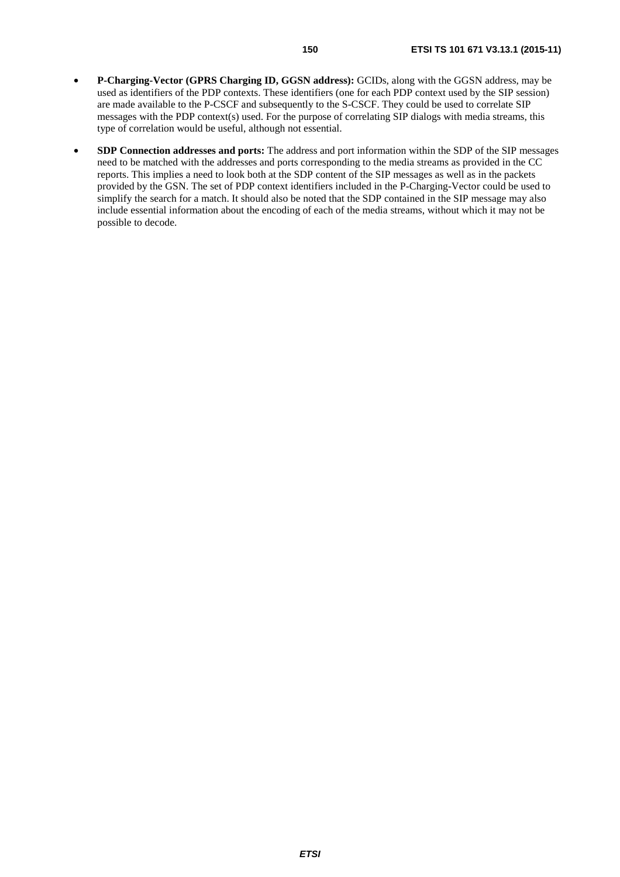- **P-Charging-Vector (GPRS Charging ID, GGSN address):** GCIDs, along with the GGSN address, may be used as identifiers of the PDP contexts. These identifiers (one for each PDP context used by the SIP session) are made available to the P-CSCF and subsequently to the S-CSCF. They could be used to correlate SIP messages with the PDP context(s) used. For the purpose of correlating SIP dialogs with media streams, this type of correlation would be useful, although not essential.
- **SDP Connection addresses and ports:** The address and port information within the SDP of the SIP messages need to be matched with the addresses and ports corresponding to the media streams as provided in the CC reports. This implies a need to look both at the SDP content of the SIP messages as well as in the packets provided by the GSN. The set of PDP context identifiers included in the P-Charging-Vector could be used to simplify the search for a match. It should also be noted that the SDP contained in the SIP message may also include essential information about the encoding of each of the media streams, without which it may not be possible to decode.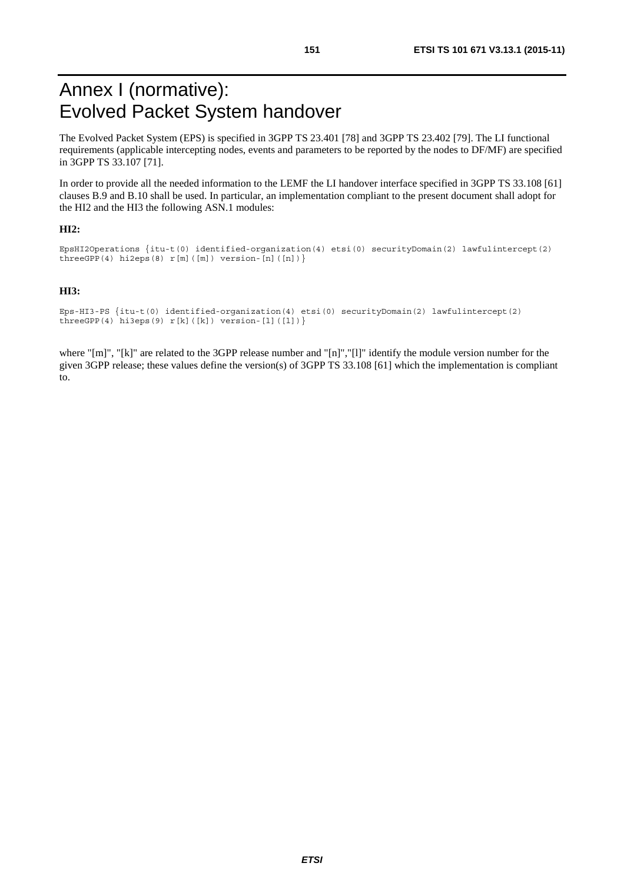# Annex I (normative): Evolved Packet System handover

The Evolved Packet System (EPS) is specified in 3GPP TS 23.401 [78] and 3GPP TS 23.402 [79]. The LI functional requirements (applicable intercepting nodes, events and parameters to be reported by the nodes to DF/MF) are specified in 3GPP TS 33.107 [71].

In order to provide all the needed information to the LEMF the LI handover interface specified in 3GPP TS 33.108 [61] clauses B.9 and B.10 shall be used. In particular, an implementation compliant to the present document shall adopt for the HI2 and the HI3 the following ASN.1 modules:

**HI2:**

```
EpsHI2Operations {itu-t(0) identified-organization(4) etsi(0) securityDomain(2) lawfulintercept(2)
threeGPP(4) hi2eps(8) r[m]([m]) version-[n]([n])}
```

**HI3:**

```
Eps-HI3-PS {itu-t(0) identified-organization(4) etsi(0) securityDomain(2) lawfulintercept(2)
threeGPP(4) hi3eps(9) r[k]([k]) version-[l]([l])}
```

where "[m]", "[k]" are related to the 3GPP release number and "[n]","[l]" identify the module version number for the given 3GPP release; these values define the version(s) of 3GPP TS 33.108 [61] which the implementation is compliant to.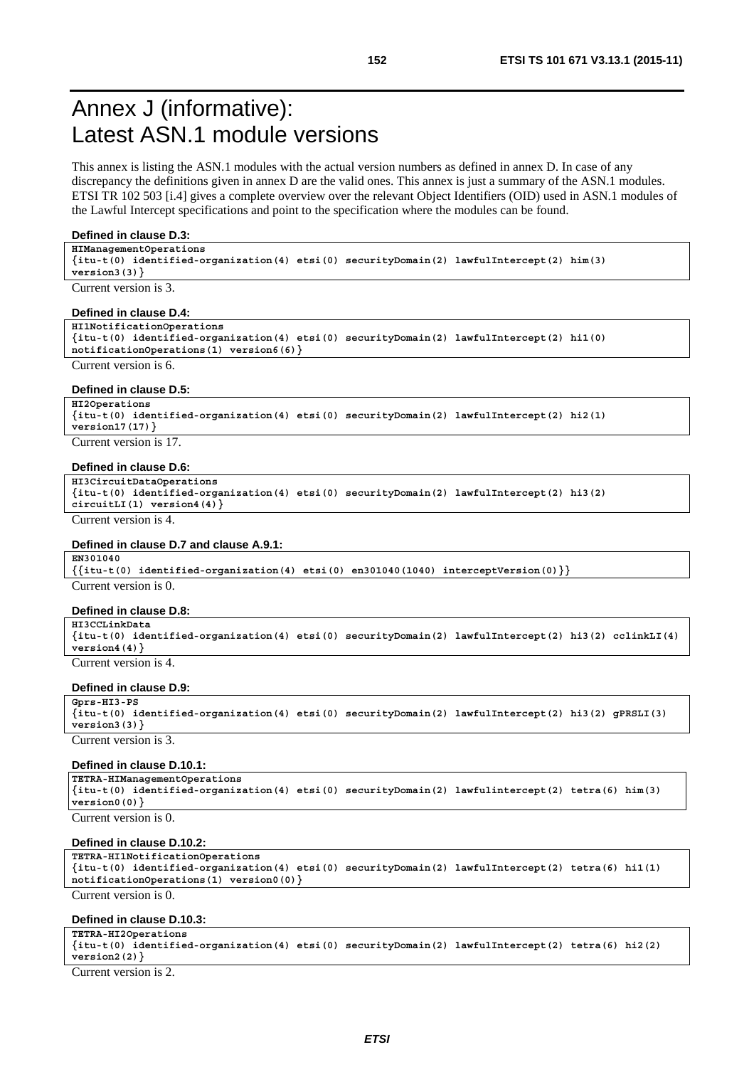# Annex J (informative): Latest ASN.1 module versions

This annex is listing the ASN.1 modules with the actual version numbers as defined in annex D. In case of any discrepancy the definitions given in annex D are the valid ones. This annex is just a summary of the ASN.1 modules. ETSI TR 102 503 [i.4] gives a complete overview over the relevant Object Identifiers (OID) used in ASN.1 modules of the Lawful Intercept specifications and point to the specification where the modules can be found.

**Defined in clause D.3:**

```
HIManagementOperations
{itu-t(0) identified-organization(4) etsi(0) securityDomain(2) lawfulIntercept(2) him(3)
version3(3)}
```

Current version is 3.

**Defined in clause D.4:**

```
HI1NotificationOperations
{itu-t(0) identified-organization(4) etsi(0) securityDomain(2) lawfulIntercept(2) hi1(0)
notificationOperations(1) version6(6)}
```

Current version is 6.

**Defined in clause D.5:**

```
HI2Operations
{itu-t(0) identified-organization(4) etsi(0) securityDomain(2) lawfulIntercept(2) hi2(1)
version17(17)}
```

Current version is 17.

**Defined in clause D.6:**

```
HI3CircuitDataOperations
{itu-t(0) identified-organization(4) etsi(0) securityDomain(2) lawfulIntercept(2) hi3(2)
circuitLI(1) version4(4)}
```

Current version is 4.

**Defined in clause D.7 and clause A.9.1:**

```
EN301040
{{itu-t(0) identified-organization(4) etsi(0) en301040(1040) interceptVersion(0)}}
```

Current version is 0.

**Defined in clause D.8:**

```
HI3CCLinkData
{itu-t(0) identified-organization(4) etsi(0) securityDomain(2) lawfulIntercept(2) hi3(2) cclinkLI(4)
version4(4)}
```

Current version is 4.

**Defined in clause D.9:**

```
Gprs-HI3-PS
{itu-t(0) identified-organization(4) etsi(0) securityDomain(2) lawfulIntercept(2) hi3(2) gPRSLI(3)
version3(3)}
```

Current version is 3.

**Defined in clause D.10.1:**

```
TETRA-HIManagementOperations
{itu-t(0) identified-organization(4) etsi(0) securityDomain(2) lawfulintercept(2) tetra(6) him(3)
version0(0)}
```

Current version is 0.

**Defined in clause D.10.2:**

```
TETRA-HI1NotificationOperations
{itu-t(0) identified-organization(4) etsi(0) securityDomain(2) lawfulIntercept(2) tetra(6) hi1(1)
notificationOperations(1) version0(0)}
```

Current version is 0.

**Defined in clause D.10.3:**

```
TETRA-HI2Operations
{itu-t(0) identified-organization(4) etsi(0) securityDomain(2) lawfulIntercept(2) tetra(6) hi2(2)
version2(2)}
```

Current version is 2.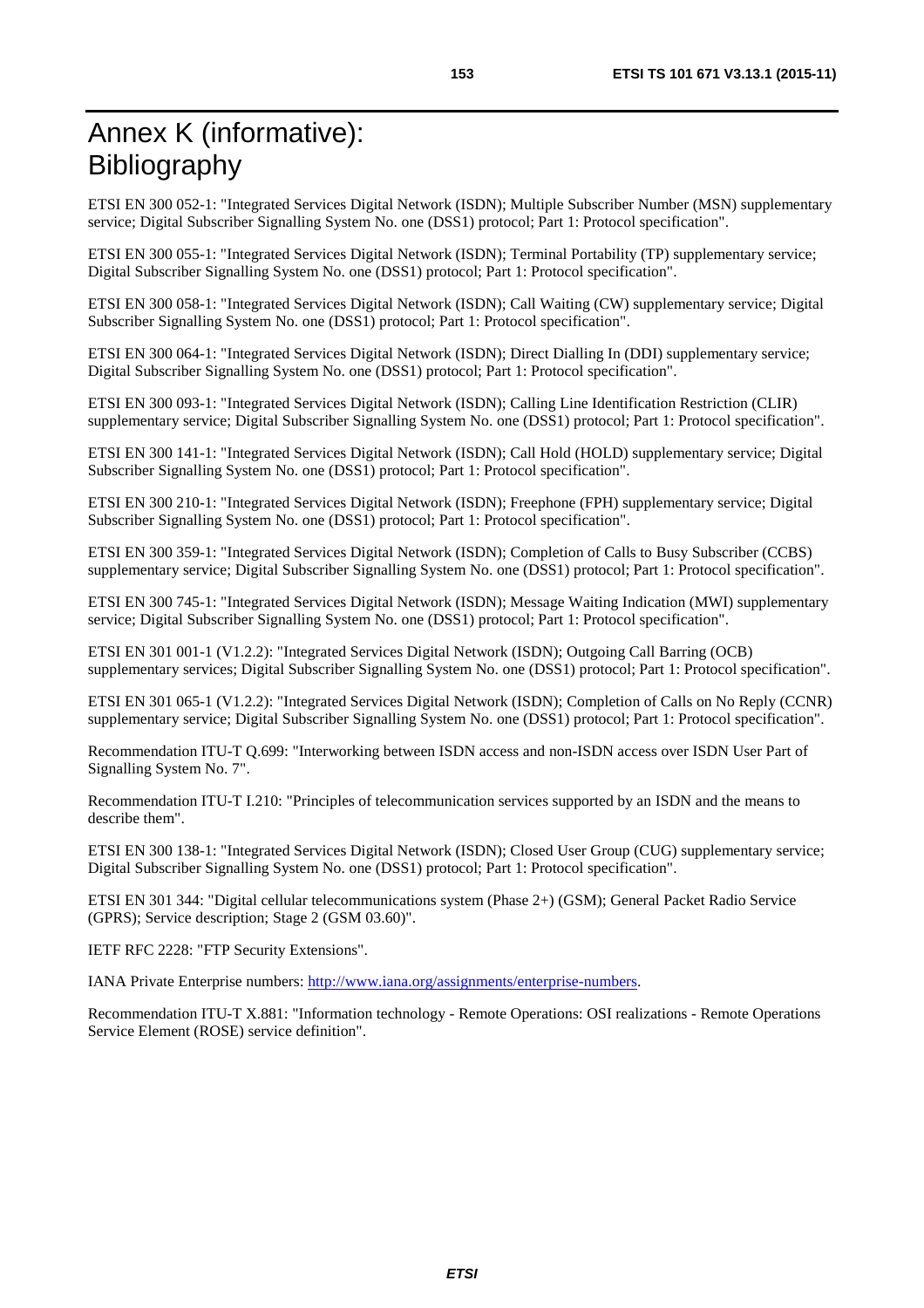# Annex K (informative): Bibliography

ETSI EN 300 052-1: "Integrated Services Digital Network (ISDN); Multiple Subscriber Number (MSN) supplementary service; Digital Subscriber Signalling System No. one (DSS1) protocol; Part 1: Protocol specification".

ETSI EN 300 055-1: "Integrated Services Digital Network (ISDN); Terminal Portability (TP) supplementary service; Digital Subscriber Signalling System No. one (DSS1) protocol; Part 1: Protocol specification".

ETSI EN 300 058-1: "Integrated Services Digital Network (ISDN); Call Waiting (CW) supplementary service; Digital Subscriber Signalling System No. one (DSS1) protocol; Part 1: Protocol specification".

ETSI EN 300 064-1: "Integrated Services Digital Network (ISDN); Direct Dialling In (DDI) supplementary service; Digital Subscriber Signalling System No. one (DSS1) protocol; Part 1: Protocol specification".

ETSI EN 300 093-1: "Integrated Services Digital Network (ISDN); Calling Line Identification Restriction (CLIR) supplementary service; Digital Subscriber Signalling System No. one (DSS1) protocol; Part 1: Protocol specification".

ETSI EN 300 141-1: "Integrated Services Digital Network (ISDN); Call Hold (HOLD) supplementary service; Digital Subscriber Signalling System No. one (DSS1) protocol; Part 1: Protocol specification".

ETSI EN 300 210-1: "Integrated Services Digital Network (ISDN); Freephone (FPH) supplementary service; Digital Subscriber Signalling System No. one (DSS1) protocol; Part 1: Protocol specification".

ETSI EN 300 359-1: "Integrated Services Digital Network (ISDN); Completion of Calls to Busy Subscriber (CCBS) supplementary service; Digital Subscriber Signalling System No. one (DSS1) protocol; Part 1: Protocol specification".

ETSI EN 300 745-1: "Integrated Services Digital Network (ISDN); Message Waiting Indication (MWI) supplementary service; Digital Subscriber Signalling System No. one (DSS1) protocol; Part 1: Protocol specification".

ETSI EN 301 001-1 (V1.2.2): "Integrated Services Digital Network (ISDN); Outgoing Call Barring (OCB) supplementary services; Digital Subscriber Signalling System No. one (DSS1) protocol; Part 1: Protocol specification".

ETSI EN 301 065-1 (V1.2.2): "Integrated Services Digital Network (ISDN); Completion of Calls on No Reply (CCNR) supplementary service; Digital Subscriber Signalling System No. one (DSS1) protocol; Part 1: Protocol specification".

Recommendation ITU-T Q.699: "Interworking between ISDN access and non-ISDN access over ISDN User Part of Signalling System No. 7".

Recommendation ITU-T I.210: "Principles of telecommunication services supported by an ISDN and the means to describe them".

ETSI EN 300 138-1: "Integrated Services Digital Network (ISDN); Closed User Group (CUG) supplementary service; Digital Subscriber Signalling System No. one (DSS1) protocol; Part 1: Protocol specification".

ETSI EN 301 344: "Digital cellular telecommunications system (Phase 2+) (GSM); General Packet Radio Service (GPRS); Service description; Stage 2 (GSM 03.60)".

IETF RFC 2228: "FTP Security Extensions".

IANA Private Enterprise numbers: http://www.iana.org/assignments/enterprise-numbers.

Recommendation ITU-T X.881: "Information technology - Remote Operations: OSI realizations - Remote Operations Service Element (ROSE) service definition".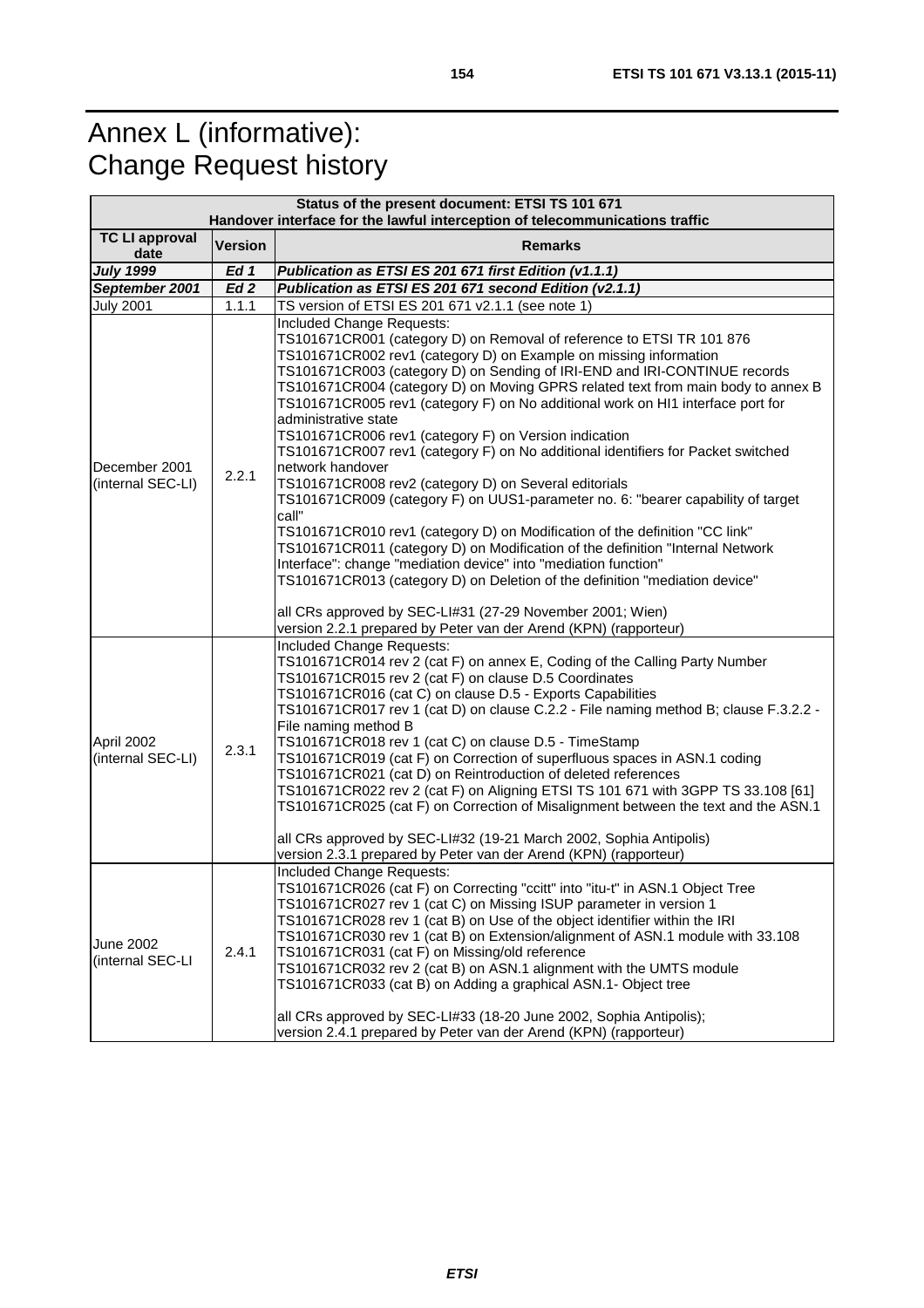# Annex L (informative): Change Request history

| Status of the present document: ETSI TS 101 671<br>Handover interface for the lawful interception of telecommunications traffic | | |
|---|---|---|
| **TC LI approval date** | **Version** | **Remarks** |
| ***July 1999*** | ***Ed 1*** | ***Publication as ETSI ES 201 671 first Edition (v1.1.1)*** |
| ***September 2001*** | ***Ed 2*** | ***Publication as ETSI ES 201 671 second Edition (v2.1.1)*** |
| July 2001 | 1.1.1 | TS version of ETSI ES 201 671 v2.1.1 (see note 1) |
| December 2001 (internal SEC-LI) | 2.2.1 | Included Change Requests:<br>TS101671CR001 (category D) on Removal of reference to ETSI TR 101 876<br>TS101671CR002 rev1 (category D) on Example on missing information<br>TS101671CR003 (category D) on Sending of IRI-END and IRI-CONTINUE records<br>TS101671CR004 (category D) on Moving GPRS related text from main body to annex B<br>TS101671CR005 rev1 (category F) on No additional work on HI1 interface port for administrative state<br>TS101671CR006 rev1 (category F) on Version indication<br>TS101671CR007 rev1 (category F) on No additional identifiers for Packet switched network handover<br>TS101671CR008 rev2 (category D) on Several editorials<br>TS101671CR009 (category F) on UUS1-parameter no. 6: "bearer capability of target call"<br>TS101671CR010 rev1 (category D) on Modification of the definition "CC link"<br>TS101671CR011 (category D) on Modification of the definition "Internal Network Interface": change "mediation device" into "mediation function"<br>TS101671CR013 (category D) on Deletion of the definition "mediation device"<br><br>all CRs approved by SEC-LI#31 (27-29 November 2001; Wien)<br>version 2.2.1 prepared by Peter van der Arend (KPN) (rapporteur) |
| April 2002 (internal SEC-LI) | 2.3.1 | Included Change Requests:<br>TS101671CR014 rev 2 (cat F) on annex E, Coding of the Calling Party Number<br>TS101671CR015 rev 2 (cat F) on clause D.5 Coordinates<br>TS101671CR016 (cat C) on clause D.5 - Exports Capabilities<br>TS101671CR017 rev 1 (cat D) on clause C.2.2 - File naming method B; clause F.3.2.2 - File naming method B<br>TS101671CR018 rev 1 (cat C) on clause D.5 - TimeStamp<br>TS101671CR019 (cat F) on Correction of superfluous spaces in ASN.1 coding<br>TS101671CR021 (cat D) on Reintroduction of deleted references<br>TS101671CR022 rev 2 (cat F) on Aligning ETSI TS 101 671 with 3GPP TS 33.108 [61]<br>TS101671CR025 (cat F) on Correction of Misalignment between the text and the ASN.1<br><br>all CRs approved by SEC-LI#32 (19-21 March 2002, Sophia Antipolis)<br>version 2.3.1 prepared by Peter van der Arend (KPN) (rapporteur) |
| June 2002 (internal SEC-LI | 2.4.1 | Included Change Requests:<br>TS101671CR026 (cat F) on Correcting "ccitt" into "itu-t" in ASN.1 Object Tree<br>TS101671CR027 rev 1 (cat C) on Missing ISUP parameter in version 1<br>TS101671CR028 rev 1 (cat B) on Use of the object identifier within the IRI<br>TS101671CR030 rev 1 (cat B) on Extension/alignment of ASN.1 module with 33.108<br>TS101671CR031 (cat F) on Missing/old reference<br>TS101671CR032 rev 2 (cat B) on ASN.1 alignment with the UMTS module<br>TS101671CR033 (cat B) on Adding a graphical ASN.1- Object tree<br><br>all CRs approved by SEC-LI#33 (18-20 June 2002, Sophia Antipolis);<br>version 2.4.1 prepared by Peter van der Arend (KPN) (rapporteur) |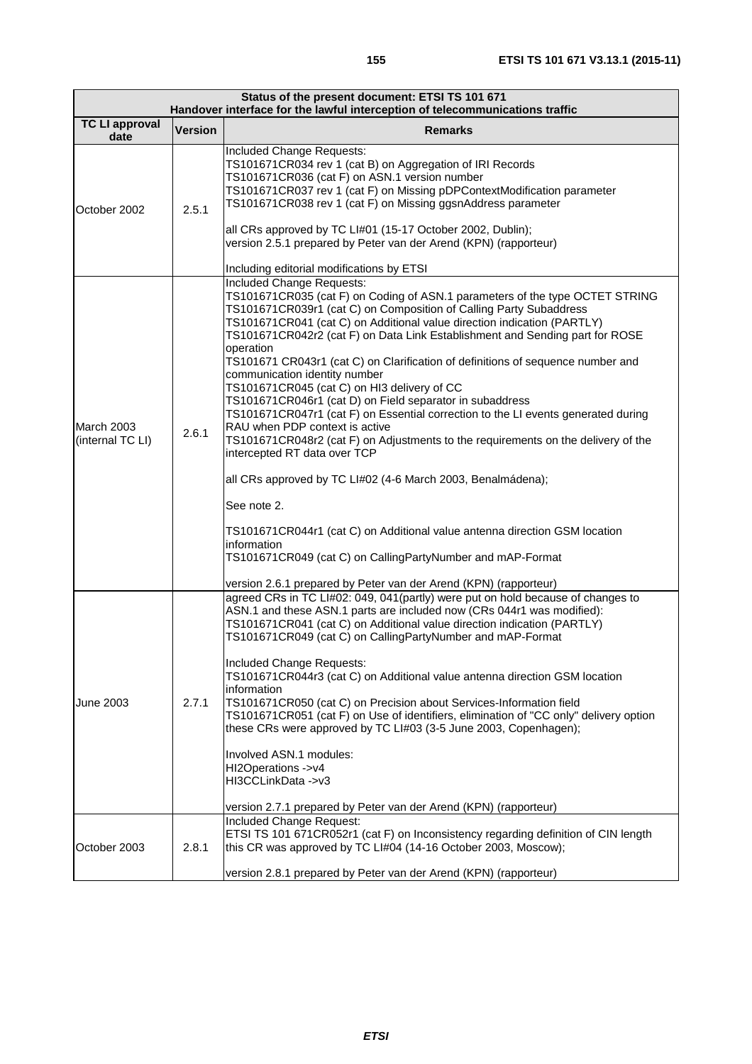| Status of the present document: ETSI TS 101 671<br>Handover interface for the lawful interception of telecommunications traffic | | |
|---|---|---|
| **TC LI approval date** | **Version** | **Remarks** |
| October 2002 | 2.5.1 | Included Change Requests:<br>TS101671CR034 rev 1 (cat B) on Aggregation of IRI Records<br>TS101671CR036 (cat F) on ASN.1 version number<br>TS101671CR037 rev 1 (cat F) on Missing pDPContextModification parameter<br>TS101671CR038 rev 1 (cat F) on Missing ggsnAddress parameter<br><br>all CRs approved by TC LI#01 (15-17 October 2002, Dublin);<br>version 2.5.1 prepared by Peter van der Arend (KPN) (rapporteur)<br><br>Including editorial modifications by ETSI |
| March 2003 (internal TC LI) | 2.6.1 | Included Change Requests:<br>TS101671CR035 (cat F) on Coding of ASN.1 parameters of the type OCTET STRING<br>TS101671CR039r1 (cat C) on Composition of Calling Party Subaddress<br>TS101671CR041 (cat C) on Additional value direction indication (PARTLY)<br>TS101671CR042r2 (cat F) on Data Link Establishment and Sending part for ROSE operation<br>TS101671 CR043r1 (cat C) on Clarification of definitions of sequence number and communication identity number<br>TS101671CR045 (cat C) on HI3 delivery of CC<br>TS101671CR046r1 (cat D) on Field separator in subaddress<br>TS101671CR047r1 (cat F) on Essential correction to the LI events generated during RAU when PDP context is active<br>TS101671CR048r2 (cat F) on Adjustments to the requirements on the delivery of the intercepted RT data over TCP<br><br>all CRs approved by TC LI#02 (4-6 March 2003, Benalmádena);<br><br>See note 2.<br><br>TS101671CR044r1 (cat C) on Additional value antenna direction GSM location information<br>TS101671CR049 (cat C) on CallingPartyNumber and mAP-Format<br><br>version 2.6.1 prepared by Peter van der Arend (KPN) (rapporteur) |
| June 2003 | 2.7.1 | agreed CRs in TC LI#02: 049, 041(partly) were put on hold because of changes to ASN.1 and these ASN.1 parts are included now (CRs 044r1 was modified):<br>TS101671CR041 (cat C) on Additional value direction indication (PARTLY)<br>TS101671CR049 (cat C) on CallingPartyNumber and mAP-Format<br><br>Included Change Requests:<br>TS101671CR044r3 (cat C) on Additional value antenna direction GSM location information<br>TS101671CR050 (cat C) on Precision about Services-Information field<br>TS101671CR051 (cat F) on Use of identifiers, elimination of "CC only" delivery option<br>these CRs were approved by TC LI#03 (3-5 June 2003, Copenhagen);<br><br>Involved ASN.1 modules:<br>HI2Operations ->v4<br>HI3CCLinkData ->v3<br><br>version 2.7.1 prepared by Peter van der Arend (KPN) (rapporteur) |
| October 2003 | 2.8.1 | Included Change Request:<br>ETSI TS 101 671CR052r1 (cat F) on Inconsistency regarding definition of CIN length<br>this CR was approved by TC LI#04 (14-16 October 2003, Moscow);<br><br>version 2.8.1 prepared by Peter van der Arend (KPN) (rapporteur) |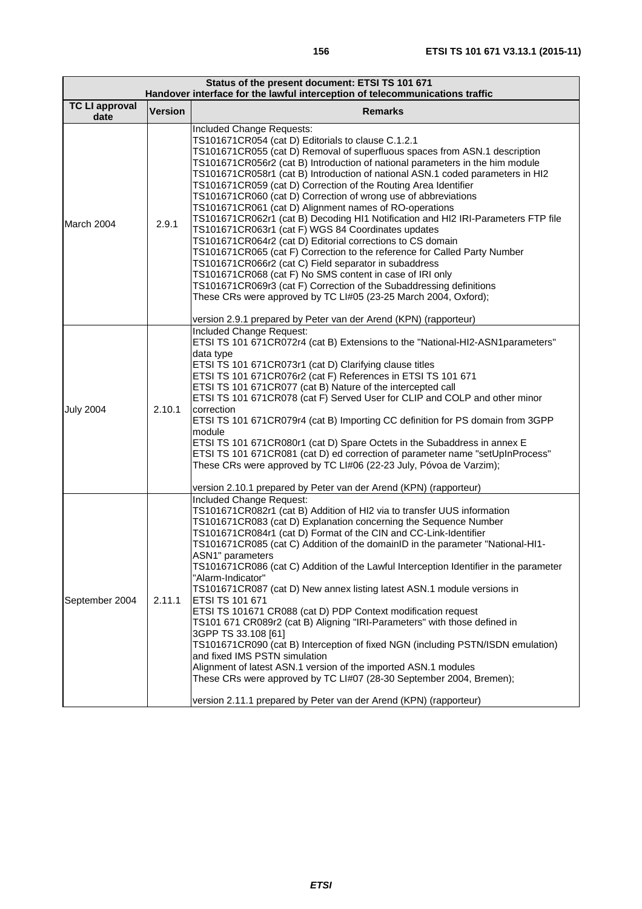| Status of the present document: ETSI TS 101 671<br>Handover interface for the lawful interception of telecommunications traffic | | |
|---|---|---|
| **TC LI approval date** | **Version** | **Remarks** |
| March 2004 | 2.9.1 | Included Change Requests:<br>TS101671CR054 (cat D) Editorials to clause C.1.2.1<br>TS101671CR055 (cat D) Removal of superfluous spaces from ASN.1 description<br>TS101671CR056r2 (cat B) Introduction of national parameters in the him module<br>TS101671CR058r1 (cat B) Introduction of national ASN.1 coded parameters in HI2<br>TS101671CR059 (cat D) Correction of the Routing Area Identifier<br>TS101671CR060 (cat D) Correction of wrong use of abbreviations<br>TS101671CR061 (cat D) Alignment names of RO-operations<br>TS101671CR062r1 (cat B) Decoding HI1 Notification and HI2 IRI-Parameters FTP file<br>TS101671CR063r1 (cat F) WGS 84 Coordinates updates<br>TS101671CR064r2 (cat D) Editorial corrections to CS domain<br>TS101671CR065 (cat F) Correction to the reference for Called Party Number<br>TS101671CR066r2 (cat C) Field separator in subaddress<br>TS101671CR068 (cat F) No SMS content in case of IRI only<br>TS101671CR069r3 (cat F) Correction of the Subaddressing definitions<br>These CRs were approved by TC LI#05 (23-25 March 2004, Oxford);<br><br>version 2.9.1 prepared by Peter van der Arend (KPN) (rapporteur) |
| July 2004 | 2.10.1 | Included Change Request:<br>ETSI TS 101 671CR072r4 (cat B) Extensions to the "National-HI2-ASN1parameters" data type<br>ETSI TS 101 671CR073r1 (cat D) Clarifying clause titles<br>ETSI TS 101 671CR076r2 (cat F) References in ETSI TS 101 671<br>ETSI TS 101 671CR077 (cat B) Nature of the intercepted call<br>ETSI TS 101 671CR078 (cat F) Served User for CLIP and COLP and other minor correction<br>ETSI TS 101 671CR079r4 (cat B) Importing CC definition for PS domain from 3GPP module<br>ETSI TS 101 671CR080r1 (cat D) Spare Octets in the Subaddress in annex E<br>ETSI TS 101 671CR081 (cat D) ed correction of parameter name "setUpInProcess"<br>These CRs were approved by TC LI#06 (22-23 July, Póvoa de Varzim);<br><br>version 2.10.1 prepared by Peter van der Arend (KPN) (rapporteur) |
| September 2004 | 2.11.1 | Included Change Request:<br>TS101671CR082r1 (cat B) Addition of HI2 via to transfer UUS information<br>TS101671CR083 (cat D) Explanation concerning the Sequence Number<br>TS101671CR084r1 (cat D) Format of the CIN and CC-Link-Identifier<br>TS101671CR085 (cat C) Addition of the domainID in the parameter "National-HI1-ASN1" parameters<br>TS101671CR086 (cat C) Addition of the Lawful Interception Identifier in the parameter "Alarm-Indicator"<br>TS101671CR087 (cat D) New annex listing latest ASN.1 module versions in ETSI TS 101 671<br>ETSI TS 101671 CR088 (cat D) PDP Context modification request<br>TS101 671 CR089r2 (cat B) Aligning "IRI-Parameters" with those defined in 3GPP TS 33.108 [61]<br>TS101671CR090 (cat B) Interception of fixed NGN (including PSTN/ISDN emulation) and fixed IMS PSTN simulation<br>Alignment of latest ASN.1 version of the imported ASN.1 modules<br>These CRs were approved by TC LI#07 (28-30 September 2004, Bremen);<br><br>version 2.11.1 prepared by Peter van der Arend (KPN) (rapporteur) |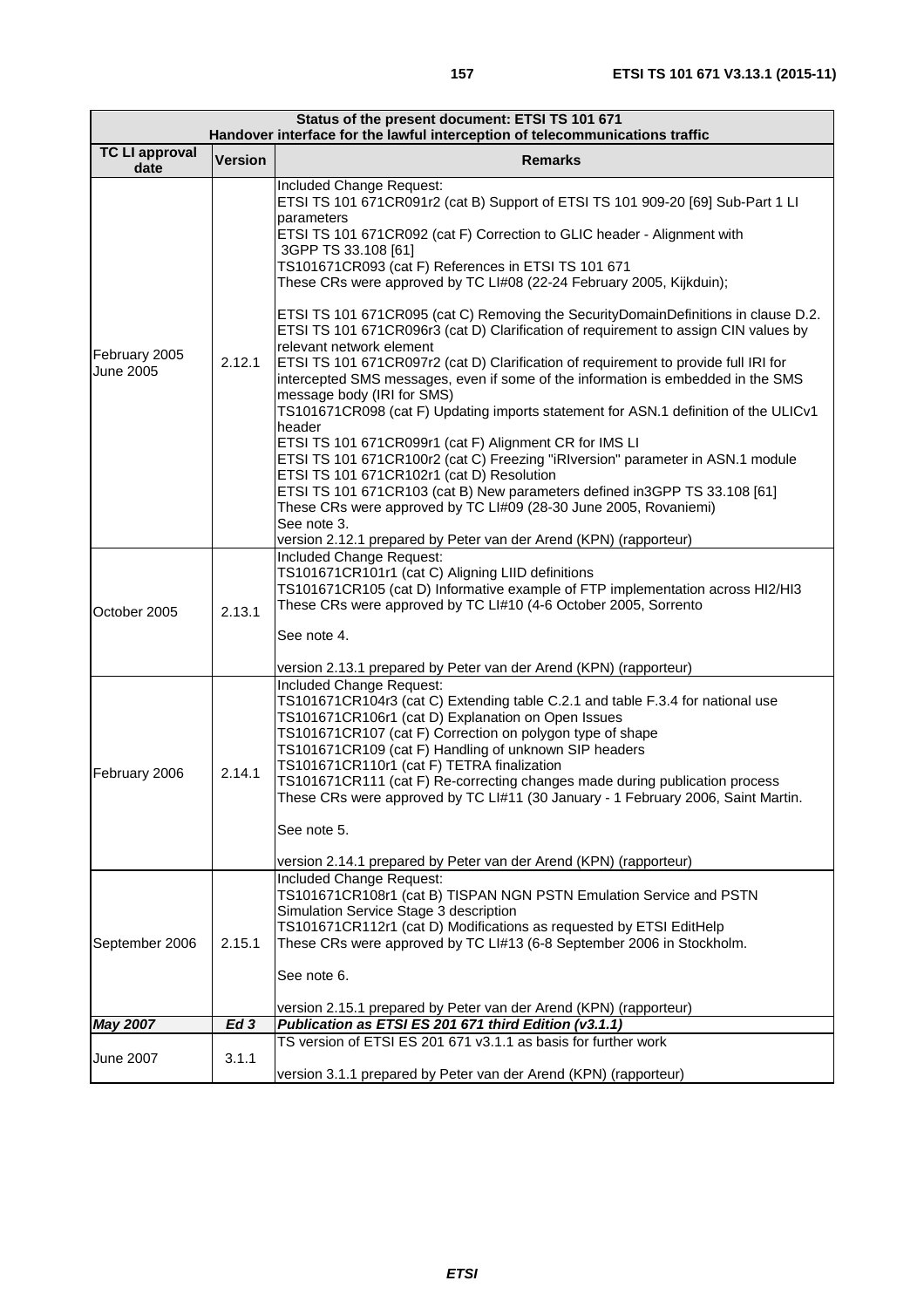| Status of the present document: ETSI TS 101 671<br>Handover interface for the lawful interception of telecommunications traffic | | |
|---|---|---|
| **TC LI approval date** | **Version** | **Remarks** |
| February 2005<br>June 2005 | 2.12.1 | Included Change Request:<br>ETSI TS 101 671CR091r2 (cat B) Support of ETSI TS 101 909-20 [69] Sub-Part 1 LI parameters<br>ETSI TS 101 671CR092 (cat F) Correction to GLIC header - Alignment with 3GPP TS 33.108 [61]<br>TS101671CR093 (cat F) References in ETSI TS 101 671<br>These CRs were approved by TC LI#08 (22-24 February 2005, Kijkduin);<br><br>ETSI TS 101 671CR095 (cat C) Removing the SecurityDomainDefinitions in clause D.2.<br>ETSI TS 101 671CR096r3 (cat D) Clarification of requirement to assign CIN values by relevant network element<br>ETSI TS 101 671CR097r2 (cat D) Clarification of requirement to provide full IRI for intercepted SMS messages, even if some of the information is embedded in the SMS message body (IRI for SMS)<br>TS101671CR098 (cat F) Updating imports statement for ASN.1 definition of the ULICv1 header<br>ETSI TS 101 671CR099r1 (cat F) Alignment CR for IMS LI<br>ETSI TS 101 671CR100r2 (cat C) Freezing "iRIversion" parameter in ASN.1 module<br>ETSI TS 101 671CR102r1 (cat D) Resolution<br>ETSI TS 101 671CR103 (cat B) New parameters defined in3GPP TS 33.108 [61]<br>These CRs were approved by TC LI#09 (28-30 June 2005, Rovaniemi)<br>See note 3.<br>version 2.12.1 prepared by Peter van der Arend (KPN) (rapporteur) |
| October 2005 | 2.13.1 | Included Change Request:<br>TS101671CR101r1 (cat C) Aligning LIID definitions<br>TS101671CR105 (cat D) Informative example of FTP implementation across HI2/HI3<br>These CRs were approved by TC LI#10 (4-6 October 2005, Sorrento<br><br>See note 4.<br><br>version 2.13.1 prepared by Peter van der Arend (KPN) (rapporteur) |
| February 2006 | 2.14.1 | Included Change Request:<br>TS101671CR104r3 (cat C) Extending table C.2.1 and table F.3.4 for national use<br>TS101671CR106r1 (cat D) Explanation on Open Issues<br>TS101671CR107 (cat F) Correction on polygon type of shape<br>TS101671CR109 (cat F) Handling of unknown SIP headers<br>TS101671CR110r1 (cat F) TETRA finalization<br>TS101671CR111 (cat F) Re-correcting changes made during publication process<br>These CRs were approved by TC LI#11 (30 January - 1 February 2006, Saint Martin.<br><br>See note 5.<br><br>version 2.14.1 prepared by Peter van der Arend (KPN) (rapporteur) |
| September 2006 | 2.15.1 | Included Change Request:<br>TS101671CR108r1 (cat B) TISPAN NGN PSTN Emulation Service and PSTN Simulation Service Stage 3 description<br>TS101671CR112r1 (cat D) Modifications as requested by ETSI EditHelp<br>These CRs were approved by TC LI#13 (6-8 September 2006 in Stockholm.<br><br>See note 6.<br><br>version 2.15.1 prepared by Peter van der Arend (KPN) (rapporteur) |
| ***May 2007*** | ***Ed 3*** | ***Publication as ETSI ES 201 671 third Edition (v3.1.1)*** |
| June 2007 | 3.1.1 | TS version of ETSI ES 201 671 v3.1.1 as basis for further work<br><br>version 3.1.1 prepared by Peter van der Arend (KPN) (rapporteur) |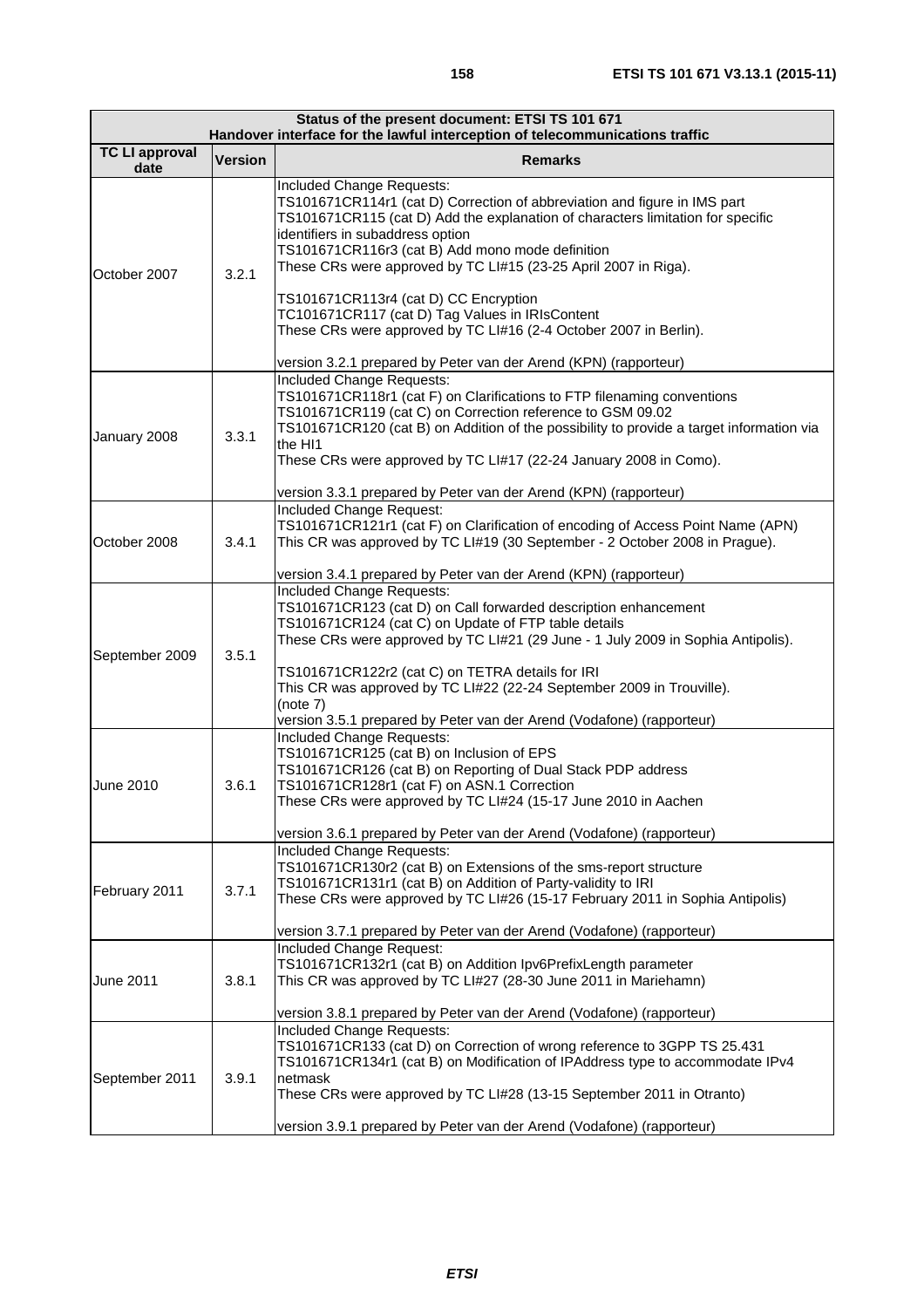| Status of the present document: ETSI TS 101 671<br>Handover interface for the lawful interception of telecommunications traffic | | |
|---|---|---|
| **TC LI approval date** | **Version** | **Remarks** |
| October 2007 | 3.2.1 | Included Change Requests:<br>TS101671CR114r1 (cat D) Correction of abbreviation and figure in IMS part<br>TS101671CR115 (cat D) Add the explanation of characters limitation for specific identifiers in subaddress option<br>TS101671CR116r3 (cat B) Add mono mode definition<br>These CRs were approved by TC LI#15 (23-25 April 2007 in Riga).<br><br>TS101671CR113r4 (cat D) CC Encryption<br>TC101671CR117 (cat D) Tag Values in IRIsContent<br>These CRs were approved by TC LI#16 (2-4 October 2007 in Berlin).<br><br>version 3.2.1 prepared by Peter van der Arend (KPN) (rapporteur) |
| January 2008 | 3.3.1 | Included Change Requests:<br>TS101671CR118r1 (cat F) on Clarifications to FTP filenaming conventions<br>TS101671CR119 (cat C) on Correction reference to GSM 09.02<br>TS101671CR120 (cat B) on Addition of the possibility to provide a target information via the HI1<br>These CRs were approved by TC LI#17 (22-24 January 2008 in Como).<br><br>version 3.3.1 prepared by Peter van der Arend (KPN) (rapporteur) |
| October 2008 | 3.4.1 | Included Change Request:<br>TS101671CR121r1 (cat F) on Clarification of encoding of Access Point Name (APN)<br>This CR was approved by TC LI#19 (30 September - 2 October 2008 in Prague).<br><br>version 3.4.1 prepared by Peter van der Arend (KPN) (rapporteur) |
| September 2009 | 3.5.1 | Included Change Requests:<br>TS101671CR123 (cat D) on Call forwarded description enhancement<br>TS101671CR124 (cat C) on Update of FTP table details<br>These CRs were approved by TC LI#21 (29 June - 1 July 2009 in Sophia Antipolis).<br><br>TS101671CR122r2 (cat C) on TETRA details for IRI<br>This CR was approved by TC LI#22 (22-24 September 2009 in Trouville).<br>(note 7)<br>version 3.5.1 prepared by Peter van der Arend (Vodafone) (rapporteur) |
| June 2010 | 3.6.1 | Included Change Requests:<br>TS101671CR125 (cat B) on Inclusion of EPS<br>TS101671CR126 (cat B) on Reporting of Dual Stack PDP address<br>TS101671CR128r1 (cat F) on ASN.1 Correction<br>These CRs were approved by TC LI#24 (15-17 June 2010 in Aachen<br><br>version 3.6.1 prepared by Peter van der Arend (Vodafone) (rapporteur) |
| February 2011 | 3.7.1 | Included Change Requests:<br>TS101671CR130r2 (cat B) on Extensions of the sms-report structure<br>TS101671CR131r1 (cat B) on Addition of Party-validity to IRI<br>These CRs were approved by TC LI#26 (15-17 February 2011 in Sophia Antipolis)<br><br>version 3.7.1 prepared by Peter van der Arend (Vodafone) (rapporteur) |
| June 2011 | 3.8.1 | Included Change Request:<br>TS101671CR132r1 (cat B) on Addition Ipv6PrefixLength parameter<br>This CR was approved by TC LI#27 (28-30 June 2011 in Mariehamn)<br><br>version 3.8.1 prepared by Peter van der Arend (Vodafone) (rapporteur) |
| September 2011 | 3.9.1 | Included Change Requests:<br>TS101671CR133 (cat D) on Correction of wrong reference to 3GPP TS 25.431<br>TS101671CR134r1 (cat B) on Modification of IPAddress type to accommodate IPv4 netmask<br>These CRs were approved by TC LI#28 (13-15 September 2011 in Otranto)<br><br>version 3.9.1 prepared by Peter van der Arend (Vodafone) (rapporteur) |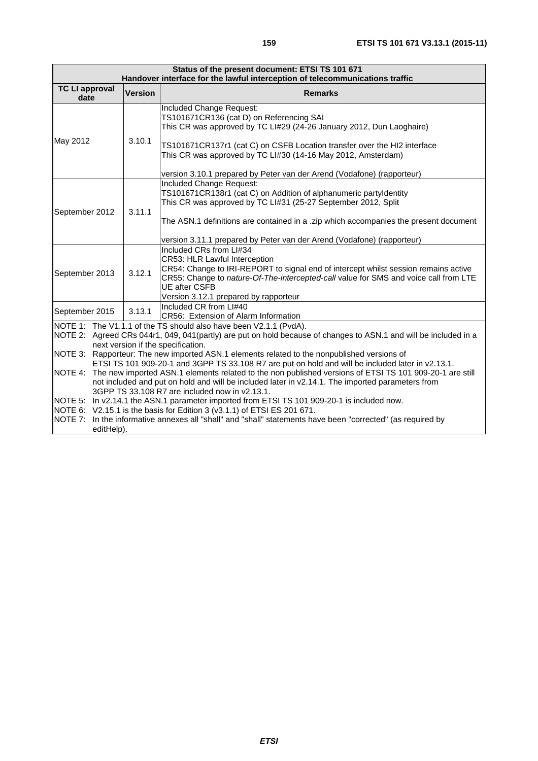| Status of the present document: ETSI TS 101 671<br>Handover interface for the lawful interception of telecommunications traffic | | |
|---|---|---|
| **TC LI approval date** | **Version** | **Remarks** |
| May 2012 | 3.10.1 | Included Change Request:<br>TS101671CR136 (cat D) on Referencing SAI<br>This CR was approved by TC LI#29 (24-26 January 2012, Dun Laoghaire)<br><br>TS101671CR137r1 (cat C) on CSFB Location transfer over the HI2 interface<br>This CR was approved by TC LI#30 (14-16 May 2012, Amsterdam)<br><br>version 3.10.1 prepared by Peter van der Arend (Vodafone) (rapporteur) |
| September 2012 | 3.11.1 | Included Change Request:<br>TS101671CR138r1 (cat C) on Addition of alphanumeric partyIdentity<br>This CR was approved by TC LI#31 (25-27 September 2012, Split<br><br>The ASN.1 definitions are contained in a .zip which accompanies the present document<br><br>version 3.11.1 prepared by Peter van der Arend (Vodafone) (rapporteur) |
| September 2013 | 3.12.1 | Included CRs from LI#34<br>CR53: HLR Lawful Interception<br>CR54: Change to IRI-REPORT to signal end of intercept whilst session remains active<br>CR55: Change to *nature-Of-The-intercepted-call* value for SMS and voice call from LTE UE after CSFB<br>Version 3.12.1 prepared by rapporteur |
| September 2015 | 3.13.1 | Included CR from LI#40<br>CR56: Extension of Alarm Information |
| NOTE 1: The V1.1.1 of the TS should also have been V2.1.1 (PvdA).<br>NOTE 2: Agreed CRs 044r1, 049, 041(partly) are put on hold because of changes to ASN.1 and will be included in a next version if the specification.<br>NOTE 3: Rapporteur: The new imported ASN.1 elements related to the nonpublished versions of ETSI TS 101 909-20-1 and 3GPP TS 33.108 R7 are put on hold and will be included later in v2.13.1.<br>NOTE 4: The new imported ASN.1 elements related to the non published versions of ETSI TS 101 909-20-1 are still not included and put on hold and will be included later in v2.14.1. The imported parameters from 3GPP TS 33.108 R7 are included now in v2.13.1.<br>NOTE 5: In v2.14.1 the ASN.1 parameter imported from ETSI TS 101 909-20-1 is included now.<br>NOTE 6: V2.15.1 is the basis for Edition 3 (v3.1.1) of ETSI ES 201 671.<br>NOTE 7: In the informative annexes all "shall" and "shall" statements have been "corrected" (as required by editHelp). | | |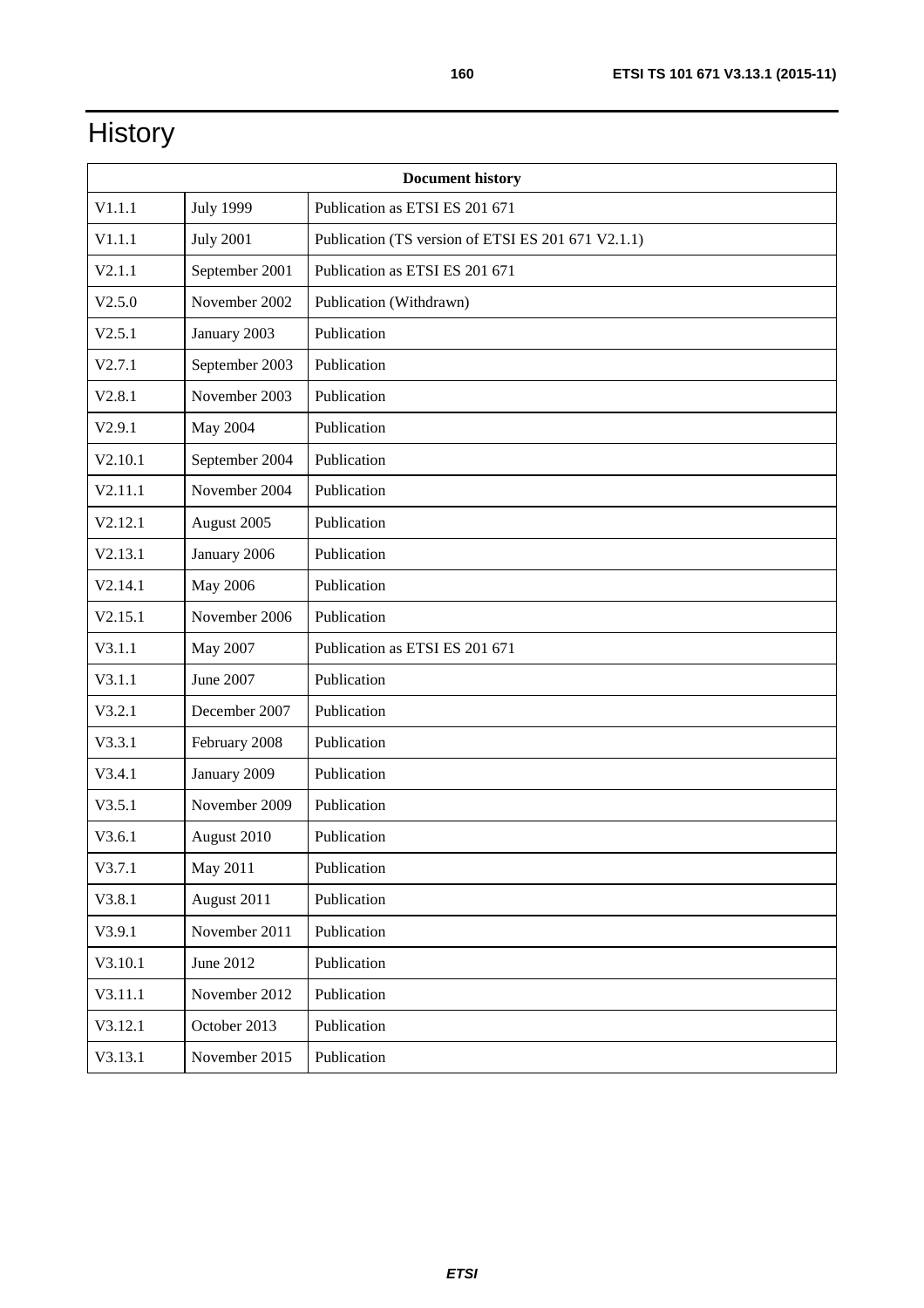# History

| Document history | | |
|---|---|---|
| V1.1.1 | July 1999 | Publication as ETSI ES 201 671 |
| V1.1.1 | July 2001 | Publication (TS version of ETSI ES 201 671 V2.1.1) |
| V2.1.1 | September 2001 | Publication as ETSI ES 201 671 |
| V2.5.0 | November 2002 | Publication (Withdrawn) |
| V2.5.1 | January 2003 | Publication |
| V2.7.1 | September 2003 | Publication |
| V2.8.1 | November 2003 | Publication |
| V2.9.1 | May 2004 | Publication |
| V2.10.1 | September 2004 | Publication |
| V2.11.1 | November 2004 | Publication |
| V2.12.1 | August 2005 | Publication |
| V2.13.1 | January 2006 | Publication |
| V2.14.1 | May 2006 | Publication |
| V2.15.1 | November 2006 | Publication |
| V3.1.1 | May 2007 | Publication as ETSI ES 201 671 |
| V3.1.1 | June 2007 | Publication |
| V3.2.1 | December 2007 | Publication |
| V3.3.1 | February 2008 | Publication |
| V3.4.1 | January 2009 | Publication |
| V3.5.1 | November 2009 | Publication |
| V3.6.1 | August 2010 | Publication |
| V3.7.1 | May 2011 | Publication |
| V3.8.1 | August 2011 | Publication |
| V3.9.1 | November 2011 | Publication |
| V3.10.1 | June 2012 | Publication |
| V3.11.1 | November 2012 | Publication |
| V3.12.1 | October 2013 | Publication |
| V3.13.1 | November 2015 | Publication |